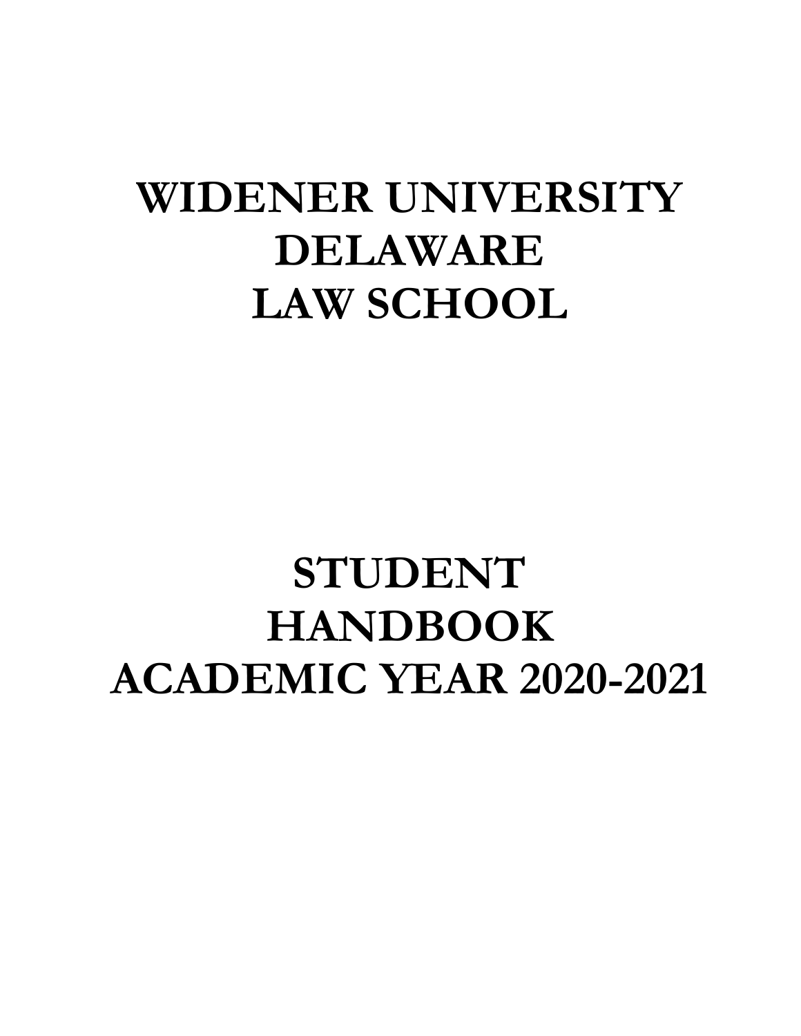# WIDENER UNIVERSITY DELAWARE LAW SCHOOL

# STUDENT HANDBOOK ACADEMIC YEAR 2020-2021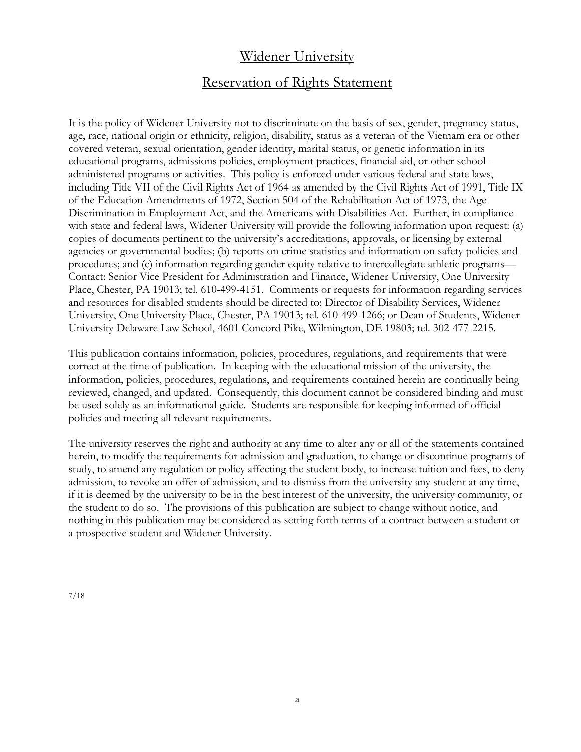# Widener University

## Reservation of Rights Statement

It is the policy of Widener University not to discriminate on the basis of sex, gender, pregnancy status, age, race, national origin or ethnicity, religion, disability, status as a veteran of the Vietnam era or other covered veteran, sexual orientation, gender identity, marital status, or genetic information in its educational programs, admissions policies, employment practices, financial aid, or other school-administered programs or activities. This policy is enforced under various federal and state laws, including Title VII of the Civil Rights Act of 1964 as amended by the Civil Rights Act of 1991, Title IX of the Education Amendments of 1972, Section 504 of the Rehabilitation Act of 1973, the Age Discrimination in Employment Act, and the Americans with Disabilities Act. Further, in compliance with state and federal laws, Widener University will provide the following information upon request: (a) copies of documents pertinent to the university's accreditations, approvals, or licensing by external agencies or governmental bodies; (b) reports on crime statistics and information on safety policies and procedures; and (c) information regarding gender equity relative to intercollegiate athletic programs—Contact: Senior Vice President for Administration and Finance, Widener University, One University Place, Chester, PA 19013; tel. 610-499-4151. Comments or requests for information regarding services and resources for disabled students should be directed to: Director of Disability Services, Widener University, One University Place, Chester, PA 19013; tel. 610-499-1266; or Dean of Students, Widener University Delaware Law School, 4601 Concord Pike, Wilmington, DE 19803; tel. 302-477-2215.

This publication contains information, policies, procedures, regulations, and requirements that were correct at the time of publication. In keeping with the educational mission of the university, the information, policies, procedures, regulations, and requirements contained herein are continually being reviewed, changed, and updated. Consequently, this document cannot be considered binding and must be used solely as an informational guide. Students are responsible for keeping informed of official policies and meeting all relevant requirements.

The university reserves the right and authority at any time to alter any or all of the statements contained herein, to modify the requirements for admission and graduation, to change or discontinue programs of study, to amend any regulation or policy affecting the student body, to increase tuition and fees, to deny admission, to revoke an offer of admission, and to dismiss from the university any student at any time, if it is deemed by the university to be in the best interest of the university, the university community, or the student to do so. The provisions of this publication are subject to change without notice, and nothing in this publication may be considered as setting forth terms of a contract between a student or a prospective student and Widener University.

7/18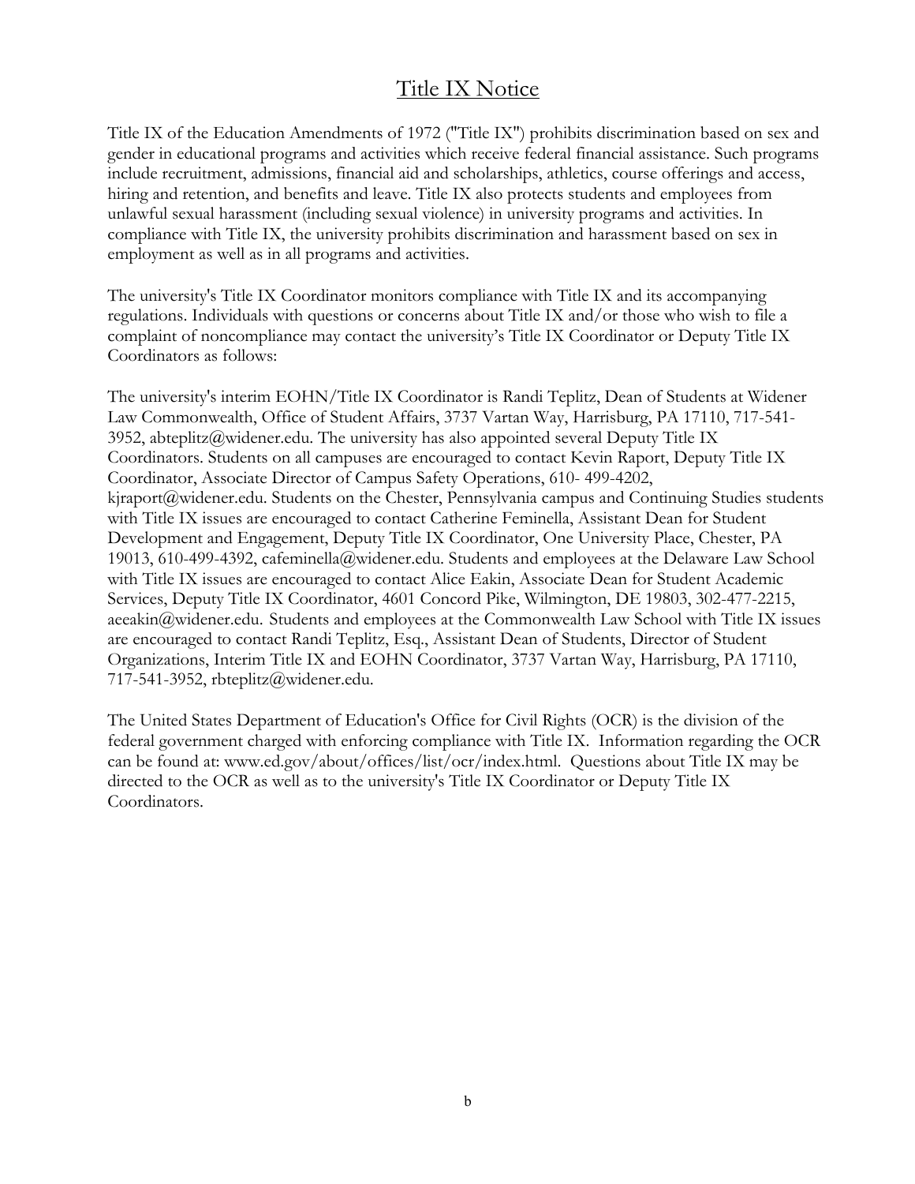# Title IX Notice

Title IX of the Education Amendments of 1972 ("Title IX") prohibits discrimination based on sex and gender in educational programs and activities which receive federal financial assistance. Such programs include recruitment, admissions, financial aid and scholarships, athletics, course offerings and access, hiring and retention, and benefits and leave. Title IX also protects students and employees from unlawful sexual harassment (including sexual violence) in university programs and activities. In compliance with Title IX, the university prohibits discrimination and harassment based on sex in employment as well as in all programs and activities.

The university's Title IX Coordinator monitors compliance with Title IX and its accompanying regulations. Individuals with questions or concerns about Title IX and/or those who wish to file a complaint of noncompliance may contact the university's Title IX Coordinator or Deputy Title IX Coordinators as follows:

The university's interim EOHN/Title IX Coordinator is Randi Teplitz, Dean of Students at Widener Law Commonwealth, Office of Student Affairs, 3737 Vartan Way, Harrisburg, PA 17110, 717-541-3952, abteplitz@widener.edu. The university has also appointed several Deputy Title IX Coordinators. Students on all campuses are encouraged to contact Kevin Raport, Deputy Title IX Coordinator, Associate Director of Campus Safety Operations, 610- 499-4202, kjraport@widener.edu. Students on the Chester, Pennsylvania campus and Continuing Studies students with Title IX issues are encouraged to contact Catherine Feminella, Assistant Dean for Student Development and Engagement, Deputy Title IX Coordinator, One University Place, Chester, PA 19013, 610-499-4392, cafeminella@widener.edu. Students and employees at the Delaware Law School with Title IX issues are encouraged to contact Alice Eakin, Associate Dean for Student Academic Services, Deputy Title IX Coordinator, 4601 Concord Pike, Wilmington, DE 19803, 302-477-2215, aeeakin@widener.edu. Students and employees at the Commonwealth Law School with Title IX issues are encouraged to contact Randi Teplitz, Esq., Assistant Dean of Students, Director of Student Organizations, Interim Title IX and EOHN Coordinator, 3737 Vartan Way, Harrisburg, PA 17110, 717-541-3952, rbteplitz@widener.edu.

The United States Department of Education's Office for Civil Rights (OCR) is the division of the federal government charged with enforcing compliance with Title IX. Information regarding the OCR can be found at: www.ed.gov/about/offices/list/ocr/index.html. Questions about Title IX may be directed to the OCR as well as to the university's Title IX Coordinator or Deputy Title IX Coordinators.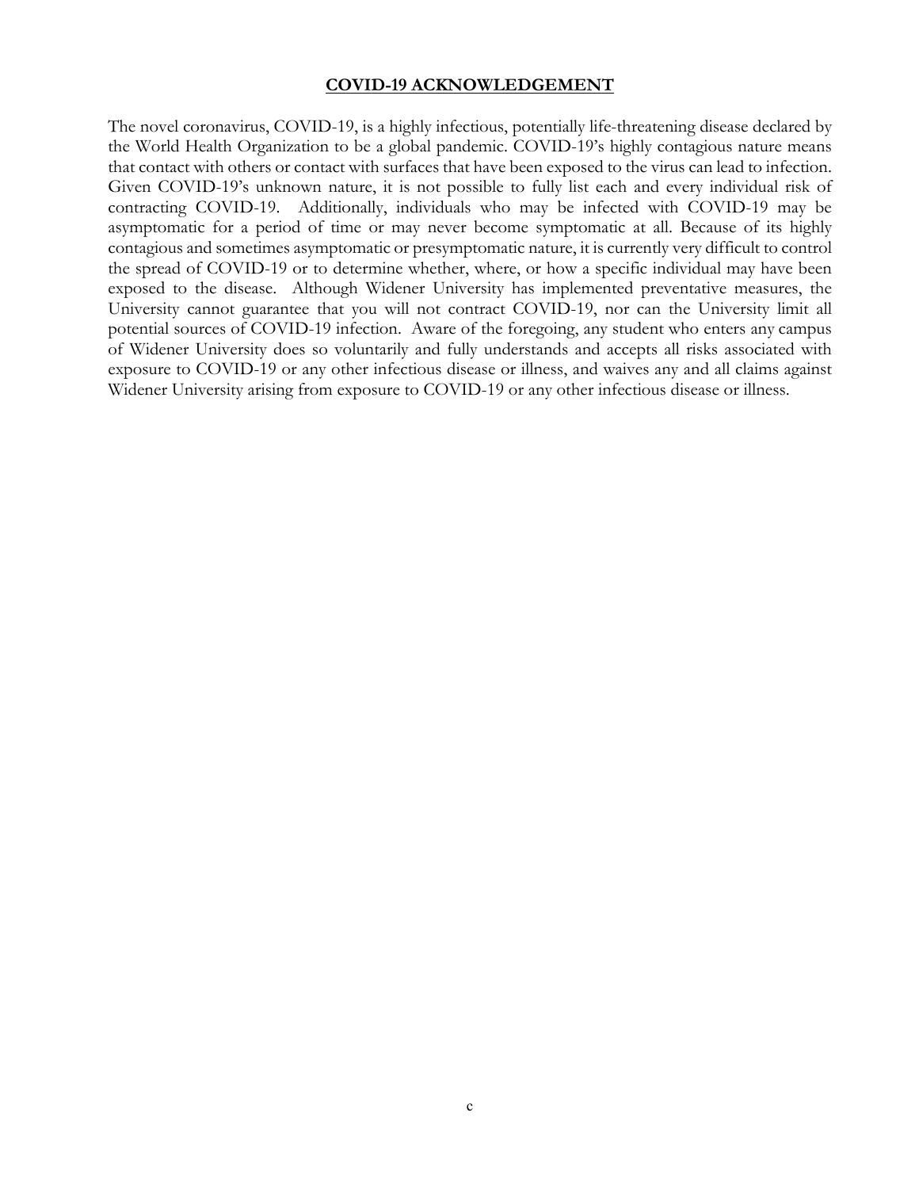## COVID-19 ACKNOWLEDGEMENT

The novel coronavirus, COVID-19, is a highly infectious, potentially life-threatening disease declared by the World Health Organization to be a global pandemic. COVID-19's highly contagious nature means that contact with others or contact with surfaces that have been exposed to the virus can lead to infection. Given COVID-19's unknown nature, it is not possible to fully list each and every individual risk of contracting COVID-19. Additionally, individuals who may be infected with COVID-19 may be asymptomatic for a period of time or may never become symptomatic at all. Because of its highly contagious and sometimes asymptomatic or presymptomatic nature, it is currently very difficult to control the spread of COVID-19 or to determine whether, where, or how a specific individual may have been exposed to the disease. Although Widener University has implemented preventative measures, the University cannot guarantee that you will not contract COVID-19, nor can the University limit all potential sources of COVID-19 infection. Aware of the foregoing, any student who enters any campus of Widener University does so voluntarily and fully understands and accepts all risks associated with exposure to COVID-19 or any other infectious disease or illness, and waives any and all claims against Widener University arising from exposure to COVID-19 or any other infectious disease or illness.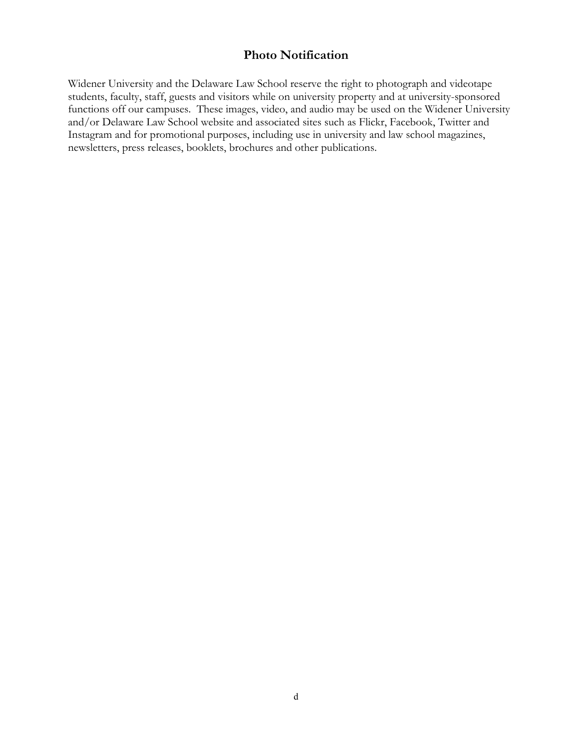# Photo Notification

Widener University and the Delaware Law School reserve the right to photograph and videotape students, faculty, staff, guests and visitors while on university property and at university-sponsored functions off our campuses. These images, video, and audio may be used on the Widener University and/or Delaware Law School website and associated sites such as Flickr, Facebook, Twitter and Instagram and for promotional purposes, including use in university and law school magazines, newsletters, press releases, booklets, brochures and other publications.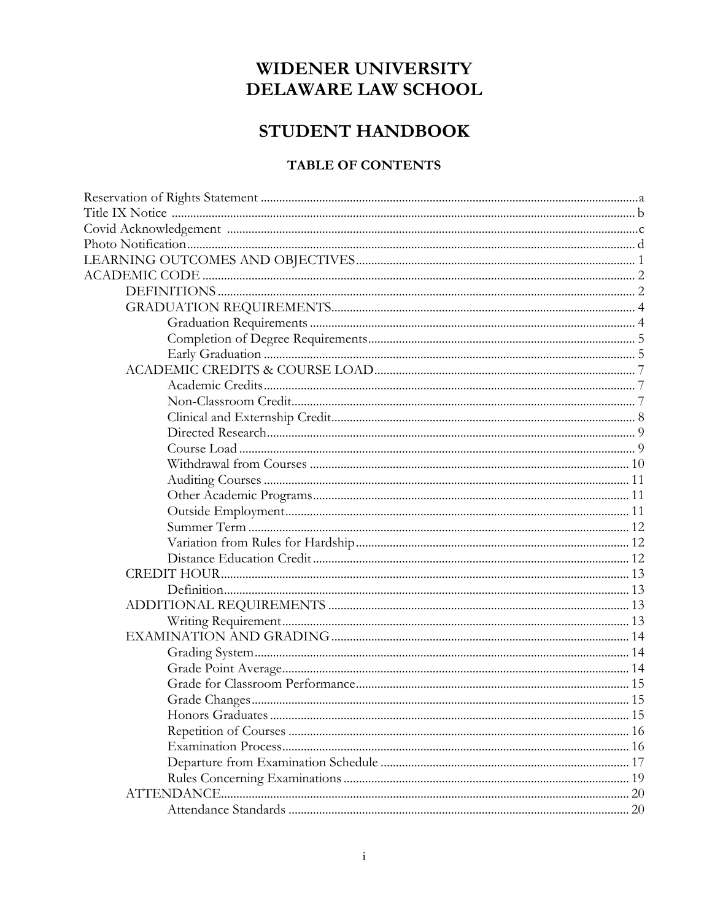# WIDENER UNIVERSITY
# DELAWARE LAW SCHOOL

# STUDENT HANDBOOK

## TABLE OF CONTENTS

Reservation of Rights Statement ........ a
Title IX Notice ........ b
Covid Acknowledgement ........ c
Photo Notification ........ d
LEARNING OUTCOMES AND OBJECTIVES ........ 1
ACADEMIC CODE ........ 2
- DEFINITIONS ........ 2
- GRADUATION REQUIREMENTS ........ 4
  - Graduation Requirements ........ 4
  - Completion of Degree Requirements ........ 5
  - Early Graduation ........ 5
- ACADEMIC CREDITS & COURSE LOAD ........ 7
  - Academic Credits ........ 7
  - Non-Classroom Credit ........ 7
  - Clinical and Externship Credit ........ 8
  - Directed Research ........ 9
  - Course Load ........ 9
  - Withdrawal from Courses ........ 10
  - Auditing Courses ........ 11
  - Other Academic Programs ........ 11
  - Outside Employment ........ 11
  - Summer Term ........ 12
  - Variation from Rules for Hardship ........ 12
  - Distance Education Credit ........ 12
- CREDIT HOUR ........ 13
  - Definition ........ 13
- ADDITIONAL REQUIREMENTS ........ 13
  - Writing Requirement ........ 13
- EXAMINATION AND GRADING ........ 14
  - Grading System ........ 14
  - Grade Point Average ........ 14
  - Grade for Classroom Performance ........ 15
  - Grade Changes ........ 15
  - Honors Graduates ........ 15
  - Repetition of Courses ........ 16
  - Examination Process ........ 16
  - Departure from Examination Schedule ........ 17
  - Rules Concerning Examinations ........ 19
- ATTENDANCE ........ 20
  - Attendance Standards ........ 20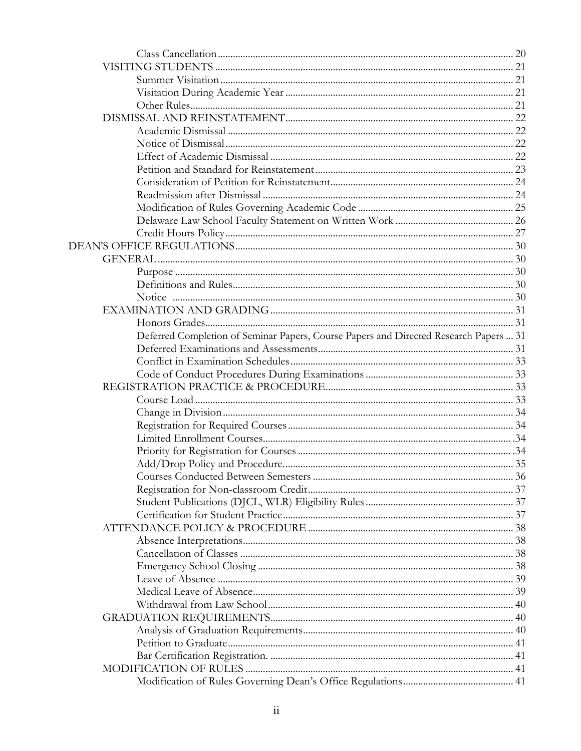Class Cancellation ..... 20

VISITING STUDENTS ..... 21

Summer Visitation ..... 21

Visitation During Academic Year ..... 21

Other Rules ..... 21

DISMISSAL AND REINSTATEMENT ..... 22

Academic Dismissal ..... 22

Notice of Dismissal ..... 22

Effect of Academic Dismissal ..... 22

Petition and Standard for Reinstatement ..... 23

Consideration of Petition for Reinstatement ..... 24

Readmission after Dismissal ..... 24

Modification of Rules Governing Academic Code ..... 25

Delaware Law School Faculty Statement on Written Work ..... 26

Credit Hours Policy ..... 27

DEAN'S OFFICE REGULATIONS ..... 30

GENERAL ..... 30

Purpose ..... 30

Definitions and Rules ..... 30

Notice ..... 30

EXAMINATION AND GRADING ..... 31

Honors Grades ..... 31

Deferred Completion of Seminar Papers, Course Papers and Directed Research Papers ..... 31

Deferred Examinations and Assessments ..... 31

Conflict in Examination Schedules ..... 33

Code of Conduct Procedures During Examinations ..... 33

REGISTRATION PRACTICE & PROCEDURE ..... 33

Course Load ..... 33

Change in Division ..... 34

Registration for Required Courses ..... 34

Limited Enrollment Courses ..... 34

Priority for Registration for Courses ..... 34

Add/Drop Policy and Procedure ..... 35

Courses Conducted Between Semesters ..... 36

Registration for Non-classroom Credit ..... 37

Student Publications (DJCL, WLR) Eligibility Rules ..... 37

Certification for Student Practice ..... 37

ATTENDANCE POLICY & PROCEDURE ..... 38

Absence Interpretations ..... 38

Cancellation of Classes ..... 38

Emergency School Closing ..... 38

Leave of Absence ..... 39

Medical Leave of Absence ..... 39

Withdrawal from Law School ..... 40

GRADUATION REQUIREMENTS ..... 40

Analysis of Graduation Requirements ..... 40

Petition to Graduate ..... 41

Bar Certification Registration. ..... 41

MODIFICATION OF RULES ..... 41

Modification of Rules Governing Dean's Office Regulations ..... 41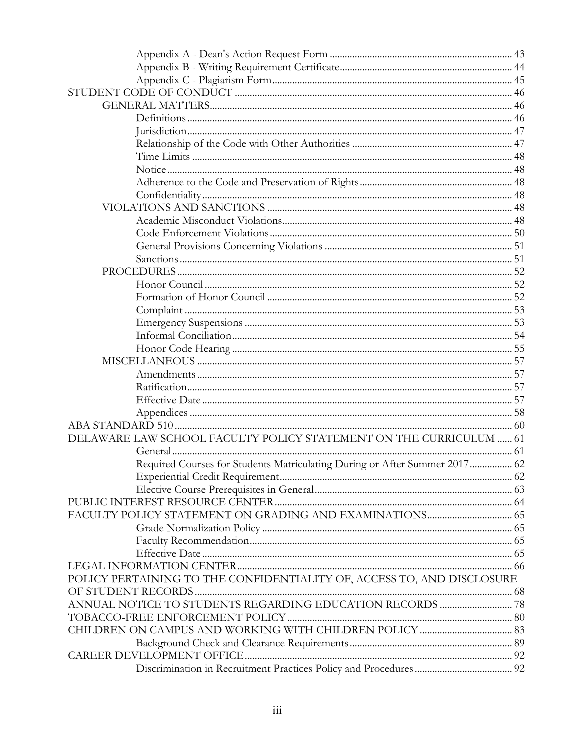- Appendix A - Dean's Action Request Form ... 43
- Appendix B - Writing Requirement Certificate ... 44
- Appendix C - Plagiarism Form ... 45

STUDENT CODE OF CONDUCT ... 46

- GENERAL MATTERS ... 46
  - Definitions ... 46
  - Jurisdiction ... 47
  - Relationship of the Code with Other Authorities ... 47
  - Time Limits ... 48
  - Notice ... 48
  - Adherence to the Code and Preservation of Rights ... 48
  - Confidentiality ... 48
- VIOLATIONS AND SANCTIONS ... 48
  - Academic Misconduct Violations ... 48
  - Code Enforcement Violations ... 50
  - General Provisions Concerning Violations ... 51
  - Sanctions ... 51
- PROCEDURES ... 52
  - Honor Council ... 52
  - Formation of Honor Council ... 52
  - Complaint ... 53
  - Emergency Suspensions ... 53
  - Informal Conciliation ... 54
  - Honor Code Hearing ... 55
- MISCELLANEOUS ... 57
  - Amendments ... 57
  - Ratification ... 57
  - Effective Date ... 57
  - Appendices ... 58

ABA STANDARD 510 ... 60

DELAWARE LAW SCHOOL FACULTY POLICY STATEMENT ON THE CURRICULUM ... 61

- General ... 61
- Required Courses for Students Matriculating During or After Summer 2017 ... 62
- Experiential Credit Requirement ... 62
- Elective Course Prerequisites in General ... 63

PUBLIC INTEREST RESOURCE CENTER ... 64

FACULTY POLICY STATEMENT ON GRADING AND EXAMINATIONS ... 65

- Grade Normalization Policy ... 65
- Faculty Recommendation ... 65
- Effective Date ... 65

LEGAL INFORMATION CENTER ... 66

POLICY PERTAINING TO THE CONFIDENTIALITY OF, ACCESS TO, AND DISCLOSURE OF STUDENT RECORDS ... 68

ANNUAL NOTICE TO STUDENTS REGARDING EDUCATION RECORDS ... 78

TOBACCO-FREE ENFORCEMENT POLICY ... 80

CHILDREN ON CAMPUS AND WORKING WITH CHILDREN POLICY ... 83

- Background Check and Clearance Requirements ... 89

CAREER DEVELOPMENT OFFICE ... 92

- Discrimination in Recruitment Practices Policy and Procedures ... 92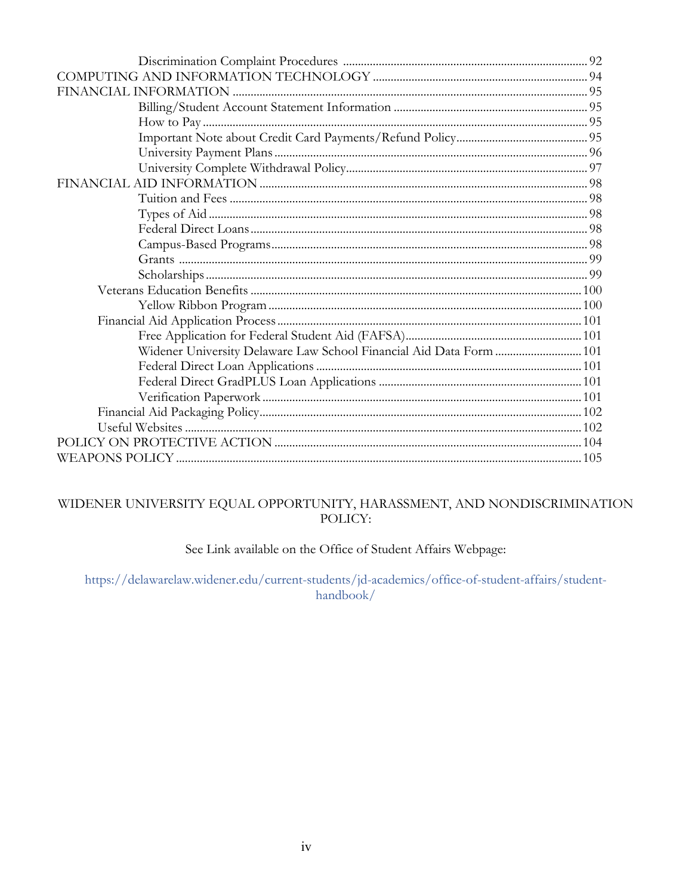Discrimination Complaint Procedures ... 92

COMPUTING AND INFORMATION TECHNOLOGY ... 94

FINANCIAL INFORMATION ... 95

- Billing/Student Account Statement Information ... 95
- How to Pay ... 95
- Important Note about Credit Card Payments/Refund Policy ... 95
- University Payment Plans ... 96
- University Complete Withdrawal Policy ... 97

FINANCIAL AID INFORMATION ... 98

- Tuition and Fees ... 98
- Types of Aid ... 98
- Federal Direct Loans ... 98
- Campus-Based Programs ... 98
- Grants ... 99
- Scholarships ... 99
- Veterans Education Benefits ... 100
  - Yellow Ribbon Program ... 100
- Financial Aid Application Process ... 101
  - Free Application for Federal Student Aid (FAFSA) ... 101
  - Widener University Delaware Law School Financial Aid Data Form ... 101
  - Federal Direct Loan Applications ... 101
  - Federal Direct GradPLUS Loan Applications ... 101
  - Verification Paperwork ... 101
- Financial Aid Packaging Policy ... 102
- Useful Websites ... 102

POLICY ON PROTECTIVE ACTION ... 104

WEAPONS POLICY ... 105

WIDENER UNIVERSITY EQUAL OPPORTUNITY, HARASSMENT, AND NONDISCRIMINATION POLICY:

See Link available on the Office of Student Affairs Webpage:

https://delawarelaw.widener.edu/current-students/jd-academics/office-of-student-affairs/student-handbook/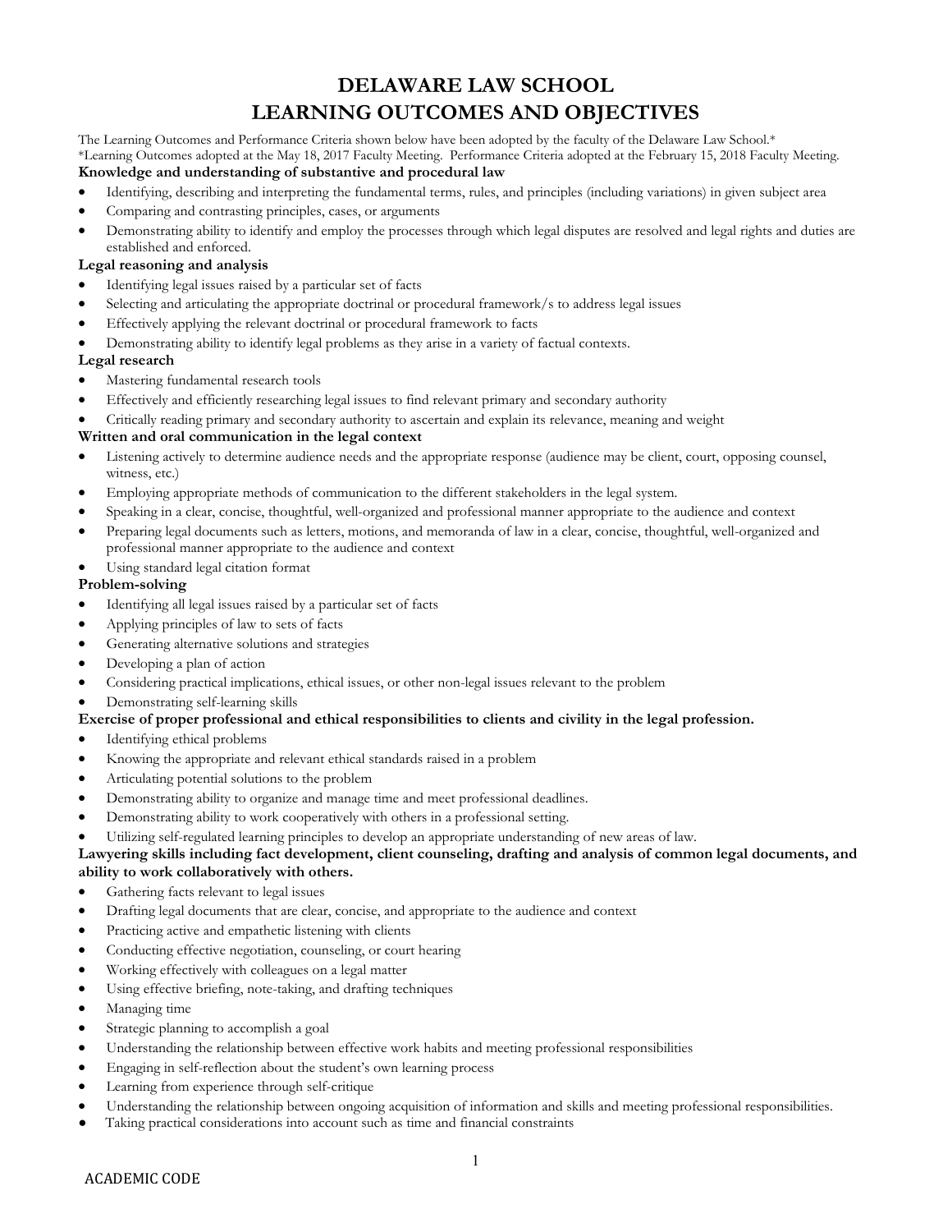# DELAWARE LAW SCHOOL
# LEARNING OUTCOMES AND OBJECTIVES

The Learning Outcomes and Performance Criteria shown below have been adopted by the faculty of the Delaware Law School.*
*Learning Outcomes adopted at the May 18, 2017 Faculty Meeting. Performance Criteria adopted at the February 15, 2018 Faculty Meeting.

**Knowledge and understanding of substantive and procedural law**

- Identifying, describing and interpreting the fundamental terms, rules, and principles (including variations) in given subject area
- Comparing and contrasting principles, cases, or arguments
- Demonstrating ability to identify and employ the processes through which legal disputes are resolved and legal rights and duties are established and enforced.

**Legal reasoning and analysis**

- Identifying legal issues raised by a particular set of facts
- Selecting and articulating the appropriate doctrinal or procedural framework/s to address legal issues
- Effectively applying the relevant doctrinal or procedural framework to facts
- Demonstrating ability to identify legal problems as they arise in a variety of factual contexts.

**Legal research**

- Mastering fundamental research tools
- Effectively and efficiently researching legal issues to find relevant primary and secondary authority
- Critically reading primary and secondary authority to ascertain and explain its relevance, meaning and weight

**Written and oral communication in the legal context**

- Listening actively to determine audience needs and the appropriate response (audience may be client, court, opposing counsel, witness, etc.)
- Employing appropriate methods of communication to the different stakeholders in the legal system.
- Speaking in a clear, concise, thoughtful, well-organized and professional manner appropriate to the audience and context
- Preparing legal documents such as letters, motions, and memoranda of law in a clear, concise, thoughtful, well-organized and professional manner appropriate to the audience and context
- Using standard legal citation format

**Problem-solving**

- Identifying all legal issues raised by a particular set of facts
- Applying principles of law to sets of facts
- Generating alternative solutions and strategies
- Developing a plan of action
- Considering practical implications, ethical issues, or other non-legal issues relevant to the problem
- Demonstrating self-learning skills

**Exercise of proper professional and ethical responsibilities to clients and civility in the legal profession.**

- Identifying ethical problems
- Knowing the appropriate and relevant ethical standards raised in a problem
- Articulating potential solutions to the problem
- Demonstrating ability to organize and manage time and meet professional deadlines.
- Demonstrating ability to work cooperatively with others in a professional setting.
- Utilizing self-regulated learning principles to develop an appropriate understanding of new areas of law.

**Lawyering skills including fact development, client counseling, drafting and analysis of common legal documents, and ability to work collaboratively with others.**

- Gathering facts relevant to legal issues
- Drafting legal documents that are clear, concise, and appropriate to the audience and context
- Practicing active and empathetic listening with clients
- Conducting effective negotiation, counseling, or court hearing
- Working effectively with colleagues on a legal matter
- Using effective briefing, note-taking, and drafting techniques
- Managing time
- Strategic planning to accomplish a goal
- Understanding the relationship between effective work habits and meeting professional responsibilities
- Engaging in self-reflection about the student's own learning process
- Learning from experience through self-critique
- Understanding the relationship between ongoing acquisition of information and skills and meeting professional responsibilities.
- Taking practical considerations into account such as time and financial constraints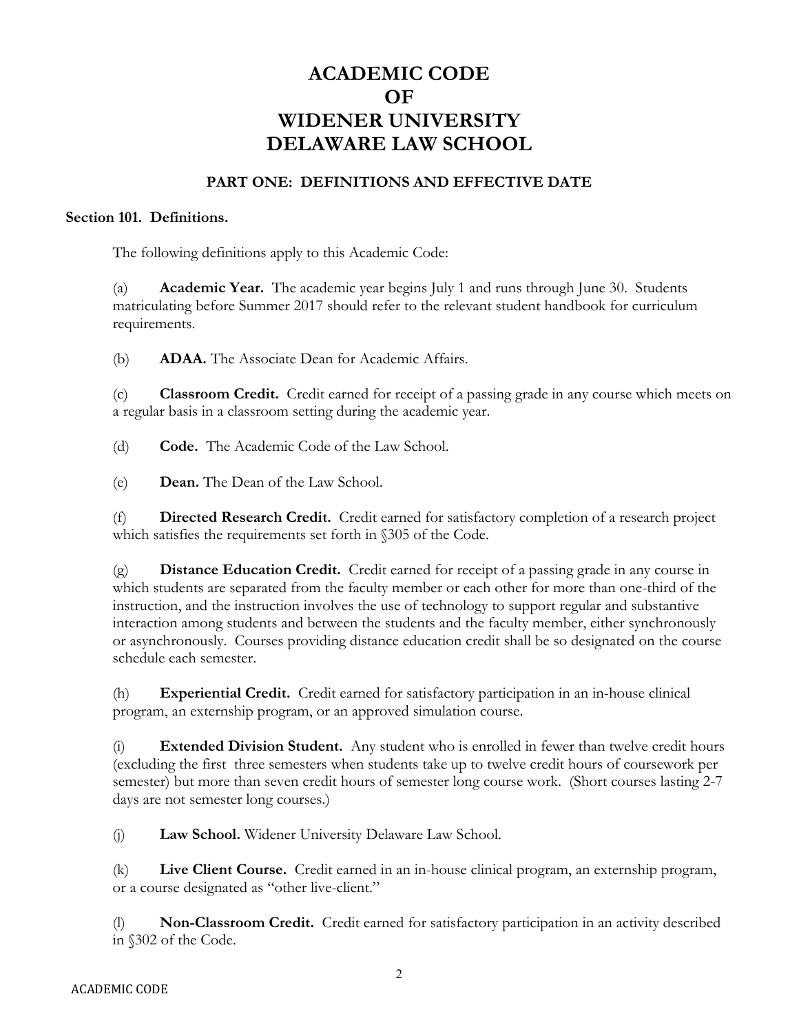# ACADEMIC CODE OF WIDENER UNIVERSITY DELAWARE LAW SCHOOL

## PART ONE: DEFINITIONS AND EFFECTIVE DATE

### Section 101. Definitions.

The following definitions apply to this Academic Code:

(a) **Academic Year.** The academic year begins July 1 and runs through June 30. Students matriculating before Summer 2017 should refer to the relevant student handbook for curriculum requirements.

(b) **ADAA.** The Associate Dean for Academic Affairs.

(c) **Classroom Credit.** Credit earned for receipt of a passing grade in any course which meets on a regular basis in a classroom setting during the academic year.

(d) **Code.** The Academic Code of the Law School.

(e) **Dean.** The Dean of the Law School.

(f) **Directed Research Credit.** Credit earned for satisfactory completion of a research project which satisfies the requirements set forth in §305 of the Code.

(g) **Distance Education Credit.** Credit earned for receipt of a passing grade in any course in which students are separated from the faculty member or each other for more than one-third of the instruction, and the instruction involves the use of technology to support regular and substantive interaction among students and between the students and the faculty member, either synchronously or asynchronously. Courses providing distance education credit shall be so designated on the course schedule each semester.

(h) **Experiential Credit.** Credit earned for satisfactory participation in an in-house clinical program, an externship program, or an approved simulation course.

(i) **Extended Division Student.** Any student who is enrolled in fewer than twelve credit hours (excluding the first three semesters when students take up to twelve credit hours of coursework per semester) but more than seven credit hours of semester long course work. (Short courses lasting 2-7 days are not semester long courses.)

(j) **Law School.** Widener University Delaware Law School.

(k) **Live Client Course.** Credit earned in an in-house clinical program, an externship program, or a course designated as "other live-client."

(l) **Non-Classroom Credit.** Credit earned for satisfactory participation in an activity described in §302 of the Code.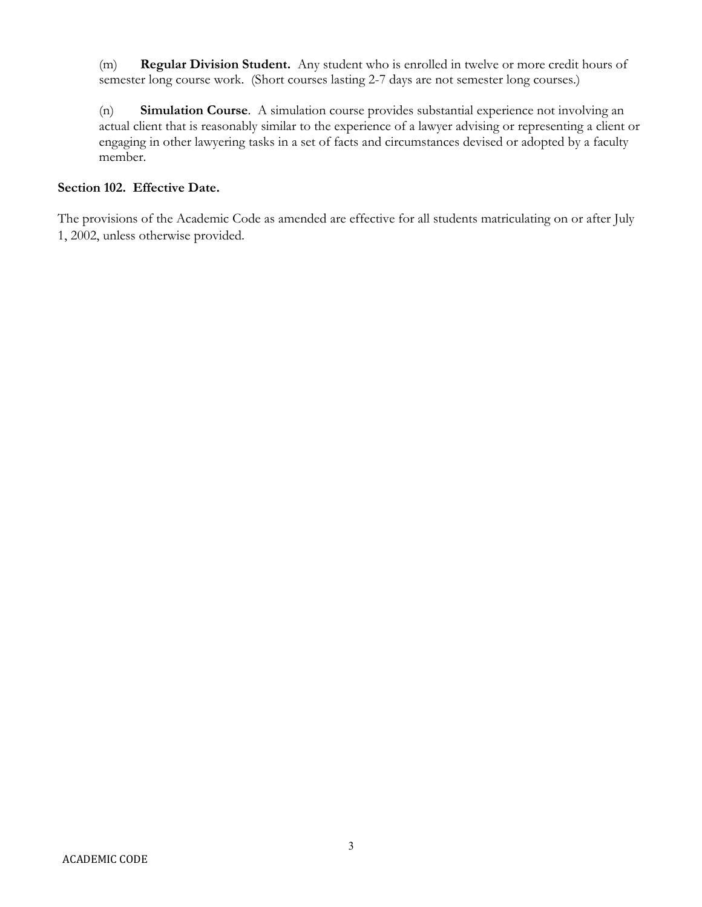(m) **Regular Division Student.** Any student who is enrolled in twelve or more credit hours of semester long course work. (Short courses lasting 2-7 days are not semester long courses.)

(n) **Simulation Course**. A simulation course provides substantial experience not involving an actual client that is reasonably similar to the experience of a lawyer advising or representing a client or engaging in other lawyering tasks in a set of facts and circumstances devised or adopted by a faculty member.

**Section 102. Effective Date.**

The provisions of the Academic Code as amended are effective for all students matriculating on or after July 1, 2002, unless otherwise provided.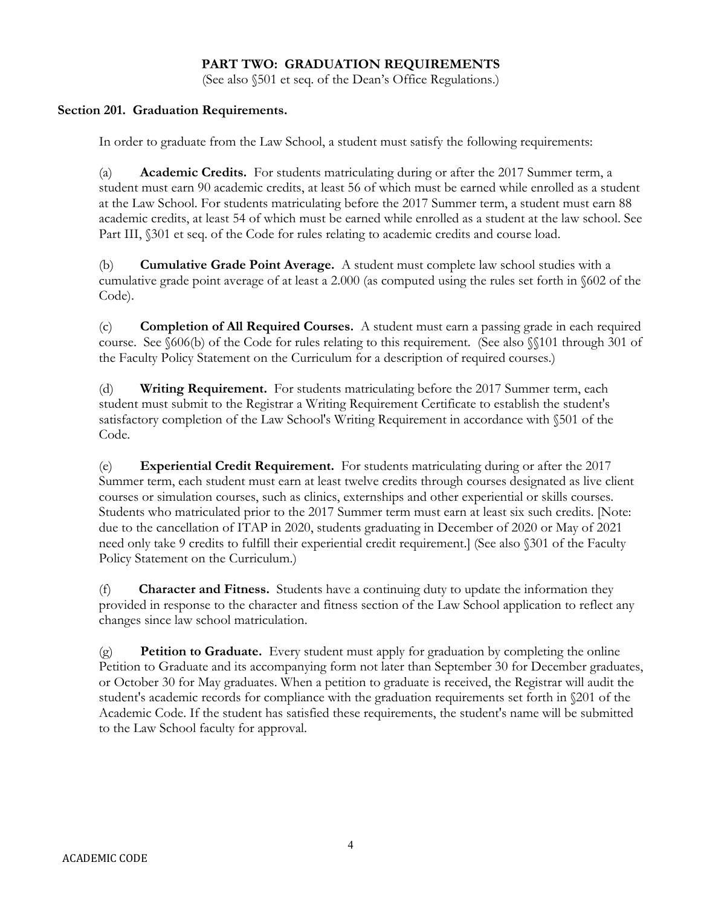## PART TWO: GRADUATION REQUIREMENTS

(See also §501 et seq. of the Dean's Office Regulations.)

### Section 201. Graduation Requirements.

In order to graduate from the Law School, a student must satisfy the following requirements:

(a) **Academic Credits.** For students matriculating during or after the 2017 Summer term, a student must earn 90 academic credits, at least 56 of which must be earned while enrolled as a student at the Law School. For students matriculating before the 2017 Summer term, a student must earn 88 academic credits, at least 54 of which must be earned while enrolled as a student at the law school. See Part III, §301 et seq. of the Code for rules relating to academic credits and course load.

(b) **Cumulative Grade Point Average.** A student must complete law school studies with a cumulative grade point average of at least a 2.000 (as computed using the rules set forth in §602 of the Code).

(c) **Completion of All Required Courses.** A student must earn a passing grade in each required course. See §606(b) of the Code for rules relating to this requirement. (See also §§101 through 301 of the Faculty Policy Statement on the Curriculum for a description of required courses.)

(d) **Writing Requirement.** For students matriculating before the 2017 Summer term, each student must submit to the Registrar a Writing Requirement Certificate to establish the student's satisfactory completion of the Law School's Writing Requirement in accordance with §501 of the Code.

(e) **Experiential Credit Requirement.** For students matriculating during or after the 2017 Summer term, each student must earn at least twelve credits through courses designated as live client courses or simulation courses, such as clinics, externships and other experiential or skills courses. Students who matriculated prior to the 2017 Summer term must earn at least six such credits. [Note: due to the cancellation of ITAP in 2020, students graduating in December of 2020 or May of 2021 need only take 9 credits to fulfill their experiential credit requirement.] (See also §301 of the Faculty Policy Statement on the Curriculum.)

(f) **Character and Fitness.** Students have a continuing duty to update the information they provided in response to the character and fitness section of the Law School application to reflect any changes since law school matriculation.

(g) **Petition to Graduate.** Every student must apply for graduation by completing the online Petition to Graduate and its accompanying form not later than September 30 for December graduates, or October 30 for May graduates. When a petition to graduate is received, the Registrar will audit the student's academic records for compliance with the graduation requirements set forth in §201 of the Academic Code. If the student has satisfied these requirements, the student's name will be submitted to the Law School faculty for approval.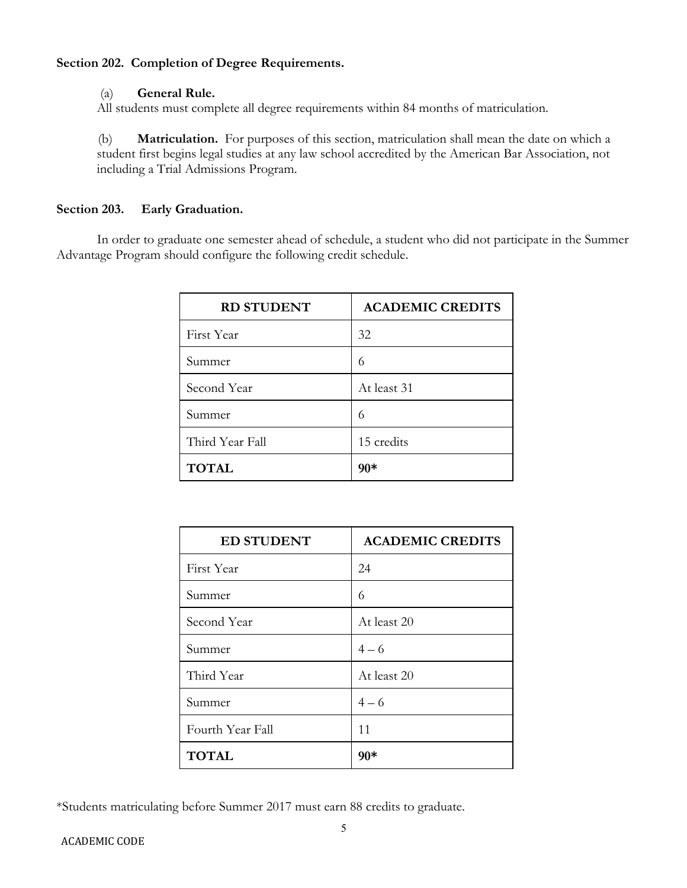## Section 202. Completion of Degree Requirements.

(a) **General Rule.**
All students must complete all degree requirements within 84 months of matriculation.

(b) **Matriculation.** For purposes of this section, matriculation shall mean the date on which a student first begins legal studies at any law school accredited by the American Bar Association, not including a Trial Admissions Program.

## Section 203. Early Graduation.

In order to graduate one semester ahead of schedule, a student who did not participate in the Summer Advantage Program should configure the following credit schedule.

| RD STUDENT | ACADEMIC CREDITS |
|---|---|
| First Year | 32 |
| Summer | 6 |
| Second Year | At least 31 |
| Summer | 6 |
| Third Year Fall | 15 credits |
| **TOTAL** | **90*** |

| ED STUDENT | ACADEMIC CREDITS |
|---|---|
| First Year | 24 |
| Summer | 6 |
| Second Year | At least 20 |
| Summer | 4 – 6 |
| Third Year | At least 20 |
| Summer | 4 – 6 |
| Fourth Year Fall | 11 |
| **TOTAL** | **90*** |

*Students matriculating before Summer 2017 must earn 88 credits to graduate.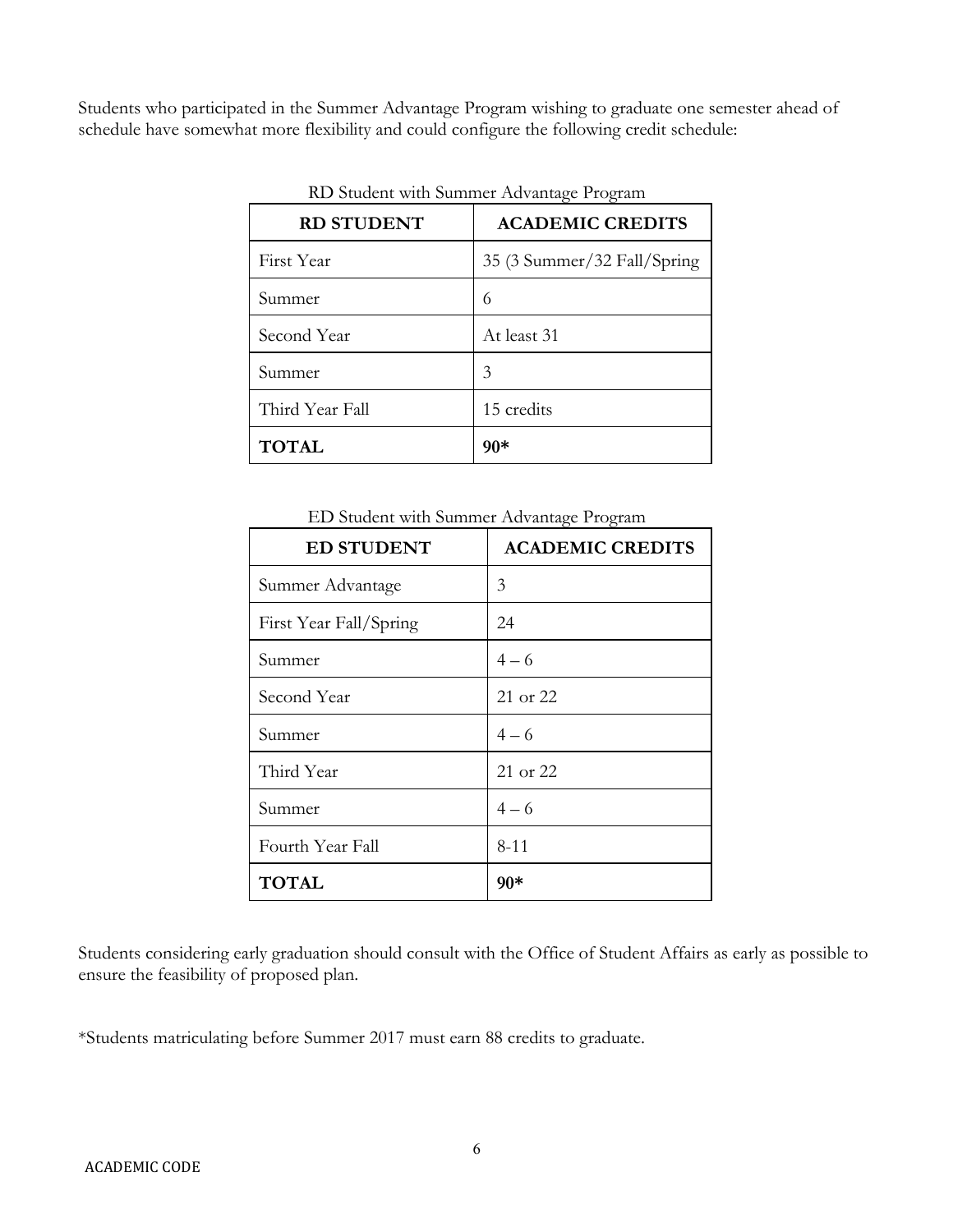Students who participated in the Summer Advantage Program wishing to graduate one semester ahead of schedule have somewhat more flexibility and could configure the following credit schedule:

RD Student with Summer Advantage Program

| RD STUDENT | ACADEMIC CREDITS |
|---|---|
| First Year | 35 (3 Summer/32 Fall/Spring |
| Summer | 6 |
| Second Year | At least 31 |
| Summer | 3 |
| Third Year Fall | 15 credits |
| **TOTAL** | **90*** |

ED Student with Summer Advantage Program

| ED STUDENT | ACADEMIC CREDITS |
|---|---|
| Summer Advantage | 3 |
| First Year Fall/Spring | 24 |
| Summer | 4 – 6 |
| Second Year | 21 or 22 |
| Summer | 4 – 6 |
| Third Year | 21 or 22 |
| Summer | 4 – 6 |
| Fourth Year Fall | 8-11 |
| **TOTAL** | **90*** |

Students considering early graduation should consult with the Office of Student Affairs as early as possible to ensure the feasibility of proposed plan.

*Students matriculating before Summer 2017 must earn 88 credits to graduate.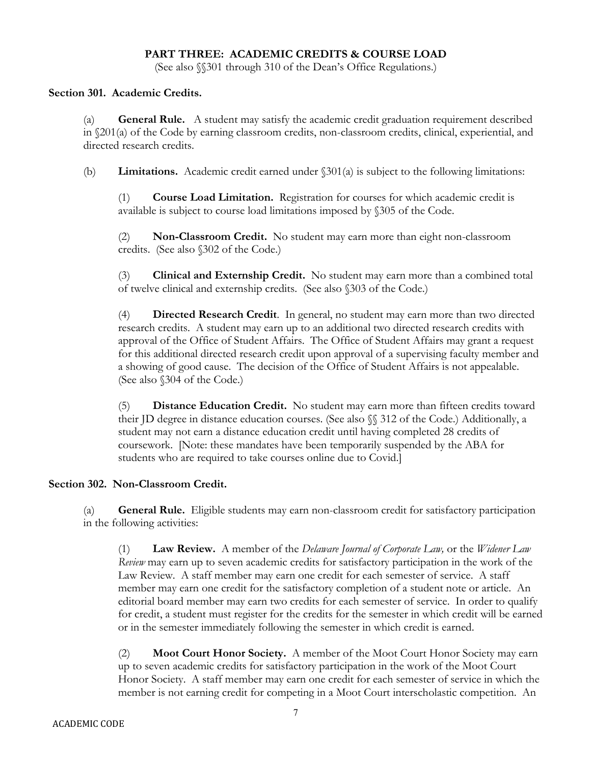## PART THREE: ACADEMIC CREDITS & COURSE LOAD

(See also §§301 through 310 of the Dean's Office Regulations.)

### Section 301. Academic Credits.

(a) **General Rule.** A student may satisfy the academic credit graduation requirement described in §201(a) of the Code by earning classroom credits, non-classroom credits, clinical, experiential, and directed research credits.

(b) **Limitations.** Academic credit earned under §301(a) is subject to the following limitations:

(1) **Course Load Limitation.** Registration for courses for which academic credit is available is subject to course load limitations imposed by §305 of the Code.

(2) **Non-Classroom Credit.** No student may earn more than eight non-classroom credits. (See also §302 of the Code.)

(3) **Clinical and Externship Credit.** No student may earn more than a combined total of twelve clinical and externship credits. (See also §303 of the Code.)

(4) **Directed Research Credit**. In general, no student may earn more than two directed research credits. A student may earn up to an additional two directed research credits with approval of the Office of Student Affairs. The Office of Student Affairs may grant a request for this additional directed research credit upon approval of a supervising faculty member and a showing of good cause. The decision of the Office of Student Affairs is not appealable. (See also §304 of the Code.)

(5) **Distance Education Credit.** No student may earn more than fifteen credits toward their JD degree in distance education courses. (See also §§ 312 of the Code.) Additionally, a student may not earn a distance education credit until having completed 28 credits of coursework. [Note: these mandates have been temporarily suspended by the ABA for students who are required to take courses online due to Covid.]

### Section 302. Non-Classroom Credit.

(a) **General Rule.** Eligible students may earn non-classroom credit for satisfactory participation in the following activities:

(1) **Law Review.** A member of the *Delaware Journal of Corporate Law,* or the *Widener Law Review* may earn up to seven academic credits for satisfactory participation in the work of the Law Review. A staff member may earn one credit for each semester of service. A staff member may earn one credit for the satisfactory completion of a student note or article. An editorial board member may earn two credits for each semester of service. In order to qualify for credit, a student must register for the credits for the semester in which credit will be earned or in the semester immediately following the semester in which credit is earned.

(2) **Moot Court Honor Society.** A member of the Moot Court Honor Society may earn up to seven academic credits for satisfactory participation in the work of the Moot Court Honor Society. A staff member may earn one credit for each semester of service in which the member is not earning credit for competing in a Moot Court interscholastic competition. An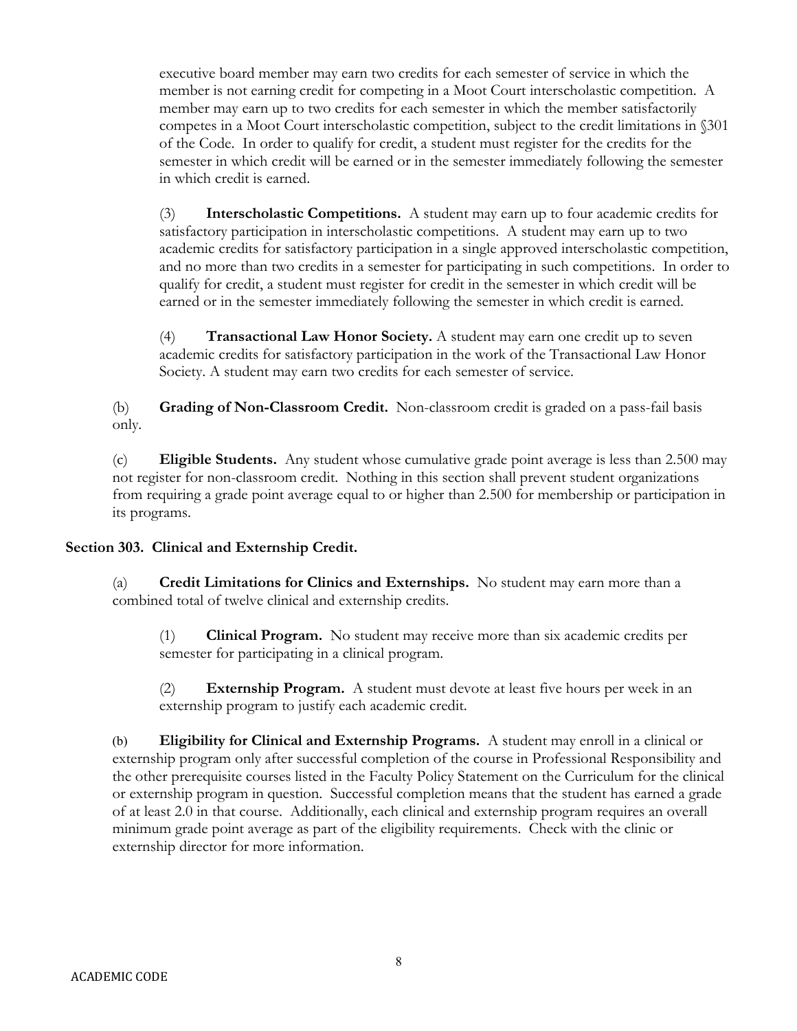executive board member may earn two credits for each semester of service in which the member is not earning credit for competing in a Moot Court interscholastic competition. A member may earn up to two credits for each semester in which the member satisfactorily competes in a Moot Court interscholastic competition, subject to the credit limitations in §301 of the Code. In order to qualify for credit, a student must register for the credits for the semester in which credit will be earned or in the semester immediately following the semester in which credit is earned.

(3) **Interscholastic Competitions.** A student may earn up to four academic credits for satisfactory participation in interscholastic competitions. A student may earn up to two academic credits for satisfactory participation in a single approved interscholastic competition, and no more than two credits in a semester for participating in such competitions. In order to qualify for credit, a student must register for credit in the semester in which credit will be earned or in the semester immediately following the semester in which credit is earned.

(4) **Transactional Law Honor Society.** A student may earn one credit up to seven academic credits for satisfactory participation in the work of the Transactional Law Honor Society. A student may earn two credits for each semester of service.

(b) **Grading of Non-Classroom Credit.** Non-classroom credit is graded on a pass-fail basis only.

(c) **Eligible Students.** Any student whose cumulative grade point average is less than 2.500 may not register for non-classroom credit. Nothing in this section shall prevent student organizations from requiring a grade point average equal to or higher than 2.500 for membership or participation in its programs.

### Section 303. Clinical and Externship Credit.

(a) **Credit Limitations for Clinics and Externships.** No student may earn more than a combined total of twelve clinical and externship credits.

(1) **Clinical Program.** No student may receive more than six academic credits per semester for participating in a clinical program.

(2) **Externship Program.** A student must devote at least five hours per week in an externship program to justify each academic credit.

(b) **Eligibility for Clinical and Externship Programs.** A student may enroll in a clinical or externship program only after successful completion of the course in Professional Responsibility and the other prerequisite courses listed in the Faculty Policy Statement on the Curriculum for the clinical or externship program in question. Successful completion means that the student has earned a grade of at least 2.0 in that course. Additionally, each clinical and externship program requires an overall minimum grade point average as part of the eligibility requirements. Check with the clinic or externship director for more information.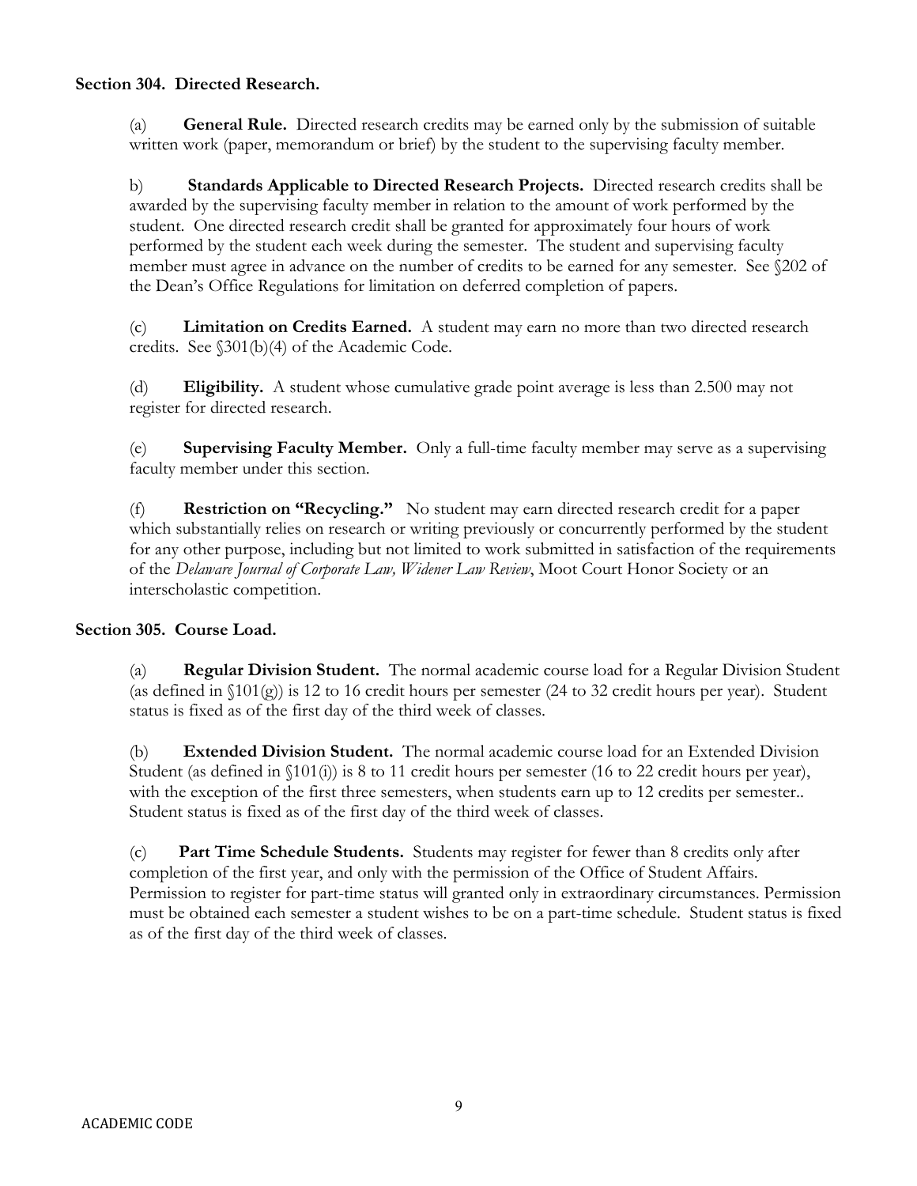### Section 304. Directed Research.

(a) **General Rule.** Directed research credits may be earned only by the submission of suitable written work (paper, memorandum or brief) by the student to the supervising faculty member.

b) **Standards Applicable to Directed Research Projects.** Directed research credits shall be awarded by the supervising faculty member in relation to the amount of work performed by the student. One directed research credit shall be granted for approximately four hours of work performed by the student each week during the semester. The student and supervising faculty member must agree in advance on the number of credits to be earned for any semester. See §202 of the Dean's Office Regulations for limitation on deferred completion of papers.

(c) **Limitation on Credits Earned.** A student may earn no more than two directed research credits. See §301(b)(4) of the Academic Code.

(d) **Eligibility.** A student whose cumulative grade point average is less than 2.500 may not register for directed research.

(e) **Supervising Faculty Member.** Only a full-time faculty member may serve as a supervising faculty member under this section.

(f) **Restriction on "Recycling."** No student may earn directed research credit for a paper which substantially relies on research or writing previously or concurrently performed by the student for any other purpose, including but not limited to work submitted in satisfaction of the requirements of the *Delaware Journal of Corporate Law, Widener Law Review*, Moot Court Honor Society or an interscholastic competition.

### Section 305. Course Load.

(a) **Regular Division Student.** The normal academic course load for a Regular Division Student (as defined in §101(g)) is 12 to 16 credit hours per semester (24 to 32 credit hours per year). Student status is fixed as of the first day of the third week of classes.

(b) **Extended Division Student.** The normal academic course load for an Extended Division Student (as defined in §101(i)) is 8 to 11 credit hours per semester (16 to 22 credit hours per year), with the exception of the first three semesters, when students earn up to 12 credits per semester.. Student status is fixed as of the first day of the third week of classes.

(c) **Part Time Schedule Students.** Students may register for fewer than 8 credits only after completion of the first year, and only with the permission of the Office of Student Affairs. Permission to register for part-time status will granted only in extraordinary circumstances. Permission must be obtained each semester a student wishes to be on a part-time schedule. Student status is fixed as of the first day of the third week of classes.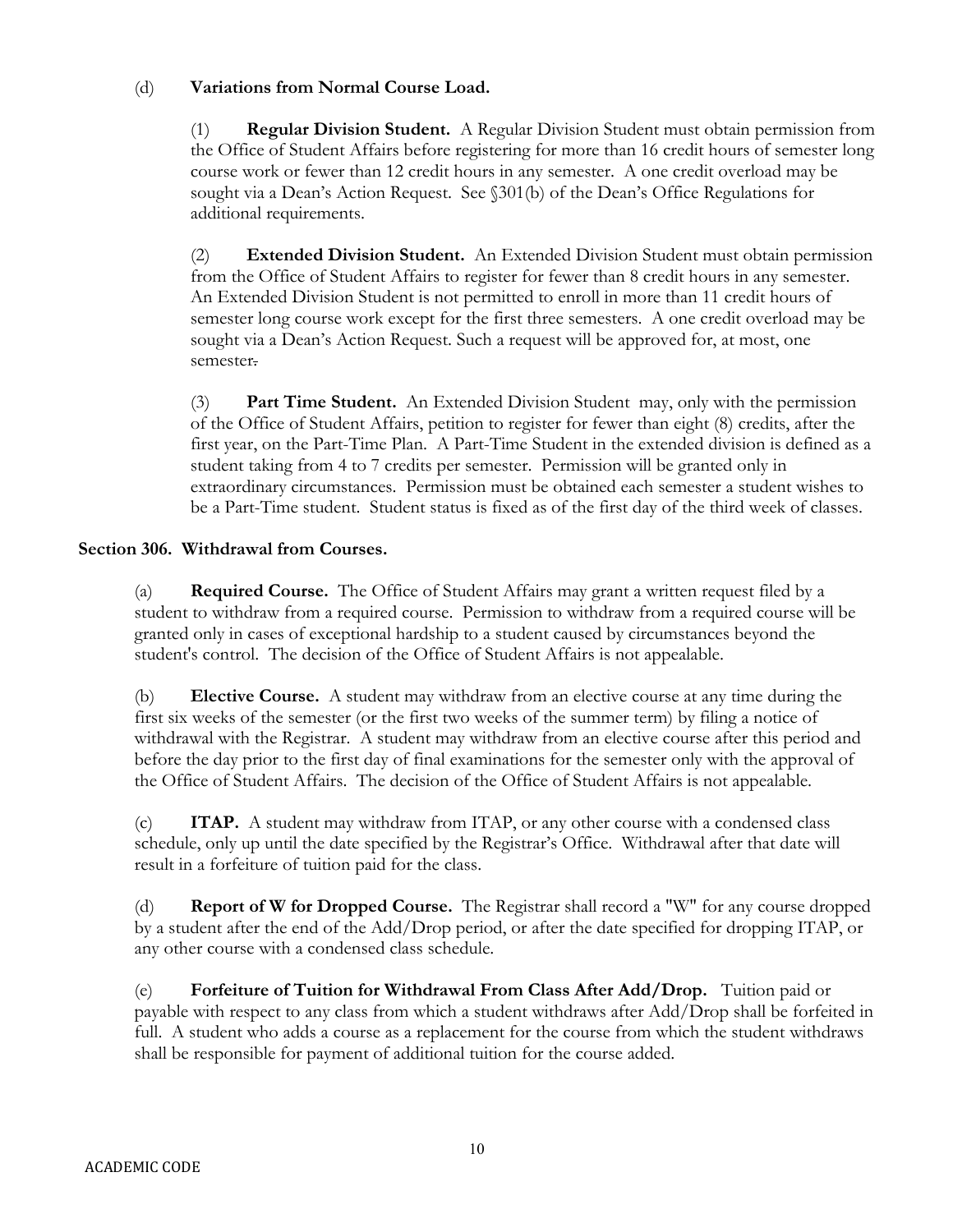(d) **Variations from Normal Course Load.**

(1) **Regular Division Student.** A Regular Division Student must obtain permission from the Office of Student Affairs before registering for more than 16 credit hours of semester long course work or fewer than 12 credit hours in any semester. A one credit overload may be sought via a Dean's Action Request. See §301(b) of the Dean's Office Regulations for additional requirements.

(2) **Extended Division Student.** An Extended Division Student must obtain permission from the Office of Student Affairs to register for fewer than 8 credit hours in any semester. An Extended Division Student is not permitted to enroll in more than 11 credit hours of semester long course work except for the first three semesters. A one credit overload may be sought via a Dean's Action Request. Such a request will be approved for, at most, one semester.

(3) **Part Time Student.** An Extended Division Student may, only with the permission of the Office of Student Affairs, petition to register for fewer than eight (8) credits, after the first year, on the Part-Time Plan. A Part-Time Student in the extended division is defined as a student taking from 4 to 7 credits per semester. Permission will be granted only in extraordinary circumstances. Permission must be obtained each semester a student wishes to be a Part-Time student. Student status is fixed as of the first day of the third week of classes.

## Section 306. Withdrawal from Courses.

(a) **Required Course.** The Office of Student Affairs may grant a written request filed by a student to withdraw from a required course. Permission to withdraw from a required course will be granted only in cases of exceptional hardship to a student caused by circumstances beyond the student's control. The decision of the Office of Student Affairs is not appealable.

(b) **Elective Course.** A student may withdraw from an elective course at any time during the first six weeks of the semester (or the first two weeks of the summer term) by filing a notice of withdrawal with the Registrar. A student may withdraw from an elective course after this period and before the day prior to the first day of final examinations for the semester only with the approval of the Office of Student Affairs. The decision of the Office of Student Affairs is not appealable.

(c) **ITAP.** A student may withdraw from ITAP, or any other course with a condensed class schedule, only up until the date specified by the Registrar's Office. Withdrawal after that date will result in a forfeiture of tuition paid for the class.

(d) **Report of W for Dropped Course.** The Registrar shall record a "W" for any course dropped by a student after the end of the Add/Drop period, or after the date specified for dropping ITAP, or any other course with a condensed class schedule.

(e) **Forfeiture of Tuition for Withdrawal From Class After Add/Drop.** Tuition paid or payable with respect to any class from which a student withdraws after Add/Drop shall be forfeited in full. A student who adds a course as a replacement for the course from which the student withdraws shall be responsible for payment of additional tuition for the course added.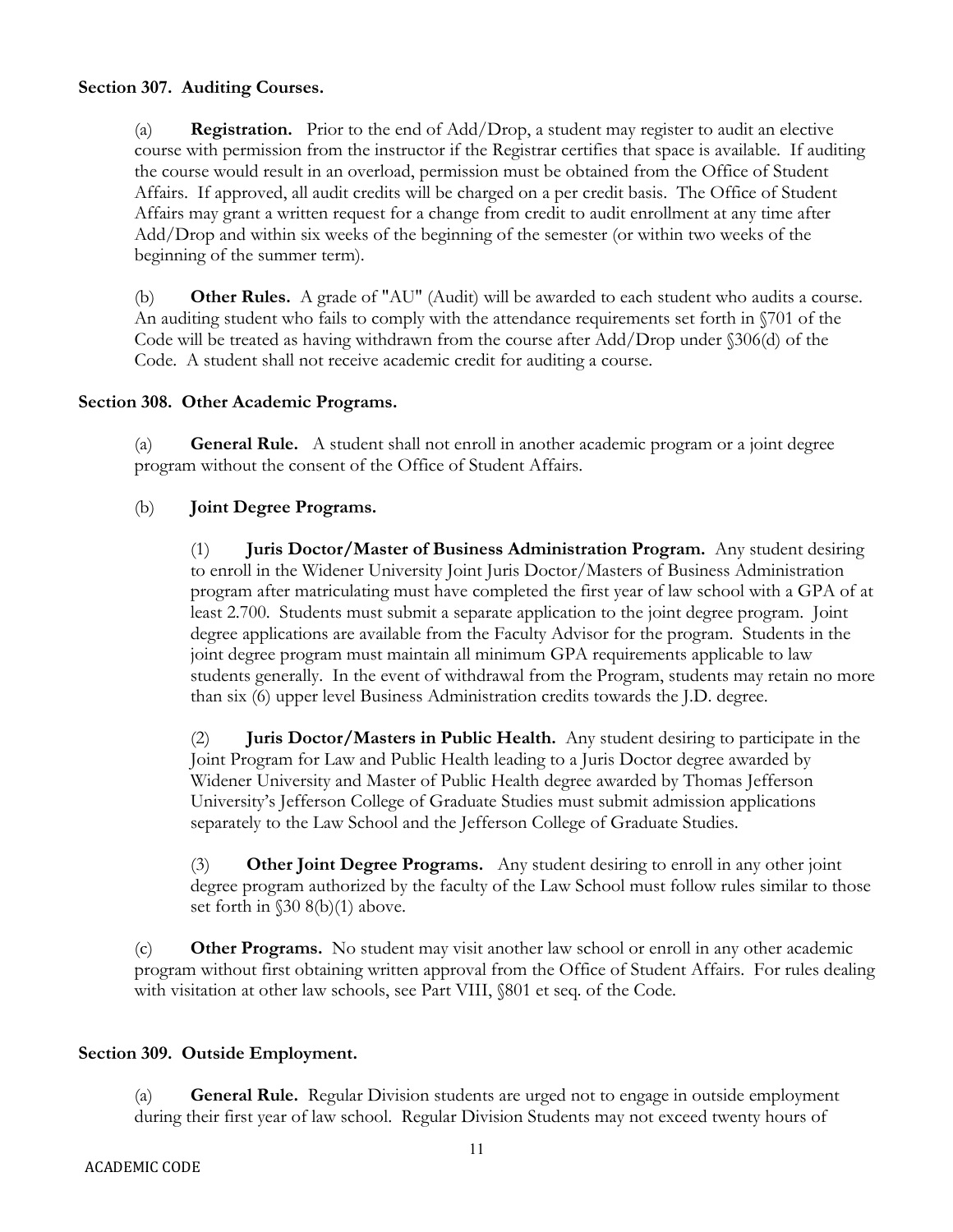**Section 307. Auditing Courses.**

(a) **Registration.** Prior to the end of Add/Drop, a student may register to audit an elective course with permission from the instructor if the Registrar certifies that space is available. If auditing the course would result in an overload, permission must be obtained from the Office of Student Affairs. If approved, all audit credits will be charged on a per credit basis. The Office of Student Affairs may grant a written request for a change from credit to audit enrollment at any time after Add/Drop and within six weeks of the beginning of the semester (or within two weeks of the beginning of the summer term).

(b) **Other Rules.** A grade of "AU" (Audit) will be awarded to each student who audits a course. An auditing student who fails to comply with the attendance requirements set forth in §701 of the Code will be treated as having withdrawn from the course after Add/Drop under §306(d) of the Code. A student shall not receive academic credit for auditing a course.

**Section 308. Other Academic Programs.**

(a) **General Rule.** A student shall not enroll in another academic program or a joint degree program without the consent of the Office of Student Affairs.

(b) **Joint Degree Programs.**

(1) **Juris Doctor/Master of Business Administration Program.** Any student desiring to enroll in the Widener University Joint Juris Doctor/Masters of Business Administration program after matriculating must have completed the first year of law school with a GPA of at least 2.700. Students must submit a separate application to the joint degree program. Joint degree applications are available from the Faculty Advisor for the program. Students in the joint degree program must maintain all minimum GPA requirements applicable to law students generally. In the event of withdrawal from the Program, students may retain no more than six (6) upper level Business Administration credits towards the J.D. degree.

(2) **Juris Doctor/Masters in Public Health.** Any student desiring to participate in the Joint Program for Law and Public Health leading to a Juris Doctor degree awarded by Widener University and Master of Public Health degree awarded by Thomas Jefferson University's Jefferson College of Graduate Studies must submit admission applications separately to the Law School and the Jefferson College of Graduate Studies.

(3) **Other Joint Degree Programs.** Any student desiring to enroll in any other joint degree program authorized by the faculty of the Law School must follow rules similar to those set forth in §30 8(b)(1) above.

(c) **Other Programs.** No student may visit another law school or enroll in any other academic program without first obtaining written approval from the Office of Student Affairs. For rules dealing with visitation at other law schools, see Part VIII, §801 et seq. of the Code.

**Section 309. Outside Employment.**

(a) **General Rule.** Regular Division students are urged not to engage in outside employment during their first year of law school. Regular Division Students may not exceed twenty hours of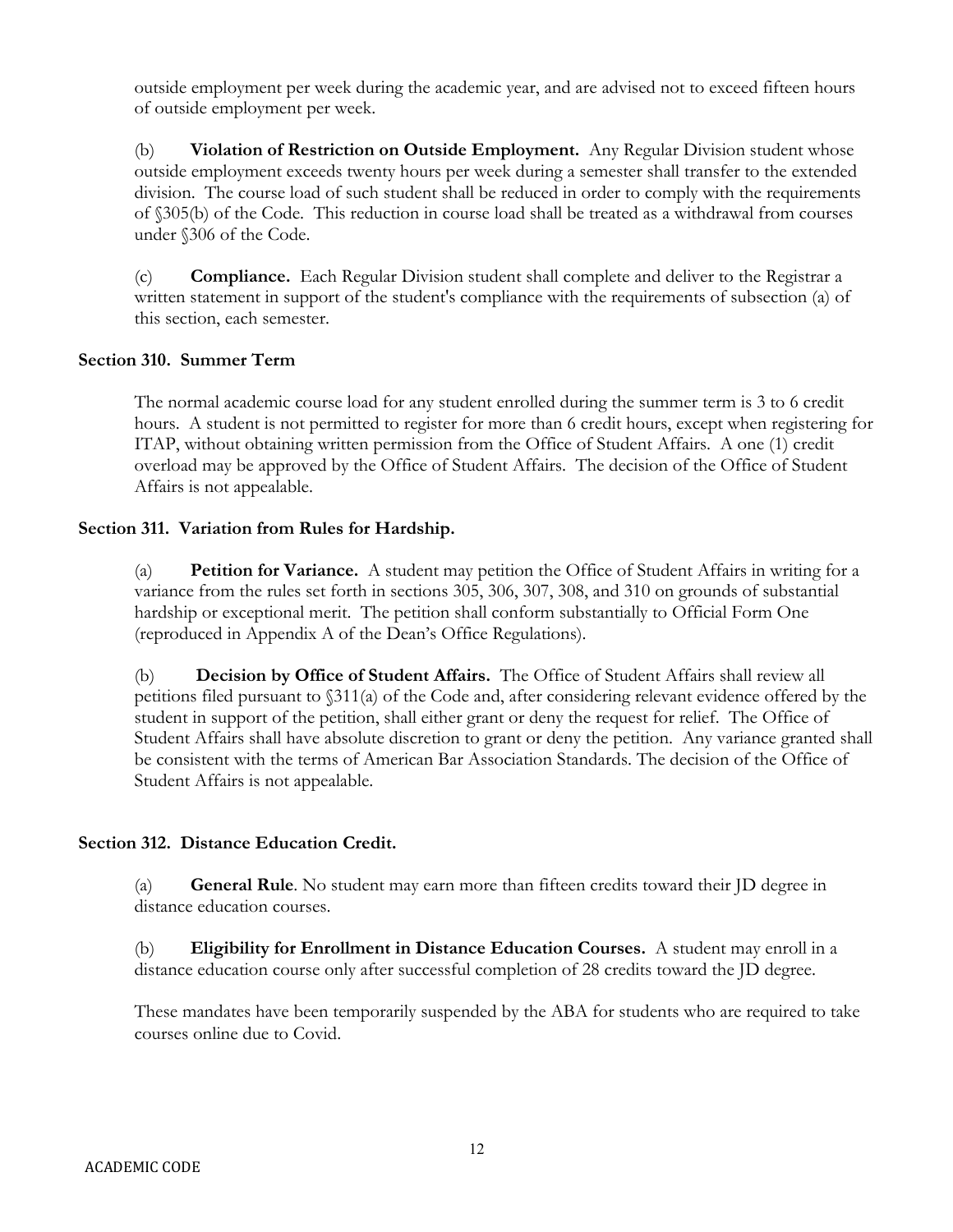outside employment per week during the academic year, and are advised not to exceed fifteen hours of outside employment per week.

(b) **Violation of Restriction on Outside Employment.** Any Regular Division student whose outside employment exceeds twenty hours per week during a semester shall transfer to the extended division. The course load of such student shall be reduced in order to comply with the requirements of §305(b) of the Code. This reduction in course load shall be treated as a withdrawal from courses under §306 of the Code.

(c) **Compliance.** Each Regular Division student shall complete and deliver to the Registrar a written statement in support of the student's compliance with the requirements of subsection (a) of this section, each semester.

### Section 310. Summer Term

The normal academic course load for any student enrolled during the summer term is 3 to 6 credit hours. A student is not permitted to register for more than 6 credit hours, except when registering for ITAP, without obtaining written permission from the Office of Student Affairs. A one (1) credit overload may be approved by the Office of Student Affairs. The decision of the Office of Student Affairs is not appealable.

### Section 311. Variation from Rules for Hardship.

(a) **Petition for Variance.** A student may petition the Office of Student Affairs in writing for a variance from the rules set forth in sections 305, 306, 307, 308, and 310 on grounds of substantial hardship or exceptional merit. The petition shall conform substantially to Official Form One (reproduced in Appendix A of the Dean's Office Regulations).

(b) **Decision by Office of Student Affairs.** The Office of Student Affairs shall review all petitions filed pursuant to §311(a) of the Code and, after considering relevant evidence offered by the student in support of the petition, shall either grant or deny the request for relief. The Office of Student Affairs shall have absolute discretion to grant or deny the petition. Any variance granted shall be consistent with the terms of American Bar Association Standards. The decision of the Office of Student Affairs is not appealable.

### Section 312. Distance Education Credit.

(a) **General Rule**. No student may earn more than fifteen credits toward their JD degree in distance education courses.

(b) **Eligibility for Enrollment in Distance Education Courses.** A student may enroll in a distance education course only after successful completion of 28 credits toward the JD degree.

These mandates have been temporarily suspended by the ABA for students who are required to take courses online due to Covid.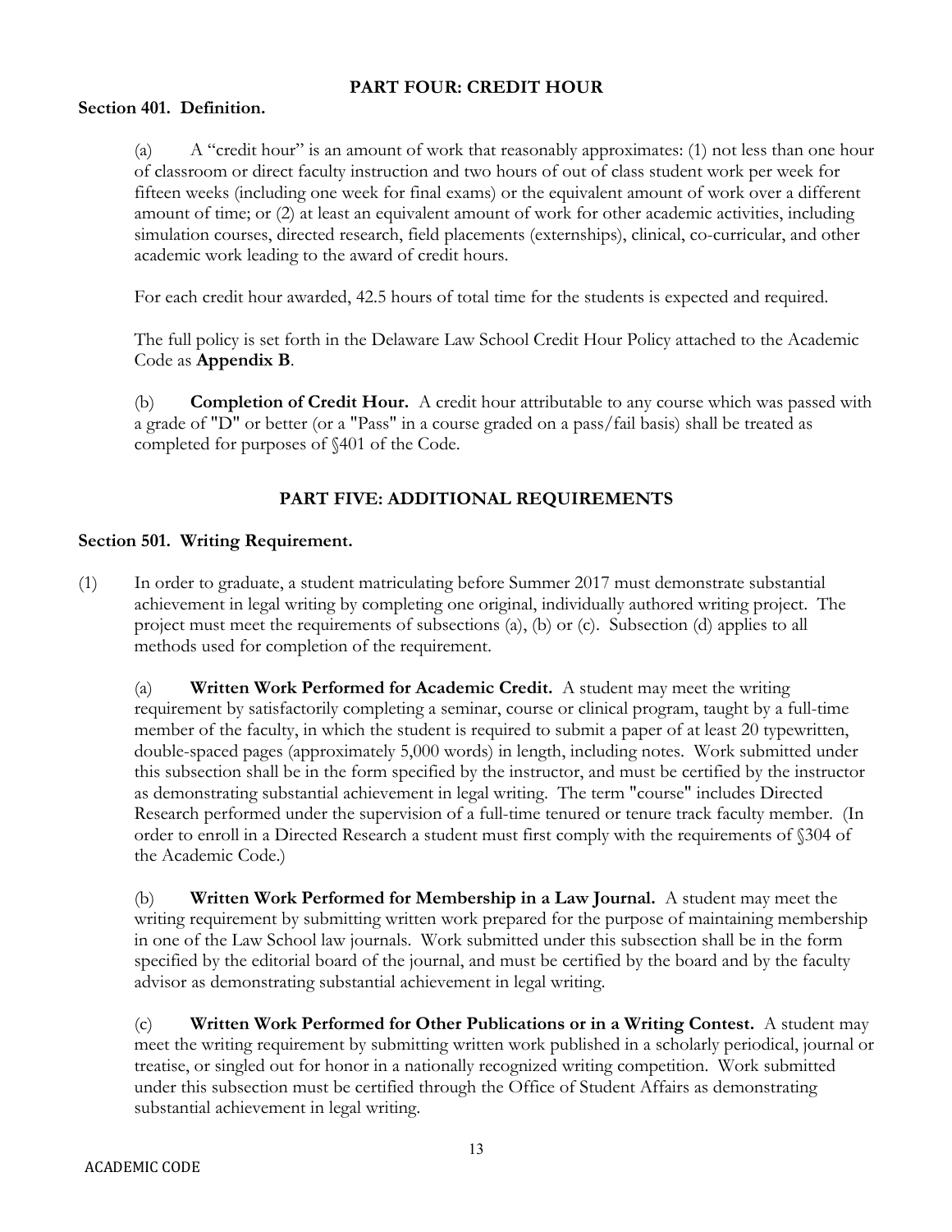## PART FOUR: CREDIT HOUR

**Section 401. Definition.**

(a) A "credit hour" is an amount of work that reasonably approximates: (1) not less than one hour of classroom or direct faculty instruction and two hours of out of class student work per week for fifteen weeks (including one week for final exams) or the equivalent amount of work over a different amount of time; or (2) at least an equivalent amount of work for other academic activities, including simulation courses, directed research, field placements (externships), clinical, co-curricular, and other academic work leading to the award of credit hours.

For each credit hour awarded, 42.5 hours of total time for the students is expected and required.

The full policy is set forth in the Delaware Law School Credit Hour Policy attached to the Academic Code as **Appendix B**.

(b) **Completion of Credit Hour.** A credit hour attributable to any course which was passed with a grade of "D" or better (or a "Pass" in a course graded on a pass/fail basis) shall be treated as completed for purposes of §401 of the Code.

## PART FIVE: ADDITIONAL REQUIREMENTS

**Section 501. Writing Requirement.**

(1) In order to graduate, a student matriculating before Summer 2017 must demonstrate substantial achievement in legal writing by completing one original, individually authored writing project. The project must meet the requirements of subsections (a), (b) or (c). Subsection (d) applies to all methods used for completion of the requirement.

(a) **Written Work Performed for Academic Credit.** A student may meet the writing requirement by satisfactorily completing a seminar, course or clinical program, taught by a full-time member of the faculty, in which the student is required to submit a paper of at least 20 typewritten, double-spaced pages (approximately 5,000 words) in length, including notes. Work submitted under this subsection shall be in the form specified by the instructor, and must be certified by the instructor as demonstrating substantial achievement in legal writing. The term "course" includes Directed Research performed under the supervision of a full-time tenured or tenure track faculty member. (In order to enroll in a Directed Research a student must first comply with the requirements of §304 of the Academic Code.)

(b) **Written Work Performed for Membership in a Law Journal.** A student may meet the writing requirement by submitting written work prepared for the purpose of maintaining membership in one of the Law School law journals. Work submitted under this subsection shall be in the form specified by the editorial board of the journal, and must be certified by the board and by the faculty advisor as demonstrating substantial achievement in legal writing.

(c) **Written Work Performed for Other Publications or in a Writing Contest.** A student may meet the writing requirement by submitting written work published in a scholarly periodical, journal or treatise, or singled out for honor in a nationally recognized writing competition. Work submitted under this subsection must be certified through the Office of Student Affairs as demonstrating substantial achievement in legal writing.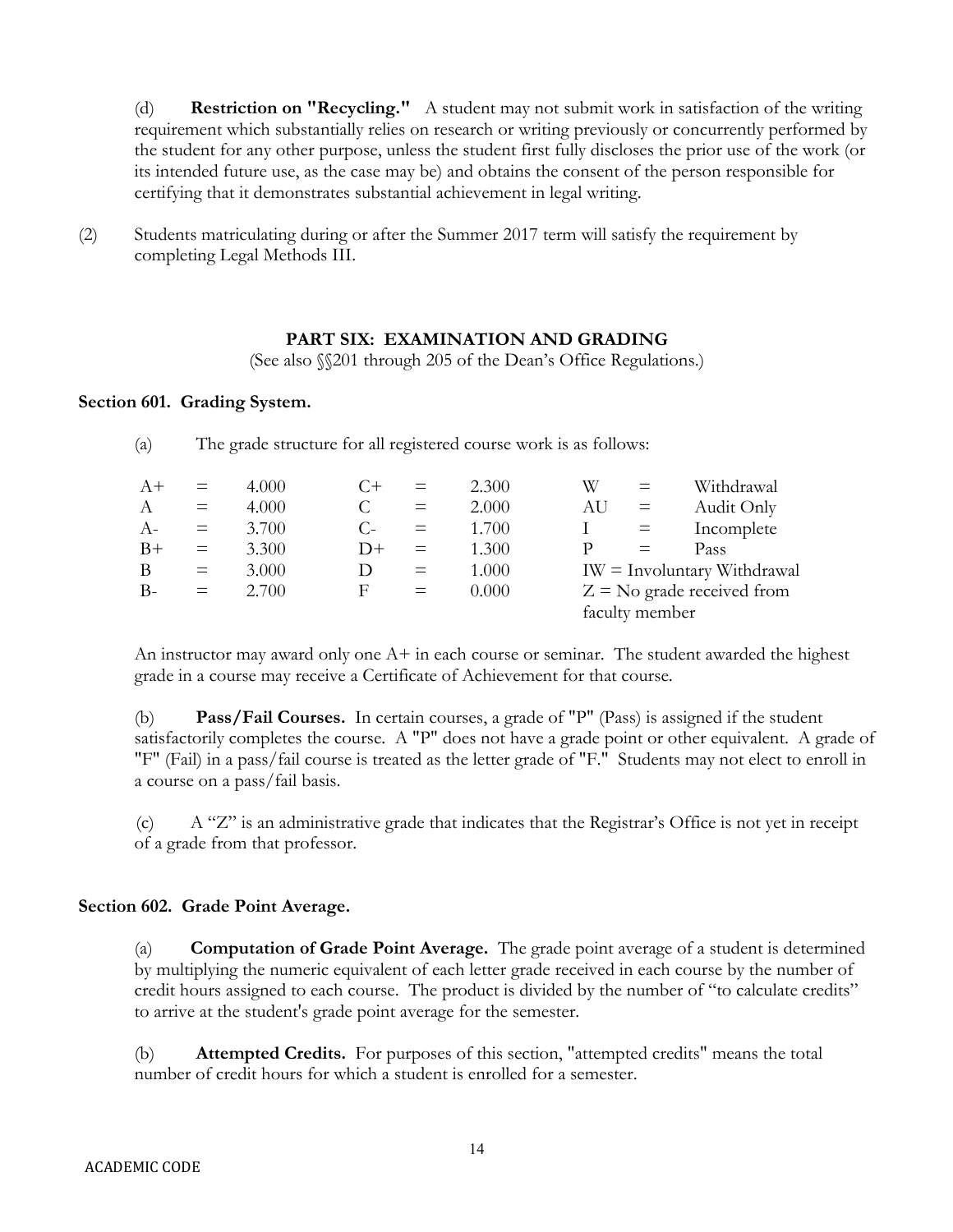(d) **Restriction on "Recycling."** A student may not submit work in satisfaction of the writing requirement which substantially relies on research or writing previously or concurrently performed by the student for any other purpose, unless the student first fully discloses the prior use of the work (or its intended future use, as the case may be) and obtains the consent of the person responsible for certifying that it demonstrates substantial achievement in legal writing.

(2) Students matriculating during or after the Summer 2017 term will satisfy the requirement by completing Legal Methods III.

## PART SIX: EXAMINATION AND GRADING

(See also §§201 through 205 of the Dean's Office Regulations.)

### Section 601. Grading System.

(a) The grade structure for all registered course work is as follows:

| | | | | | | | | |
|---|---|---|---|---|---|---|---|---|
| A+ | = | 4.000 | C+ | = | 2.300 | W | = | Withdrawal |
| A | = | 4.000 | C | = | 2.000 | AU | = | Audit Only |
| A- | = | 3.700 | C- | = | 1.700 | I | = | Incomplete |
| B+ | = | 3.300 | D+ | = | 1.300 | P | = | Pass |
| B | = | 3.000 | D | = | 1.000 | IW = Involuntary Withdrawal | | |
| B- | = | 2.700 | F | = | 0.000 | Z = No grade received from faculty member | | |

An instructor may award only one A+ in each course or seminar. The student awarded the highest grade in a course may receive a Certificate of Achievement for that course.

(b) **Pass/Fail Courses.** In certain courses, a grade of "P" (Pass) is assigned if the student satisfactorily completes the course. A "P" does not have a grade point or other equivalent. A grade of "F" (Fail) in a pass/fail course is treated as the letter grade of "F." Students may not elect to enroll in a course on a pass/fail basis.

(c) A "Z" is an administrative grade that indicates that the Registrar's Office is not yet in receipt of a grade from that professor.

### Section 602. Grade Point Average.

(a) **Computation of Grade Point Average.** The grade point average of a student is determined by multiplying the numeric equivalent of each letter grade received in each course by the number of credit hours assigned to each course. The product is divided by the number of "to calculate credits" to arrive at the student's grade point average for the semester.

(b) **Attempted Credits.** For purposes of this section, "attempted credits" means the total number of credit hours for which a student is enrolled for a semester.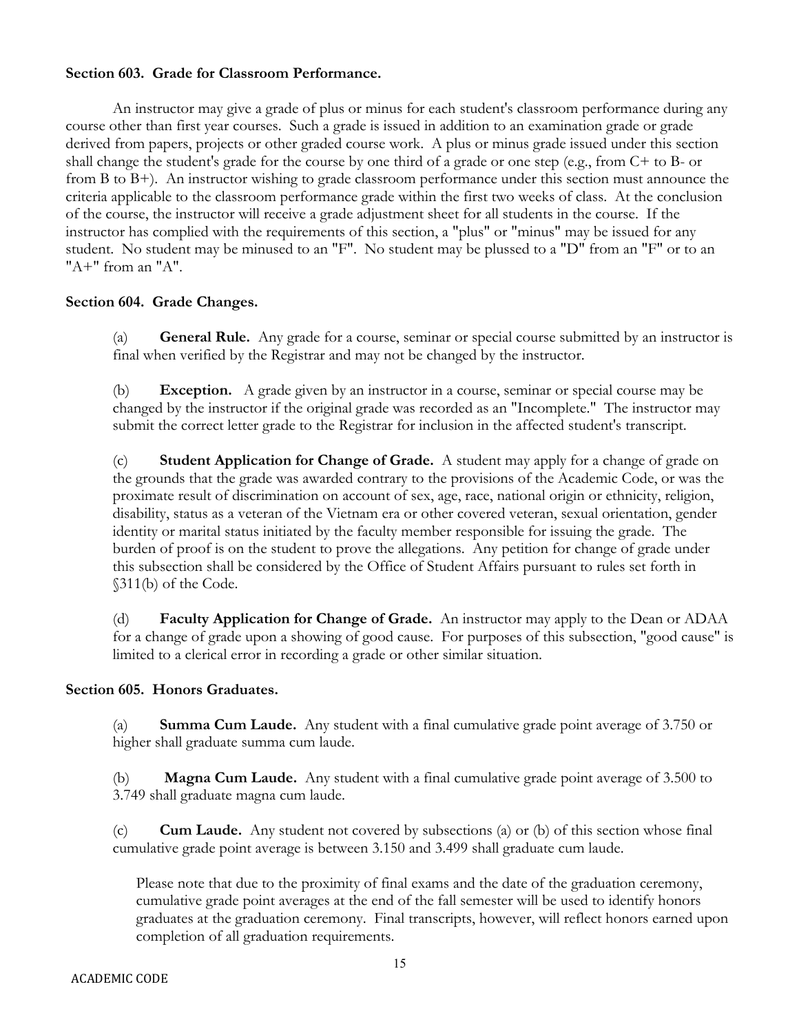**Section 603. Grade for Classroom Performance.**

An instructor may give a grade of plus or minus for each student's classroom performance during any course other than first year courses. Such a grade is issued in addition to an examination grade or grade derived from papers, projects or other graded course work. A plus or minus grade issued under this section shall change the student's grade for the course by one third of a grade or one step (e.g., from C+ to B- or from B to B+). An instructor wishing to grade classroom performance under this section must announce the criteria applicable to the classroom performance grade within the first two weeks of class. At the conclusion of the course, the instructor will receive a grade adjustment sheet for all students in the course. If the instructor has complied with the requirements of this section, a "plus" or "minus" may be issued for any student. No student may be minused to an "F". No student may be plussed to a "D" from an "F" or to an "A+" from an "A".

**Section 604. Grade Changes.**

(a) **General Rule.** Any grade for a course, seminar or special course submitted by an instructor is final when verified by the Registrar and may not be changed by the instructor.

(b) **Exception.** A grade given by an instructor in a course, seminar or special course may be changed by the instructor if the original grade was recorded as an "Incomplete." The instructor may submit the correct letter grade to the Registrar for inclusion in the affected student's transcript.

(c) **Student Application for Change of Grade.** A student may apply for a change of grade on the grounds that the grade was awarded contrary to the provisions of the Academic Code, or was the proximate result of discrimination on account of sex, age, race, national origin or ethnicity, religion, disability, status as a veteran of the Vietnam era or other covered veteran, sexual orientation, gender identity or marital status initiated by the faculty member responsible for issuing the grade. The burden of proof is on the student to prove the allegations. Any petition for change of grade under this subsection shall be considered by the Office of Student Affairs pursuant to rules set forth in §311(b) of the Code.

(d) **Faculty Application for Change of Grade.** An instructor may apply to the Dean or ADAA for a change of grade upon a showing of good cause. For purposes of this subsection, "good cause" is limited to a clerical error in recording a grade or other similar situation.

**Section 605. Honors Graduates.**

(a) **Summa Cum Laude.** Any student with a final cumulative grade point average of 3.750 or higher shall graduate summa cum laude.

(b) **Magna Cum Laude.** Any student with a final cumulative grade point average of 3.500 to 3.749 shall graduate magna cum laude.

(c) **Cum Laude.** Any student not covered by subsections (a) or (b) of this section whose final cumulative grade point average is between 3.150 and 3.499 shall graduate cum laude.

Please note that due to the proximity of final exams and the date of the graduation ceremony, cumulative grade point averages at the end of the fall semester will be used to identify honors graduates at the graduation ceremony. Final transcripts, however, will reflect honors earned upon completion of all graduation requirements.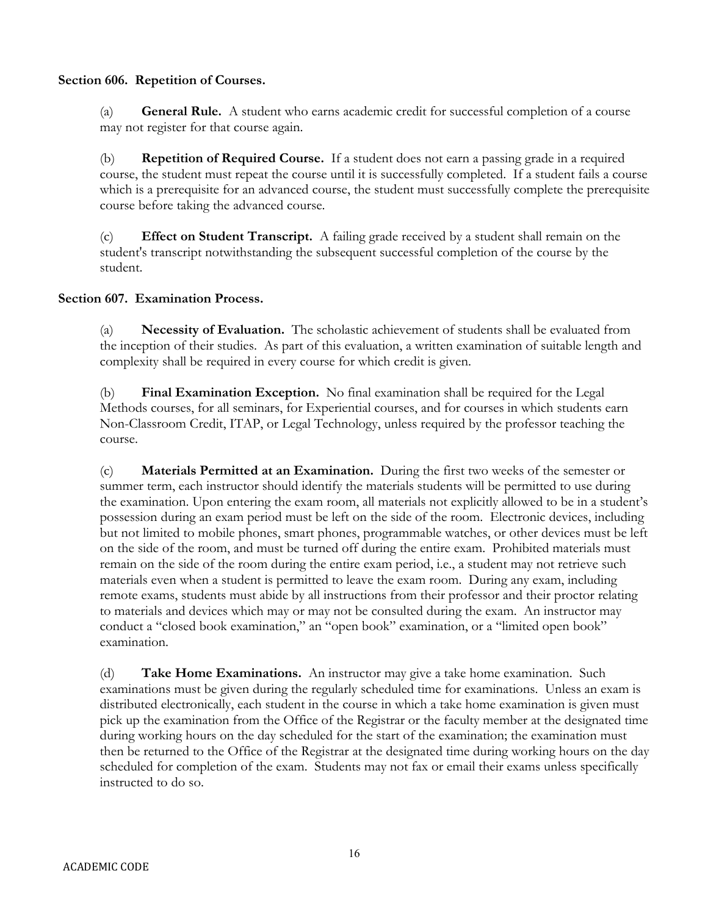**Section 606. Repetition of Courses.**

(a) **General Rule.** A student who earns academic credit for successful completion of a course may not register for that course again.

(b) **Repetition of Required Course.** If a student does not earn a passing grade in a required course, the student must repeat the course until it is successfully completed. If a student fails a course which is a prerequisite for an advanced course, the student must successfully complete the prerequisite course before taking the advanced course.

(c) **Effect on Student Transcript.** A failing grade received by a student shall remain on the student's transcript notwithstanding the subsequent successful completion of the course by the student.

**Section 607. Examination Process.**

(a) **Necessity of Evaluation.** The scholastic achievement of students shall be evaluated from the inception of their studies. As part of this evaluation, a written examination of suitable length and complexity shall be required in every course for which credit is given.

(b) **Final Examination Exception.** No final examination shall be required for the Legal Methods courses, for all seminars, for Experiential courses, and for courses in which students earn Non-Classroom Credit, ITAP, or Legal Technology, unless required by the professor teaching the course.

(c) **Materials Permitted at an Examination.** During the first two weeks of the semester or summer term, each instructor should identify the materials students will be permitted to use during the examination. Upon entering the exam room, all materials not explicitly allowed to be in a student's possession during an exam period must be left on the side of the room. Electronic devices, including but not limited to mobile phones, smart phones, programmable watches, or other devices must be left on the side of the room, and must be turned off during the entire exam. Prohibited materials must remain on the side of the room during the entire exam period, i.e., a student may not retrieve such materials even when a student is permitted to leave the exam room. During any exam, including remote exams, students must abide by all instructions from their professor and their proctor relating to materials and devices which may or may not be consulted during the exam. An instructor may conduct a "closed book examination," an "open book" examination, or a "limited open book" examination.

(d) **Take Home Examinations.** An instructor may give a take home examination. Such examinations must be given during the regularly scheduled time for examinations. Unless an exam is distributed electronically, each student in the course in which a take home examination is given must pick up the examination from the Office of the Registrar or the faculty member at the designated time during working hours on the day scheduled for the start of the examination; the examination must then be returned to the Office of the Registrar at the designated time during working hours on the day scheduled for completion of the exam. Students may not fax or email their exams unless specifically instructed to do so.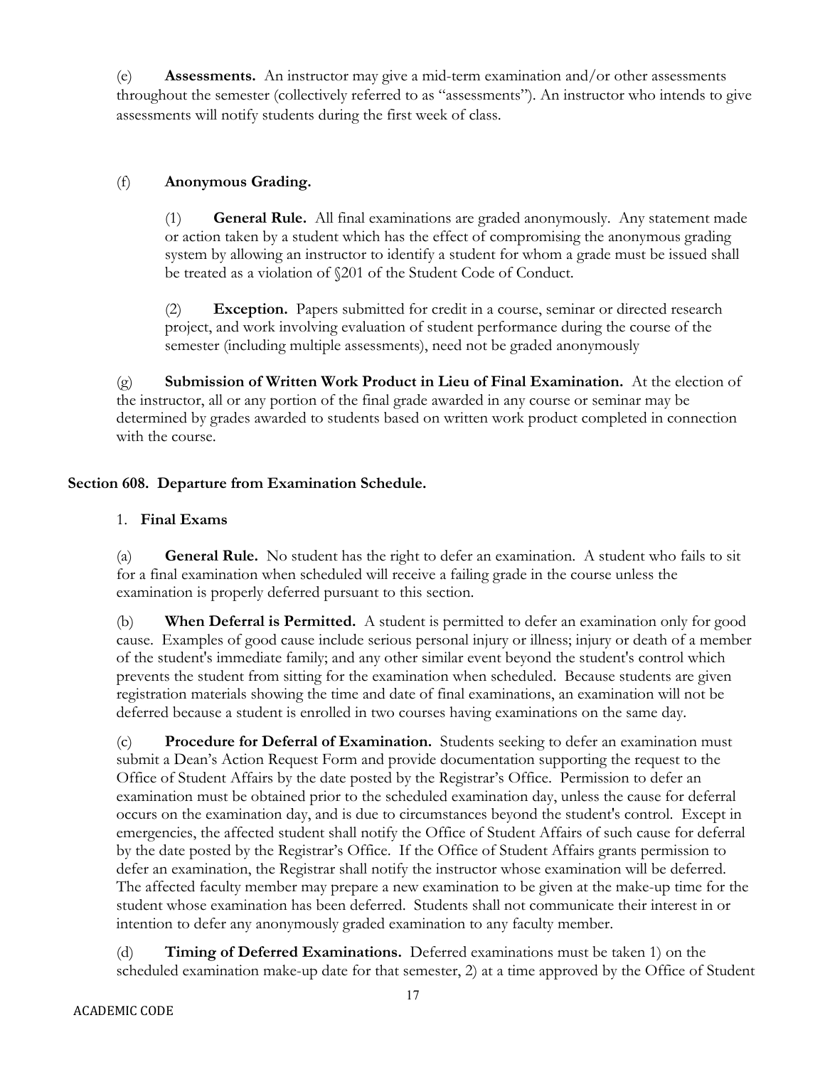(e) **Assessments.** An instructor may give a mid-term examination and/or other assessments throughout the semester (collectively referred to as "assessments"). An instructor who intends to give assessments will notify students during the first week of class.

(f) **Anonymous Grading.**

(1) **General Rule.** All final examinations are graded anonymously. Any statement made or action taken by a student which has the effect of compromising the anonymous grading system by allowing an instructor to identify a student for whom a grade must be issued shall be treated as a violation of §201 of the Student Code of Conduct.

(2) **Exception.** Papers submitted for credit in a course, seminar or directed research project, and work involving evaluation of student performance during the course of the semester (including multiple assessments), need not be graded anonymously

(g) **Submission of Written Work Product in Lieu of Final Examination.** At the election of the instructor, all or any portion of the final grade awarded in any course or seminar may be determined by grades awarded to students based on written work product completed in connection with the course.

## Section 608. Departure from Examination Schedule.

1. **Final Exams**

(a) **General Rule.** No student has the right to defer an examination. A student who fails to sit for a final examination when scheduled will receive a failing grade in the course unless the examination is properly deferred pursuant to this section.

(b) **When Deferral is Permitted.** A student is permitted to defer an examination only for good cause. Examples of good cause include serious personal injury or illness; injury or death of a member of the student's immediate family; and any other similar event beyond the student's control which prevents the student from sitting for the examination when scheduled. Because students are given registration materials showing the time and date of final examinations, an examination will not be deferred because a student is enrolled in two courses having examinations on the same day.

(c) **Procedure for Deferral of Examination.** Students seeking to defer an examination must submit a Dean's Action Request Form and provide documentation supporting the request to the Office of Student Affairs by the date posted by the Registrar's Office. Permission to defer an examination must be obtained prior to the scheduled examination day, unless the cause for deferral occurs on the examination day, and is due to circumstances beyond the student's control. Except in emergencies, the affected student shall notify the Office of Student Affairs of such cause for deferral by the date posted by the Registrar's Office. If the Office of Student Affairs grants permission to defer an examination, the Registrar shall notify the instructor whose examination will be deferred. The affected faculty member may prepare a new examination to be given at the make-up time for the student whose examination has been deferred. Students shall not communicate their interest in or intention to defer any anonymously graded examination to any faculty member.

(d) **Timing of Deferred Examinations.** Deferred examinations must be taken 1) on the scheduled examination make-up date for that semester, 2) at a time approved by the Office of Student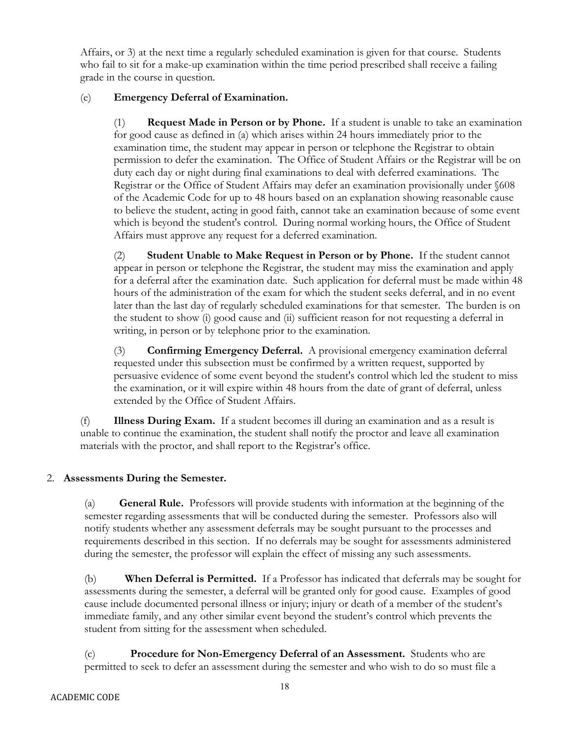Affairs, or 3) at the next time a regularly scheduled examination is given for that course. Students who fail to sit for a make-up examination within the time period prescribed shall receive a failing grade in the course in question.

(e) **Emergency Deferral of Examination.**

(1) **Request Made in Person or by Phone.** If a student is unable to take an examination for good cause as defined in (a) which arises within 24 hours immediately prior to the examination time, the student may appear in person or telephone the Registrar to obtain permission to defer the examination. The Office of Student Affairs or the Registrar will be on duty each day or night during final examinations to deal with deferred examinations. The Registrar or the Office of Student Affairs may defer an examination provisionally under §608 of the Academic Code for up to 48 hours based on an explanation showing reasonable cause to believe the student, acting in good faith, cannot take an examination because of some event which is beyond the student's control. During normal working hours, the Office of Student Affairs must approve any request for a deferred examination.

(2) **Student Unable to Make Request in Person or by Phone.** If the student cannot appear in person or telephone the Registrar, the student may miss the examination and apply for a deferral after the examination date. Such application for deferral must be made within 48 hours of the administration of the exam for which the student seeks deferral, and in no event later than the last day of regularly scheduled examinations for that semester. The burden is on the student to show (i) good cause and (ii) sufficient reason for not requesting a deferral in writing, in person or by telephone prior to the examination.

(3) **Confirming Emergency Deferral.** A provisional emergency examination deferral requested under this subsection must be confirmed by a written request, supported by persuasive evidence of some event beyond the student's control which led the student to miss the examination, or it will expire within 48 hours from the date of grant of deferral, unless extended by the Office of Student Affairs.

(f) **Illness During Exam.** If a student becomes ill during an examination and as a result is unable to continue the examination, the student shall notify the proctor and leave all examination materials with the proctor, and shall report to the Registrar's office.

2. **Assessments During the Semester.**

(a) **General Rule.** Professors will provide students with information at the beginning of the semester regarding assessments that will be conducted during the semester. Professors also will notify students whether any assessment deferrals may be sought pursuant to the processes and requirements described in this section. If no deferrals may be sought for assessments administered during the semester, the professor will explain the effect of missing any such assessments.

(b) **When Deferral is Permitted.** If a Professor has indicated that deferrals may be sought for assessments during the semester, a deferral will be granted only for good cause. Examples of good cause include documented personal illness or injury; injury or death of a member of the student's immediate family, and any other similar event beyond the student's control which prevents the student from sitting for the assessment when scheduled.

(c) **Procedure for Non-Emergency Deferral of an Assessment.** Students who are permitted to seek to defer an assessment during the semester and who wish to do so must file a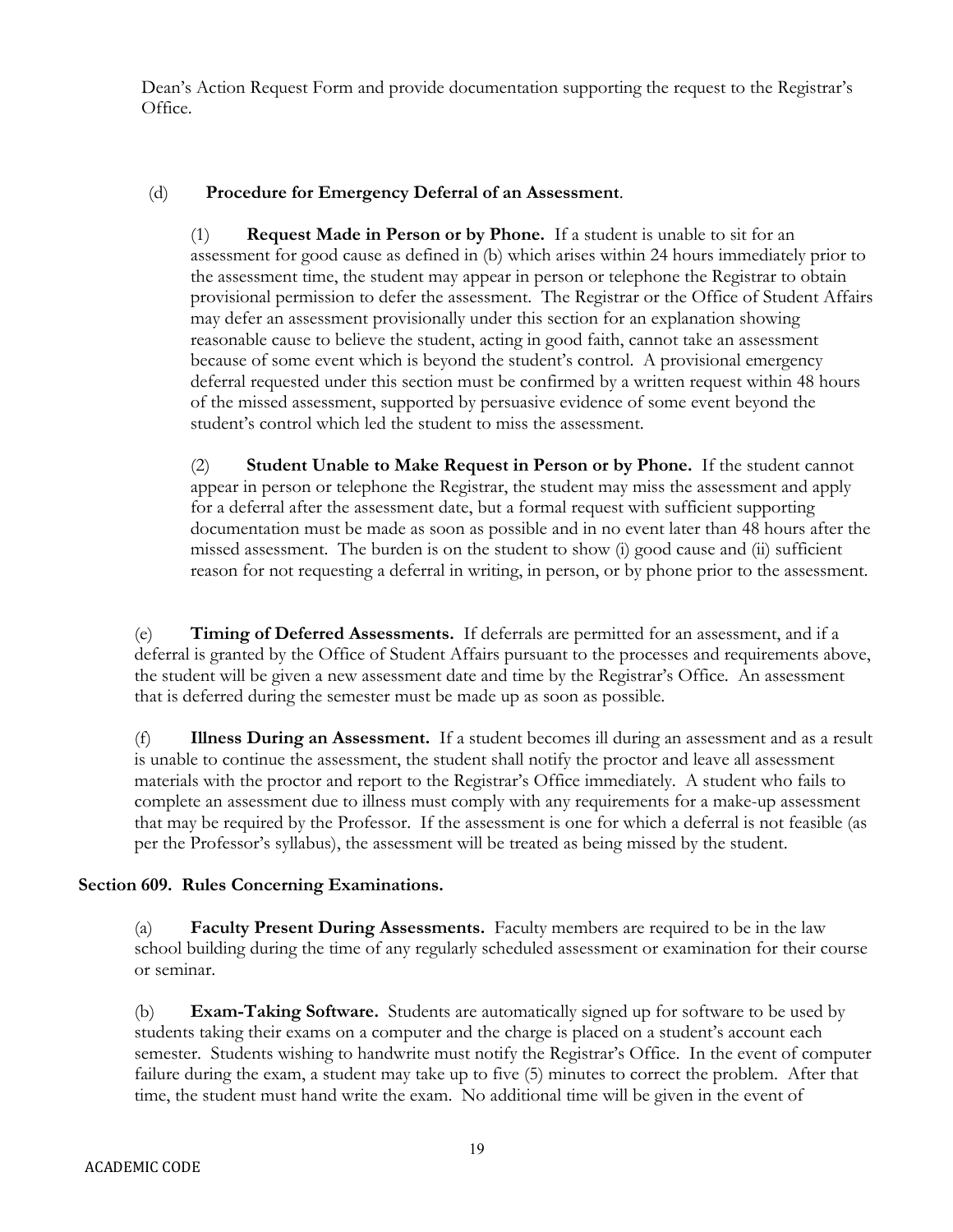Dean's Action Request Form and provide documentation supporting the request to the Registrar's Office.

(d) **Procedure for Emergency Deferral of an Assessment**.

(1) **Request Made in Person or by Phone.** If a student is unable to sit for an assessment for good cause as defined in (b) which arises within 24 hours immediately prior to the assessment time, the student may appear in person or telephone the Registrar to obtain provisional permission to defer the assessment. The Registrar or the Office of Student Affairs may defer an assessment provisionally under this section for an explanation showing reasonable cause to believe the student, acting in good faith, cannot take an assessment because of some event which is beyond the student's control. A provisional emergency deferral requested under this section must be confirmed by a written request within 48 hours of the missed assessment, supported by persuasive evidence of some event beyond the student's control which led the student to miss the assessment.

(2) **Student Unable to Make Request in Person or by Phone.** If the student cannot appear in person or telephone the Registrar, the student may miss the assessment and apply for a deferral after the assessment date, but a formal request with sufficient supporting documentation must be made as soon as possible and in no event later than 48 hours after the missed assessment. The burden is on the student to show (i) good cause and (ii) sufficient reason for not requesting a deferral in writing, in person, or by phone prior to the assessment.

(e) **Timing of Deferred Assessments.** If deferrals are permitted for an assessment, and if a deferral is granted by the Office of Student Affairs pursuant to the processes and requirements above, the student will be given a new assessment date and time by the Registrar's Office. An assessment that is deferred during the semester must be made up as soon as possible.

(f) **Illness During an Assessment.** If a student becomes ill during an assessment and as a result is unable to continue the assessment, the student shall notify the proctor and leave all assessment materials with the proctor and report to the Registrar's Office immediately. A student who fails to complete an assessment due to illness must comply with any requirements for a make-up assessment that may be required by the Professor. If the assessment is one for which a deferral is not feasible (as per the Professor's syllabus), the assessment will be treated as being missed by the student.

## Section 609. Rules Concerning Examinations.

(a) **Faculty Present During Assessments.** Faculty members are required to be in the law school building during the time of any regularly scheduled assessment or examination for their course or seminar.

(b) **Exam-Taking Software.** Students are automatically signed up for software to be used by students taking their exams on a computer and the charge is placed on a student's account each semester. Students wishing to handwrite must notify the Registrar's Office. In the event of computer failure during the exam, a student may take up to five (5) minutes to correct the problem. After that time, the student must hand write the exam. No additional time will be given in the event of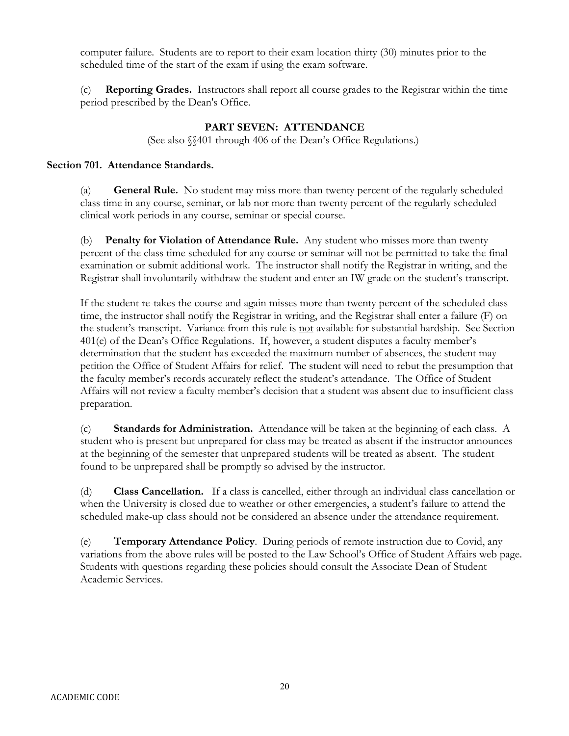computer failure. Students are to report to their exam location thirty (30) minutes prior to the scheduled time of the start of the exam if using the exam software.

(c) **Reporting Grades.** Instructors shall report all course grades to the Registrar within the time period prescribed by the Dean's Office.

## PART SEVEN: ATTENDANCE

(See also §§401 through 406 of the Dean's Office Regulations.)

### Section 701. Attendance Standards.

(a) **General Rule.** No student may miss more than twenty percent of the regularly scheduled class time in any course, seminar, or lab nor more than twenty percent of the regularly scheduled clinical work periods in any course, seminar or special course.

(b) **Penalty for Violation of Attendance Rule.** Any student who misses more than twenty percent of the class time scheduled for any course or seminar will not be permitted to take the final examination or submit additional work. The instructor shall notify the Registrar in writing, and the Registrar shall involuntarily withdraw the student and enter an IW grade on the student's transcript.

If the student re-takes the course and again misses more than twenty percent of the scheduled class time, the instructor shall notify the Registrar in writing, and the Registrar shall enter a failure (F) on the student's transcript. Variance from this rule is not available for substantial hardship. See Section 401(e) of the Dean's Office Regulations. If, however, a student disputes a faculty member's determination that the student has exceeded the maximum number of absences, the student may petition the Office of Student Affairs for relief. The student will need to rebut the presumption that the faculty member's records accurately reflect the student's attendance. The Office of Student Affairs will not review a faculty member's decision that a student was absent due to insufficient class preparation.

(c) **Standards for Administration.** Attendance will be taken at the beginning of each class. A student who is present but unprepared for class may be treated as absent if the instructor announces at the beginning of the semester that unprepared students will be treated as absent. The student found to be unprepared shall be promptly so advised by the instructor.

(d) **Class Cancellation.** If a class is cancelled, either through an individual class cancellation or when the University is closed due to weather or other emergencies, a student's failure to attend the scheduled make-up class should not be considered an absence under the attendance requirement.

(e) **Temporary Attendance Policy**. During periods of remote instruction due to Covid, any variations from the above rules will be posted to the Law School's Office of Student Affairs web page. Students with questions regarding these policies should consult the Associate Dean of Student Academic Services.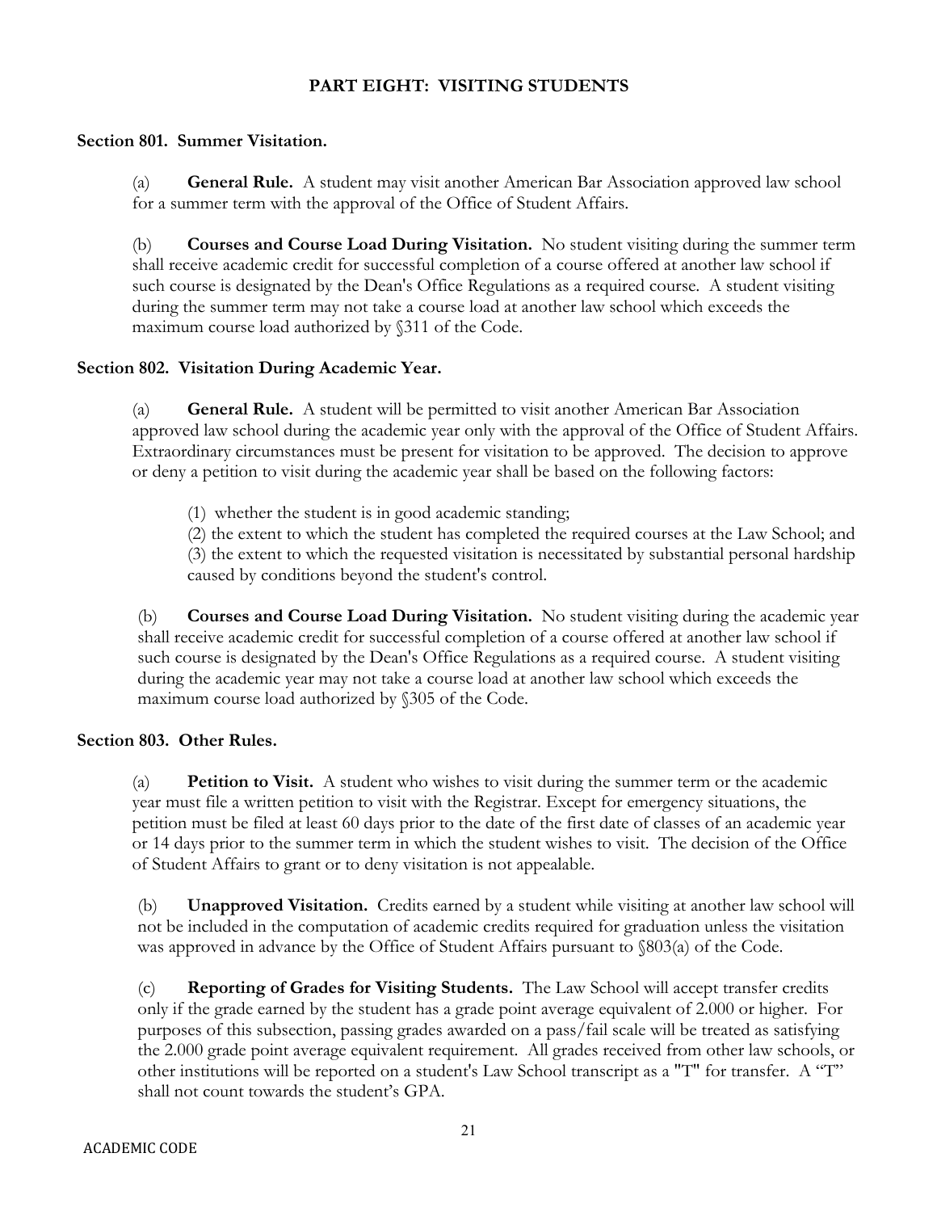## PART EIGHT: VISITING STUDENTS

### Section 801. Summer Visitation.

(a) **General Rule.** A student may visit another American Bar Association approved law school for a summer term with the approval of the Office of Student Affairs.

(b) **Courses and Course Load During Visitation.** No student visiting during the summer term shall receive academic credit for successful completion of a course offered at another law school if such course is designated by the Dean's Office Regulations as a required course. A student visiting during the summer term may not take a course load at another law school which exceeds the maximum course load authorized by §311 of the Code.

### Section 802. Visitation During Academic Year.

(a) **General Rule.** A student will be permitted to visit another American Bar Association approved law school during the academic year only with the approval of the Office of Student Affairs. Extraordinary circumstances must be present for visitation to be approved. The decision to approve or deny a petition to visit during the academic year shall be based on the following factors:

(1) whether the student is in good academic standing;
(2) the extent to which the student has completed the required courses at the Law School; and
(3) the extent to which the requested visitation is necessitated by substantial personal hardship caused by conditions beyond the student's control.

(b) **Courses and Course Load During Visitation.** No student visiting during the academic year shall receive academic credit for successful completion of a course offered at another law school if such course is designated by the Dean's Office Regulations as a required course. A student visiting during the academic year may not take a course load at another law school which exceeds the maximum course load authorized by §305 of the Code.

### Section 803. Other Rules.

(a) **Petition to Visit.** A student who wishes to visit during the summer term or the academic year must file a written petition to visit with the Registrar. Except for emergency situations, the petition must be filed at least 60 days prior to the date of the first date of classes of an academic year or 14 days prior to the summer term in which the student wishes to visit. The decision of the Office of Student Affairs to grant or to deny visitation is not appealable.

(b) **Unapproved Visitation.** Credits earned by a student while visiting at another law school will not be included in the computation of academic credits required for graduation unless the visitation was approved in advance by the Office of Student Affairs pursuant to §803(a) of the Code.

(c) **Reporting of Grades for Visiting Students.** The Law School will accept transfer credits only if the grade earned by the student has a grade point average equivalent of 2.000 or higher. For purposes of this subsection, passing grades awarded on a pass/fail scale will be treated as satisfying the 2.000 grade point average equivalent requirement. All grades received from other law schools, or other institutions will be reported on a student's Law School transcript as a "T" for transfer. A "T" shall not count towards the student's GPA.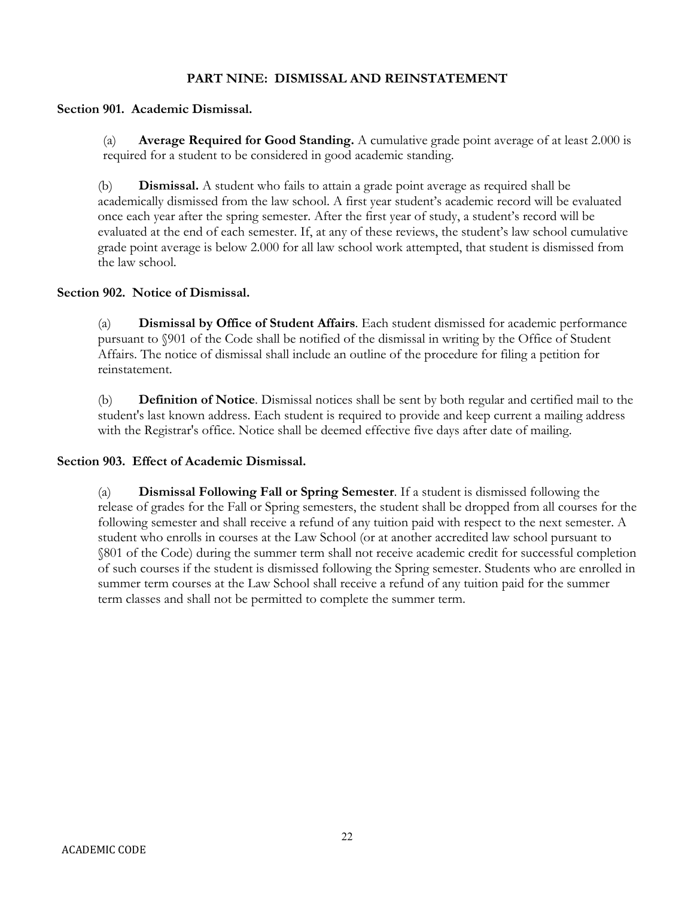# PART NINE: DISMISSAL AND REINSTATEMENT

## Section 901. Academic Dismissal.

(a) **Average Required for Good Standing.** A cumulative grade point average of at least 2.000 is required for a student to be considered in good academic standing.

(b) **Dismissal.** A student who fails to attain a grade point average as required shall be academically dismissed from the law school. A first year student's academic record will be evaluated once each year after the spring semester. After the first year of study, a student's record will be evaluated at the end of each semester. If, at any of these reviews, the student's law school cumulative grade point average is below 2.000 for all law school work attempted, that student is dismissed from the law school.

## Section 902. Notice of Dismissal.

(a) **Dismissal by Office of Student Affairs**. Each student dismissed for academic performance pursuant to §901 of the Code shall be notified of the dismissal in writing by the Office of Student Affairs. The notice of dismissal shall include an outline of the procedure for filing a petition for reinstatement.

(b) **Definition of Notice**. Dismissal notices shall be sent by both regular and certified mail to the student's last known address. Each student is required to provide and keep current a mailing address with the Registrar's office. Notice shall be deemed effective five days after date of mailing.

## Section 903. Effect of Academic Dismissal.

(a) **Dismissal Following Fall or Spring Semester**. If a student is dismissed following the release of grades for the Fall or Spring semesters, the student shall be dropped from all courses for the following semester and shall receive a refund of any tuition paid with respect to the next semester. A student who enrolls in courses at the Law School (or at another accredited law school pursuant to §801 of the Code) during the summer term shall not receive academic credit for successful completion of such courses if the student is dismissed following the Spring semester. Students who are enrolled in summer term courses at the Law School shall receive a refund of any tuition paid for the summer term classes and shall not be permitted to complete the summer term.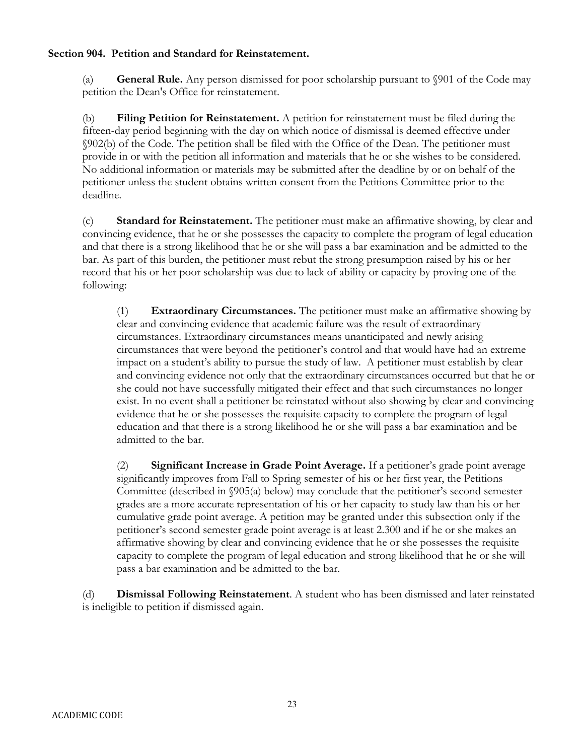**Section 904. Petition and Standard for Reinstatement.**

(a) **General Rule.** Any person dismissed for poor scholarship pursuant to §901 of the Code may petition the Dean's Office for reinstatement.

(b) **Filing Petition for Reinstatement.** A petition for reinstatement must be filed during the fifteen-day period beginning with the day on which notice of dismissal is deemed effective under §902(b) of the Code. The petition shall be filed with the Office of the Dean. The petitioner must provide in or with the petition all information and materials that he or she wishes to be considered. No additional information or materials may be submitted after the deadline by or on behalf of the petitioner unless the student obtains written consent from the Petitions Committee prior to the deadline.

(c) **Standard for Reinstatement.** The petitioner must make an affirmative showing, by clear and convincing evidence, that he or she possesses the capacity to complete the program of legal education and that there is a strong likelihood that he or she will pass a bar examination and be admitted to the bar. As part of this burden, the petitioner must rebut the strong presumption raised by his or her record that his or her poor scholarship was due to lack of ability or capacity by proving one of the following:

(1) **Extraordinary Circumstances.** The petitioner must make an affirmative showing by clear and convincing evidence that academic failure was the result of extraordinary circumstances. Extraordinary circumstances means unanticipated and newly arising circumstances that were beyond the petitioner's control and that would have had an extreme impact on a student's ability to pursue the study of law. A petitioner must establish by clear and convincing evidence not only that the extraordinary circumstances occurred but that he or she could not have successfully mitigated their effect and that such circumstances no longer exist. In no event shall a petitioner be reinstated without also showing by clear and convincing evidence that he or she possesses the requisite capacity to complete the program of legal education and that there is a strong likelihood he or she will pass a bar examination and be admitted to the bar.

(2) **Significant Increase in Grade Point Average.** If a petitioner's grade point average significantly improves from Fall to Spring semester of his or her first year, the Petitions Committee (described in §905(a) below) may conclude that the petitioner's second semester grades are a more accurate representation of his or her capacity to study law than his or her cumulative grade point average. A petition may be granted under this subsection only if the petitioner's second semester grade point average is at least 2.300 and if he or she makes an affirmative showing by clear and convincing evidence that he or she possesses the requisite capacity to complete the program of legal education and strong likelihood that he or she will pass a bar examination and be admitted to the bar.

(d) **Dismissal Following Reinstatement**. A student who has been dismissed and later reinstated is ineligible to petition if dismissed again.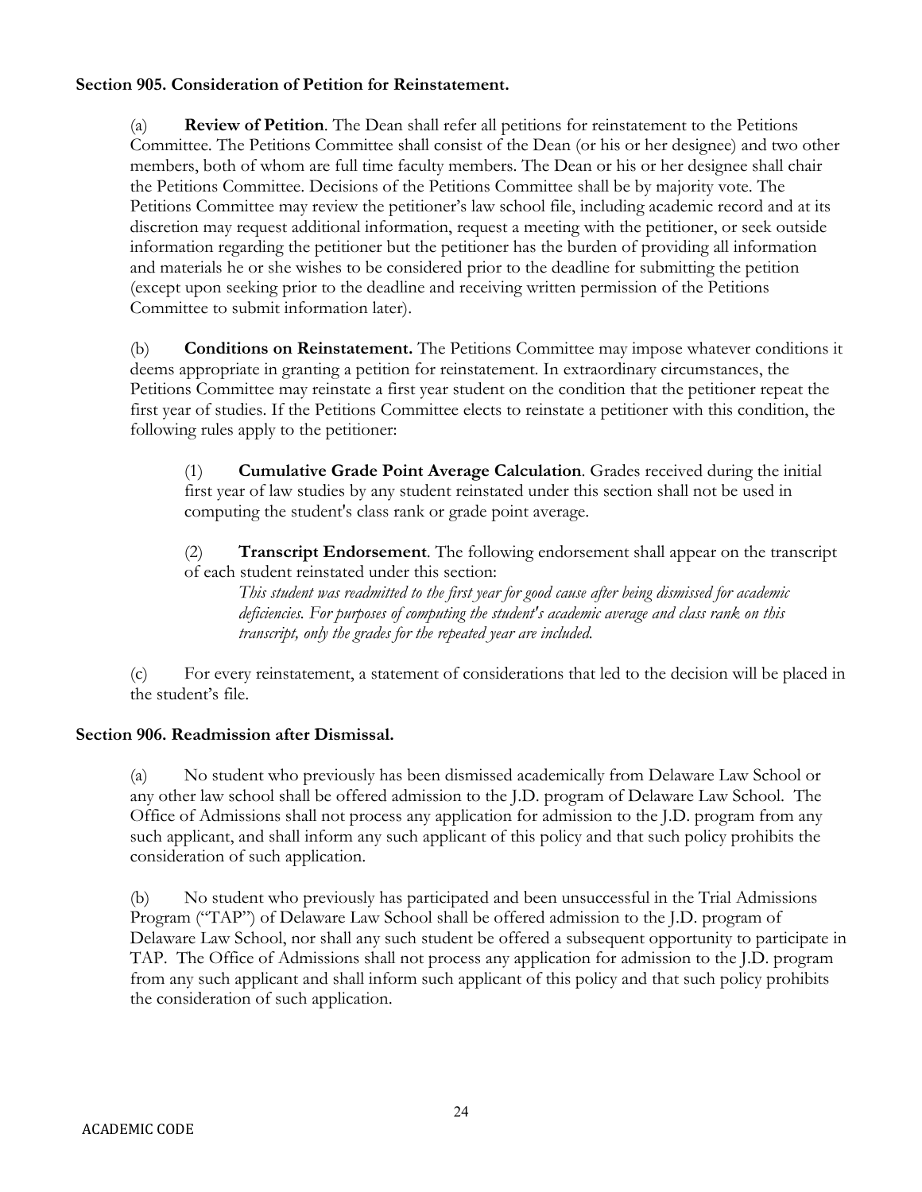**Section 905. Consideration of Petition for Reinstatement.**

(a) **Review of Petition**. The Dean shall refer all petitions for reinstatement to the Petitions Committee. The Petitions Committee shall consist of the Dean (or his or her designee) and two other members, both of whom are full time faculty members. The Dean or his or her designee shall chair the Petitions Committee. Decisions of the Petitions Committee shall be by majority vote. The Petitions Committee may review the petitioner's law school file, including academic record and at its discretion may request additional information, request a meeting with the petitioner, or seek outside information regarding the petitioner but the petitioner has the burden of providing all information and materials he or she wishes to be considered prior to the deadline for submitting the petition (except upon seeking prior to the deadline and receiving written permission of the Petitions Committee to submit information later).

(b) **Conditions on Reinstatement.** The Petitions Committee may impose whatever conditions it deems appropriate in granting a petition for reinstatement. In extraordinary circumstances, the Petitions Committee may reinstate a first year student on the condition that the petitioner repeat the first year of studies. If the Petitions Committee elects to reinstate a petitioner with this condition, the following rules apply to the petitioner:

> (1) **Cumulative Grade Point Average Calculation**. Grades received during the initial first year of law studies by any student reinstated under this section shall not be used in computing the student's class rank or grade point average.
>
> (2) **Transcript Endorsement**. The following endorsement shall appear on the transcript of each student reinstated under this section:
>
> > *This student was readmitted to the first year for good cause after being dismissed for academic deficiencies. For purposes of computing the student's academic average and class rank on this transcript, only the grades for the repeated year are included.*

(c) For every reinstatement, a statement of considerations that led to the decision will be placed in the student's file.

**Section 906. Readmission after Dismissal.**

(a) No student who previously has been dismissed academically from Delaware Law School or any other law school shall be offered admission to the J.D. program of Delaware Law School. The Office of Admissions shall not process any application for admission to the J.D. program from any such applicant, and shall inform any such applicant of this policy and that such policy prohibits the consideration of such application.

(b) No student who previously has participated and been unsuccessful in the Trial Admissions Program ("TAP") of Delaware Law School shall be offered admission to the J.D. program of Delaware Law School, nor shall any such student be offered a subsequent opportunity to participate in TAP. The Office of Admissions shall not process any application for admission to the J.D. program from any such applicant and shall inform such applicant of this policy and that such policy prohibits the consideration of such application.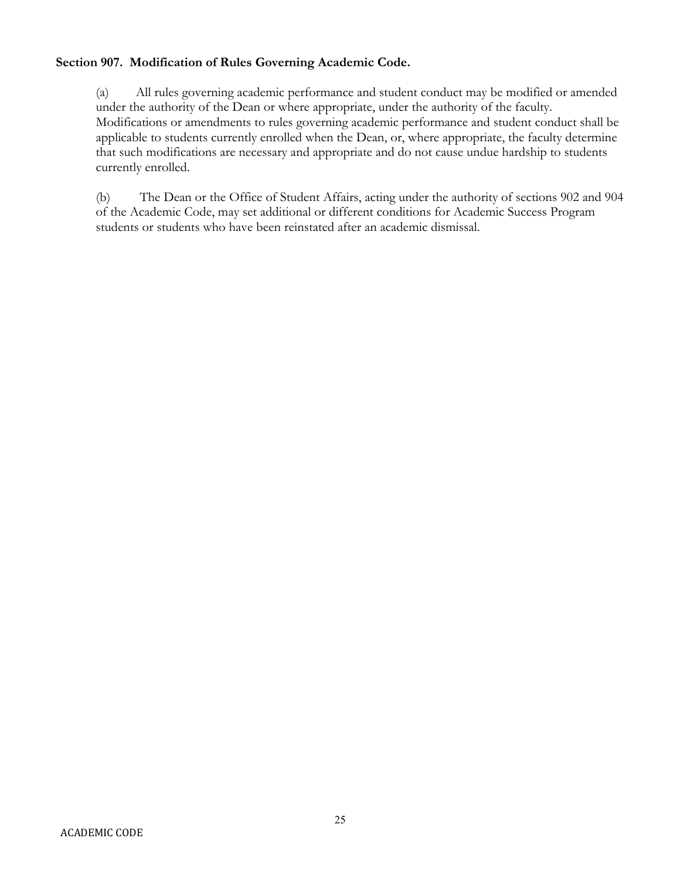**Section 907. Modification of Rules Governing Academic Code.**

(a) All rules governing academic performance and student conduct may be modified or amended under the authority of the Dean or where appropriate, under the authority of the faculty. Modifications or amendments to rules governing academic performance and student conduct shall be applicable to students currently enrolled when the Dean, or, where appropriate, the faculty determine that such modifications are necessary and appropriate and do not cause undue hardship to students currently enrolled.

(b) The Dean or the Office of Student Affairs, acting under the authority of sections 902 and 904 of the Academic Code, may set additional or different conditions for Academic Success Program students or students who have been reinstated after an academic dismissal.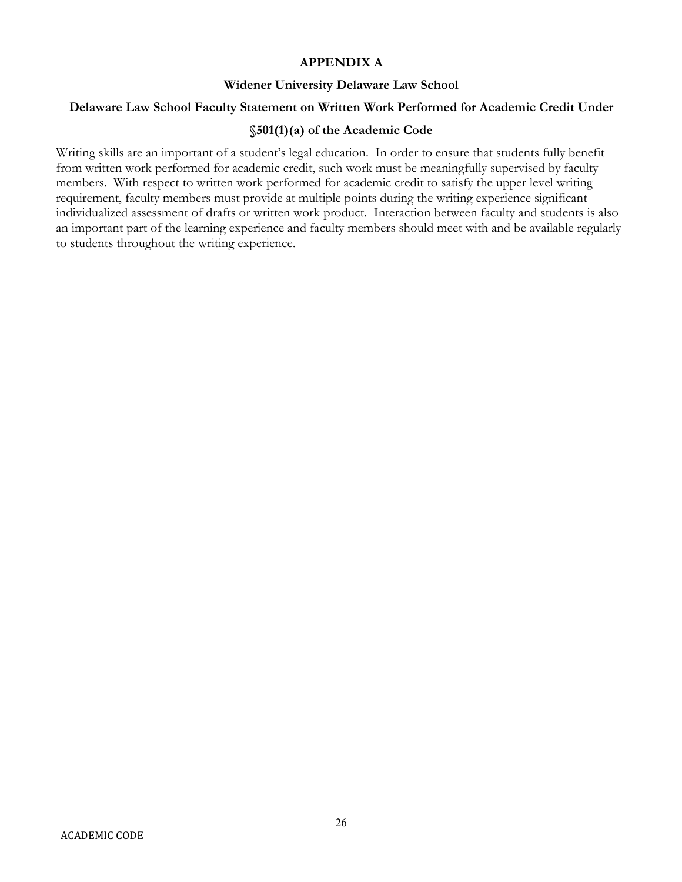# APPENDIX A

## Widener University Delaware Law School

## Delaware Law School Faculty Statement on Written Work Performed for Academic Credit Under §501(1)(a) of the Academic Code

Writing skills are an important of a student's legal education. In order to ensure that students fully benefit from written work performed for academic credit, such work must be meaningfully supervised by faculty members. With respect to written work performed for academic credit to satisfy the upper level writing requirement, faculty members must provide at multiple points during the writing experience significant individualized assessment of drafts or written work product. Interaction between faculty and students is also an important part of the learning experience and faculty members should meet with and be available regularly to students throughout the writing experience.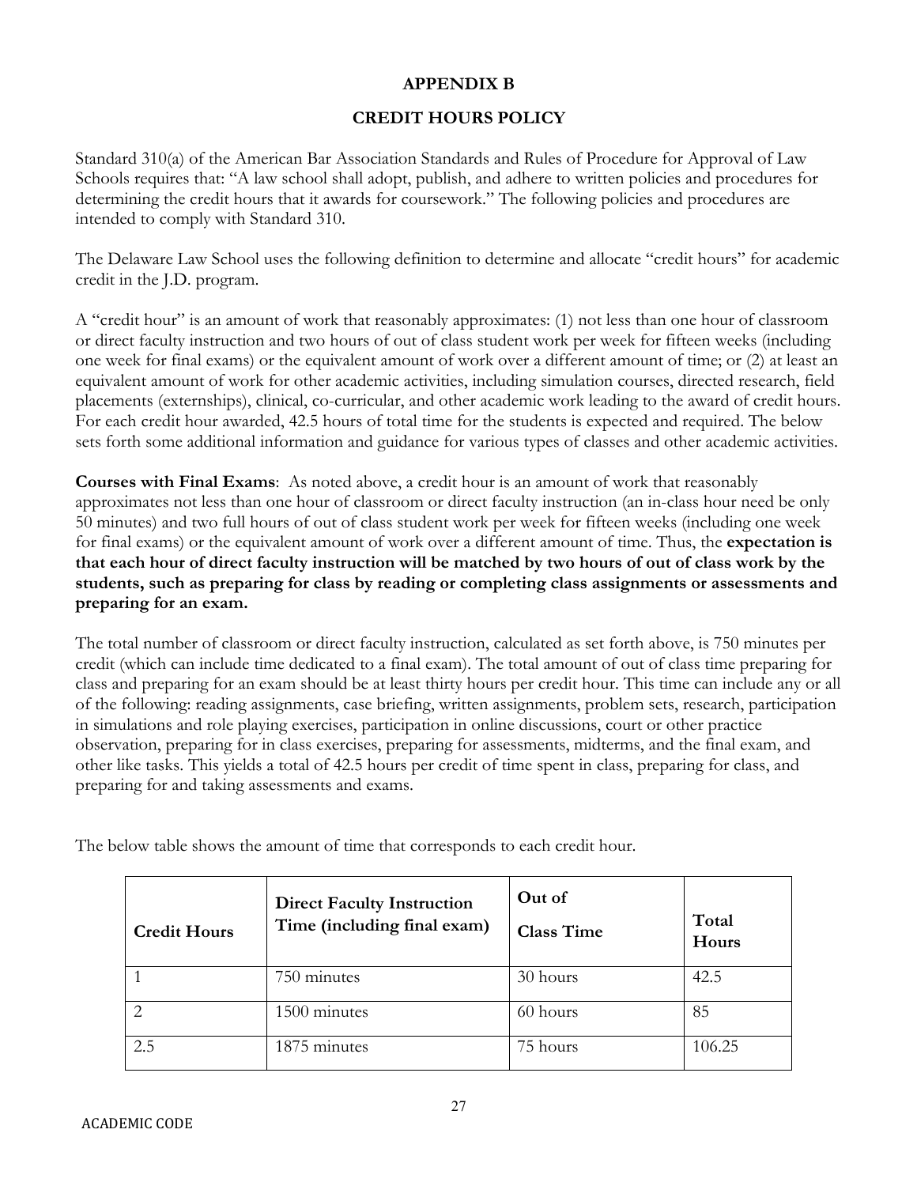## APPENDIX B

## CREDIT HOURS POLICY

Standard 310(a) of the American Bar Association Standards and Rules of Procedure for Approval of Law Schools requires that: "A law school shall adopt, publish, and adhere to written policies and procedures for determining the credit hours that it awards for coursework." The following policies and procedures are intended to comply with Standard 310.

The Delaware Law School uses the following definition to determine and allocate "credit hours" for academic credit in the J.D. program.

A "credit hour" is an amount of work that reasonably approximates: (1) not less than one hour of classroom or direct faculty instruction and two hours of out of class student work per week for fifteen weeks (including one week for final exams) or the equivalent amount of work over a different amount of time; or (2) at least an equivalent amount of work for other academic activities, including simulation courses, directed research, field placements (externships), clinical, co-curricular, and other academic work leading to the award of credit hours. For each credit hour awarded, 42.5 hours of total time for the students is expected and required. The below sets forth some additional information and guidance for various types of classes and other academic activities.

**Courses with Final Exams**: As noted above, a credit hour is an amount of work that reasonably approximates not less than one hour of classroom or direct faculty instruction (an in-class hour need be only 50 minutes) and two full hours of out of class student work per week for fifteen weeks (including one week for final exams) or the equivalent amount of work over a different amount of time. Thus, the **expectation is that each hour of direct faculty instruction will be matched by two hours of out of class work by the students, such as preparing for class by reading or completing class assignments or assessments and preparing for an exam.**

The total number of classroom or direct faculty instruction, calculated as set forth above, is 750 minutes per credit (which can include time dedicated to a final exam). The total amount of out of class time preparing for class and preparing for an exam should be at least thirty hours per credit hour. This time can include any or all of the following: reading assignments, case briefing, written assignments, problem sets, research, participation in simulations and role playing exercises, participation in online discussions, court or other practice observation, preparing for in class exercises, preparing for assessments, midterms, and the final exam, and other like tasks. This yields a total of 42.5 hours per credit of time spent in class, preparing for class, and preparing for and taking assessments and exams.

The below table shows the amount of time that corresponds to each credit hour.

| Credit Hours | Direct Faculty Instruction Time (including final exam) | Out of Class Time | Total Hours |
|---|---|---|---|
| 1 | 750 minutes | 30 hours | 42.5 |
| 2 | 1500 minutes | 60 hours | 85 |
| 2.5 | 1875 minutes | 75 hours | 106.25 |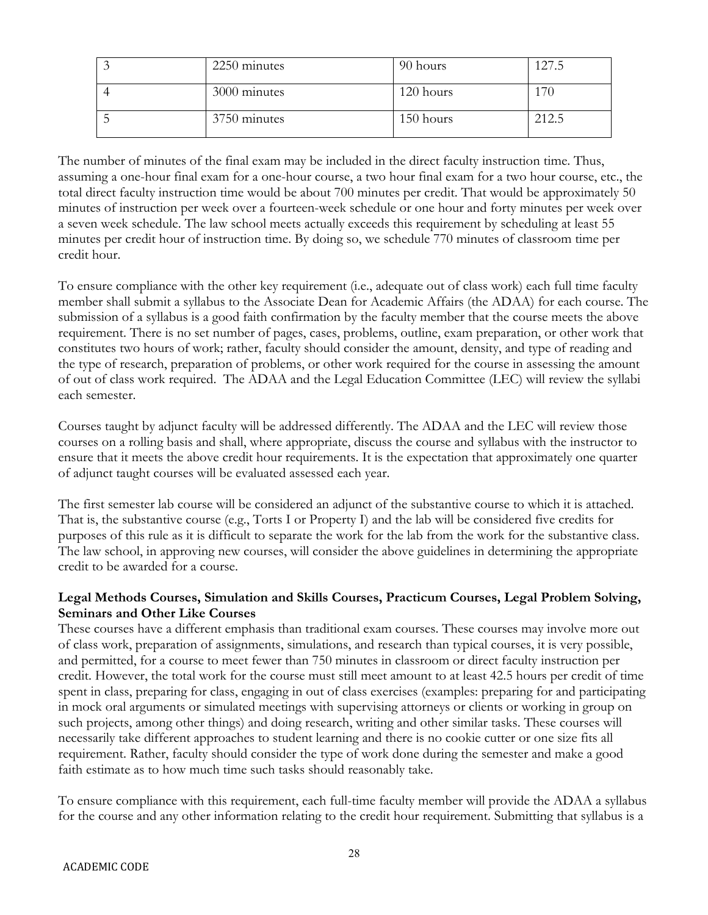| 3 | 2250 minutes | 90 hours | 127.5 |
|---|---|---|---|
| 4 | 3000 minutes | 120 hours | 170 |
| 5 | 3750 minutes | 150 hours | 212.5 |

The number of minutes of the final exam may be included in the direct faculty instruction time. Thus, assuming a one-hour final exam for a one-hour course, a two hour final exam for a two hour course, etc., the total direct faculty instruction time would be about 700 minutes per credit. That would be approximately 50 minutes of instruction per week over a fourteen-week schedule or one hour and forty minutes per week over a seven week schedule. The law school meets actually exceeds this requirement by scheduling at least 55 minutes per credit hour of instruction time. By doing so, we schedule 770 minutes of classroom time per credit hour.

To ensure compliance with the other key requirement (i.e., adequate out of class work) each full time faculty member shall submit a syllabus to the Associate Dean for Academic Affairs (the ADAA) for each course. The submission of a syllabus is a good faith confirmation by the faculty member that the course meets the above requirement. There is no set number of pages, cases, problems, outline, exam preparation, or other work that constitutes two hours of work; rather, faculty should consider the amount, density, and type of reading and the type of research, preparation of problems, or other work required for the course in assessing the amount of out of class work required. The ADAA and the Legal Education Committee (LEC) will review the syllabi each semester.

Courses taught by adjunct faculty will be addressed differently. The ADAA and the LEC will review those courses on a rolling basis and shall, where appropriate, discuss the course and syllabus with the instructor to ensure that it meets the above credit hour requirements. It is the expectation that approximately one quarter of adjunct taught courses will be evaluated assessed each year.

The first semester lab course will be considered an adjunct of the substantive course to which it is attached. That is, the substantive course (e.g., Torts I or Property I) and the lab will be considered five credits for purposes of this rule as it is difficult to separate the work for the lab from the work for the substantive class. The law school, in approving new courses, will consider the above guidelines in determining the appropriate credit to be awarded for a course.

**Legal Methods Courses, Simulation and Skills Courses, Practicum Courses, Legal Problem Solving, Seminars and Other Like Courses**

These courses have a different emphasis than traditional exam courses. These courses may involve more out of class work, preparation of assignments, simulations, and research than typical courses, it is very possible, and permitted, for a course to meet fewer than 750 minutes in classroom or direct faculty instruction per credit. However, the total work for the course must still meet amount to at least 42.5 hours per credit of time spent in class, preparing for class, engaging in out of class exercises (examples: preparing for and participating in mock oral arguments or simulated meetings with supervising attorneys or clients or working in group on such projects, among other things) and doing research, writing and other similar tasks. These courses will necessarily take different approaches to student learning and there is no cookie cutter or one size fits all requirement. Rather, faculty should consider the type of work done during the semester and make a good faith estimate as to how much time such tasks should reasonably take.

To ensure compliance with this requirement, each full-time faculty member will provide the ADAA a syllabus for the course and any other information relating to the credit hour requirement. Submitting that syllabus is a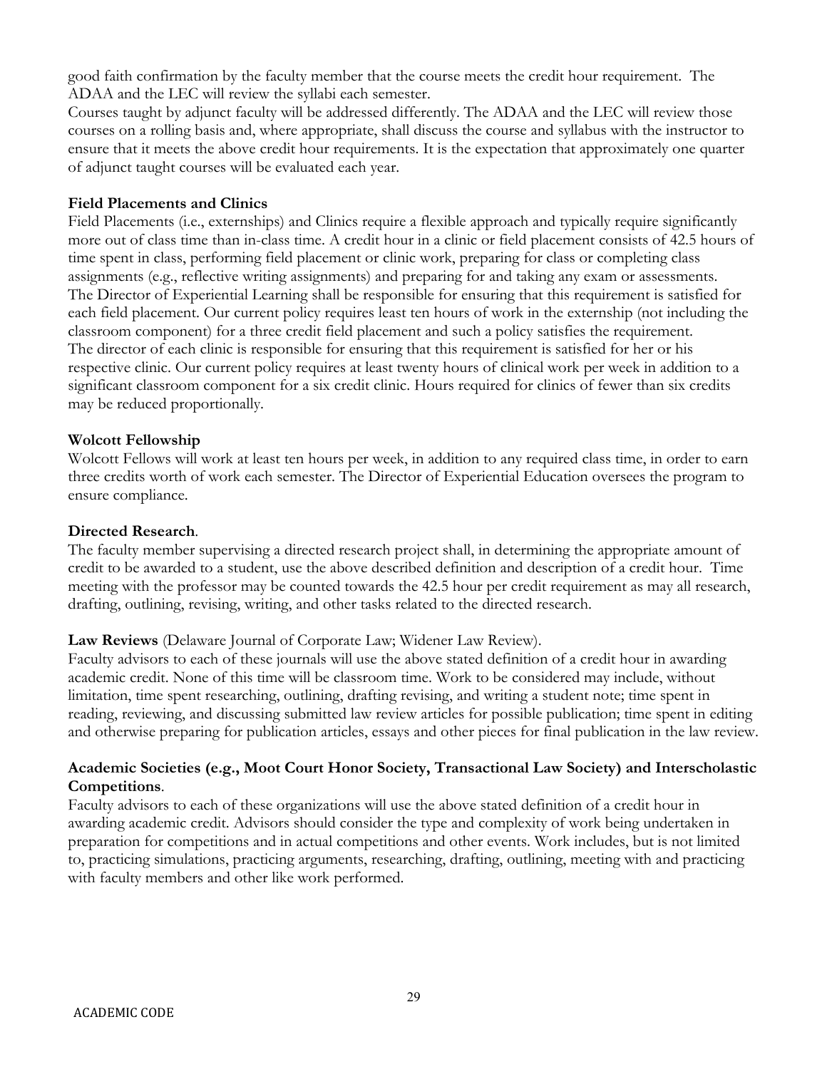good faith confirmation by the faculty member that the course meets the credit hour requirement. The ADAA and the LEC will review the syllabi each semester.

Courses taught by adjunct faculty will be addressed differently. The ADAA and the LEC will review those courses on a rolling basis and, where appropriate, shall discuss the course and syllabus with the instructor to ensure that it meets the above credit hour requirements. It is the expectation that approximately one quarter of adjunct taught courses will be evaluated each year.

**Field Placements and Clinics**

Field Placements (i.e., externships) and Clinics require a flexible approach and typically require significantly more out of class time than in-class time. A credit hour in a clinic or field placement consists of 42.5 hours of time spent in class, performing field placement or clinic work, preparing for class or completing class assignments (e.g., reflective writing assignments) and preparing for and taking any exam or assessments.

The Director of Experiential Learning shall be responsible for ensuring that this requirement is satisfied for each field placement. Our current policy requires least ten hours of work in the externship (not including the classroom component) for a three credit field placement and such a policy satisfies the requirement.

The director of each clinic is responsible for ensuring that this requirement is satisfied for her or his respective clinic. Our current policy requires at least twenty hours of clinical work per week in addition to a significant classroom component for a six credit clinic. Hours required for clinics of fewer than six credits may be reduced proportionally.

**Wolcott Fellowship**

Wolcott Fellows will work at least ten hours per week, in addition to any required class time, in order to earn three credits worth of work each semester. The Director of Experiential Education oversees the program to ensure compliance.

**Directed Research**.

The faculty member supervising a directed research project shall, in determining the appropriate amount of credit to be awarded to a student, use the above described definition and description of a credit hour. Time meeting with the professor may be counted towards the 42.5 hour per credit requirement as may all research, drafting, outlining, revising, writing, and other tasks related to the directed research.

**Law Reviews** (Delaware Journal of Corporate Law; Widener Law Review).

Faculty advisors to each of these journals will use the above stated definition of a credit hour in awarding academic credit. None of this time will be classroom time. Work to be considered may include, without limitation, time spent researching, outlining, drafting revising, and writing a student note; time spent in reading, reviewing, and discussing submitted law review articles for possible publication; time spent in editing and otherwise preparing for publication articles, essays and other pieces for final publication in the law review.

**Academic Societies (e.g., Moot Court Honor Society, Transactional Law Society) and Interscholastic Competitions**.

Faculty advisors to each of these organizations will use the above stated definition of a credit hour in awarding academic credit. Advisors should consider the type and complexity of work being undertaken in preparation for competitions and in actual competitions and other events. Work includes, but is not limited to, practicing simulations, practicing arguments, researching, drafting, outlining, meeting with and practicing with faculty members and other like work performed.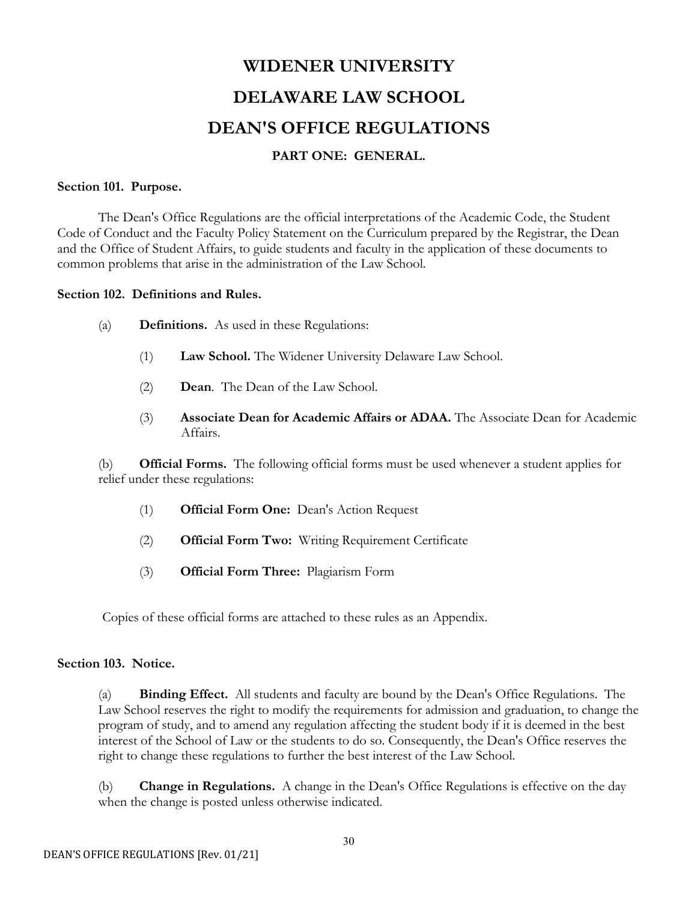# WIDENER UNIVERSITY

# DELAWARE LAW SCHOOL

# DEAN'S OFFICE REGULATIONS

## PART ONE: GENERAL.

### Section 101. Purpose.

The Dean's Office Regulations are the official interpretations of the Academic Code, the Student Code of Conduct and the Faculty Policy Statement on the Curriculum prepared by the Registrar, the Dean and the Office of Student Affairs, to guide students and faculty in the application of these documents to common problems that arise in the administration of the Law School.

### Section 102. Definitions and Rules.

(a) **Definitions.** As used in these Regulations:

(1) **Law School.** The Widener University Delaware Law School.

(2) **Dean**. The Dean of the Law School.

(3) **Associate Dean for Academic Affairs or ADAA.** The Associate Dean for Academic Affairs.

(b) **Official Forms.** The following official forms must be used whenever a student applies for relief under these regulations:

(1) **Official Form One:** Dean's Action Request

(2) **Official Form Two:** Writing Requirement Certificate

(3) **Official Form Three:** Plagiarism Form

Copies of these official forms are attached to these rules as an Appendix.

### Section 103. Notice.

(a) **Binding Effect.** All students and faculty are bound by the Dean's Office Regulations. The Law School reserves the right to modify the requirements for admission and graduation, to change the program of study, and to amend any regulation affecting the student body if it is deemed in the best interest of the School of Law or the students to do so. Consequently, the Dean's Office reserves the right to change these regulations to further the best interest of the Law School.

(b) **Change in Regulations.** A change in the Dean's Office Regulations is effective on the day when the change is posted unless otherwise indicated.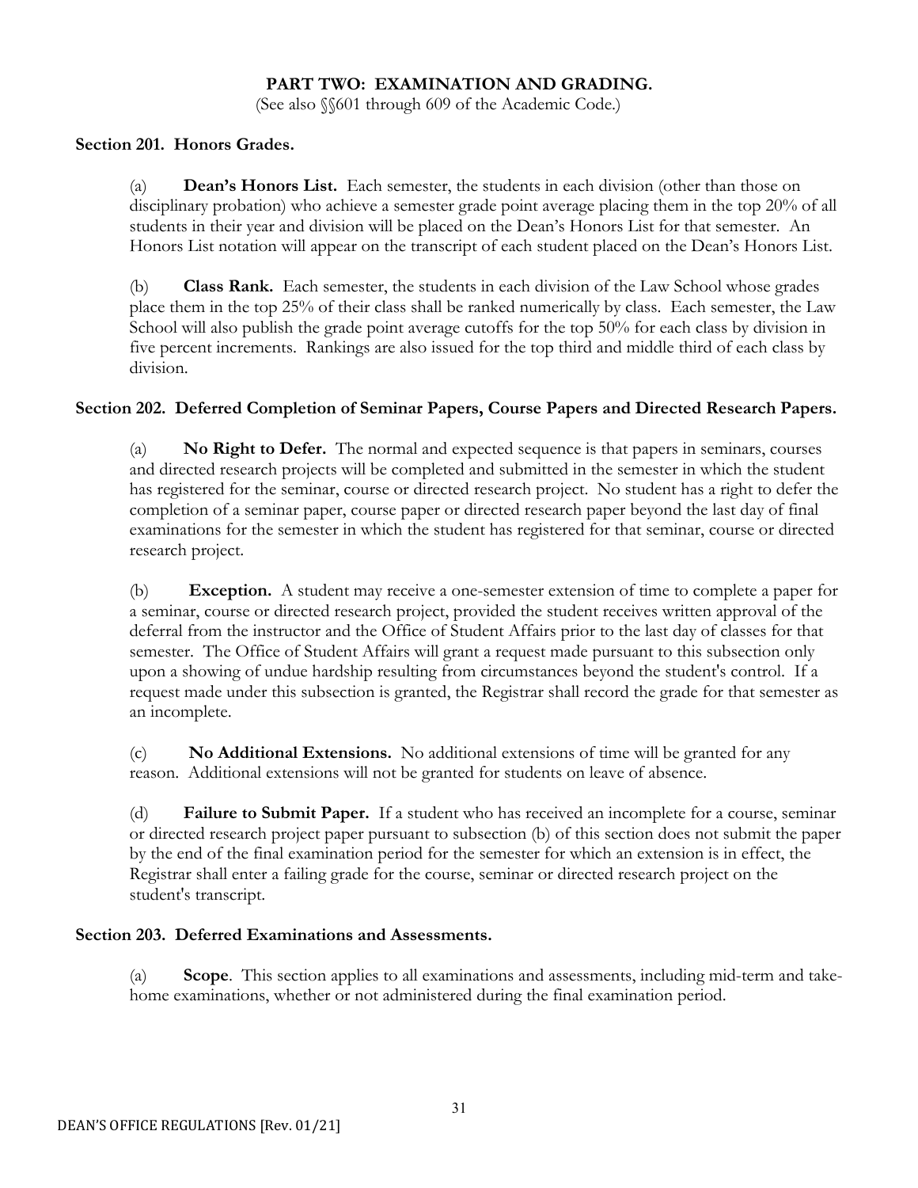## PART TWO: EXAMINATION AND GRADING.

(See also §§601 through 609 of the Academic Code.)

### Section 201. Honors Grades.

(a) **Dean's Honors List.** Each semester, the students in each division (other than those on disciplinary probation) who achieve a semester grade point average placing them in the top 20% of all students in their year and division will be placed on the Dean's Honors List for that semester. An Honors List notation will appear on the transcript of each student placed on the Dean's Honors List.

(b) **Class Rank.** Each semester, the students in each division of the Law School whose grades place them in the top 25% of their class shall be ranked numerically by class. Each semester, the Law School will also publish the grade point average cutoffs for the top 50% for each class by division in five percent increments. Rankings are also issued for the top third and middle third of each class by division.

### Section 202. Deferred Completion of Seminar Papers, Course Papers and Directed Research Papers.

(a) **No Right to Defer.** The normal and expected sequence is that papers in seminars, courses and directed research projects will be completed and submitted in the semester in which the student has registered for the seminar, course or directed research project. No student has a right to defer the completion of a seminar paper, course paper or directed research paper beyond the last day of final examinations for the semester in which the student has registered for that seminar, course or directed research project.

(b) **Exception.** A student may receive a one-semester extension of time to complete a paper for a seminar, course or directed research project, provided the student receives written approval of the deferral from the instructor and the Office of Student Affairs prior to the last day of classes for that semester. The Office of Student Affairs will grant a request made pursuant to this subsection only upon a showing of undue hardship resulting from circumstances beyond the student's control. If a request made under this subsection is granted, the Registrar shall record the grade for that semester as an incomplete.

(c) **No Additional Extensions.** No additional extensions of time will be granted for any reason. Additional extensions will not be granted for students on leave of absence.

(d) **Failure to Submit Paper.** If a student who has received an incomplete for a course, seminar or directed research project paper pursuant to subsection (b) of this section does not submit the paper by the end of the final examination period for the semester for which an extension is in effect, the Registrar shall enter a failing grade for the course, seminar or directed research project on the student's transcript.

### Section 203. Deferred Examinations and Assessments.

(a) **Scope**. This section applies to all examinations and assessments, including mid-term and take-home examinations, whether or not administered during the final examination period.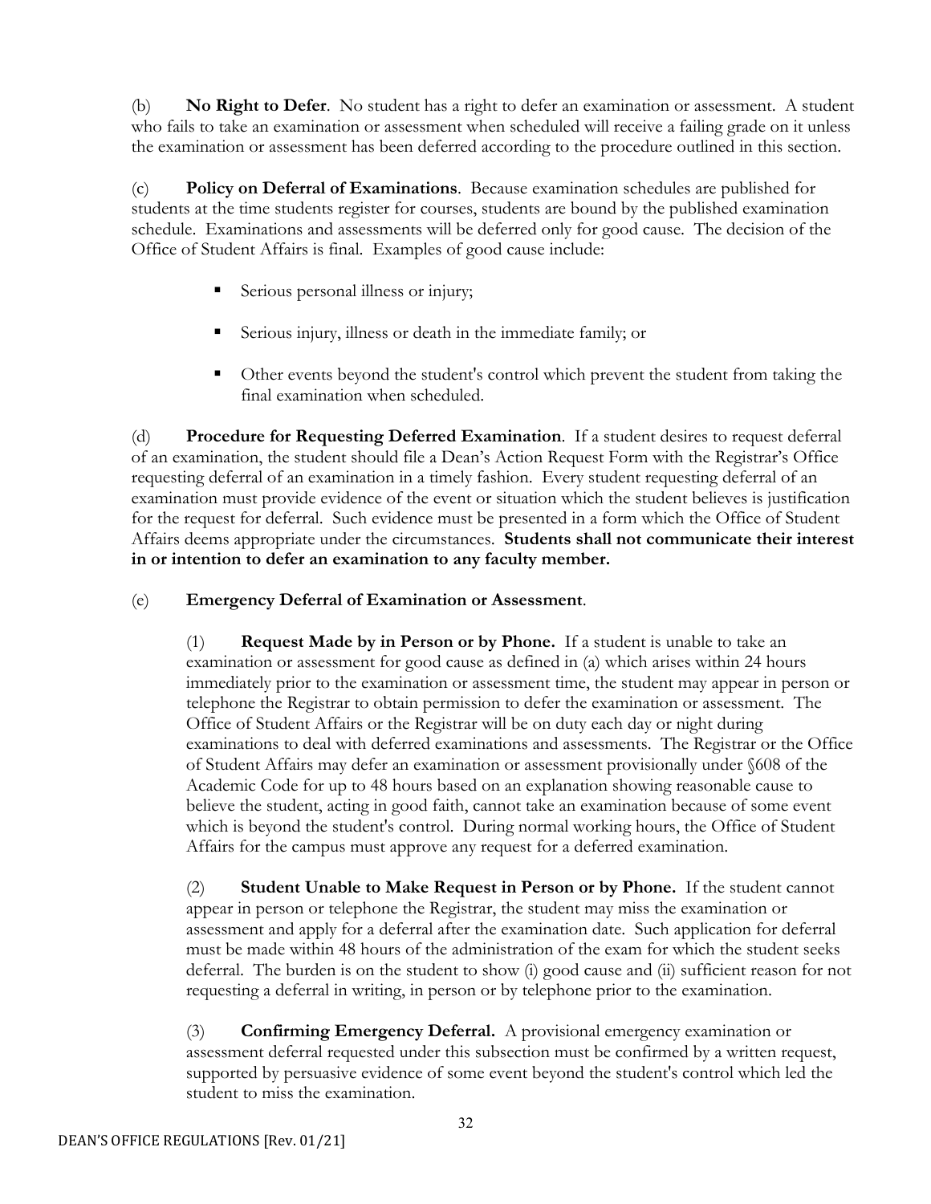(b) **No Right to Defer**. No student has a right to defer an examination or assessment. A student who fails to take an examination or assessment when scheduled will receive a failing grade on it unless the examination or assessment has been deferred according to the procedure outlined in this section.

(c) **Policy on Deferral of Examinations**. Because examination schedules are published for students at the time students register for courses, students are bound by the published examination schedule. Examinations and assessments will be deferred only for good cause. The decision of the Office of Student Affairs is final. Examples of good cause include:

- Serious personal illness or injury;
- Serious injury, illness or death in the immediate family; or
- Other events beyond the student's control which prevent the student from taking the final examination when scheduled.

(d) **Procedure for Requesting Deferred Examination**. If a student desires to request deferral of an examination, the student should file a Dean's Action Request Form with the Registrar's Office requesting deferral of an examination in a timely fashion. Every student requesting deferral of an examination must provide evidence of the event or situation which the student believes is justification for the request for deferral. Such evidence must be presented in a form which the Office of Student Affairs deems appropriate under the circumstances. **Students shall not communicate their interest in or intention to defer an examination to any faculty member.**

(e) **Emergency Deferral of Examination or Assessment**.

(1) **Request Made by in Person or by Phone.** If a student is unable to take an examination or assessment for good cause as defined in (a) which arises within 24 hours immediately prior to the examination or assessment time, the student may appear in person or telephone the Registrar to obtain permission to defer the examination or assessment. The Office of Student Affairs or the Registrar will be on duty each day or night during examinations to deal with deferred examinations and assessments. The Registrar or the Office of Student Affairs may defer an examination or assessment provisionally under §608 of the Academic Code for up to 48 hours based on an explanation showing reasonable cause to believe the student, acting in good faith, cannot take an examination because of some event which is beyond the student's control. During normal working hours, the Office of Student Affairs for the campus must approve any request for a deferred examination.

(2) **Student Unable to Make Request in Person or by Phone.** If the student cannot appear in person or telephone the Registrar, the student may miss the examination or assessment and apply for a deferral after the examination date. Such application for deferral must be made within 48 hours of the administration of the exam for which the student seeks deferral. The burden is on the student to show (i) good cause and (ii) sufficient reason for not requesting a deferral in writing, in person or by telephone prior to the examination.

(3) **Confirming Emergency Deferral.** A provisional emergency examination or assessment deferral requested under this subsection must be confirmed by a written request, supported by persuasive evidence of some event beyond the student's control which led the student to miss the examination.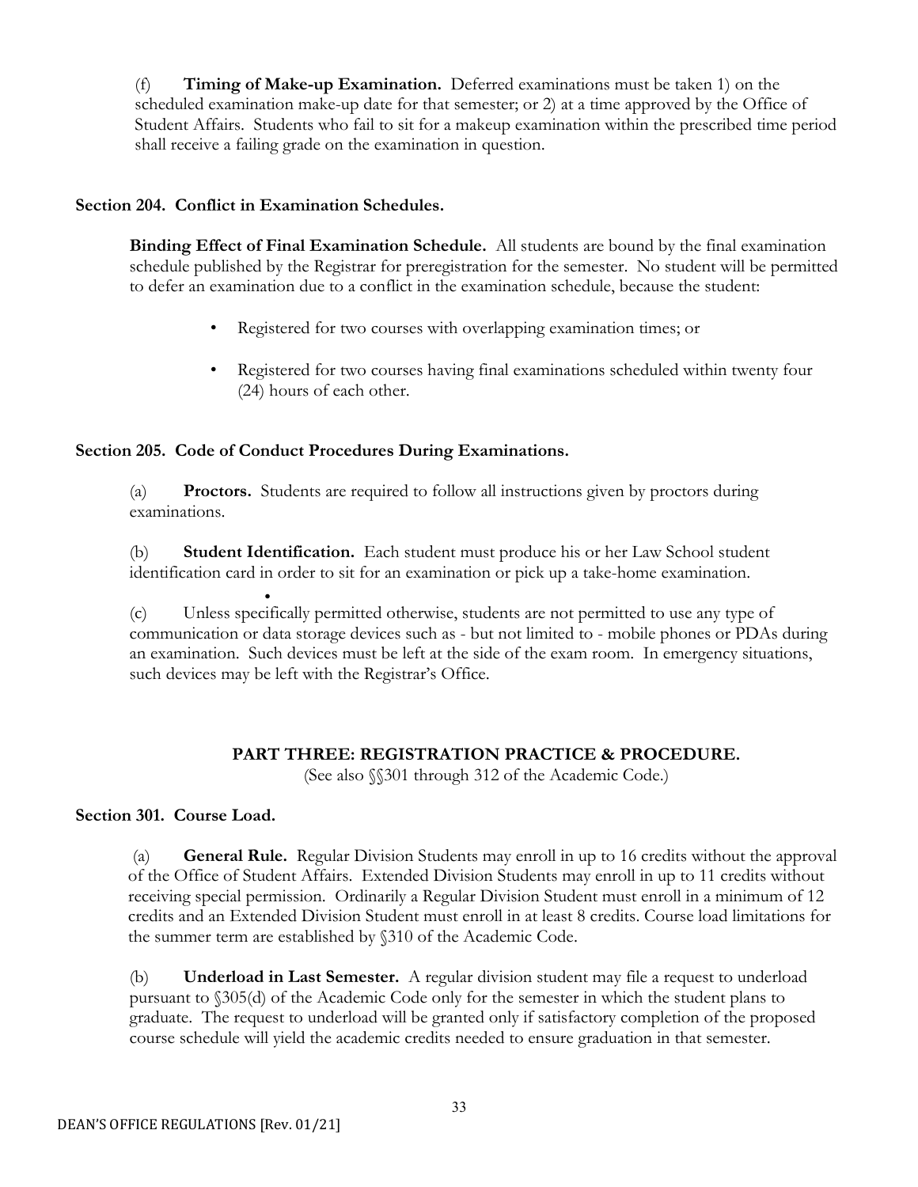(f) **Timing of Make-up Examination.** Deferred examinations must be taken 1) on the scheduled examination make-up date for that semester; or 2) at a time approved by the Office of Student Affairs. Students who fail to sit for a makeup examination within the prescribed time period shall receive a failing grade on the examination in question.

### Section 204. Conflict in Examination Schedules.

**Binding Effect of Final Examination Schedule.** All students are bound by the final examination schedule published by the Registrar for preregistration for the semester. No student will be permitted to defer an examination due to a conflict in the examination schedule, because the student:

- Registered for two courses with overlapping examination times; or
- Registered for two courses having final examinations scheduled within twenty four (24) hours of each other.

### Section 205. Code of Conduct Procedures During Examinations.

(a) **Proctors.** Students are required to follow all instructions given by proctors during examinations.

(b) **Student Identification.** Each student must produce his or her Law School student identification card in order to sit for an examination or pick up a take-home examination.

(c) Unless specifically permitted otherwise, students are not permitted to use any type of communication or data storage devices such as - but not limited to - mobile phones or PDAs during an examination. Such devices must be left at the side of the exam room. In emergency situations, such devices may be left with the Registrar's Office.

## PART THREE: REGISTRATION PRACTICE & PROCEDURE.

(See also §§301 through 312 of the Academic Code.)

### Section 301. Course Load.

(a) **General Rule.** Regular Division Students may enroll in up to 16 credits without the approval of the Office of Student Affairs. Extended Division Students may enroll in up to 11 credits without receiving special permission. Ordinarily a Regular Division Student must enroll in a minimum of 12 credits and an Extended Division Student must enroll in at least 8 credits. Course load limitations for the summer term are established by §310 of the Academic Code.

(b) **Underload in Last Semester.** A regular division student may file a request to underload pursuant to §305(d) of the Academic Code only for the semester in which the student plans to graduate. The request to underload will be granted only if satisfactory completion of the proposed course schedule will yield the academic credits needed to ensure graduation in that semester.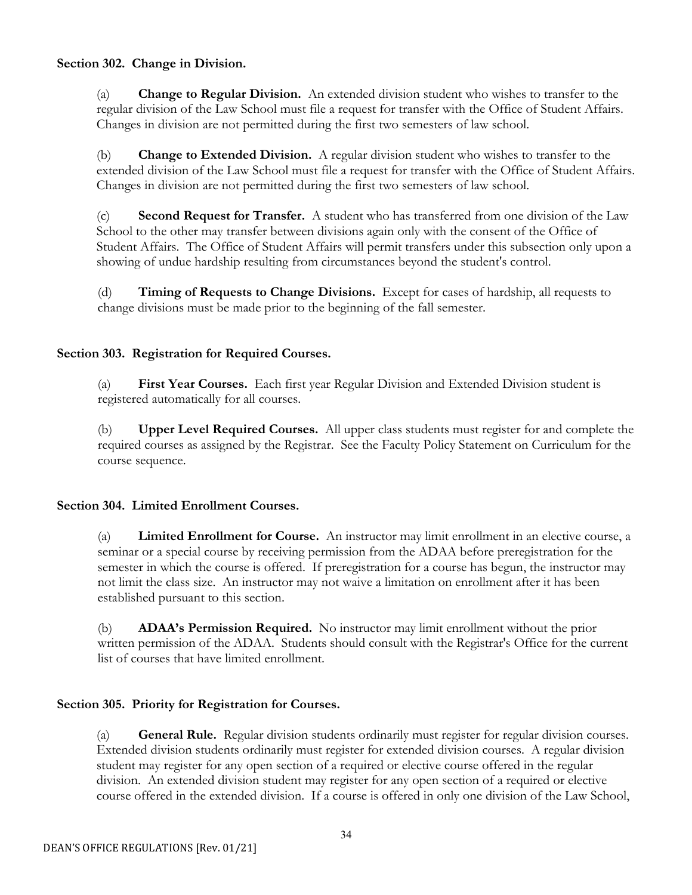**Section 302. Change in Division.**

(a) **Change to Regular Division.** An extended division student who wishes to transfer to the regular division of the Law School must file a request for transfer with the Office of Student Affairs. Changes in division are not permitted during the first two semesters of law school.

(b) **Change to Extended Division.** A regular division student who wishes to transfer to the extended division of the Law School must file a request for transfer with the Office of Student Affairs. Changes in division are not permitted during the first two semesters of law school.

(c) **Second Request for Transfer.** A student who has transferred from one division of the Law School to the other may transfer between divisions again only with the consent of the Office of Student Affairs. The Office of Student Affairs will permit transfers under this subsection only upon a showing of undue hardship resulting from circumstances beyond the student's control.

(d) **Timing of Requests to Change Divisions.** Except for cases of hardship, all requests to change divisions must be made prior to the beginning of the fall semester.

**Section 303. Registration for Required Courses.**

(a) **First Year Courses.** Each first year Regular Division and Extended Division student is registered automatically for all courses.

(b) **Upper Level Required Courses.** All upper class students must register for and complete the required courses as assigned by the Registrar. See the Faculty Policy Statement on Curriculum for the course sequence.

**Section 304. Limited Enrollment Courses.**

(a) **Limited Enrollment for Course.** An instructor may limit enrollment in an elective course, a seminar or a special course by receiving permission from the ADAA before preregistration for the semester in which the course is offered. If preregistration for a course has begun, the instructor may not limit the class size. An instructor may not waive a limitation on enrollment after it has been established pursuant to this section.

(b) **ADAA's Permission Required.** No instructor may limit enrollment without the prior written permission of the ADAA. Students should consult with the Registrar's Office for the current list of courses that have limited enrollment.

**Section 305. Priority for Registration for Courses.**

(a) **General Rule.** Regular division students ordinarily must register for regular division courses. Extended division students ordinarily must register for extended division courses. A regular division student may register for any open section of a required or elective course offered in the regular division. An extended division student may register for any open section of a required or elective course offered in the extended division. If a course is offered in only one division of the Law School,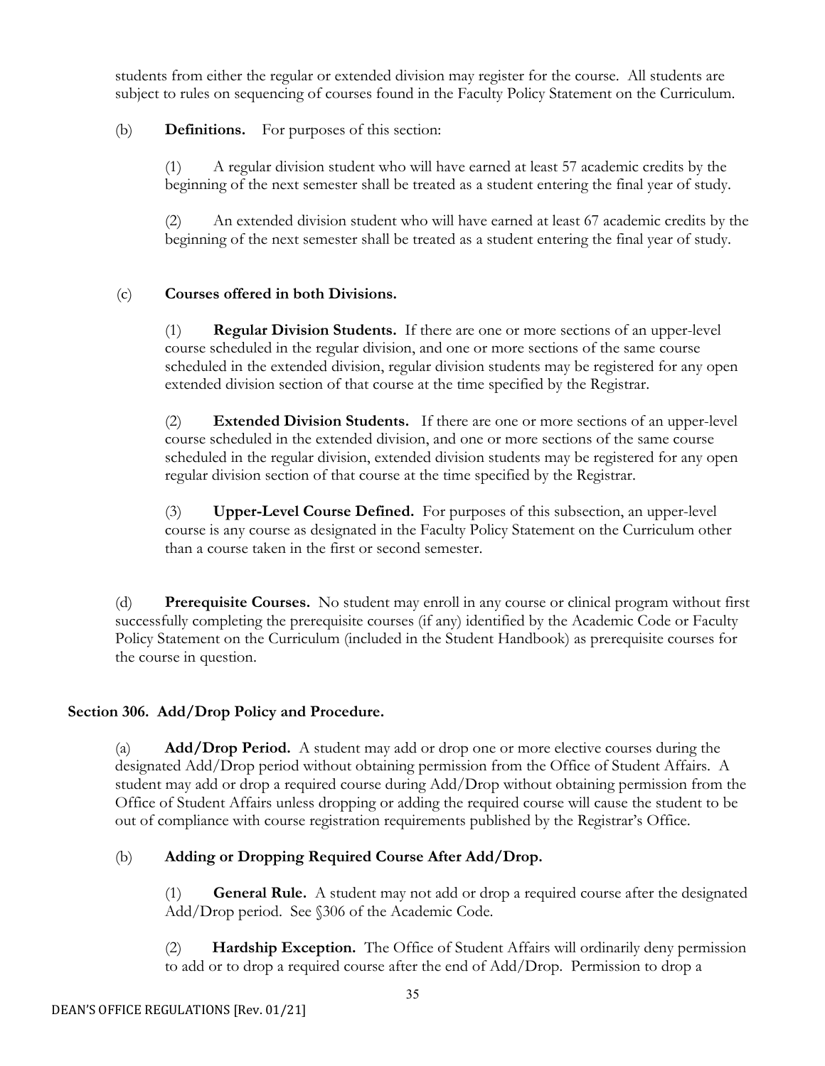students from either the regular or extended division may register for the course. All students are subject to rules on sequencing of courses found in the Faculty Policy Statement on the Curriculum.

(b) **Definitions.** For purposes of this section:

(1) A regular division student who will have earned at least 57 academic credits by the beginning of the next semester shall be treated as a student entering the final year of study.

(2) An extended division student who will have earned at least 67 academic credits by the beginning of the next semester shall be treated as a student entering the final year of study.

(c) **Courses offered in both Divisions.**

(1) **Regular Division Students.** If there are one or more sections of an upper-level course scheduled in the regular division, and one or more sections of the same course scheduled in the extended division, regular division students may be registered for any open extended division section of that course at the time specified by the Registrar.

(2) **Extended Division Students.** If there are one or more sections of an upper-level course scheduled in the extended division, and one or more sections of the same course scheduled in the regular division, extended division students may be registered for any open regular division section of that course at the time specified by the Registrar.

(3) **Upper-Level Course Defined.** For purposes of this subsection, an upper-level course is any course as designated in the Faculty Policy Statement on the Curriculum other than a course taken in the first or second semester.

(d) **Prerequisite Courses.** No student may enroll in any course or clinical program without first successfully completing the prerequisite courses (if any) identified by the Academic Code or Faculty Policy Statement on the Curriculum (included in the Student Handbook) as prerequisite courses for the course in question.

## Section 306. Add/Drop Policy and Procedure.

(a) **Add/Drop Period.** A student may add or drop one or more elective courses during the designated Add/Drop period without obtaining permission from the Office of Student Affairs. A student may add or drop a required course during Add/Drop without obtaining permission from the Office of Student Affairs unless dropping or adding the required course will cause the student to be out of compliance with course registration requirements published by the Registrar's Office.

(b) **Adding or Dropping Required Course After Add/Drop.**

(1) **General Rule.** A student may not add or drop a required course after the designated Add/Drop period. See §306 of the Academic Code.

(2) **Hardship Exception.** The Office of Student Affairs will ordinarily deny permission to add or to drop a required course after the end of Add/Drop. Permission to drop a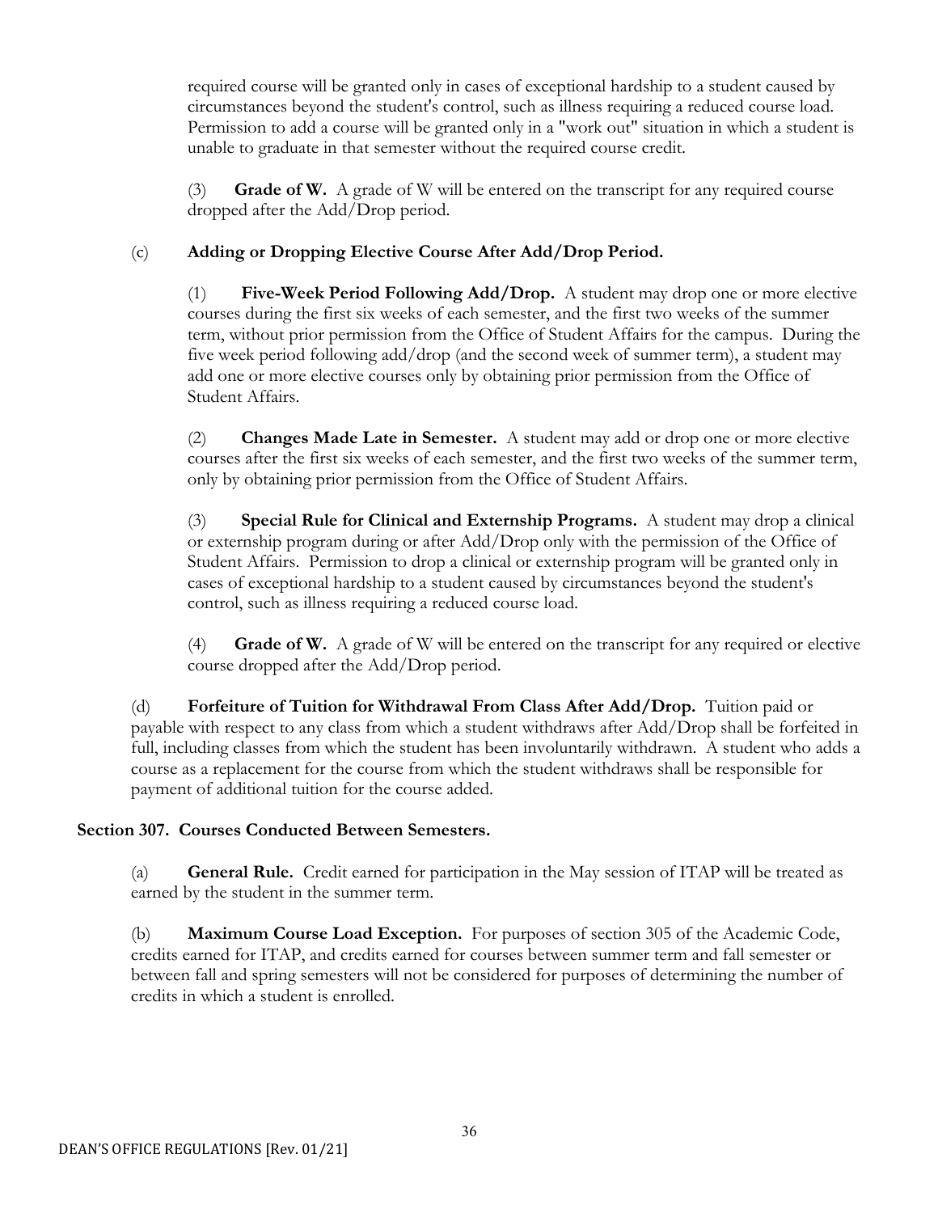required course will be granted only in cases of exceptional hardship to a student caused by circumstances beyond the student's control, such as illness requiring a reduced course load. Permission to add a course will be granted only in a "work out" situation in which a student is unable to graduate in that semester without the required course credit.

(3) **Grade of W.** A grade of W will be entered on the transcript for any required course dropped after the Add/Drop period.

(c) **Adding or Dropping Elective Course After Add/Drop Period.**

(1) **Five-Week Period Following Add/Drop.** A student may drop one or more elective courses during the first six weeks of each semester, and the first two weeks of the summer term, without prior permission from the Office of Student Affairs for the campus. During the five week period following add/drop (and the second week of summer term), a student may add one or more elective courses only by obtaining prior permission from the Office of Student Affairs.

(2) **Changes Made Late in Semester.** A student may add or drop one or more elective courses after the first six weeks of each semester, and the first two weeks of the summer term, only by obtaining prior permission from the Office of Student Affairs.

(3) **Special Rule for Clinical and Externship Programs.** A student may drop a clinical or externship program during or after Add/Drop only with the permission of the Office of Student Affairs. Permission to drop a clinical or externship program will be granted only in cases of exceptional hardship to a student caused by circumstances beyond the student's control, such as illness requiring a reduced course load.

(4) **Grade of W.** A grade of W will be entered on the transcript for any required or elective course dropped after the Add/Drop period.

(d) **Forfeiture of Tuition for Withdrawal From Class After Add/Drop.** Tuition paid or payable with respect to any class from which a student withdraws after Add/Drop shall be forfeited in full, including classes from which the student has been involuntarily withdrawn. A student who adds a course as a replacement for the course from which the student withdraws shall be responsible for payment of additional tuition for the course added.

**Section 307. Courses Conducted Between Semesters.**

(a) **General Rule.** Credit earned for participation in the May session of ITAP will be treated as earned by the student in the summer term.

(b) **Maximum Course Load Exception.** For purposes of section 305 of the Academic Code, credits earned for ITAP, and credits earned for courses between summer term and fall semester or between fall and spring semesters will not be considered for purposes of determining the number of credits in which a student is enrolled.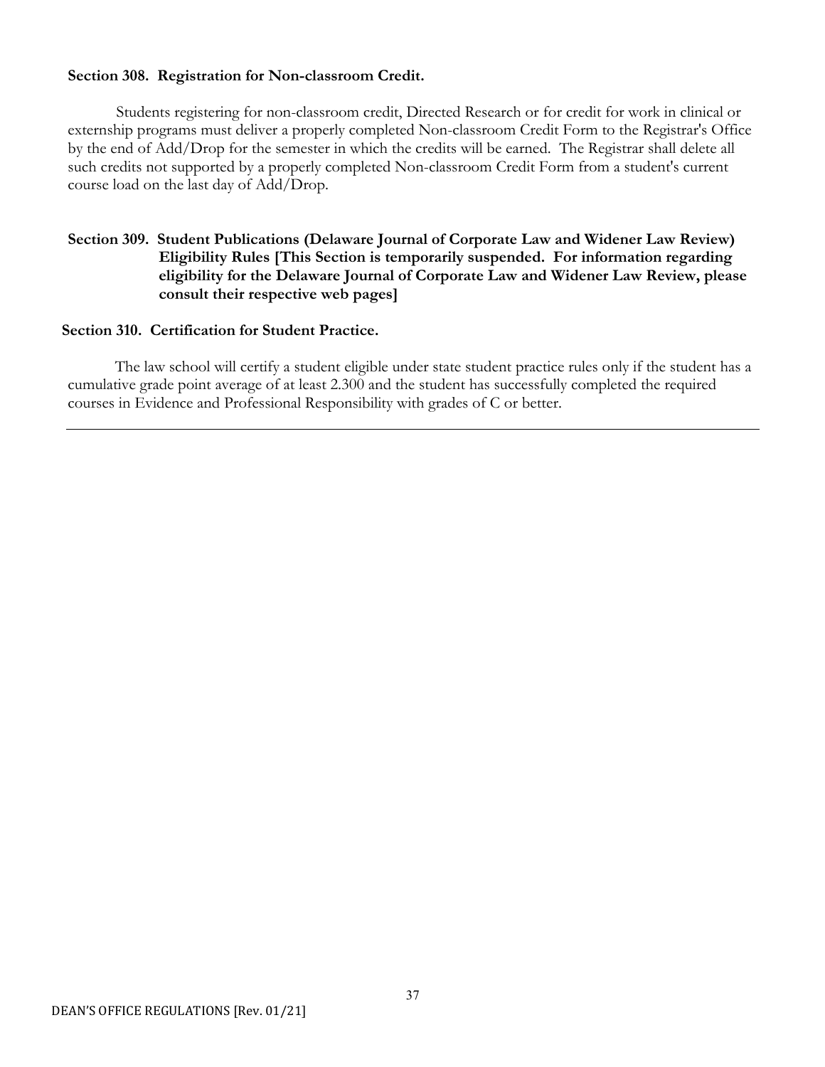**Section 308. Registration for Non-classroom Credit.**

Students registering for non-classroom credit, Directed Research or for credit for work in clinical or externship programs must deliver a properly completed Non-classroom Credit Form to the Registrar's Office by the end of Add/Drop for the semester in which the credits will be earned. The Registrar shall delete all such credits not supported by a properly completed Non-classroom Credit Form from a student's current course load on the last day of Add/Drop.

**Section 309. Student Publications (Delaware Journal of Corporate Law and Widener Law Review) Eligibility Rules [This Section is temporarily suspended. For information regarding eligibility for the Delaware Journal of Corporate Law and Widener Law Review, please consult their respective web pages]**

**Section 310. Certification for Student Practice.**

The law school will certify a student eligible under state student practice rules only if the student has a cumulative grade point average of at least 2.300 and the student has successfully completed the required courses in Evidence and Professional Responsibility with grades of C or better.

---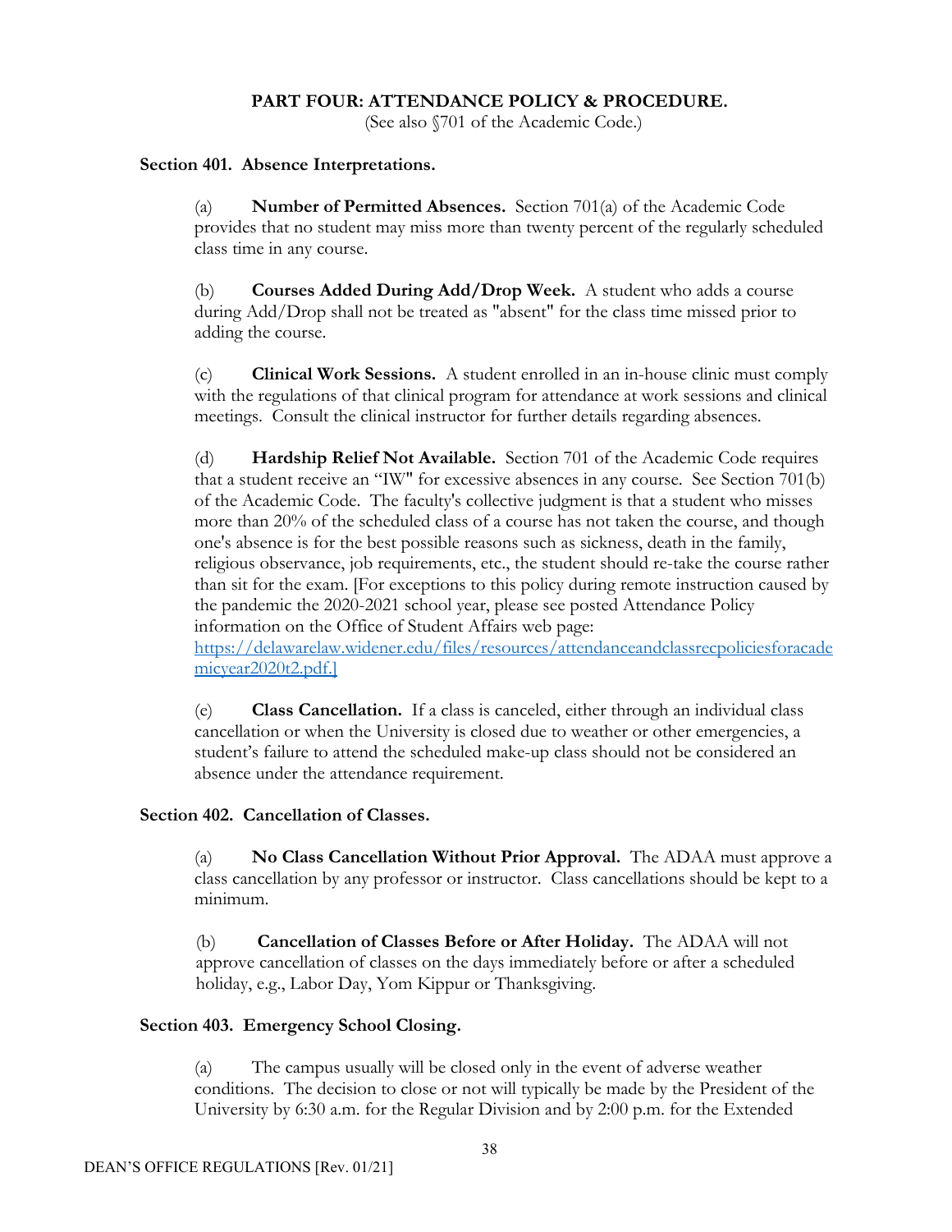## PART FOUR: ATTENDANCE POLICY & PROCEDURE.

(See also §701 of the Academic Code.)

### Section 401. Absence Interpretations.

(a) **Number of Permitted Absences.** Section 701(a) of the Academic Code provides that no student may miss more than twenty percent of the regularly scheduled class time in any course.

(b) **Courses Added During Add/Drop Week.** A student who adds a course during Add/Drop shall not be treated as "absent" for the class time missed prior to adding the course.

(c) **Clinical Work Sessions.** A student enrolled in an in-house clinic must comply with the regulations of that clinical program for attendance at work sessions and clinical meetings. Consult the clinical instructor for further details regarding absences.

(d) **Hardship Relief Not Available.** Section 701 of the Academic Code requires that a student receive an "IW" for excessive absences in any course. See Section 701(b) of the Academic Code. The faculty's collective judgment is that a student who misses more than 20% of the scheduled class of a course has not taken the course, and though one's absence is for the best possible reasons such as sickness, death in the family, religious observance, job requirements, etc., the student should re-take the course rather than sit for the exam. [For exceptions to this policy during remote instruction caused by the pandemic the 2020-2021 school year, please see posted Attendance Policy information on the Office of Student Affairs web page: https://delawarelaw.widener.edu/files/resources/attendanceandclassrecpoliciesforacademicyear2020t2.pdf.]

(e) **Class Cancellation.** If a class is canceled, either through an individual class cancellation or when the University is closed due to weather or other emergencies, a student's failure to attend the scheduled make-up class should not be considered an absence under the attendance requirement.

### Section 402. Cancellation of Classes.

(a) **No Class Cancellation Without Prior Approval.** The ADAA must approve a class cancellation by any professor or instructor. Class cancellations should be kept to a minimum.

(b) **Cancellation of Classes Before or After Holiday.** The ADAA will not approve cancellation of classes on the days immediately before or after a scheduled holiday, e.g., Labor Day, Yom Kippur or Thanksgiving.

### Section 403. Emergency School Closing.

(a) The campus usually will be closed only in the event of adverse weather conditions. The decision to close or not will typically be made by the President of the University by 6:30 a.m. for the Regular Division and by 2:00 p.m. for the Extended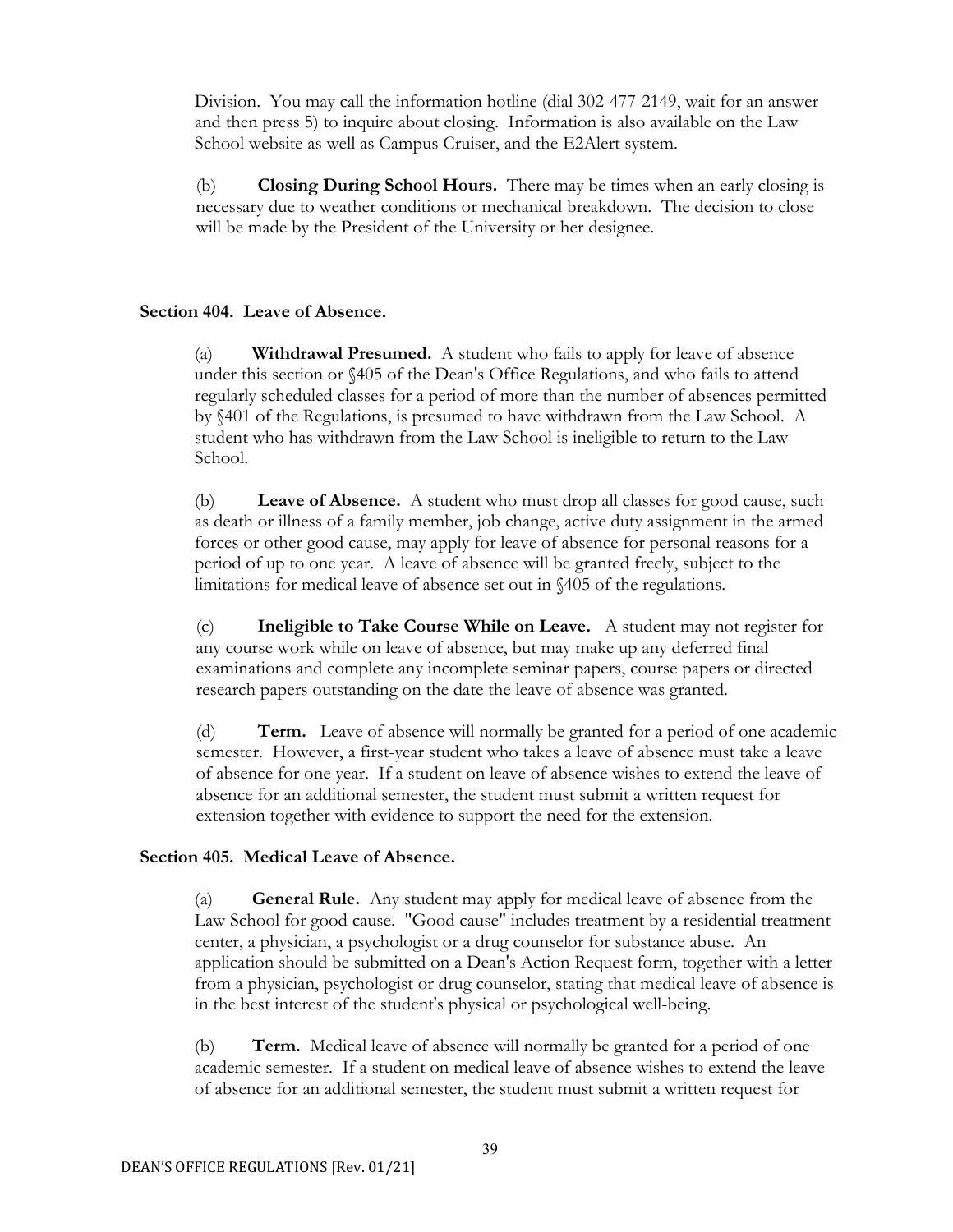Division. You may call the information hotline (dial 302-477-2149, wait for an answer and then press 5) to inquire about closing. Information is also available on the Law School website as well as Campus Cruiser, and the E2Alert system.

(b) **Closing During School Hours.** There may be times when an early closing is necessary due to weather conditions or mechanical breakdown. The decision to close will be made by the President of the University or her designee.

### Section 404. Leave of Absence.

(a) **Withdrawal Presumed.** A student who fails to apply for leave of absence under this section or §405 of the Dean's Office Regulations, and who fails to attend regularly scheduled classes for a period of more than the number of absences permitted by §401 of the Regulations, is presumed to have withdrawn from the Law School. A student who has withdrawn from the Law School is ineligible to return to the Law School.

(b) **Leave of Absence.** A student who must drop all classes for good cause, such as death or illness of a family member, job change, active duty assignment in the armed forces or other good cause, may apply for leave of absence for personal reasons for a period of up to one year. A leave of absence will be granted freely, subject to the limitations for medical leave of absence set out in §405 of the regulations.

(c) **Ineligible to Take Course While on Leave.** A student may not register for any course work while on leave of absence, but may make up any deferred final examinations and complete any incomplete seminar papers, course papers or directed research papers outstanding on the date the leave of absence was granted.

(d) **Term.** Leave of absence will normally be granted for a period of one academic semester. However, a first-year student who takes a leave of absence must take a leave of absence for one year. If a student on leave of absence wishes to extend the leave of absence for an additional semester, the student must submit a written request for extension together with evidence to support the need for the extension.

### Section 405. Medical Leave of Absence.

(a) **General Rule.** Any student may apply for medical leave of absence from the Law School for good cause. "Good cause" includes treatment by a residential treatment center, a physician, a psychologist or a drug counselor for substance abuse. An application should be submitted on a Dean's Action Request form, together with a letter from a physician, psychologist or drug counselor, stating that medical leave of absence is in the best interest of the student's physical or psychological well-being.

(b) **Term.** Medical leave of absence will normally be granted for a period of one academic semester. If a student on medical leave of absence wishes to extend the leave of absence for an additional semester, the student must submit a written request for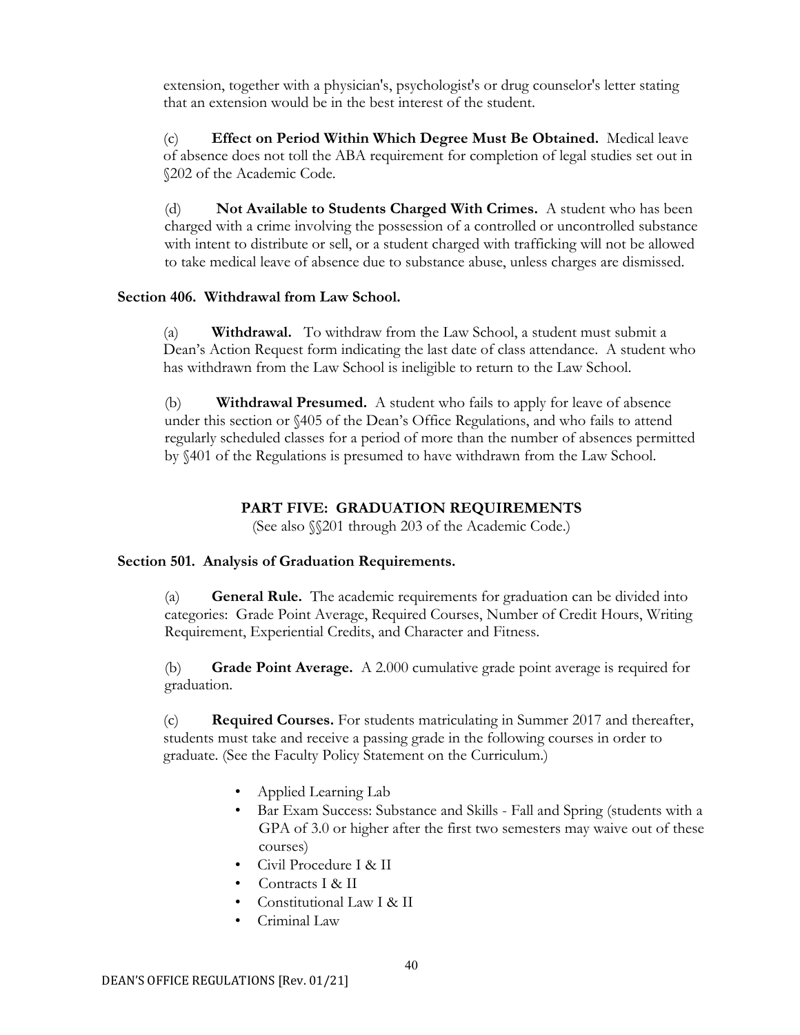extension, together with a physician's, psychologist's or drug counselor's letter stating that an extension would be in the best interest of the student.

(c) **Effect on Period Within Which Degree Must Be Obtained.** Medical leave of absence does not toll the ABA requirement for completion of legal studies set out in §202 of the Academic Code.

(d) **Not Available to Students Charged With Crimes.** A student who has been charged with a crime involving the possession of a controlled or uncontrolled substance with intent to distribute or sell, or a student charged with trafficking will not be allowed to take medical leave of absence due to substance abuse, unless charges are dismissed.

### Section 406. Withdrawal from Law School.

(a) **Withdrawal.** To withdraw from the Law School, a student must submit a Dean's Action Request form indicating the last date of class attendance. A student who has withdrawn from the Law School is ineligible to return to the Law School.

(b) **Withdrawal Presumed.** A student who fails to apply for leave of absence under this section or §405 of the Dean's Office Regulations, and who fails to attend regularly scheduled classes for a period of more than the number of absences permitted by §401 of the Regulations is presumed to have withdrawn from the Law School.

## PART FIVE: GRADUATION REQUIREMENTS

(See also §§201 through 203 of the Academic Code.)

### Section 501. Analysis of Graduation Requirements.

(a) **General Rule.** The academic requirements for graduation can be divided into categories: Grade Point Average, Required Courses, Number of Credit Hours, Writing Requirement, Experiential Credits, and Character and Fitness.

(b) **Grade Point Average.** A 2.000 cumulative grade point average is required for graduation.

(c) **Required Courses.** For students matriculating in Summer 2017 and thereafter, students must take and receive a passing grade in the following courses in order to graduate. (See the Faculty Policy Statement on the Curriculum.)

- Applied Learning Lab
- Bar Exam Success: Substance and Skills - Fall and Spring (students with a GPA of 3.0 or higher after the first two semesters may waive out of these courses)
- Civil Procedure I & II
- Contracts I & II
- Constitutional Law I & II
- Criminal Law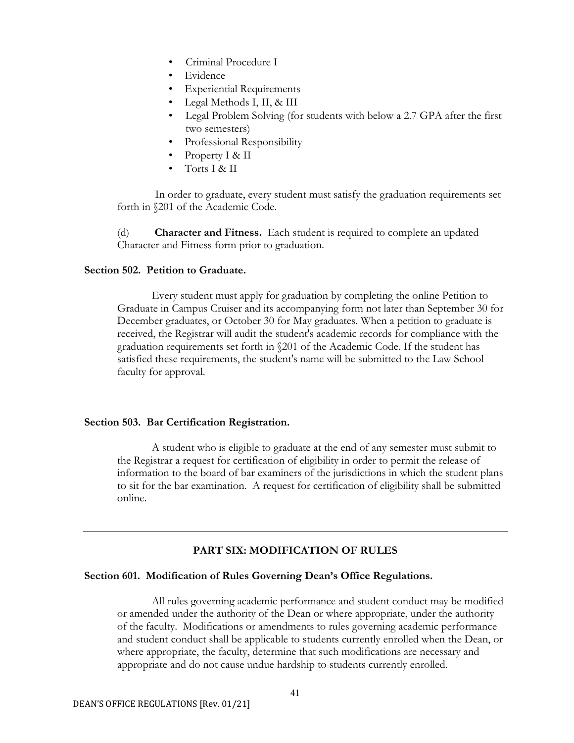- Criminal Procedure I
- Evidence
- Experiential Requirements
- Legal Methods I, II, & III
- Legal Problem Solving (for students with below a 2.7 GPA after the first two semesters)
- Professional Responsibility
- Property I & II
- Torts I & II

In order to graduate, every student must satisfy the graduation requirements set forth in §201 of the Academic Code.

(d) **Character and Fitness.** Each student is required to complete an updated Character and Fitness form prior to graduation.

### Section 502. Petition to Graduate.

Every student must apply for graduation by completing the online Petition to Graduate in Campus Cruiser and its accompanying form not later than September 30 for December graduates, or October 30 for May graduates. When a petition to graduate is received, the Registrar will audit the student's academic records for compliance with the graduation requirements set forth in §201 of the Academic Code. If the student has satisfied these requirements, the student's name will be submitted to the Law School faculty for approval.

### Section 503. Bar Certification Registration.

A student who is eligible to graduate at the end of any semester must submit to the Registrar a request for certification of eligibility in order to permit the release of information to the board of bar examiners of the jurisdictions in which the student plans to sit for the bar examination. A request for certification of eligibility shall be submitted online.

---

## PART SIX: MODIFICATION OF RULES

### Section 601. Modification of Rules Governing Dean's Office Regulations.

All rules governing academic performance and student conduct may be modified or amended under the authority of the Dean or where appropriate, under the authority of the faculty. Modifications or amendments to rules governing academic performance and student conduct shall be applicable to students currently enrolled when the Dean, or where appropriate, the faculty, determine that such modifications are necessary and appropriate and do not cause undue hardship to students currently enrolled.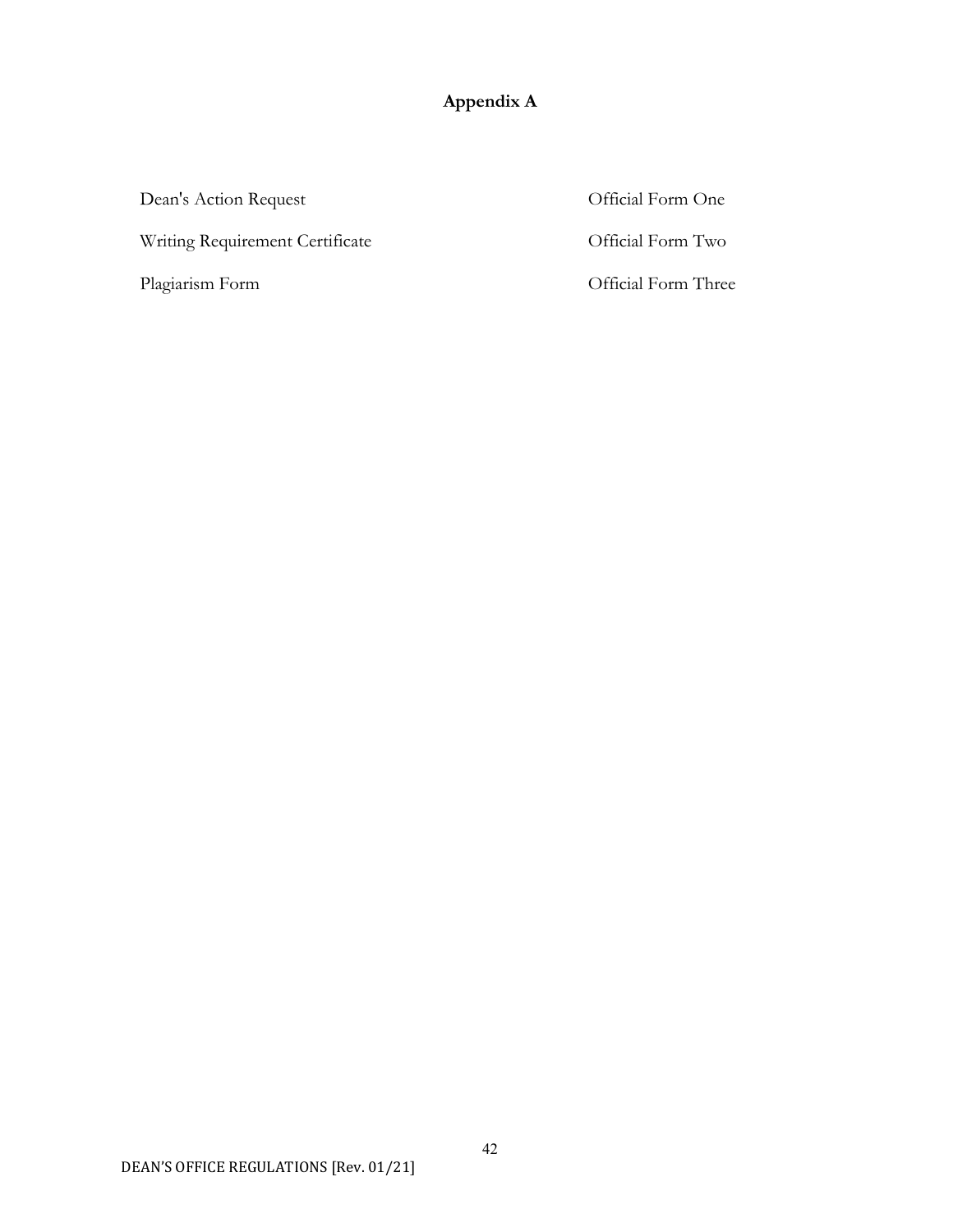# Appendix A

| | |
|---|---|
| Dean's Action Request | Official Form One |
| Writing Requirement Certificate | Official Form Two |
| Plagiarism Form | Official Form Three |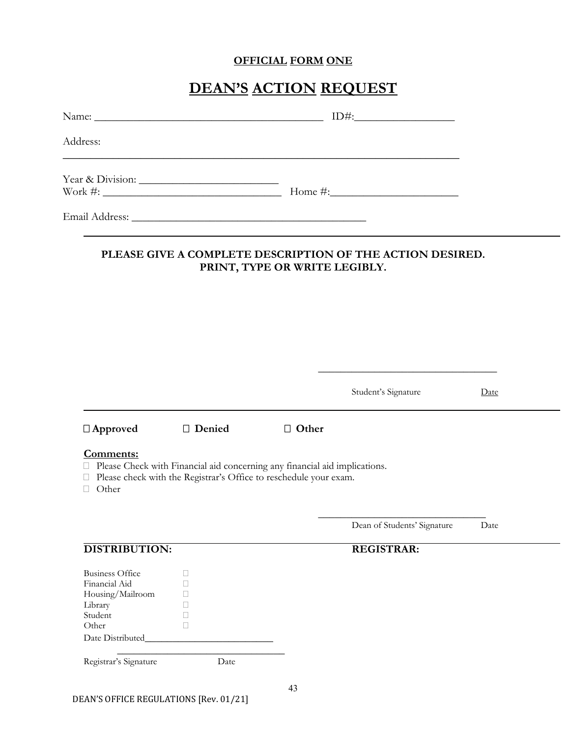**OFFICIAL FORM ONE**

# DEAN'S ACTION REQUEST

Name: ________________________________________ ID#:_________________

Address:

_________________________________________________________________________

Year & Division: ________________________

Work #: ______________________________ Home #:______________________

Email Address: ________________________________________

---

**PLEASE GIVE A COMPLETE DESCRIPTION OF THE ACTION DESIRED.**
**PRINT, TYPE OR WRITE LEGIBLY.**

_________________________________

Student's Signature Date

---

☐ **Approved** ☐ **Denied** ☐ **Other**

**Comments:**

- ☐ Please Check with Financial aid concerning any financial aid implications.
- ☐ Please check with the Registrar's Office to reschedule your exam.
- ☐ Other

_________________________________

Dean of Students' Signature Date

---

**DISTRIBUTION:** **REGISTRAR:**

| | |
|---|---|
| Business Office | ☐ |
| Financial Aid | ☐ |
| Housing/Mailroom | ☐ |
| Library | ☐ |
| Student | ☐ |
| Other | ☐ |

Date Distributed_________________________

_________________________________

Registrar's Signature Date

DEAN'S OFFICE REGULATIONS [Rev. 01/21]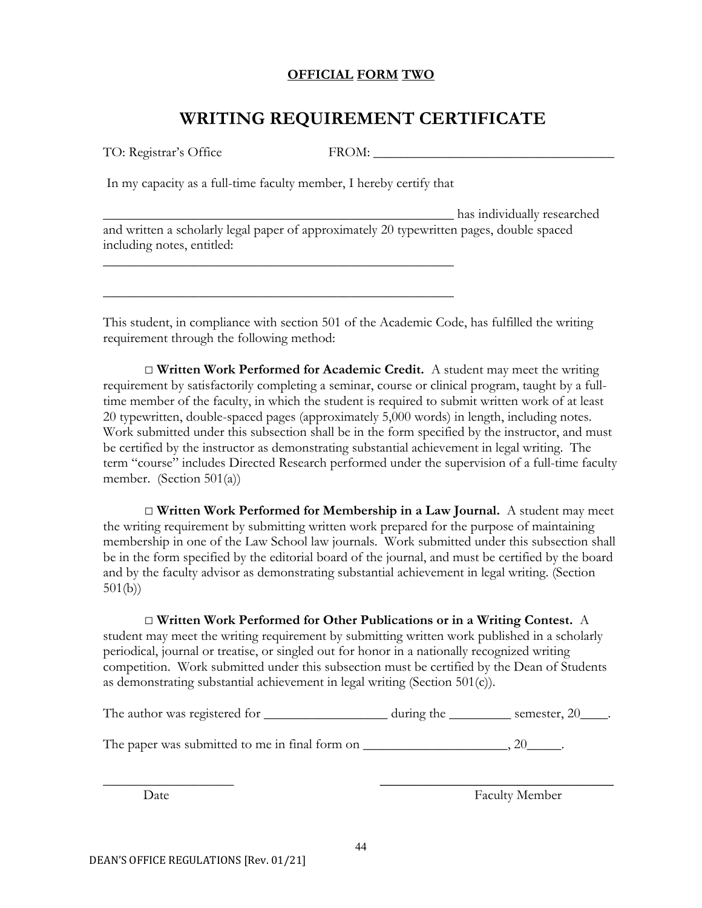**OFFICIAL FORM TWO**

# WRITING REQUIREMENT CERTIFICATE

TO: Registrar's Office FROM: ____________________________________

In my capacity as a full-time faculty member, I hereby certify that

______________________________________________________ has individually researched and written a scholarly legal paper of approximately 20 typewritten pages, double spaced including notes, entitled:

______________________________________________________

______________________________________________________

This student, in compliance with section 501 of the Academic Code, has fulfilled the writing requirement through the following method:

□ **Written Work Performed for Academic Credit.** A student may meet the writing requirement by satisfactorily completing a seminar, course or clinical program, taught by a full-time member of the faculty, in which the student is required to submit written work of at least 20 typewritten, double-spaced pages (approximately 5,000 words) in length, including notes. Work submitted under this subsection shall be in the form specified by the instructor, and must be certified by the instructor as demonstrating substantial achievement in legal writing. The term "course" includes Directed Research performed under the supervision of a full-time faculty member. (Section 501(a))

□ **Written Work Performed for Membership in a Law Journal.** A student may meet the writing requirement by submitting written work prepared for the purpose of maintaining membership in one of the Law School law journals. Work submitted under this subsection shall be in the form specified by the editorial board of the journal, and must be certified by the board and by the faculty advisor as demonstrating substantial achievement in legal writing. (Section 501(b))

□ **Written Work Performed for Other Publications or in a Writing Contest.** A student may meet the writing requirement by submitting written work published in a scholarly periodical, journal or treatise, or singled out for honor in a nationally recognized writing competition. Work submitted under this subsection must be certified by the Dean of Students as demonstrating substantial achievement in legal writing (Section 501(c)).

The author was registered for ________________ during the _________ semester, 20____.

The paper was submitted to me in final form on _____________________, 20_____.

____________________ ____________________________________

Date Faculty Member

DEAN'S OFFICE REGULATIONS [Rev. 01/21]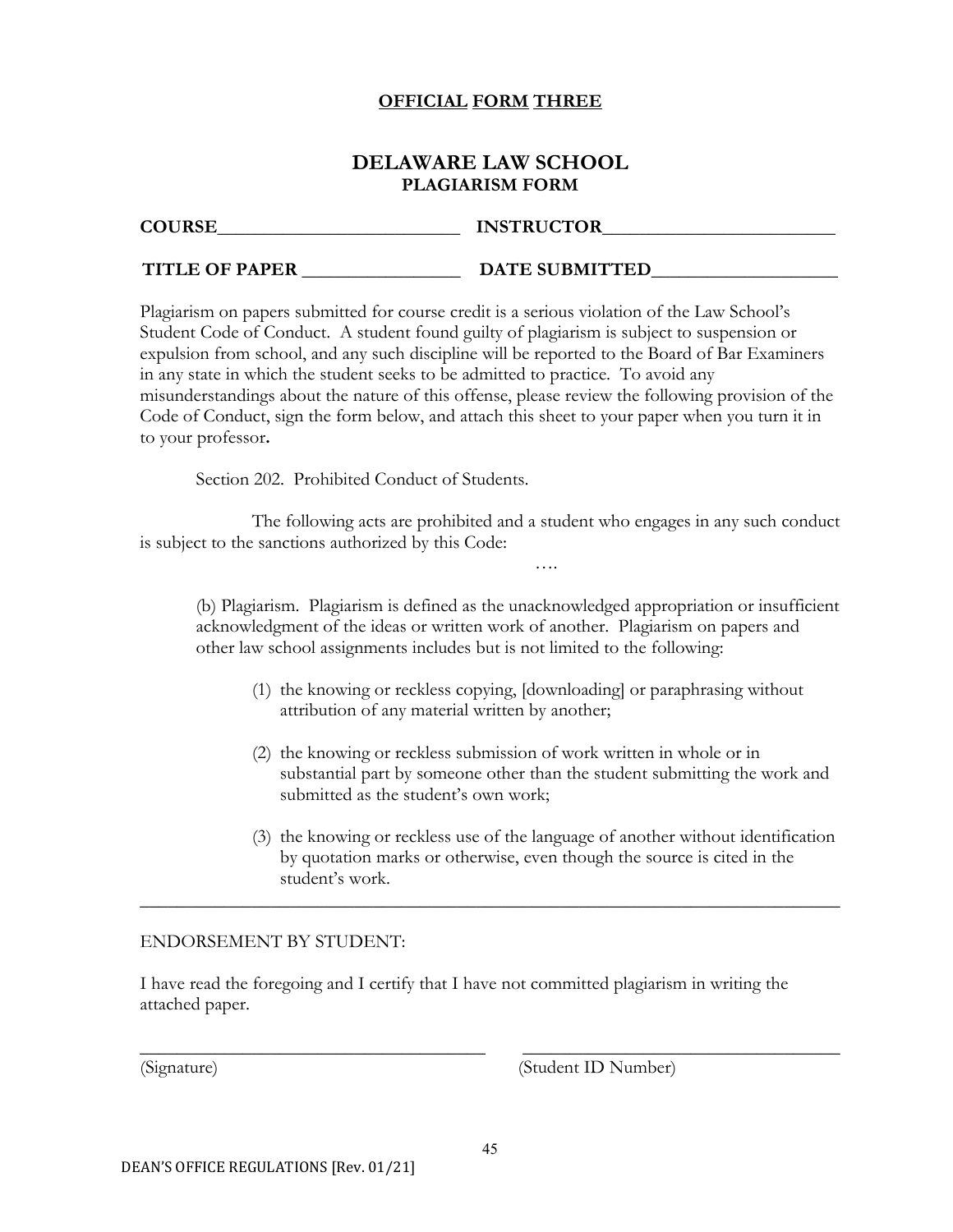**<u>OFFICIAL FORM THREE</u>**

# DELAWARE LAW SCHOOL

## PLAGIARISM FORM

**COURSE**\_\_\_\_\_\_\_\_\_\_\_\_\_\_\_\_\_\_\_\_\_\_\_\_\_\_\_ **INSTRUCTOR**\_\_\_\_\_\_\_\_\_\_\_\_\_\_\_\_\_\_\_\_\_\_\_\_\_\_

**TITLE OF PAPER** \_\_\_\_\_\_\_\_\_\_\_\_\_\_\_\_\_\_ **DATE SUBMITTED**\_\_\_\_\_\_\_\_\_\_\_\_\_\_\_\_\_\_\_\_

Plagiarism on papers submitted for course credit is a serious violation of the Law School's Student Code of Conduct. A student found guilty of plagiarism is subject to suspension or expulsion from school, and any such discipline will be reported to the Board of Bar Examiners in any state in which the student seeks to be admitted to practice. To avoid any misunderstandings about the nature of this offense, please review the following provision of the Code of Conduct, sign the form below, and attach this sheet to your paper when you turn it in to your professor**.**

Section 202. Prohibited Conduct of Students.

The following acts are prohibited and a student who engages in any such conduct is subject to the sanctions authorized by this Code:

….

(b) Plagiarism. Plagiarism is defined as the unacknowledged appropriation or insufficient acknowledgment of the ideas or written work of another. Plagiarism on papers and other law school assignments includes but is not limited to the following:

(1) the knowing or reckless copying, [downloading] or paraphrasing without attribution of any material written by another;

(2) the knowing or reckless submission of work written in whole or in substantial part by someone other than the student submitting the work and submitted as the student's own work;

(3) the knowing or reckless use of the language of another without identification by quotation marks or otherwise, even though the source is cited in the student's work.

---

ENDORSEMENT BY STUDENT:

I have read the foregoing and I certify that I have not committed plagiarism in writing the attached paper.

\_\_\_\_\_\_\_\_\_\_\_\_\_\_\_\_\_\_\_\_\_\_\_\_\_\_\_\_\_\_\_\_\_\_\_\_\_\_\_\_ \_\_\_\_\_\_\_\_\_\_\_\_\_\_\_\_\_\_\_\_\_\_\_\_\_\_\_\_\_\_\_\_\_\_\_\_\_\_

(Signature) (Student ID Number)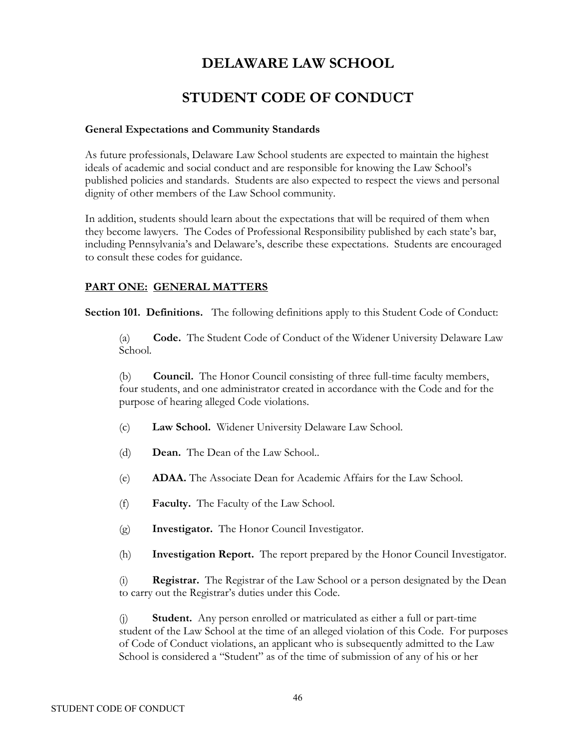# DELAWARE LAW SCHOOL

# STUDENT CODE OF CONDUCT

**General Expectations and Community Standards**

As future professionals, Delaware Law School students are expected to maintain the highest ideals of academic and social conduct and are responsible for knowing the Law School's published policies and standards. Students are also expected to respect the views and personal dignity of other members of the Law School community.

In addition, students should learn about the expectations that will be required of them when they become lawyers. The Codes of Professional Responsibility published by each state's bar, including Pennsylvania's and Delaware's, describe these expectations. Students are encouraged to consult these codes for guidance.

## PART ONE: GENERAL MATTERS

**Section 101. Definitions.** The following definitions apply to this Student Code of Conduct:

(a) **Code.** The Student Code of Conduct of the Widener University Delaware Law School.

(b) **Council.** The Honor Council consisting of three full-time faculty members, four students, and one administrator created in accordance with the Code and for the purpose of hearing alleged Code violations.

(c) **Law School.** Widener University Delaware Law School.

(d) **Dean.** The Dean of the Law School..

(e) **ADAA.** The Associate Dean for Academic Affairs for the Law School.

(f) **Faculty.** The Faculty of the Law School.

(g) **Investigator.** The Honor Council Investigator.

(h) **Investigation Report.** The report prepared by the Honor Council Investigator.

(i) **Registrar.** The Registrar of the Law School or a person designated by the Dean to carry out the Registrar's duties under this Code.

(j) **Student.** Any person enrolled or matriculated as either a full or part-time student of the Law School at the time of an alleged violation of this Code. For purposes of Code of Conduct violations, an applicant who is subsequently admitted to the Law School is considered a "Student" as of the time of submission of any of his or her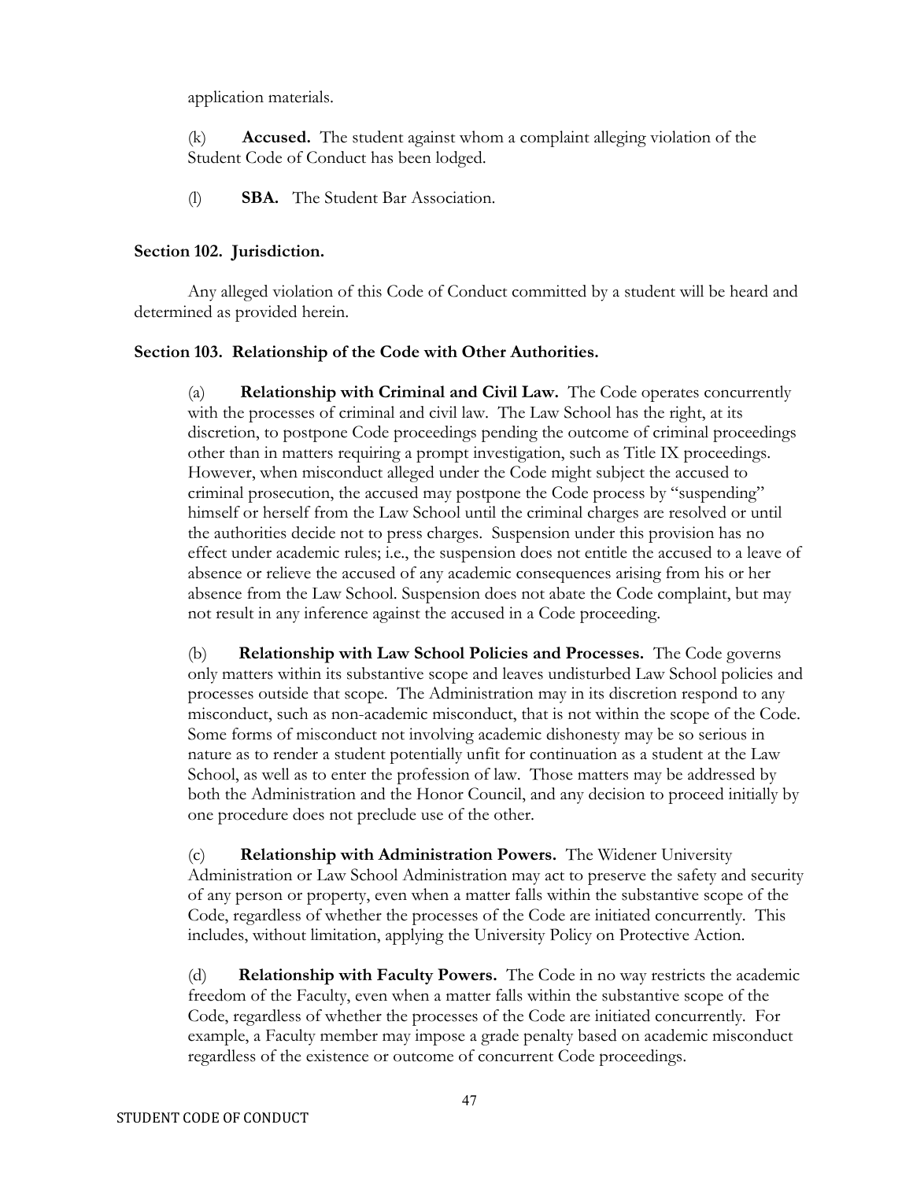application materials.

(k) **Accused.** The student against whom a complaint alleging violation of the Student Code of Conduct has been lodged.

(l) **SBA.** The Student Bar Association.

**Section 102. Jurisdiction.**

Any alleged violation of this Code of Conduct committed by a student will be heard and determined as provided herein.

**Section 103. Relationship of the Code with Other Authorities.**

(a) **Relationship with Criminal and Civil Law.** The Code operates concurrently with the processes of criminal and civil law. The Law School has the right, at its discretion, to postpone Code proceedings pending the outcome of criminal proceedings other than in matters requiring a prompt investigation, such as Title IX proceedings. However, when misconduct alleged under the Code might subject the accused to criminal prosecution, the accused may postpone the Code process by "suspending" himself or herself from the Law School until the criminal charges are resolved or until the authorities decide not to press charges. Suspension under this provision has no effect under academic rules; i.e., the suspension does not entitle the accused to a leave of absence or relieve the accused of any academic consequences arising from his or her absence from the Law School. Suspension does not abate the Code complaint, but may not result in any inference against the accused in a Code proceeding.

(b) **Relationship with Law School Policies and Processes.** The Code governs only matters within its substantive scope and leaves undisturbed Law School policies and processes outside that scope. The Administration may in its discretion respond to any misconduct, such as non-academic misconduct, that is not within the scope of the Code. Some forms of misconduct not involving academic dishonesty may be so serious in nature as to render a student potentially unfit for continuation as a student at the Law School, as well as to enter the profession of law. Those matters may be addressed by both the Administration and the Honor Council, and any decision to proceed initially by one procedure does not preclude use of the other.

(c) **Relationship with Administration Powers.** The Widener University Administration or Law School Administration may act to preserve the safety and security of any person or property, even when a matter falls within the substantive scope of the Code, regardless of whether the processes of the Code are initiated concurrently. This includes, without limitation, applying the University Policy on Protective Action.

(d) **Relationship with Faculty Powers.** The Code in no way restricts the academic freedom of the Faculty, even when a matter falls within the substantive scope of the Code, regardless of whether the processes of the Code are initiated concurrently. For example, a Faculty member may impose a grade penalty based on academic misconduct regardless of the existence or outcome of concurrent Code proceedings.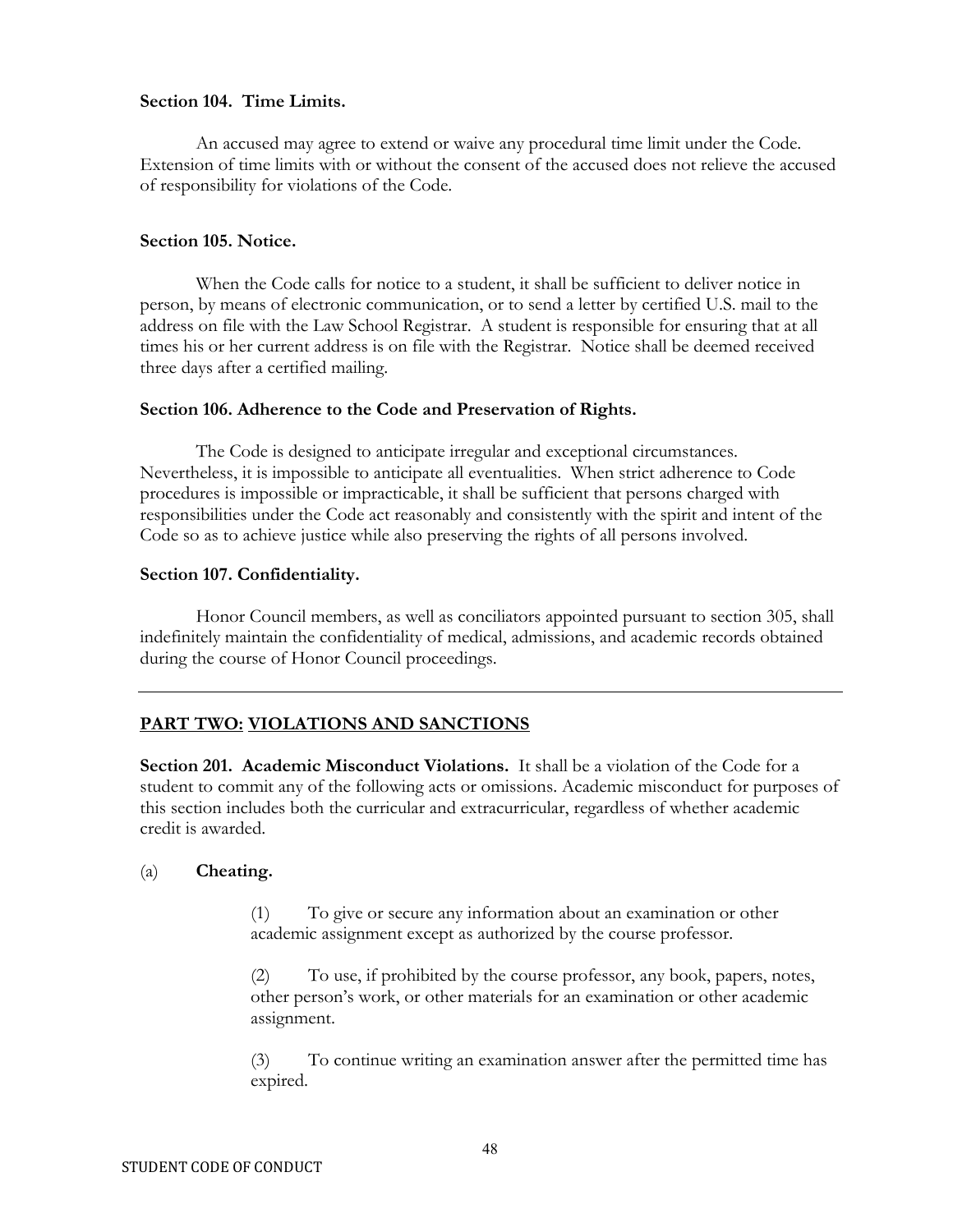**Section 104. Time Limits.**

An accused may agree to extend or waive any procedural time limit under the Code. Extension of time limits with or without the consent of the accused does not relieve the accused of responsibility for violations of the Code.

**Section 105. Notice.**

When the Code calls for notice to a student, it shall be sufficient to deliver notice in person, by means of electronic communication, or to send a letter by certified U.S. mail to the address on file with the Law School Registrar. A student is responsible for ensuring that at all times his or her current address is on file with the Registrar. Notice shall be deemed received three days after a certified mailing.

**Section 106. Adherence to the Code and Preservation of Rights.**

The Code is designed to anticipate irregular and exceptional circumstances. Nevertheless, it is impossible to anticipate all eventualities. When strict adherence to Code procedures is impossible or impracticable, it shall be sufficient that persons charged with responsibilities under the Code act reasonably and consistently with the spirit and intent of the Code so as to achieve justice while also preserving the rights of all persons involved.

**Section 107. Confidentiality.**

Honor Council members, as well as conciliators appointed pursuant to section 305, shall indefinitely maintain the confidentiality of medical, admissions, and academic records obtained during the course of Honor Council proceedings.

---

## PART TWO: VIOLATIONS AND SANCTIONS

**Section 201. Academic Misconduct Violations.** It shall be a violation of the Code for a student to commit any of the following acts or omissions. Academic misconduct for purposes of this section includes both the curricular and extracurricular, regardless of whether academic credit is awarded.

(a) **Cheating.**

(1) To give or secure any information about an examination or other academic assignment except as authorized by the course professor.

(2) To use, if prohibited by the course professor, any book, papers, notes, other person's work, or other materials for an examination or other academic assignment.

(3) To continue writing an examination answer after the permitted time has expired.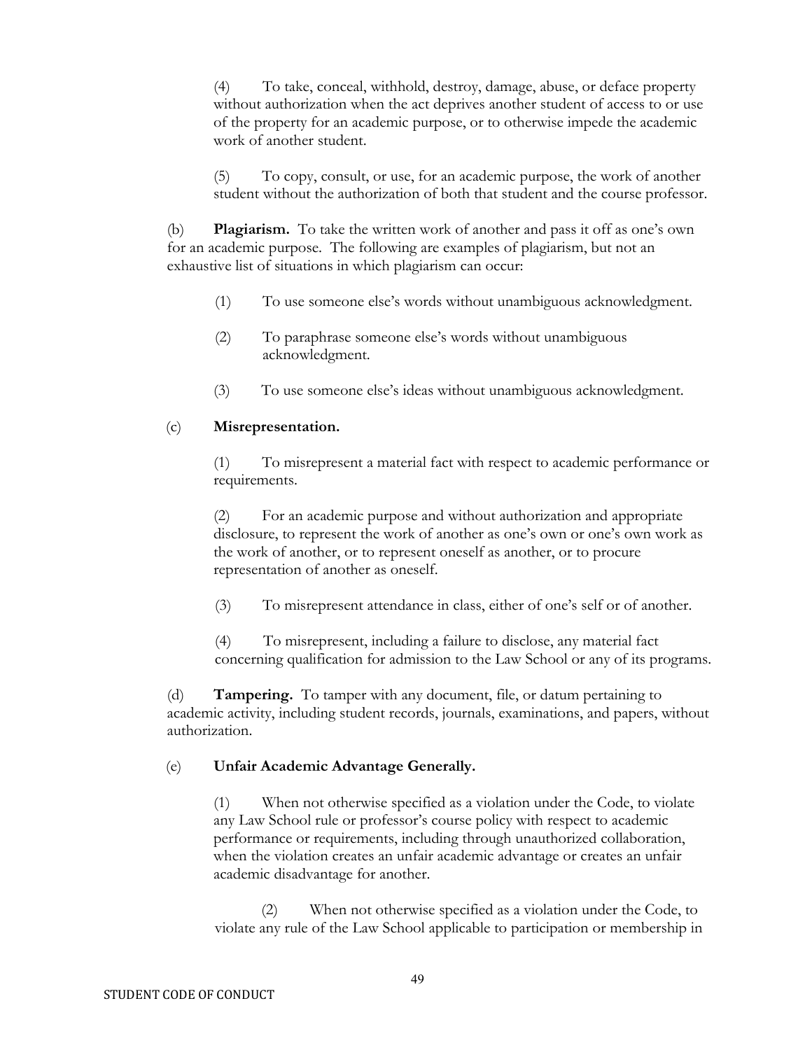(4) To take, conceal, withhold, destroy, damage, abuse, or deface property without authorization when the act deprives another student of access to or use of the property for an academic purpose, or to otherwise impede the academic work of another student.

(5) To copy, consult, or use, for an academic purpose, the work of another student without the authorization of both that student and the course professor.

(b) **Plagiarism.** To take the written work of another and pass it off as one's own for an academic purpose. The following are examples of plagiarism, but not an exhaustive list of situations in which plagiarism can occur:

(1) To use someone else's words without unambiguous acknowledgment.

(2) To paraphrase someone else's words without unambiguous acknowledgment.

(3) To use someone else's ideas without unambiguous acknowledgment.

(c) **Misrepresentation.**

(1) To misrepresent a material fact with respect to academic performance or requirements.

(2) For an academic purpose and without authorization and appropriate disclosure, to represent the work of another as one's own or one's own work as the work of another, or to represent oneself as another, or to procure representation of another as oneself.

(3) To misrepresent attendance in class, either of one's self or of another.

(4) To misrepresent, including a failure to disclose, any material fact concerning qualification for admission to the Law School or any of its programs.

(d) **Tampering.** To tamper with any document, file, or datum pertaining to academic activity, including student records, journals, examinations, and papers, without authorization.

(e) **Unfair Academic Advantage Generally.**

(1) When not otherwise specified as a violation under the Code, to violate any Law School rule or professor's course policy with respect to academic performance or requirements, including through unauthorized collaboration, when the violation creates an unfair academic advantage or creates an unfair academic disadvantage for another.

(2) When not otherwise specified as a violation under the Code, to violate any rule of the Law School applicable to participation or membership in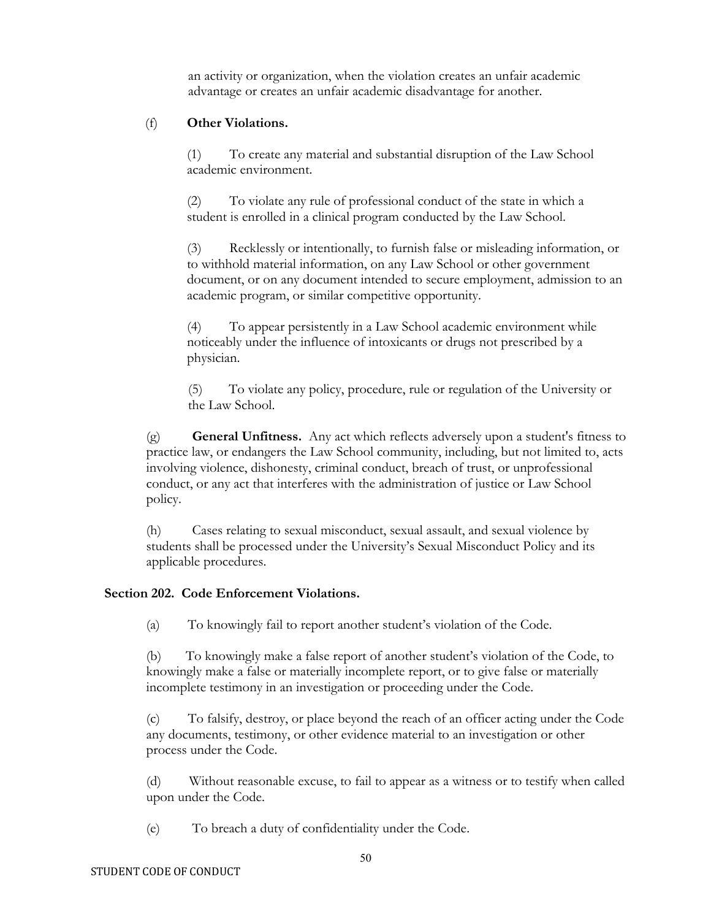an activity or organization, when the violation creates an unfair academic advantage or creates an unfair academic disadvantage for another.

(f) **Other Violations.**

(1) To create any material and substantial disruption of the Law School academic environment.

(2) To violate any rule of professional conduct of the state in which a student is enrolled in a clinical program conducted by the Law School.

(3) Recklessly or intentionally, to furnish false or misleading information, or to withhold material information, on any Law School or other government document, or on any document intended to secure employment, admission to an academic program, or similar competitive opportunity.

(4) To appear persistently in a Law School academic environment while noticeably under the influence of intoxicants or drugs not prescribed by a physician.

(5) To violate any policy, procedure, rule or regulation of the University or the Law School.

(g) **General Unfitness.** Any act which reflects adversely upon a student's fitness to practice law, or endangers the Law School community, including, but not limited to, acts involving violence, dishonesty, criminal conduct, breach of trust, or unprofessional conduct, or any act that interferes with the administration of justice or Law School policy.

(h) Cases relating to sexual misconduct, sexual assault, and sexual violence by students shall be processed under the University's Sexual Misconduct Policy and its applicable procedures.

### Section 202. Code Enforcement Violations.

(a) To knowingly fail to report another student's violation of the Code.

(b) To knowingly make a false report of another student's violation of the Code, to knowingly make a false or materially incomplete report, or to give false or materially incomplete testimony in an investigation or proceeding under the Code.

(c) To falsify, destroy, or place beyond the reach of an officer acting under the Code any documents, testimony, or other evidence material to an investigation or other process under the Code.

(d) Without reasonable excuse, to fail to appear as a witness or to testify when called upon under the Code.

(e) To breach a duty of confidentiality under the Code.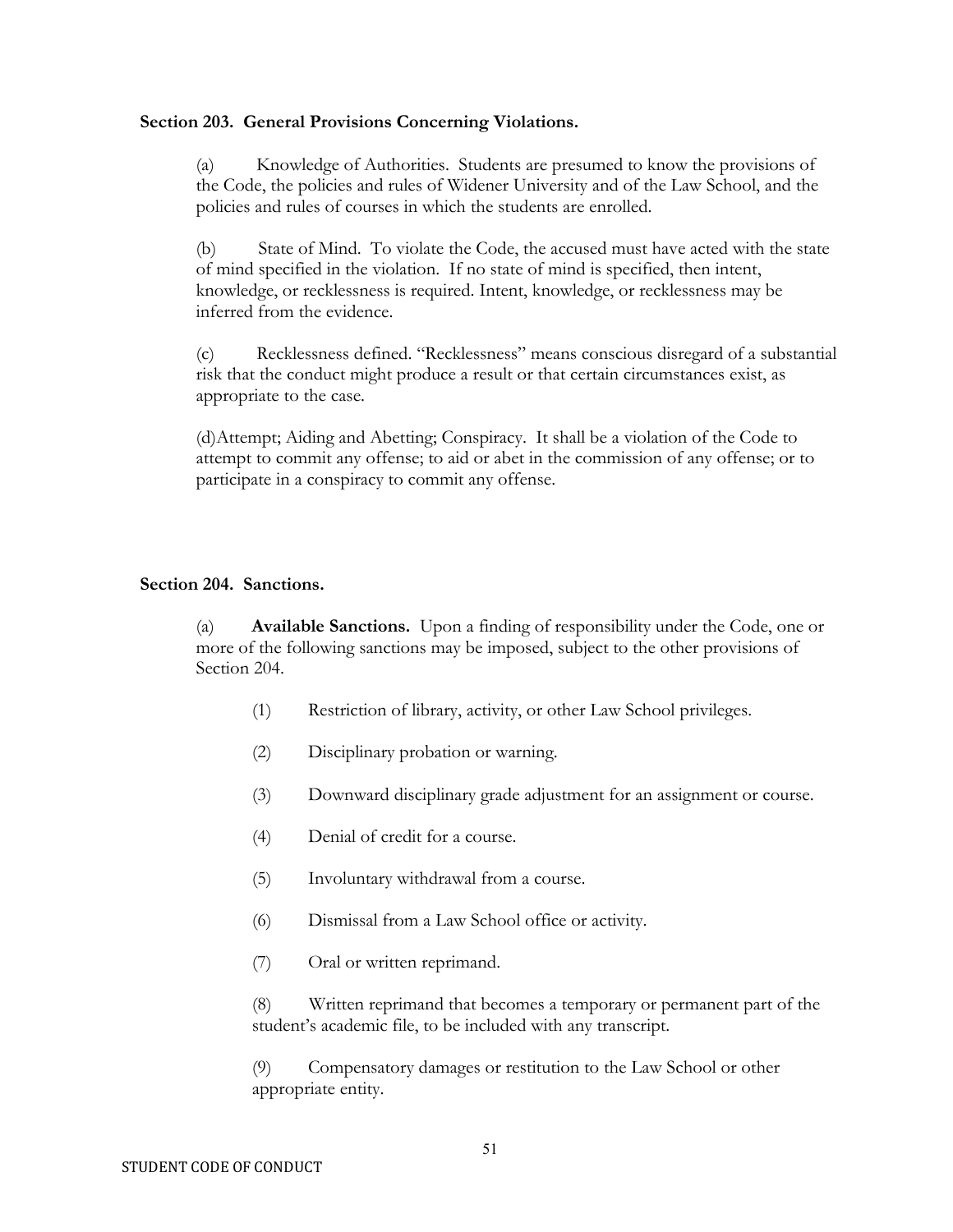**Section 203. General Provisions Concerning Violations.**

(a) Knowledge of Authorities. Students are presumed to know the provisions of the Code, the policies and rules of Widener University and of the Law School, and the policies and rules of courses in which the students are enrolled.

(b) State of Mind. To violate the Code, the accused must have acted with the state of mind specified in the violation. If no state of mind is specified, then intent, knowledge, or recklessness is required. Intent, knowledge, or recklessness may be inferred from the evidence.

(c) Recklessness defined. "Recklessness" means conscious disregard of a substantial risk that the conduct might produce a result or that certain circumstances exist, as appropriate to the case.

(d)Attempt; Aiding and Abetting; Conspiracy. It shall be a violation of the Code to attempt to commit any offense; to aid or abet in the commission of any offense; or to participate in a conspiracy to commit any offense.

**Section 204. Sanctions.**

(a) **Available Sanctions.** Upon a finding of responsibility under the Code, one or more of the following sanctions may be imposed, subject to the other provisions of Section 204.

(1) Restriction of library, activity, or other Law School privileges.

(2) Disciplinary probation or warning.

(3) Downward disciplinary grade adjustment for an assignment or course.

(4) Denial of credit for a course.

(5) Involuntary withdrawal from a course.

(6) Dismissal from a Law School office or activity.

(7) Oral or written reprimand.

(8) Written reprimand that becomes a temporary or permanent part of the student's academic file, to be included with any transcript.

(9) Compensatory damages or restitution to the Law School or other appropriate entity.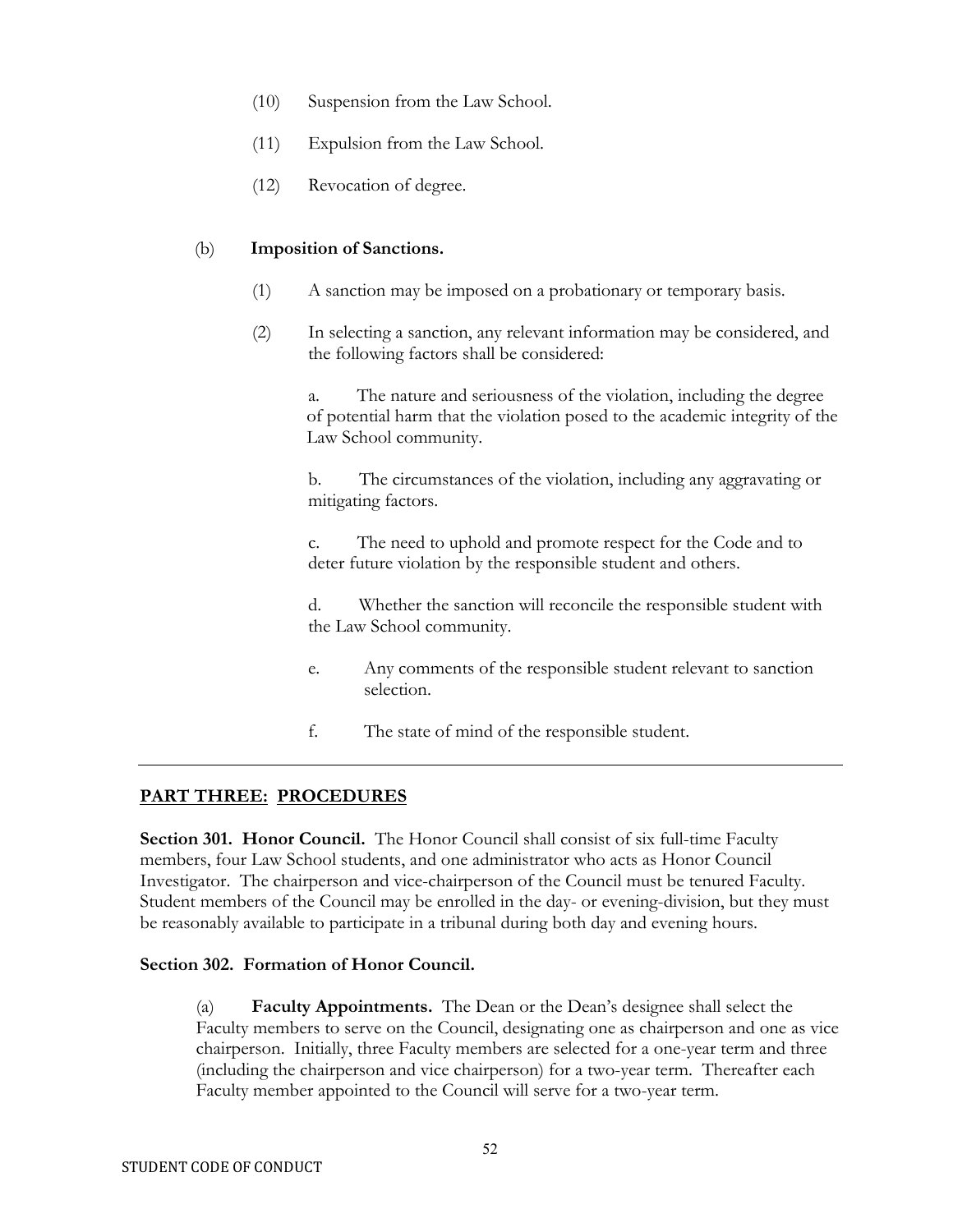(10) Suspension from the Law School.

(11) Expulsion from the Law School.

(12) Revocation of degree.

(b) **Imposition of Sanctions.**

(1) A sanction may be imposed on a probationary or temporary basis.

(2) In selecting a sanction, any relevant information may be considered, and the following factors shall be considered:

a. The nature and seriousness of the violation, including the degree of potential harm that the violation posed to the academic integrity of the Law School community.

b. The circumstances of the violation, including any aggravating or mitigating factors.

c. The need to uphold and promote respect for the Code and to deter future violation by the responsible student and others.

d. Whether the sanction will reconcile the responsible student with the Law School community.

e. Any comments of the responsible student relevant to sanction selection.

f. The state of mind of the responsible student.

---

## PART THREE: PROCEDURES

**Section 301. Honor Council.** The Honor Council shall consist of six full-time Faculty members, four Law School students, and one administrator who acts as Honor Council Investigator. The chairperson and vice-chairperson of the Council must be tenured Faculty. Student members of the Council may be enrolled in the day- or evening-division, but they must be reasonably available to participate in a tribunal during both day and evening hours.

**Section 302. Formation of Honor Council.**

(a) **Faculty Appointments.** The Dean or the Dean's designee shall select the Faculty members to serve on the Council, designating one as chairperson and one as vice chairperson. Initially, three Faculty members are selected for a one-year term and three (including the chairperson and vice chairperson) for a two-year term. Thereafter each Faculty member appointed to the Council will serve for a two-year term.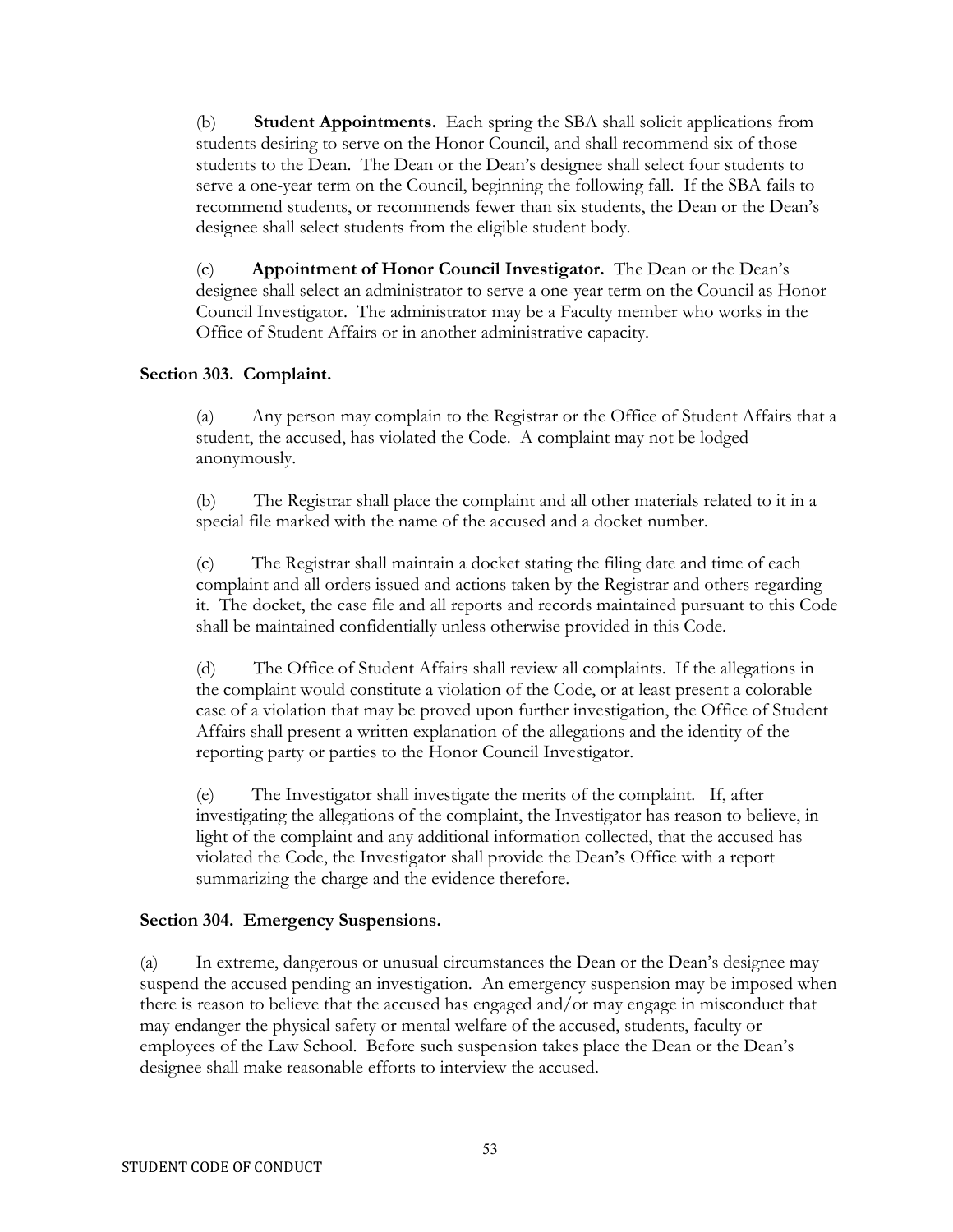(b) **Student Appointments.** Each spring the SBA shall solicit applications from students desiring to serve on the Honor Council, and shall recommend six of those students to the Dean. The Dean or the Dean's designee shall select four students to serve a one-year term on the Council, beginning the following fall. If the SBA fails to recommend students, or recommends fewer than six students, the Dean or the Dean's designee shall select students from the eligible student body.

(c) **Appointment of Honor Council Investigator.** The Dean or the Dean's designee shall select an administrator to serve a one-year term on the Council as Honor Council Investigator. The administrator may be a Faculty member who works in the Office of Student Affairs or in another administrative capacity.

### Section 303. Complaint.

(a) Any person may complain to the Registrar or the Office of Student Affairs that a student, the accused, has violated the Code. A complaint may not be lodged anonymously.

(b) The Registrar shall place the complaint and all other materials related to it in a special file marked with the name of the accused and a docket number.

(c) The Registrar shall maintain a docket stating the filing date and time of each complaint and all orders issued and actions taken by the Registrar and others regarding it. The docket, the case file and all reports and records maintained pursuant to this Code shall be maintained confidentially unless otherwise provided in this Code.

(d) The Office of Student Affairs shall review all complaints. If the allegations in the complaint would constitute a violation of the Code, or at least present a colorable case of a violation that may be proved upon further investigation, the Office of Student Affairs shall present a written explanation of the allegations and the identity of the reporting party or parties to the Honor Council Investigator.

(e) The Investigator shall investigate the merits of the complaint. If, after investigating the allegations of the complaint, the Investigator has reason to believe, in light of the complaint and any additional information collected, that the accused has violated the Code, the Investigator shall provide the Dean's Office with a report summarizing the charge and the evidence therefore.

### Section 304. Emergency Suspensions.

(a) In extreme, dangerous or unusual circumstances the Dean or the Dean's designee may suspend the accused pending an investigation. An emergency suspension may be imposed when there is reason to believe that the accused has engaged and/or may engage in misconduct that may endanger the physical safety or mental welfare of the accused, students, faculty or employees of the Law School. Before such suspension takes place the Dean or the Dean's designee shall make reasonable efforts to interview the accused.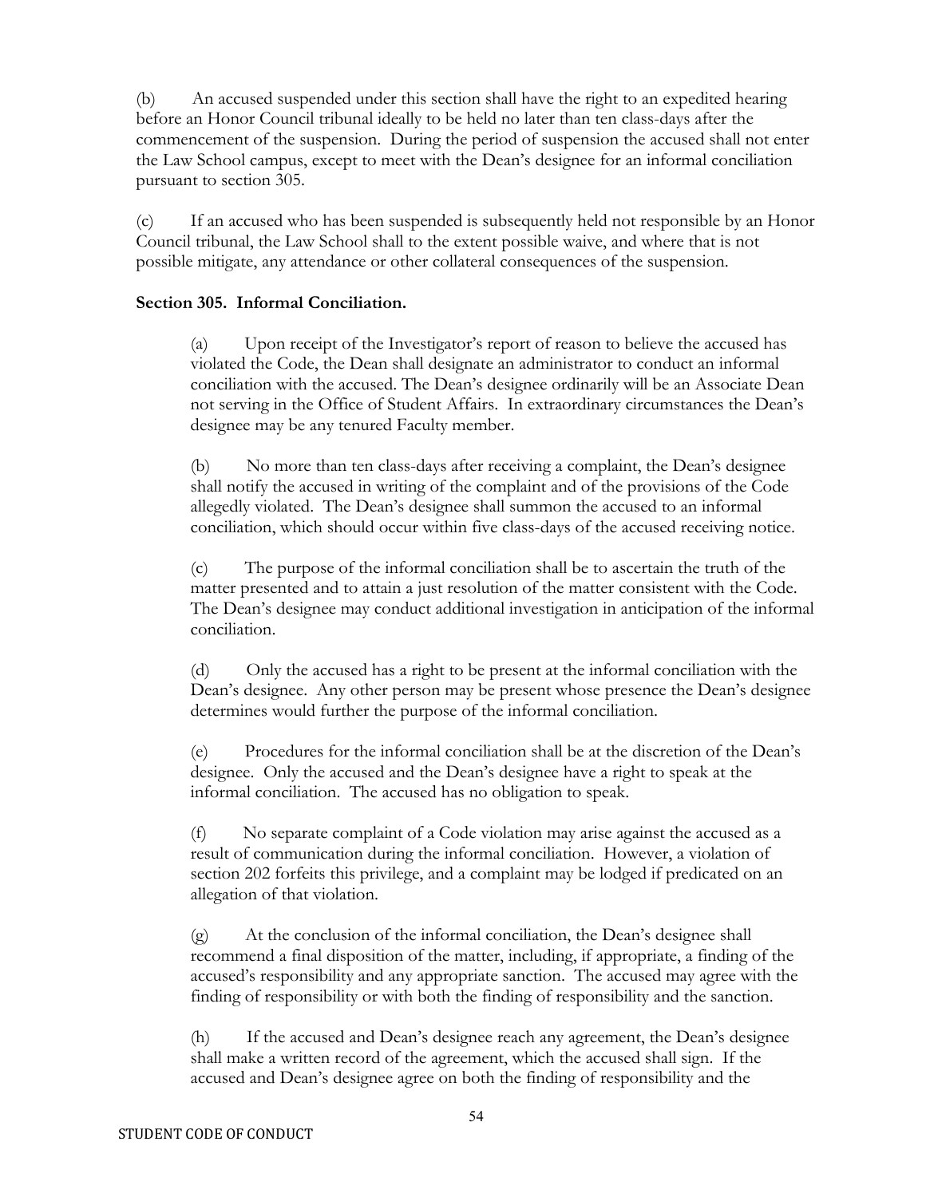(b) An accused suspended under this section shall have the right to an expedited hearing before an Honor Council tribunal ideally to be held no later than ten class-days after the commencement of the suspension. During the period of suspension the accused shall not enter the Law School campus, except to meet with the Dean's designee for an informal conciliation pursuant to section 305.

(c) If an accused who has been suspended is subsequently held not responsible by an Honor Council tribunal, the Law School shall to the extent possible waive, and where that is not possible mitigate, any attendance or other collateral consequences of the suspension.

**Section 305. Informal Conciliation.**

(a) Upon receipt of the Investigator's report of reason to believe the accused has violated the Code, the Dean shall designate an administrator to conduct an informal conciliation with the accused. The Dean's designee ordinarily will be an Associate Dean not serving in the Office of Student Affairs. In extraordinary circumstances the Dean's designee may be any tenured Faculty member.

(b) No more than ten class-days after receiving a complaint, the Dean's designee shall notify the accused in writing of the complaint and of the provisions of the Code allegedly violated. The Dean's designee shall summon the accused to an informal conciliation, which should occur within five class-days of the accused receiving notice.

(c) The purpose of the informal conciliation shall be to ascertain the truth of the matter presented and to attain a just resolution of the matter consistent with the Code. The Dean's designee may conduct additional investigation in anticipation of the informal conciliation.

(d) Only the accused has a right to be present at the informal conciliation with the Dean's designee. Any other person may be present whose presence the Dean's designee determines would further the purpose of the informal conciliation.

(e) Procedures for the informal conciliation shall be at the discretion of the Dean's designee. Only the accused and the Dean's designee have a right to speak at the informal conciliation. The accused has no obligation to speak.

(f) No separate complaint of a Code violation may arise against the accused as a result of communication during the informal conciliation. However, a violation of section 202 forfeits this privilege, and a complaint may be lodged if predicated on an allegation of that violation.

(g) At the conclusion of the informal conciliation, the Dean's designee shall recommend a final disposition of the matter, including, if appropriate, a finding of the accused's responsibility and any appropriate sanction. The accused may agree with the finding of responsibility or with both the finding of responsibility and the sanction.

(h) If the accused and Dean's designee reach any agreement, the Dean's designee shall make a written record of the agreement, which the accused shall sign. If the accused and Dean's designee agree on both the finding of responsibility and the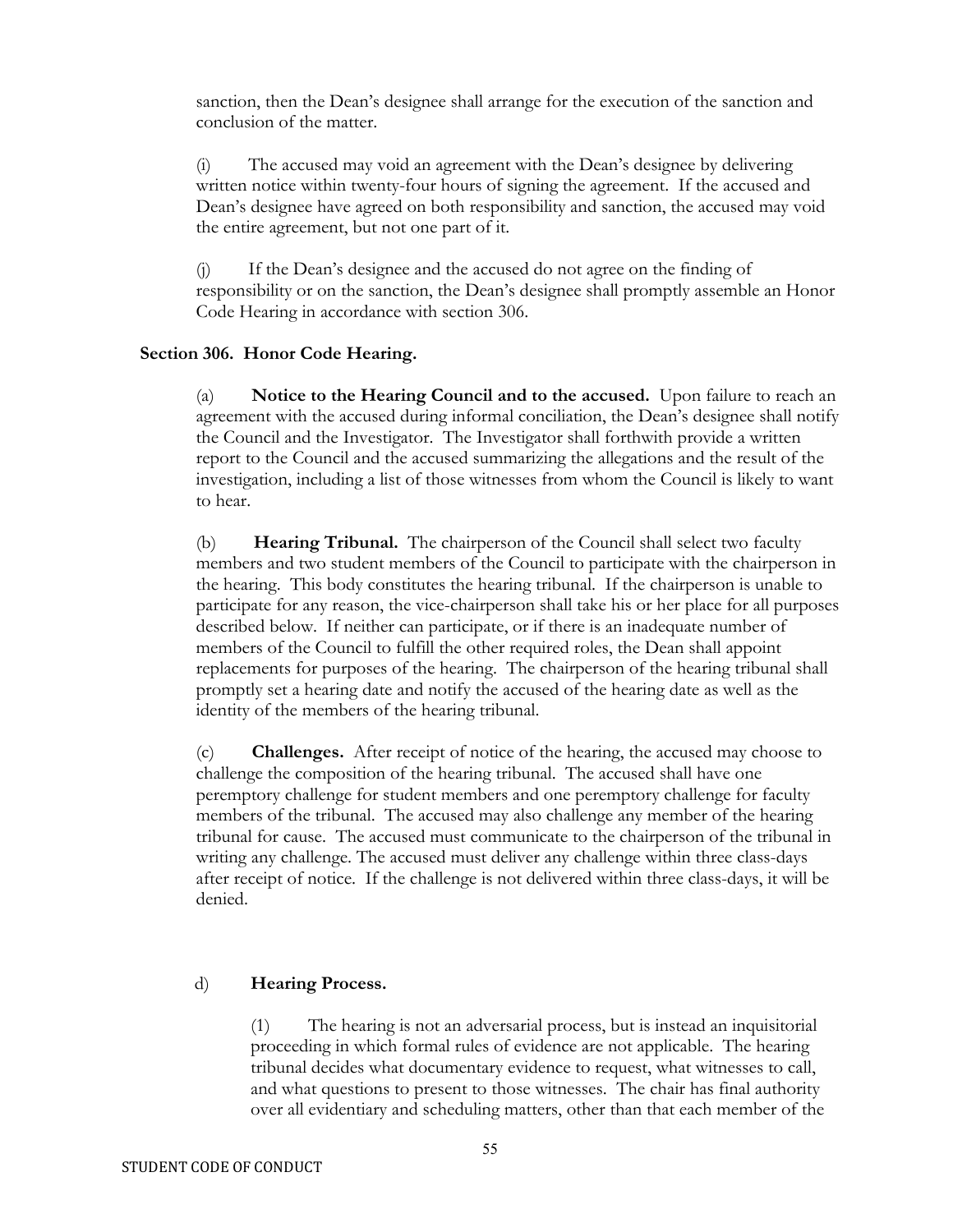sanction, then the Dean's designee shall arrange for the execution of the sanction and conclusion of the matter.

(i) The accused may void an agreement with the Dean's designee by delivering written notice within twenty-four hours of signing the agreement. If the accused and Dean's designee have agreed on both responsibility and sanction, the accused may void the entire agreement, but not one part of it.

(j) If the Dean's designee and the accused do not agree on the finding of responsibility or on the sanction, the Dean's designee shall promptly assemble an Honor Code Hearing in accordance with section 306.

**Section 306. Honor Code Hearing.**

(a) **Notice to the Hearing Council and to the accused.** Upon failure to reach an agreement with the accused during informal conciliation, the Dean's designee shall notify the Council and the Investigator. The Investigator shall forthwith provide a written report to the Council and the accused summarizing the allegations and the result of the investigation, including a list of those witnesses from whom the Council is likely to want to hear.

(b) **Hearing Tribunal.** The chairperson of the Council shall select two faculty members and two student members of the Council to participate with the chairperson in the hearing. This body constitutes the hearing tribunal. If the chairperson is unable to participate for any reason, the vice-chairperson shall take his or her place for all purposes described below. If neither can participate, or if there is an inadequate number of members of the Council to fulfill the other required roles, the Dean shall appoint replacements for purposes of the hearing. The chairperson of the hearing tribunal shall promptly set a hearing date and notify the accused of the hearing date as well as the identity of the members of the hearing tribunal.

(c) **Challenges.** After receipt of notice of the hearing, the accused may choose to challenge the composition of the hearing tribunal. The accused shall have one peremptory challenge for student members and one peremptory challenge for faculty members of the tribunal. The accused may also challenge any member of the hearing tribunal for cause. The accused must communicate to the chairperson of the tribunal in writing any challenge. The accused must deliver any challenge within three class-days after receipt of notice. If the challenge is not delivered within three class-days, it will be denied.

d) **Hearing Process.**

(1) The hearing is not an adversarial process, but is instead an inquisitorial proceeding in which formal rules of evidence are not applicable. The hearing tribunal decides what documentary evidence to request, what witnesses to call, and what questions to present to those witnesses. The chair has final authority over all evidentiary and scheduling matters, other than that each member of the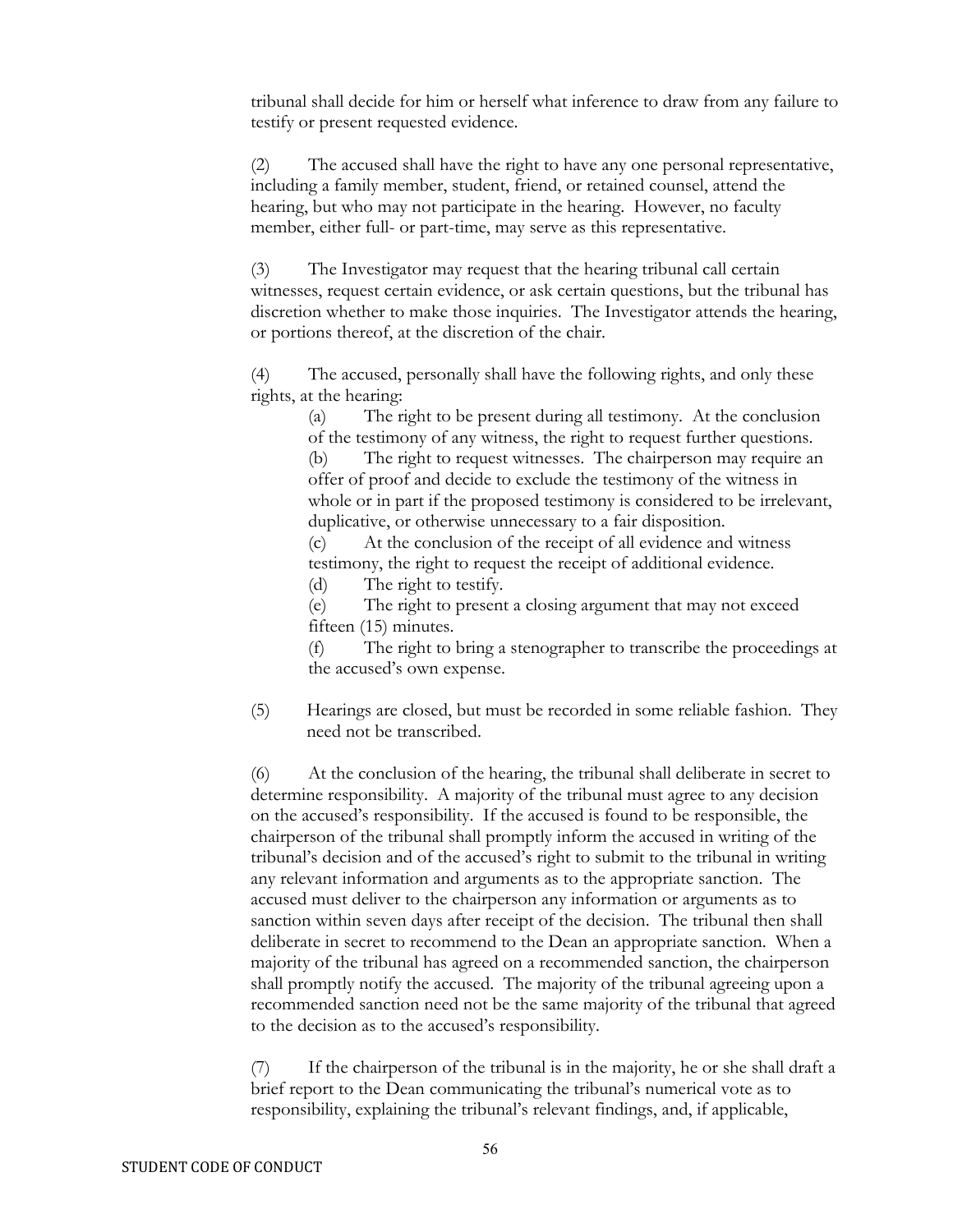tribunal shall decide for him or herself what inference to draw from any failure to testify or present requested evidence.

(2) The accused shall have the right to have any one personal representative, including a family member, student, friend, or retained counsel, attend the hearing, but who may not participate in the hearing. However, no faculty member, either full- or part-time, may serve as this representative.

(3) The Investigator may request that the hearing tribunal call certain witnesses, request certain evidence, or ask certain questions, but the tribunal has discretion whether to make those inquiries. The Investigator attends the hearing, or portions thereof, at the discretion of the chair.

(4) The accused, personally shall have the following rights, and only these rights, at the hearing:

> (a) The right to be present during all testimony. At the conclusion of the testimony of any witness, the right to request further questions.
>
> (b) The right to request witnesses. The chairperson may require an offer of proof and decide to exclude the testimony of the witness in whole or in part if the proposed testimony is considered to be irrelevant, duplicative, or otherwise unnecessary to a fair disposition.
>
> (c) At the conclusion of the receipt of all evidence and witness testimony, the right to request the receipt of additional evidence.
>
> (d) The right to testify.
>
> (e) The right to present a closing argument that may not exceed fifteen (15) minutes.
>
> (f) The right to bring a stenographer to transcribe the proceedings at the accused's own expense.

(5) Hearings are closed, but must be recorded in some reliable fashion. They need not be transcribed.

(6) At the conclusion of the hearing, the tribunal shall deliberate in secret to determine responsibility. A majority of the tribunal must agree to any decision on the accused's responsibility. If the accused is found to be responsible, the chairperson of the tribunal shall promptly inform the accused in writing of the tribunal's decision and of the accused's right to submit to the tribunal in writing any relevant information and arguments as to the appropriate sanction. The accused must deliver to the chairperson any information or arguments as to sanction within seven days after receipt of the decision. The tribunal then shall deliberate in secret to recommend to the Dean an appropriate sanction. When a majority of the tribunal has agreed on a recommended sanction, the chairperson shall promptly notify the accused. The majority of the tribunal agreeing upon a recommended sanction need not be the same majority of the tribunal that agreed to the decision as to the accused's responsibility.

(7) If the chairperson of the tribunal is in the majority, he or she shall draft a brief report to the Dean communicating the tribunal's numerical vote as to responsibility, explaining the tribunal's relevant findings, and, if applicable,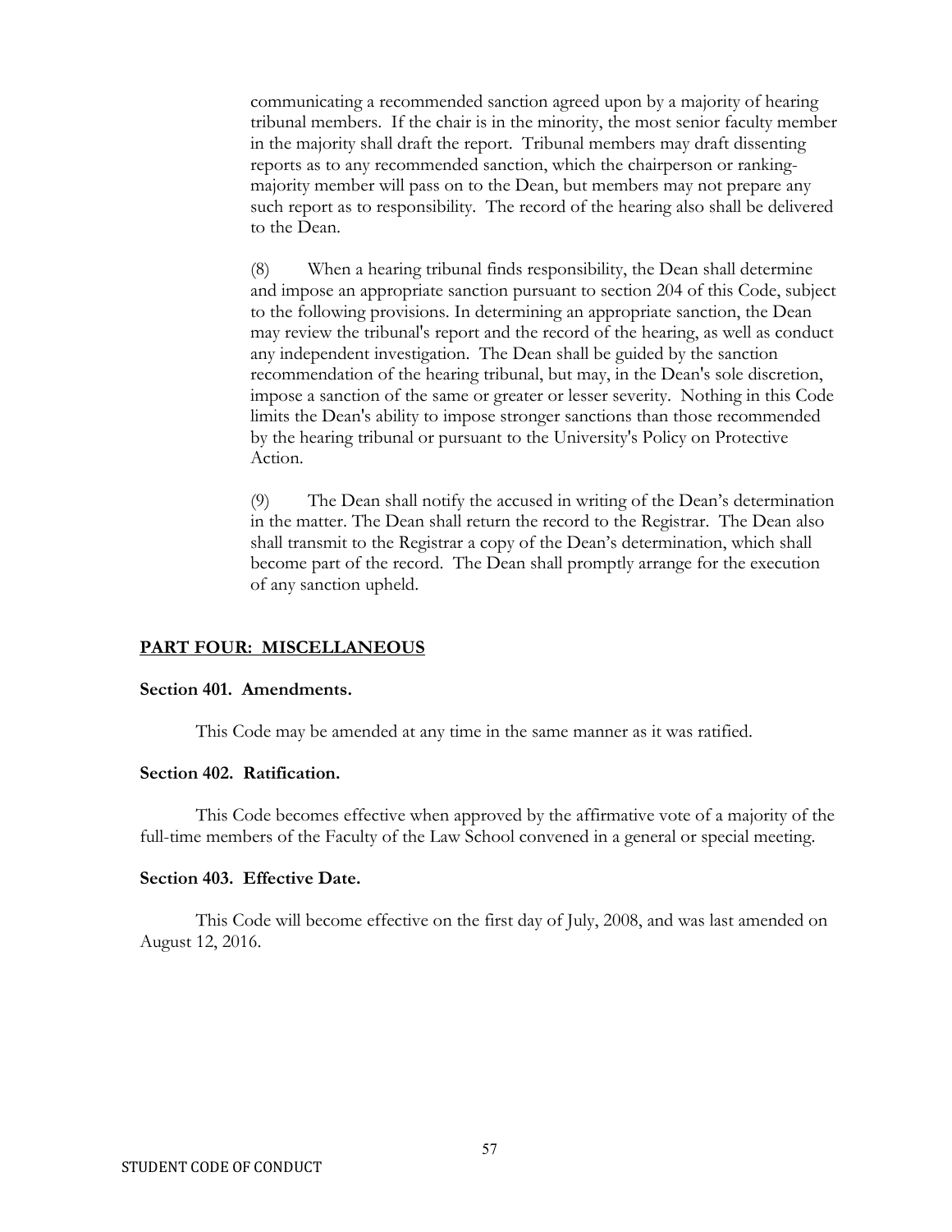communicating a recommended sanction agreed upon by a majority of hearing tribunal members. If the chair is in the minority, the most senior faculty member in the majority shall draft the report. Tribunal members may draft dissenting reports as to any recommended sanction, which the chairperson or ranking-majority member will pass on to the Dean, but members may not prepare any such report as to responsibility. The record of the hearing also shall be delivered to the Dean.

(8) When a hearing tribunal finds responsibility, the Dean shall determine and impose an appropriate sanction pursuant to section 204 of this Code, subject to the following provisions. In determining an appropriate sanction, the Dean may review the tribunal's report and the record of the hearing, as well as conduct any independent investigation. The Dean shall be guided by the sanction recommendation of the hearing tribunal, but may, in the Dean's sole discretion, impose a sanction of the same or greater or lesser severity. Nothing in this Code limits the Dean's ability to impose stronger sanctions than those recommended by the hearing tribunal or pursuant to the University's Policy on Protective Action.

(9) The Dean shall notify the accused in writing of the Dean's determination in the matter. The Dean shall return the record to the Registrar. The Dean also shall transmit to the Registrar a copy of the Dean's determination, which shall become part of the record. The Dean shall promptly arrange for the execution of any sanction upheld.

## PART FOUR: MISCELLANEOUS

### Section 401. Amendments.

This Code may be amended at any time in the same manner as it was ratified.

### Section 402. Ratification.

This Code becomes effective when approved by the affirmative vote of a majority of the full-time members of the Faculty of the Law School convened in a general or special meeting.

### Section 403. Effective Date.

This Code will become effective on the first day of July, 2008, and was last amended on August 12, 2016.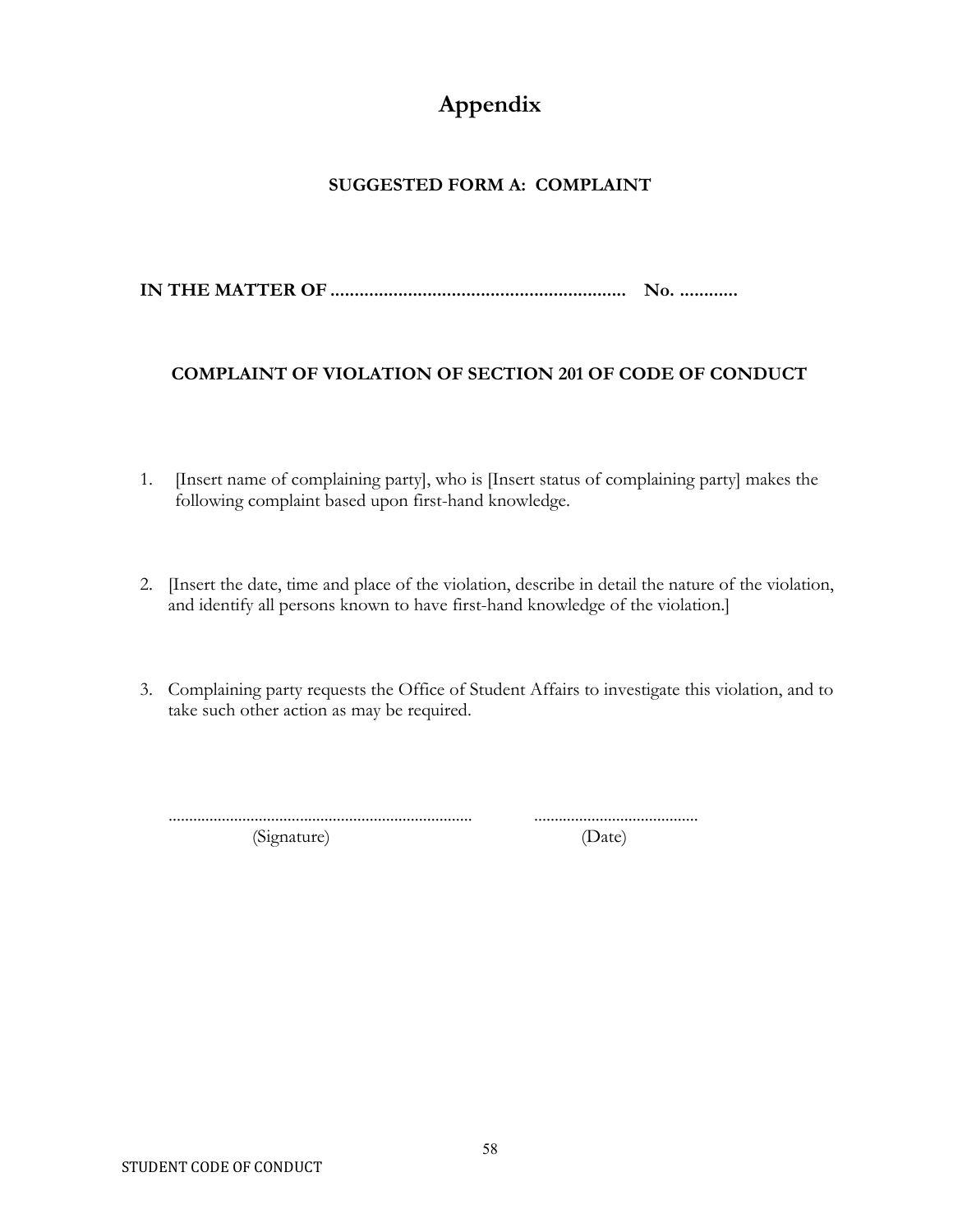# Appendix

## SUGGESTED FORM A: COMPLAINT

**IN THE MATTER OF ............................................................ No. ............**

**COMPLAINT OF VIOLATION OF SECTION 201 OF CODE OF CONDUCT**

1. [Insert name of complaining party], who is [Insert status of complaining party] makes the following complaint based upon first-hand knowledge.

2. [Insert the date, time and place of the violation, describe in detail the nature of the violation, and identify all persons known to have first-hand knowledge of the violation.]

3. Complaining party requests the Office of Student Affairs to investigate this violation, and to take such other action as may be required.

........................................................................ .......................................

(Signature) (Date)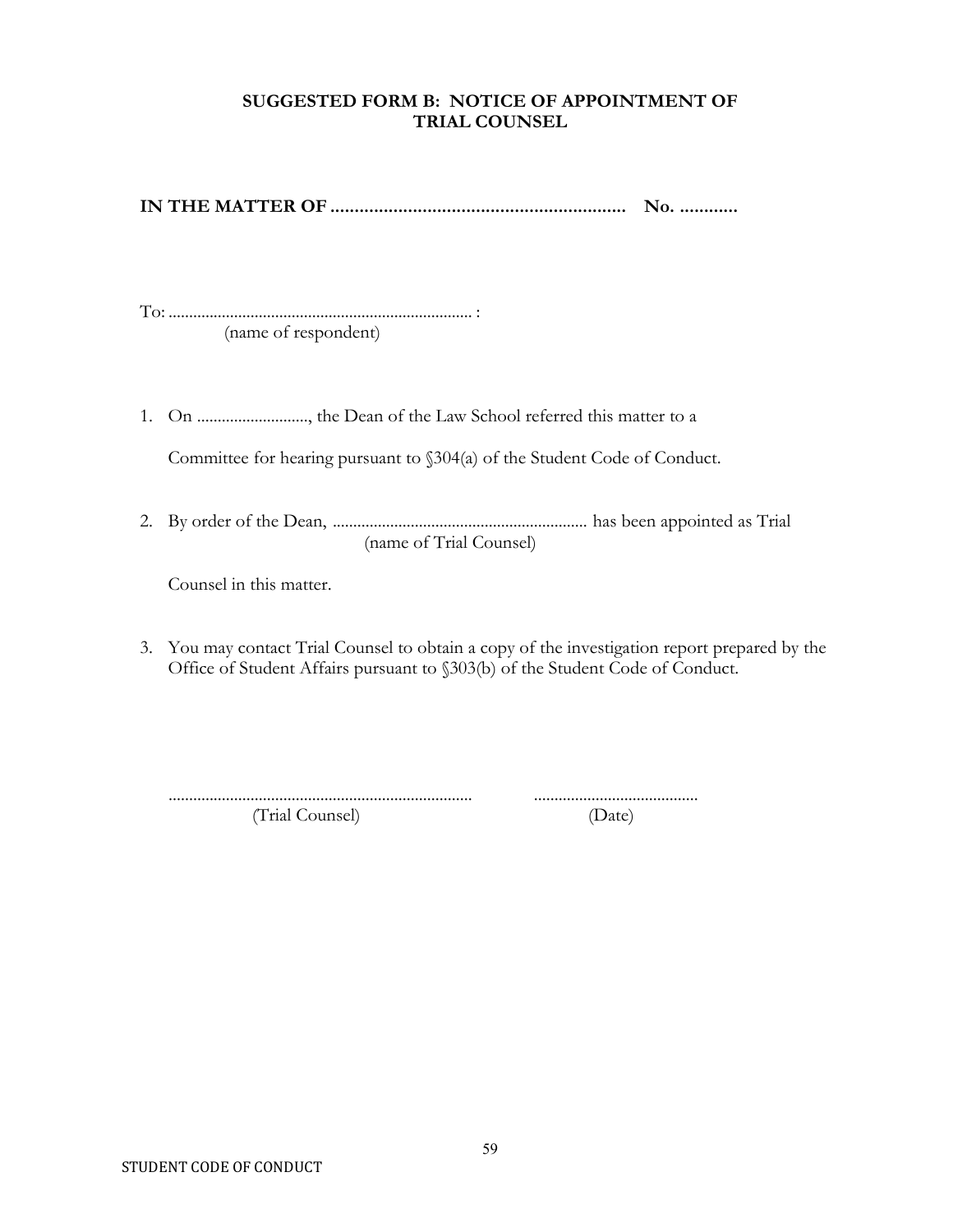## SUGGESTED FORM B: NOTICE OF APPOINTMENT OF TRIAL COUNSEL

**IN THE MATTER OF ............................................................ No. ............**

To: ......................................................................... :
(name of respondent)

1. On .........................., the Dean of the Law School referred this matter to a Committee for hearing pursuant to §304(a) of the Student Code of Conduct.

2. By order of the Dean, ............................................................. has been appointed as Trial
(name of Trial Counsel)
Counsel in this matter.

3. You may contact Trial Counsel to obtain a copy of the investigation report prepared by the Office of Student Affairs pursuant to §303(b) of the Student Code of Conduct.

......................................................................... .......................................
(Trial Counsel) (Date)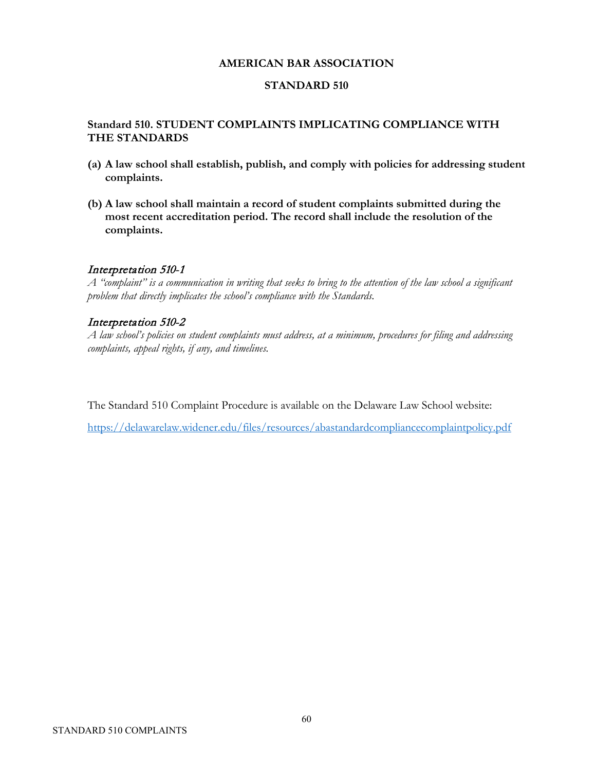**AMERICAN BAR ASSOCIATION**

**STANDARD 510**

### Standard 510. STUDENT COMPLAINTS IMPLICATING COMPLIANCE WITH THE STANDARDS

**(a) A law school shall establish, publish, and comply with policies for addressing student complaints.**

**(b) A law school shall maintain a record of student complaints submitted during the most recent accreditation period. The record shall include the resolution of the complaints.**

#### *Interpretation 510-1*

*A "complaint" is a communication in writing that seeks to bring to the attention of the law school a significant problem that directly implicates the school's compliance with the Standards.*

#### *Interpretation 510-2*

*A law school's policies on student complaints must address, at a minimum, procedures for filing and addressing complaints, appeal rights, if any, and timelines.*

The Standard 510 Complaint Procedure is available on the Delaware Law School website:

https://delawarelaw.widener.edu/files/resources/abastandardcompliancecomplaintpolicy.pdf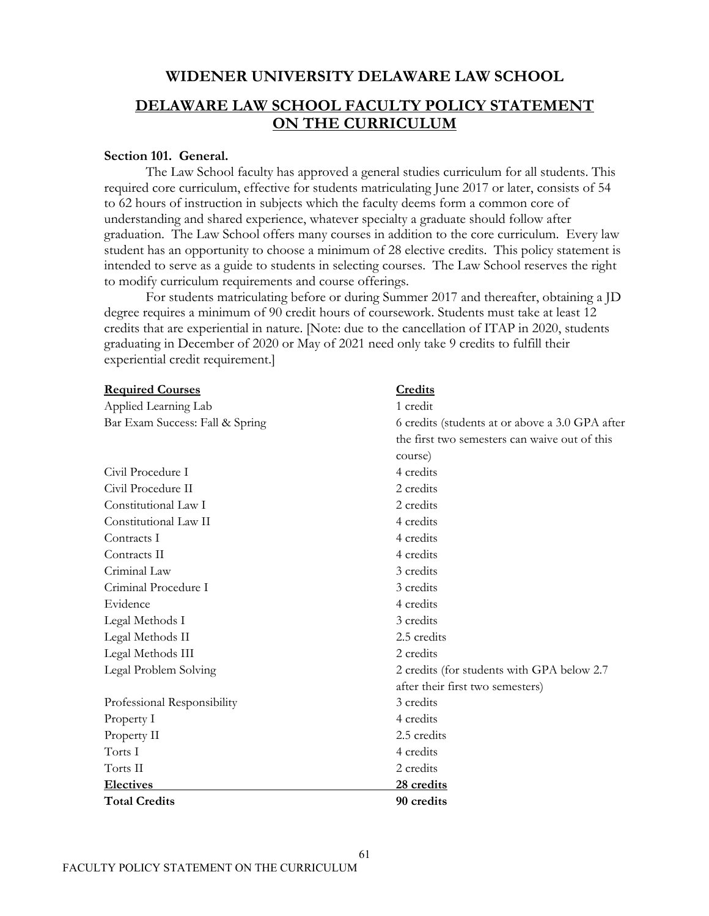# WIDENER UNIVERSITY DELAWARE LAW SCHOOL

## DELAWARE LAW SCHOOL FACULTY POLICY STATEMENT ON THE CURRICULUM

**Section 101. General.**

The Law School faculty has approved a general studies curriculum for all students. This required core curriculum, effective for students matriculating June 2017 or later, consists of 54 to 62 hours of instruction in subjects which the faculty deems form a common core of understanding and shared experience, whatever specialty a graduate should follow after graduation. The Law School offers many courses in addition to the core curriculum. Every law student has an opportunity to choose a minimum of 28 elective credits. This policy statement is intended to serve as a guide to students in selecting courses. The Law School reserves the right to modify curriculum requirements and course offerings.

For students matriculating before or during Summer 2017 and thereafter, obtaining a JD degree requires a minimum of 90 credit hours of coursework. Students must take at least 12 credits that are experiential in nature. [Note: due to the cancellation of ITAP in 2020, students graduating in December of 2020 or May of 2021 need only take 9 credits to fulfill their experiential credit requirement.]

| **Required Courses** | **Credits** |
|---|---|
| Applied Learning Lab | 1 credit |
| Bar Exam Success: Fall & Spring | 6 credits (students at or above a 3.0 GPA after the first two semesters can waive out of this course) |
| Civil Procedure I | 4 credits |
| Civil Procedure II | 2 credits |
| Constitutional Law I | 2 credits |
| Constitutional Law II | 4 credits |
| Contracts I | 4 credits |
| Contracts II | 4 credits |
| Criminal Law | 3 credits |
| Criminal Procedure I | 3 credits |
| Evidence | 4 credits |
| Legal Methods I | 3 credits |
| Legal Methods II | 2.5 credits |
| Legal Methods III | 2 credits |
| Legal Problem Solving | 2 credits (for students with GPA below 2.7 after their first two semesters) |
| Professional Responsibility | 3 credits |
| Property I | 4 credits |
| Property II | 2.5 credits |
| Torts I | 4 credits |
| Torts II | 2 credits |
| **Electives** | **28 credits** |
| **Total Credits** | **90 credits** |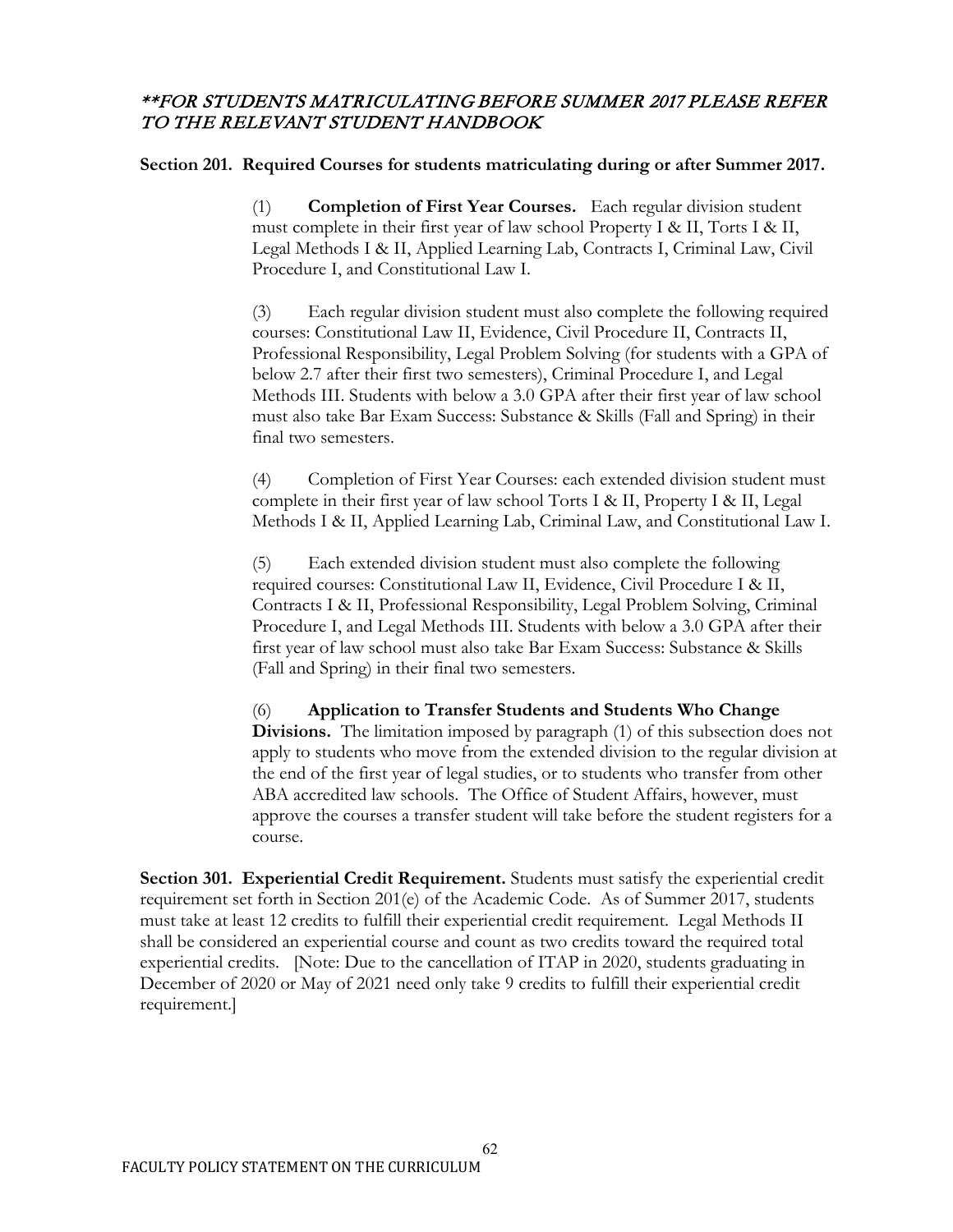***\*\*FOR STUDENTS MATRICULATING BEFORE SUMMER 2017 PLEASE REFER TO THE RELEVANT STUDENT HANDBOOK***

**Section 201. Required Courses for students matriculating during or after Summer 2017.**

(1) **Completion of First Year Courses.** Each regular division student must complete in their first year of law school Property I & II, Torts I & II, Legal Methods I & II, Applied Learning Lab, Contracts I, Criminal Law, Civil Procedure I, and Constitutional Law I.

(3) Each regular division student must also complete the following required courses: Constitutional Law II, Evidence, Civil Procedure II, Contracts II, Professional Responsibility, Legal Problem Solving (for students with a GPA of below 2.7 after their first two semesters), Criminal Procedure I, and Legal Methods III. Students with below a 3.0 GPA after their first year of law school must also take Bar Exam Success: Substance & Skills (Fall and Spring) in their final two semesters.

(4) Completion of First Year Courses: each extended division student must complete in their first year of law school Torts I & II, Property I & II, Legal Methods I & II, Applied Learning Lab, Criminal Law, and Constitutional Law I.

(5) Each extended division student must also complete the following required courses: Constitutional Law II, Evidence, Civil Procedure I & II, Contracts I & II, Professional Responsibility, Legal Problem Solving, Criminal Procedure I, and Legal Methods III. Students with below a 3.0 GPA after their first year of law school must also take Bar Exam Success: Substance & Skills (Fall and Spring) in their final two semesters.

(6) **Application to Transfer Students and Students Who Change Divisions.** The limitation imposed by paragraph (1) of this subsection does not apply to students who move from the extended division to the regular division at the end of the first year of legal studies, or to students who transfer from other ABA accredited law schools. The Office of Student Affairs, however, must approve the courses a transfer student will take before the student registers for a course.

**Section 301. Experiential Credit Requirement.** Students must satisfy the experiential credit requirement set forth in Section 201(e) of the Academic Code. As of Summer 2017, students must take at least 12 credits to fulfill their experiential credit requirement. Legal Methods II shall be considered an experiential course and count as two credits toward the required total experiential credits. [Note: Due to the cancellation of ITAP in 2020, students graduating in December of 2020 or May of 2021 need only take 9 credits to fulfill their experiential credit requirement.]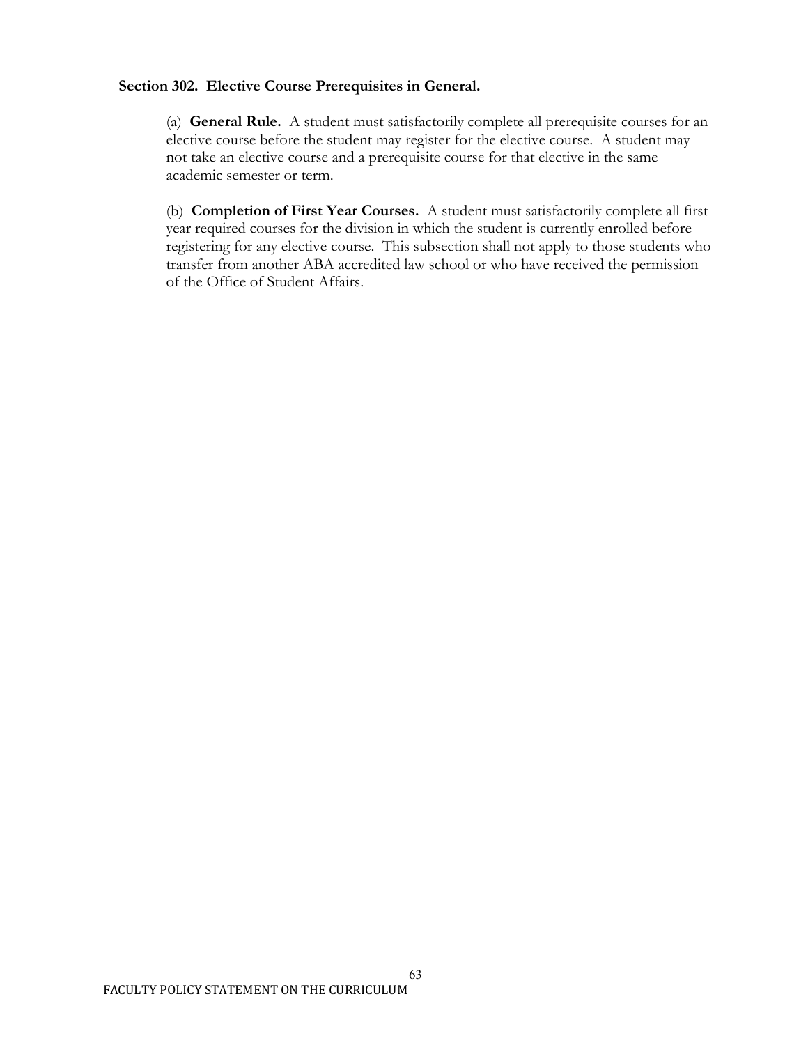**Section 302. Elective Course Prerequisites in General.**

(a) **General Rule.** A student must satisfactorily complete all prerequisite courses for an elective course before the student may register for the elective course. A student may not take an elective course and a prerequisite course for that elective in the same academic semester or term.

(b) **Completion of First Year Courses.** A student must satisfactorily complete all first year required courses for the division in which the student is currently enrolled before registering for any elective course. This subsection shall not apply to those students who transfer from another ABA accredited law school or who have received the permission of the Office of Student Affairs.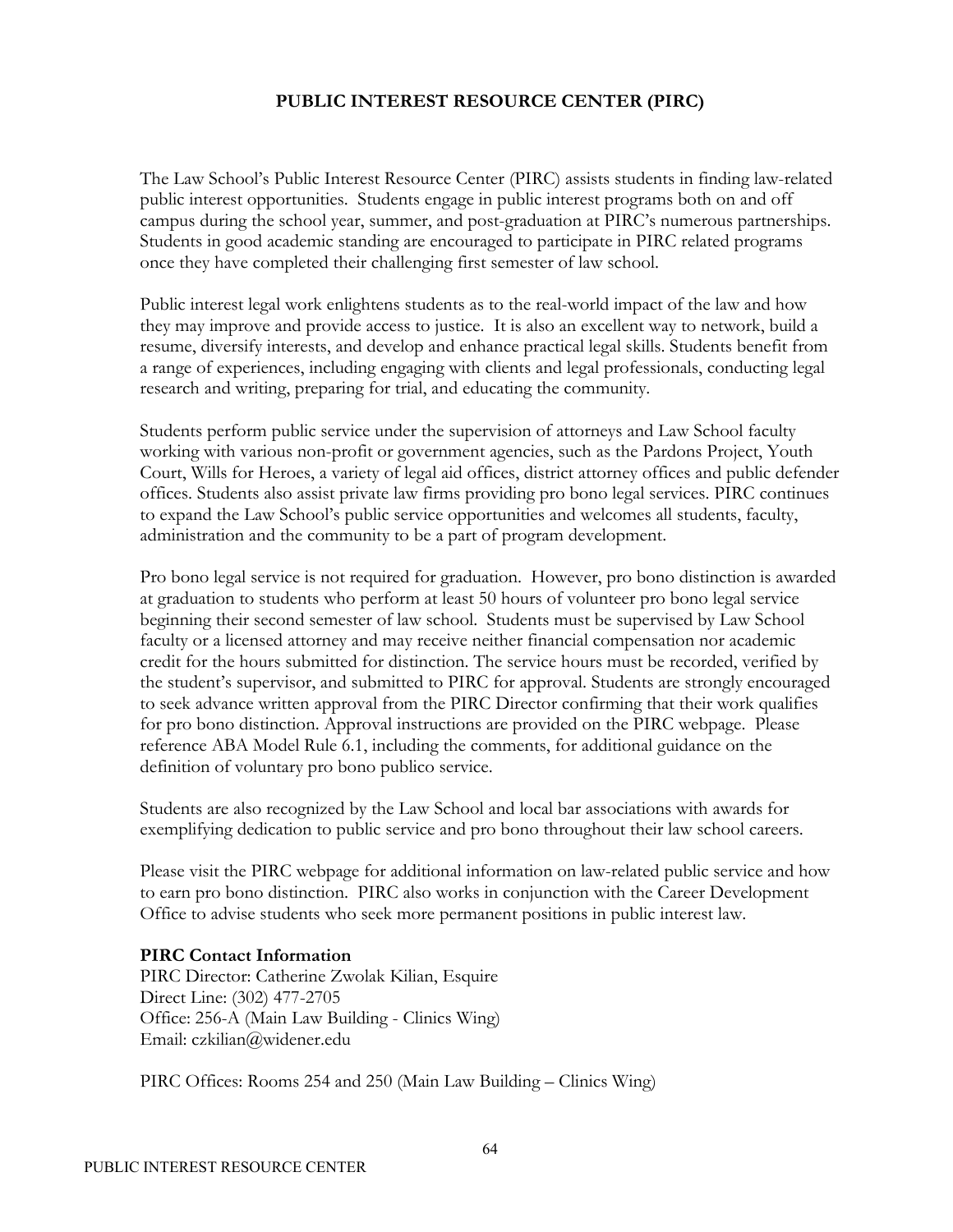# PUBLIC INTEREST RESOURCE CENTER (PIRC)

The Law School's Public Interest Resource Center (PIRC) assists students in finding law-related public interest opportunities. Students engage in public interest programs both on and off campus during the school year, summer, and post-graduation at PIRC's numerous partnerships. Students in good academic standing are encouraged to participate in PIRC related programs once they have completed their challenging first semester of law school.

Public interest legal work enlightens students as to the real-world impact of the law and how they may improve and provide access to justice. It is also an excellent way to network, build a resume, diversify interests, and develop and enhance practical legal skills. Students benefit from a range of experiences, including engaging with clients and legal professionals, conducting legal research and writing, preparing for trial, and educating the community.

Students perform public service under the supervision of attorneys and Law School faculty working with various non-profit or government agencies, such as the Pardons Project, Youth Court, Wills for Heroes, a variety of legal aid offices, district attorney offices and public defender offices. Students also assist private law firms providing pro bono legal services. PIRC continues to expand the Law School's public service opportunities and welcomes all students, faculty, administration and the community to be a part of program development.

Pro bono legal service is not required for graduation. However, pro bono distinction is awarded at graduation to students who perform at least 50 hours of volunteer pro bono legal service beginning their second semester of law school. Students must be supervised by Law School faculty or a licensed attorney and may receive neither financial compensation nor academic credit for the hours submitted for distinction. The service hours must be recorded, verified by the student's supervisor, and submitted to PIRC for approval. Students are strongly encouraged to seek advance written approval from the PIRC Director confirming that their work qualifies for pro bono distinction. Approval instructions are provided on the PIRC webpage. Please reference ABA Model Rule 6.1, including the comments, for additional guidance on the definition of voluntary pro bono publico service.

Students are also recognized by the Law School and local bar associations with awards for exemplifying dedication to public service and pro bono throughout their law school careers.

Please visit the PIRC webpage for additional information on law-related public service and how to earn pro bono distinction. PIRC also works in conjunction with the Career Development Office to advise students who seek more permanent positions in public interest law.

**PIRC Contact Information**
PIRC Director: Catherine Zwolak Kilian, Esquire
Direct Line: (302) 477-2705
Office: 256-A (Main Law Building - Clinics Wing)
Email: czkilian@widener.edu

PIRC Offices: Rooms 254 and 250 (Main Law Building – Clinics Wing)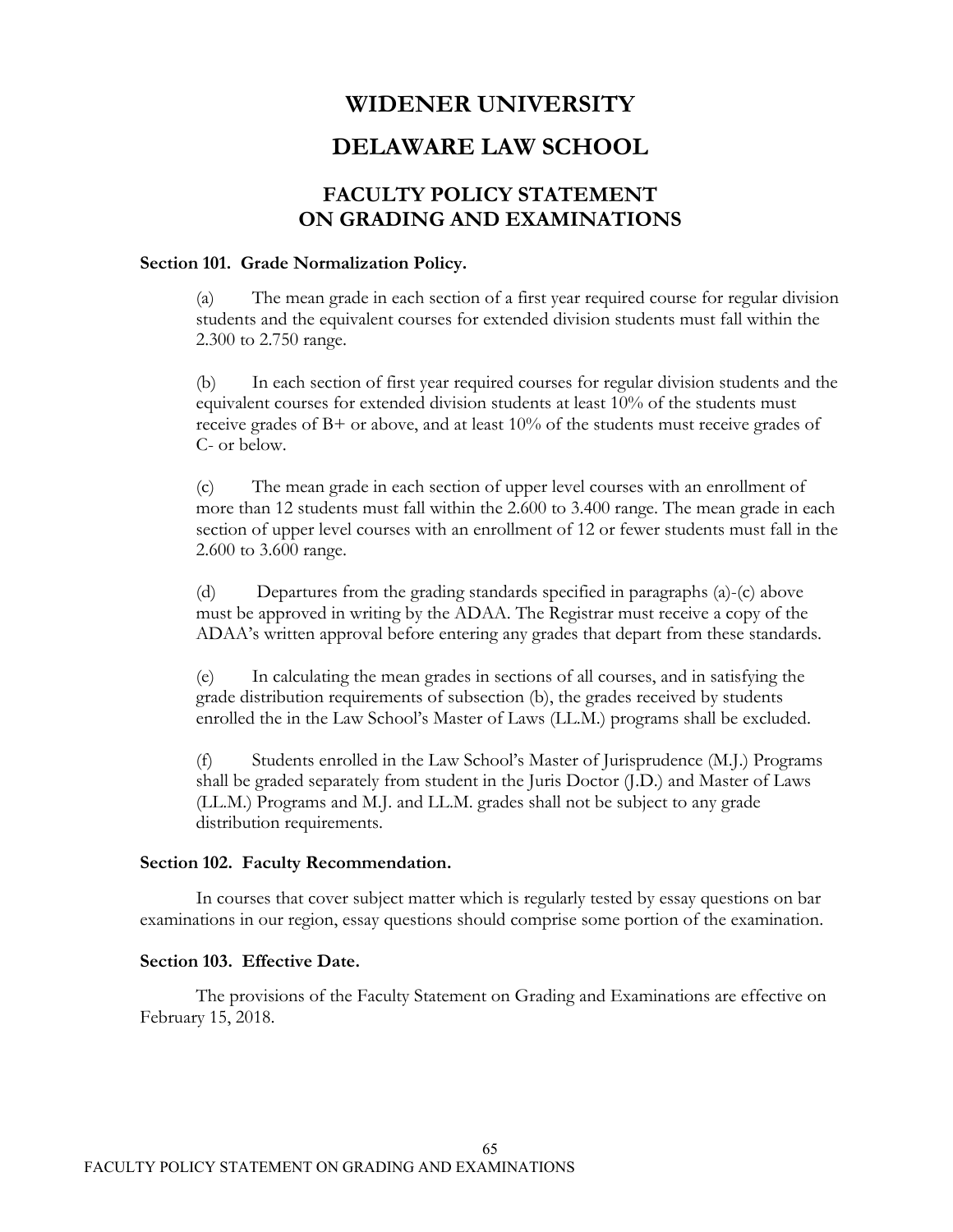# WIDENER UNIVERSITY

# DELAWARE LAW SCHOOL

## FACULTY POLICY STATEMENT ON GRADING AND EXAMINATIONS

**Section 101. Grade Normalization Policy.**

(a) The mean grade in each section of a first year required course for regular division students and the equivalent courses for extended division students must fall within the 2.300 to 2.750 range.

(b) In each section of first year required courses for regular division students and the equivalent courses for extended division students at least 10% of the students must receive grades of B+ or above, and at least 10% of the students must receive grades of C- or below.

(c) The mean grade in each section of upper level courses with an enrollment of more than 12 students must fall within the 2.600 to 3.400 range. The mean grade in each section of upper level courses with an enrollment of 12 or fewer students must fall in the 2.600 to 3.600 range.

(d) Departures from the grading standards specified in paragraphs (a)-(c) above must be approved in writing by the ADAA. The Registrar must receive a copy of the ADAA's written approval before entering any grades that depart from these standards.

(e) In calculating the mean grades in sections of all courses, and in satisfying the grade distribution requirements of subsection (b), the grades received by students enrolled the in the Law School's Master of Laws (LL.M.) programs shall be excluded.

(f) Students enrolled in the Law School's Master of Jurisprudence (M.J.) Programs shall be graded separately from student in the Juris Doctor (J.D.) and Master of Laws (LL.M.) Programs and M.J. and LL.M. grades shall not be subject to any grade distribution requirements.

**Section 102. Faculty Recommendation.**

In courses that cover subject matter which is regularly tested by essay questions on bar examinations in our region, essay questions should comprise some portion of the examination.

**Section 103. Effective Date.**

The provisions of the Faculty Statement on Grading and Examinations are effective on February 15, 2018.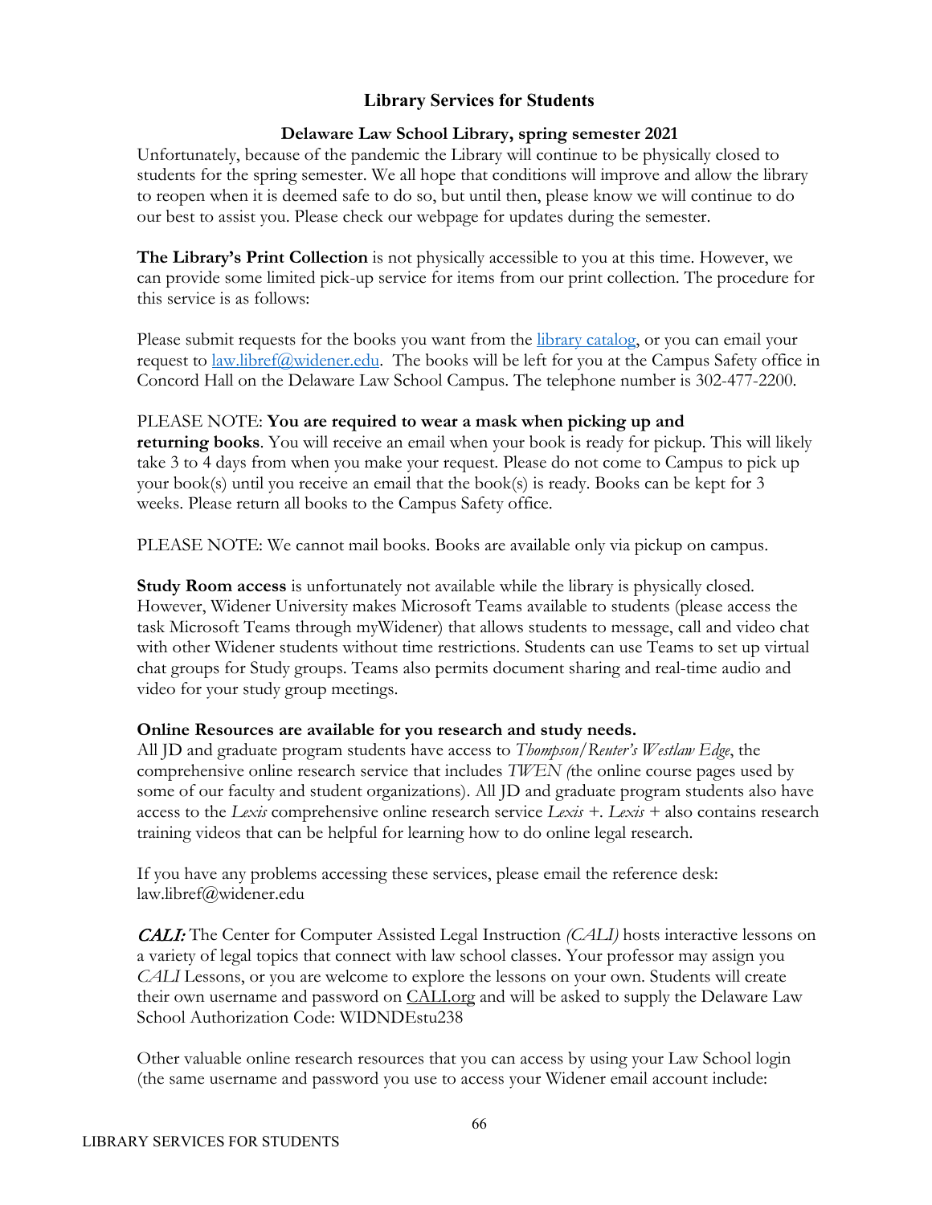## Library Services for Students

### Delaware Law School Library, spring semester 2021

Unfortunately, because of the pandemic the Library will continue to be physically closed to students for the spring semester. We all hope that conditions will improve and allow the library to reopen when it is deemed safe to do so, but until then, please know we will continue to do our best to assist you. Please check our webpage for updates during the semester.

**The Library's Print Collection** is not physically accessible to you at this time. However, we can provide some limited pick-up service for items from our print collection. The procedure for this service is as follows:

Please submit requests for the books you want from the [library catalog](), or you can email your request to [law.libref@widener.edu](mailto:law.libref@widener.edu). The books will be left for you at the Campus Safety office in Concord Hall on the Delaware Law School Campus. The telephone number is 302-477-2200.

PLEASE NOTE: **You are required to wear a mask when picking up and returning books**. You will receive an email when your book is ready for pickup. This will likely take 3 to 4 days from when you make your request. Please do not come to Campus to pick up your book(s) until you receive an email that the book(s) is ready. Books can be kept for 3 weeks. Please return all books to the Campus Safety office.

PLEASE NOTE: We cannot mail books. Books are available only via pickup on campus.

**Study Room access** is unfortunately not available while the library is physically closed. However, Widener University makes Microsoft Teams available to students (please access the task Microsoft Teams through myWidener) that allows students to message, call and video chat with other Widener students without time restrictions. Students can use Teams to set up virtual chat groups for Study groups. Teams also permits document sharing and real-time audio and video for your study group meetings.

**Online Resources are available for you research and study needs.**
All JD and graduate program students have access to *Thompson/Reuter's Westlaw Edge*, the comprehensive online research service that includes *TWEN (*the online course pages used by some of our faculty and student organizations). All JD and graduate program students also have access to the *Lexis* comprehensive online research service *Lexis +*. *Lexis +* also contains research training videos that can be helpful for learning how to do online legal research.

If you have any problems accessing these services, please email the reference desk: law.libref@widener.edu

***CALI:*** The Center for Computer Assisted Legal Instruction *(CALI)* hosts interactive lessons on a variety of legal topics that connect with law school classes. Your professor may assign you *CALI* Lessons, or you are welcome to explore the lessons on your own. Students will create their own username and password on [CALI.org]() and will be asked to supply the Delaware Law School Authorization Code: WIDNDEstu238

Other valuable online research resources that you can access by using your Law School login (the same username and password you use to access your Widener email account include: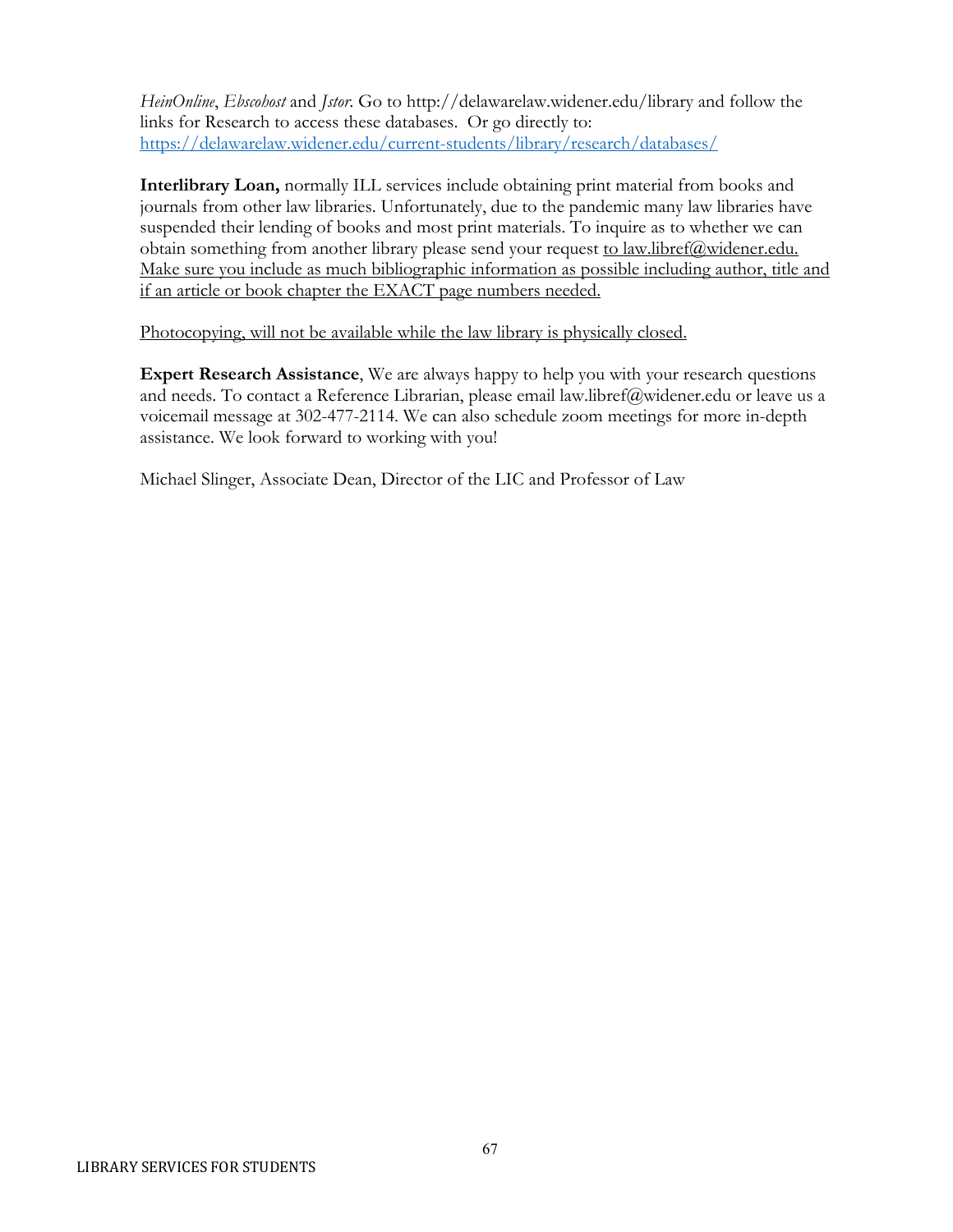*HeinOnline*, *Ebscohost* and *Jstor*. Go to http://delawarelaw.widener.edu/library and follow the links for Research to access these databases. Or go directly to: https://delawarelaw.widener.edu/current-students/library/research/databases/

**Interlibrary Loan,** normally ILL services include obtaining print material from books and journals from other law libraries. Unfortunately, due to the pandemic many law libraries have suspended their lending of books and most print materials. To inquire as to whether we can obtain something from another library please send your request to law.libref@widener.edu. Make sure you include as much bibliographic information as possible including author, title and if an article or book chapter the EXACT page numbers needed.

Photocopying, will not be available while the law library is physically closed.

**Expert Research Assistance**, We are always happy to help you with your research questions and needs. To contact a Reference Librarian, please email law.libref@widener.edu or leave us a voicemail message at 302-477-2114. We can also schedule zoom meetings for more in-depth assistance. We look forward to working with you!

Michael Slinger, Associate Dean, Director of the LIC and Professor of Law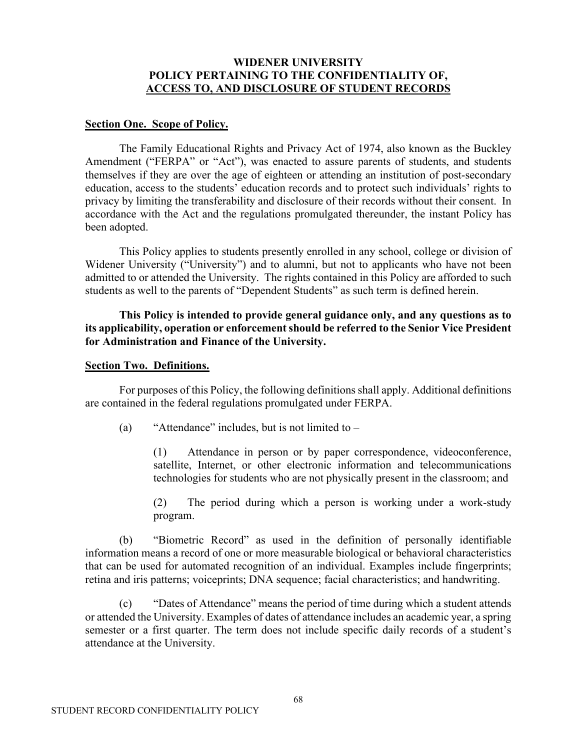# WIDENER UNIVERSITY
# POLICY PERTAINING TO THE CONFIDENTIALITY OF, ACCESS TO, AND DISCLOSURE OF STUDENT RECORDS

## Section One. Scope of Policy.

The Family Educational Rights and Privacy Act of 1974, also known as the Buckley Amendment ("FERPA" or "Act"), was enacted to assure parents of students, and students themselves if they are over the age of eighteen or attending an institution of post-secondary education, access to the students' education records and to protect such individuals' rights to privacy by limiting the transferability and disclosure of their records without their consent. In accordance with the Act and the regulations promulgated thereunder, the instant Policy has been adopted.

This Policy applies to students presently enrolled in any school, college or division of Widener University ("University") and to alumni, but not to applicants who have not been admitted to or attended the University. The rights contained in this Policy are afforded to such students as well to the parents of "Dependent Students" as such term is defined herein.

**This Policy is intended to provide general guidance only, and any questions as to its applicability, operation or enforcement should be referred to the Senior Vice President for Administration and Finance of the University.**

## Section Two. Definitions.

For purposes of this Policy, the following definitions shall apply. Additional definitions are contained in the federal regulations promulgated under FERPA.

(a) "Attendance" includes, but is not limited to –

> (1) Attendance in person or by paper correspondence, videoconference, satellite, Internet, or other electronic information and telecommunications technologies for students who are not physically present in the classroom; and
>
> (2) The period during which a person is working under a work-study program.

(b) "Biometric Record" as used in the definition of personally identifiable information means a record of one or more measurable biological or behavioral characteristics that can be used for automated recognition of an individual. Examples include fingerprints; retina and iris patterns; voiceprints; DNA sequence; facial characteristics; and handwriting.

(c) "Dates of Attendance" means the period of time during which a student attends or attended the University. Examples of dates of attendance includes an academic year, a spring semester or a first quarter. The term does not include specific daily records of a student's attendance at the University.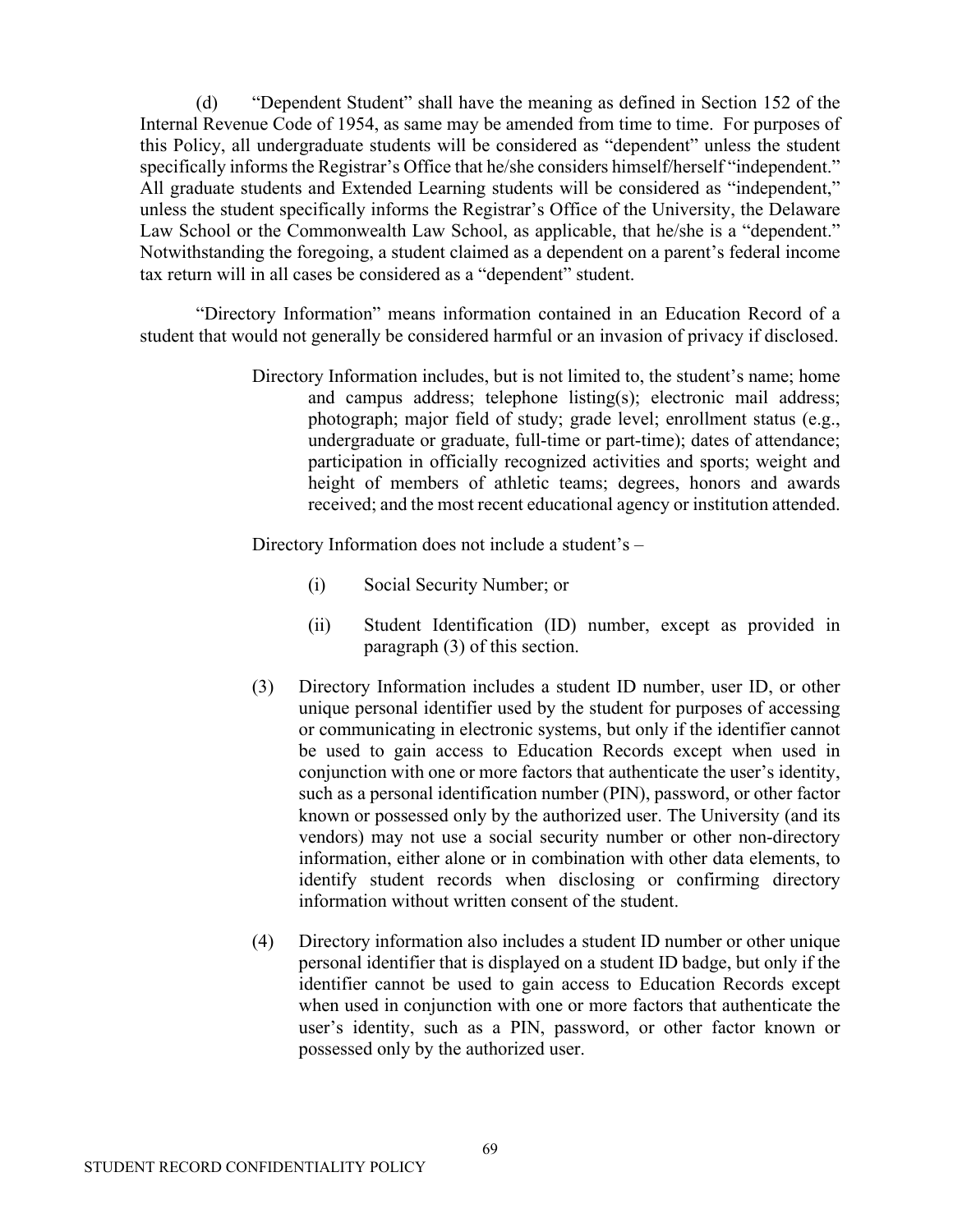(d) "Dependent Student" shall have the meaning as defined in Section 152 of the Internal Revenue Code of 1954, as same may be amended from time to time. For purposes of this Policy, all undergraduate students will be considered as "dependent" unless the student specifically informs the Registrar's Office that he/she considers himself/herself "independent." All graduate students and Extended Learning students will be considered as "independent," unless the student specifically informs the Registrar's Office of the University, the Delaware Law School or the Commonwealth Law School, as applicable, that he/she is a "dependent." Notwithstanding the foregoing, a student claimed as a dependent on a parent's federal income tax return will in all cases be considered as a "dependent" student.

"Directory Information" means information contained in an Education Record of a student that would not generally be considered harmful or an invasion of privacy if disclosed.

Directory Information includes, but is not limited to, the student's name; home and campus address; telephone listing(s); electronic mail address; photograph; major field of study; grade level; enrollment status (e.g., undergraduate or graduate, full-time or part-time); dates of attendance; participation in officially recognized activities and sports; weight and height of members of athletic teams; degrees, honors and awards received; and the most recent educational agency or institution attended.

Directory Information does not include a student's –

(i) Social Security Number; or

(ii) Student Identification (ID) number, except as provided in paragraph (3) of this section.

(3) Directory Information includes a student ID number, user ID, or other unique personal identifier used by the student for purposes of accessing or communicating in electronic systems, but only if the identifier cannot be used to gain access to Education Records except when used in conjunction with one or more factors that authenticate the user's identity, such as a personal identification number (PIN), password, or other factor known or possessed only by the authorized user. The University (and its vendors) may not use a social security number or other non-directory information, either alone or in combination with other data elements, to identify student records when disclosing or confirming directory information without written consent of the student.

(4) Directory information also includes a student ID number or other unique personal identifier that is displayed on a student ID badge, but only if the identifier cannot be used to gain access to Education Records except when used in conjunction with one or more factors that authenticate the user's identity, such as a PIN, password, or other factor known or possessed only by the authorized user.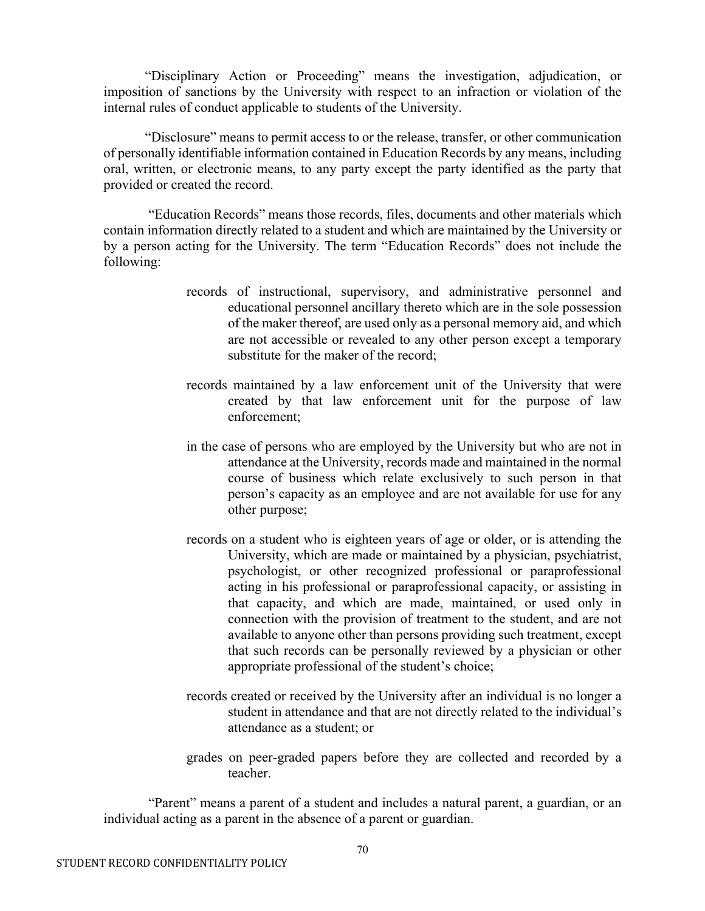"Disciplinary Action or Proceeding" means the investigation, adjudication, or imposition of sanctions by the University with respect to an infraction or violation of the internal rules of conduct applicable to students of the University.

"Disclosure" means to permit access to or the release, transfer, or other communication of personally identifiable information contained in Education Records by any means, including oral, written, or electronic means, to any party except the party identified as the party that provided or created the record.

"Education Records" means those records, files, documents and other materials which contain information directly related to a student and which are maintained by the University or by a person acting for the University. The term "Education Records" does not include the following:

> records of instructional, supervisory, and administrative personnel and educational personnel ancillary thereto which are in the sole possession of the maker thereof, are used only as a personal memory aid, and which are not accessible or revealed to any other person except a temporary substitute for the maker of the record;
>
> records maintained by a law enforcement unit of the University that were created by that law enforcement unit for the purpose of law enforcement;
>
> in the case of persons who are employed by the University but who are not in attendance at the University, records made and maintained in the normal course of business which relate exclusively to such person in that person's capacity as an employee and are not available for use for any other purpose;
>
> records on a student who is eighteen years of age or older, or is attending the University, which are made or maintained by a physician, psychiatrist, psychologist, or other recognized professional or paraprofessional acting in his professional or paraprofessional capacity, or assisting in that capacity, and which are made, maintained, or used only in connection with the provision of treatment to the student, and are not available to anyone other than persons providing such treatment, except that such records can be personally reviewed by a physician or other appropriate professional of the student's choice;
>
> records created or received by the University after an individual is no longer a student in attendance and that are not directly related to the individual's attendance as a student; or
>
> grades on peer-graded papers before they are collected and recorded by a teacher.

"Parent" means a parent of a student and includes a natural parent, a guardian, or an individual acting as a parent in the absence of a parent or guardian.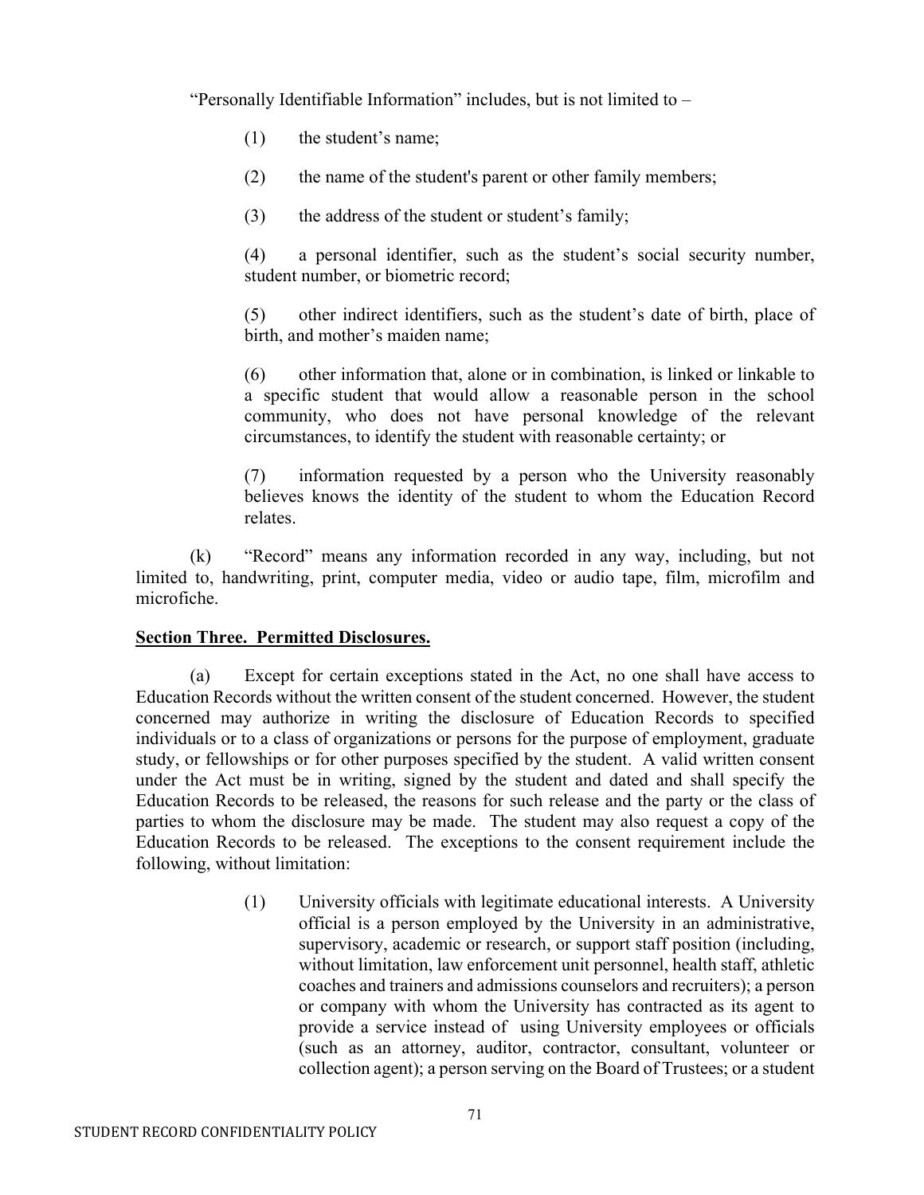"Personally Identifiable Information" includes, but is not limited to –

(1) the student's name;

(2) the name of the student's parent or other family members;

(3) the address of the student or student's family;

(4) a personal identifier, such as the student's social security number, student number, or biometric record;

(5) other indirect identifiers, such as the student's date of birth, place of birth, and mother's maiden name;

(6) other information that, alone or in combination, is linked or linkable to a specific student that would allow a reasonable person in the school community, who does not have personal knowledge of the relevant circumstances, to identify the student with reasonable certainty; or

(7) information requested by a person who the University reasonably believes knows the identity of the student to whom the Education Record relates.

(k) "Record" means any information recorded in any way, including, but not limited to, handwriting, print, computer media, video or audio tape, film, microfilm and microfiche.

**Section Three. Permitted Disclosures.**

(a) Except for certain exceptions stated in the Act, no one shall have access to Education Records without the written consent of the student concerned. However, the student concerned may authorize in writing the disclosure of Education Records to specified individuals or to a class of organizations or persons for the purpose of employment, graduate study, or fellowships or for other purposes specified by the student. A valid written consent under the Act must be in writing, signed by the student and dated and shall specify the Education Records to be released, the reasons for such release and the party or the class of parties to whom the disclosure may be made. The student may also request a copy of the Education Records to be released. The exceptions to the consent requirement include the following, without limitation:

(1) University officials with legitimate educational interests. A University official is a person employed by the University in an administrative, supervisory, academic or research, or support staff position (including, without limitation, law enforcement unit personnel, health staff, athletic coaches and trainers and admissions counselors and recruiters); a person or company with whom the University has contracted as its agent to provide a service instead of using University employees or officials (such as an attorney, auditor, contractor, consultant, volunteer or collection agent); a person serving on the Board of Trustees; or a student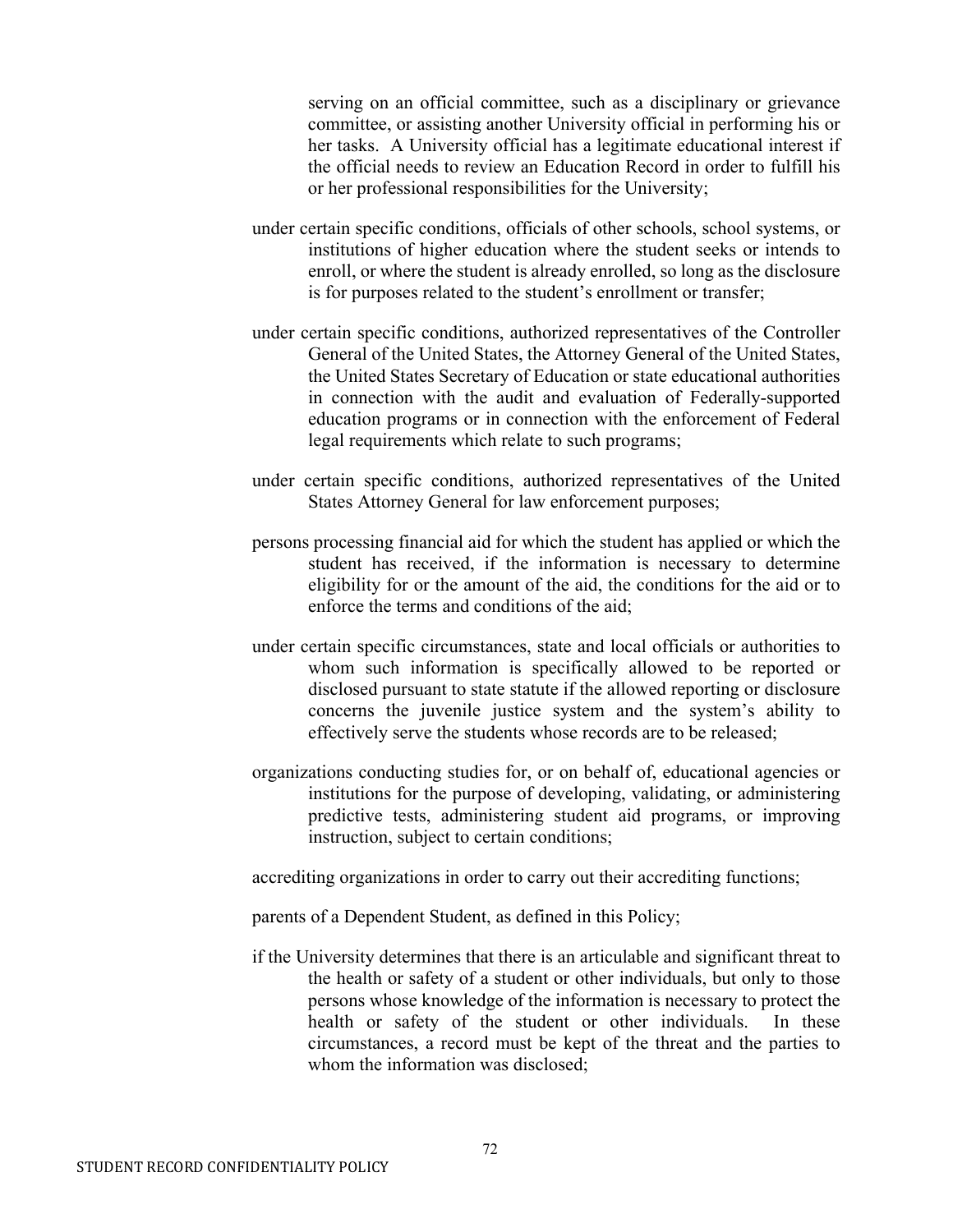serving on an official committee, such as a disciplinary or grievance committee, or assisting another University official in performing his or her tasks. A University official has a legitimate educational interest if the official needs to review an Education Record in order to fulfill his or her professional responsibilities for the University;

under certain specific conditions, officials of other schools, school systems, or institutions of higher education where the student seeks or intends to enroll, or where the student is already enrolled, so long as the disclosure is for purposes related to the student's enrollment or transfer;

under certain specific conditions, authorized representatives of the Controller General of the United States, the Attorney General of the United States, the United States Secretary of Education or state educational authorities in connection with the audit and evaluation of Federally-supported education programs or in connection with the enforcement of Federal legal requirements which relate to such programs;

under certain specific conditions, authorized representatives of the United States Attorney General for law enforcement purposes;

persons processing financial aid for which the student has applied or which the student has received, if the information is necessary to determine eligibility for or the amount of the aid, the conditions for the aid or to enforce the terms and conditions of the aid;

under certain specific circumstances, state and local officials or authorities to whom such information is specifically allowed to be reported or disclosed pursuant to state statute if the allowed reporting or disclosure concerns the juvenile justice system and the system's ability to effectively serve the students whose records are to be released;

organizations conducting studies for, or on behalf of, educational agencies or institutions for the purpose of developing, validating, or administering predictive tests, administering student aid programs, or improving instruction, subject to certain conditions;

accrediting organizations in order to carry out their accrediting functions;

parents of a Dependent Student, as defined in this Policy;

if the University determines that there is an articulable and significant threat to the health or safety of a student or other individuals, but only to those persons whose knowledge of the information is necessary to protect the health or safety of the student or other individuals. In these circumstances, a record must be kept of the threat and the parties to whom the information was disclosed;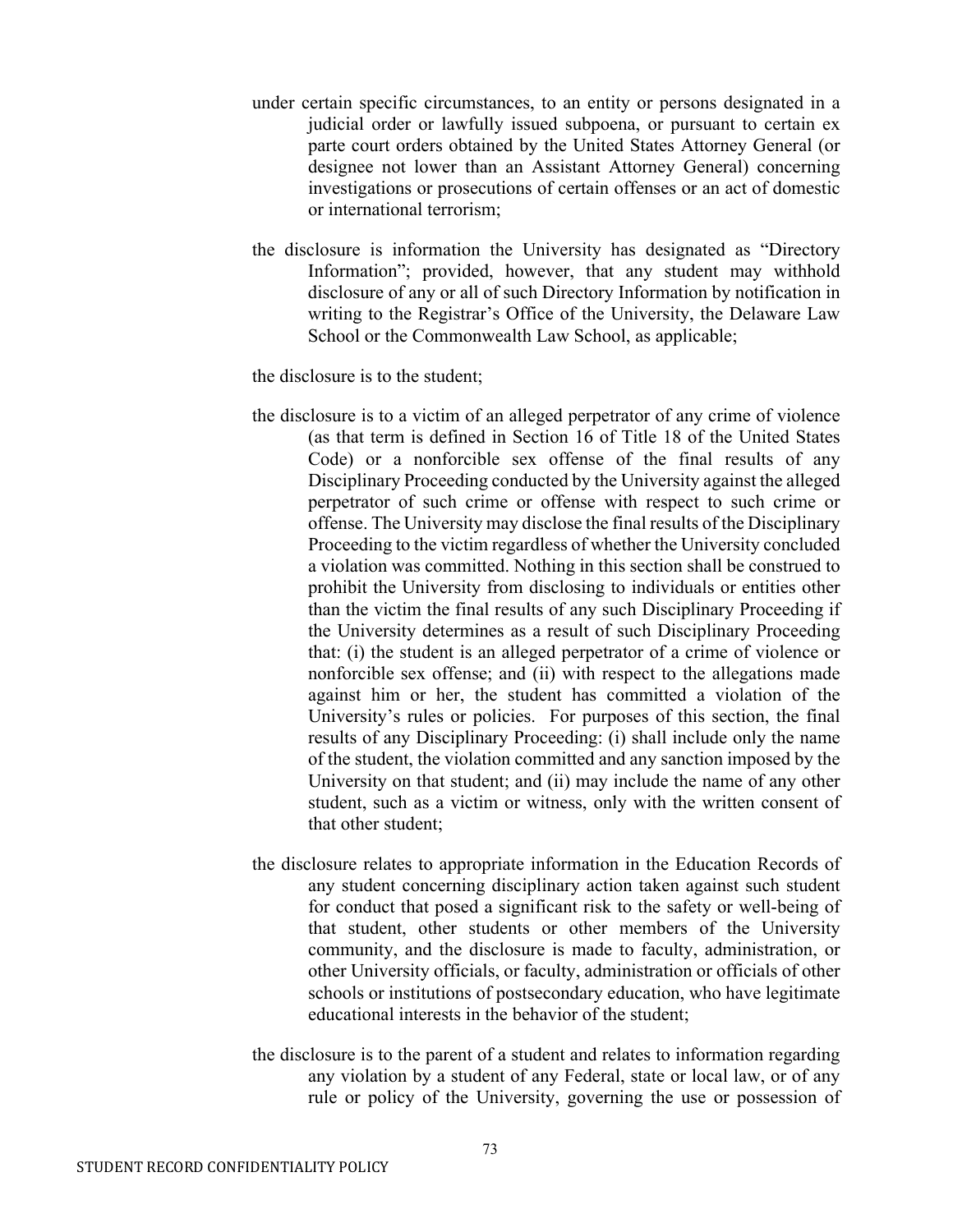under certain specific circumstances, to an entity or persons designated in a judicial order or lawfully issued subpoena, or pursuant to certain ex parte court orders obtained by the United States Attorney General (or designee not lower than an Assistant Attorney General) concerning investigations or prosecutions of certain offenses or an act of domestic or international terrorism;

the disclosure is information the University has designated as "Directory Information"; provided, however, that any student may withhold disclosure of any or all of such Directory Information by notification in writing to the Registrar's Office of the University, the Delaware Law School or the Commonwealth Law School, as applicable;

the disclosure is to the student;

the disclosure is to a victim of an alleged perpetrator of any crime of violence (as that term is defined in Section 16 of Title 18 of the United States Code) or a nonforcible sex offense of the final results of any Disciplinary Proceeding conducted by the University against the alleged perpetrator of such crime or offense with respect to such crime or offense. The University may disclose the final results of the Disciplinary Proceeding to the victim regardless of whether the University concluded a violation was committed. Nothing in this section shall be construed to prohibit the University from disclosing to individuals or entities other than the victim the final results of any such Disciplinary Proceeding if the University determines as a result of such Disciplinary Proceeding that: (i) the student is an alleged perpetrator of a crime of violence or nonforcible sex offense; and (ii) with respect to the allegations made against him or her, the student has committed a violation of the University's rules or policies. For purposes of this section, the final results of any Disciplinary Proceeding: (i) shall include only the name of the student, the violation committed and any sanction imposed by the University on that student; and (ii) may include the name of any other student, such as a victim or witness, only with the written consent of that other student;

the disclosure relates to appropriate information in the Education Records of any student concerning disciplinary action taken against such student for conduct that posed a significant risk to the safety or well-being of that student, other students or other members of the University community, and the disclosure is made to faculty, administration, or other University officials, or faculty, administration or officials of other schools or institutions of postsecondary education, who have legitimate educational interests in the behavior of the student;

the disclosure is to the parent of a student and relates to information regarding any violation by a student of any Federal, state or local law, or of any rule or policy of the University, governing the use or possession of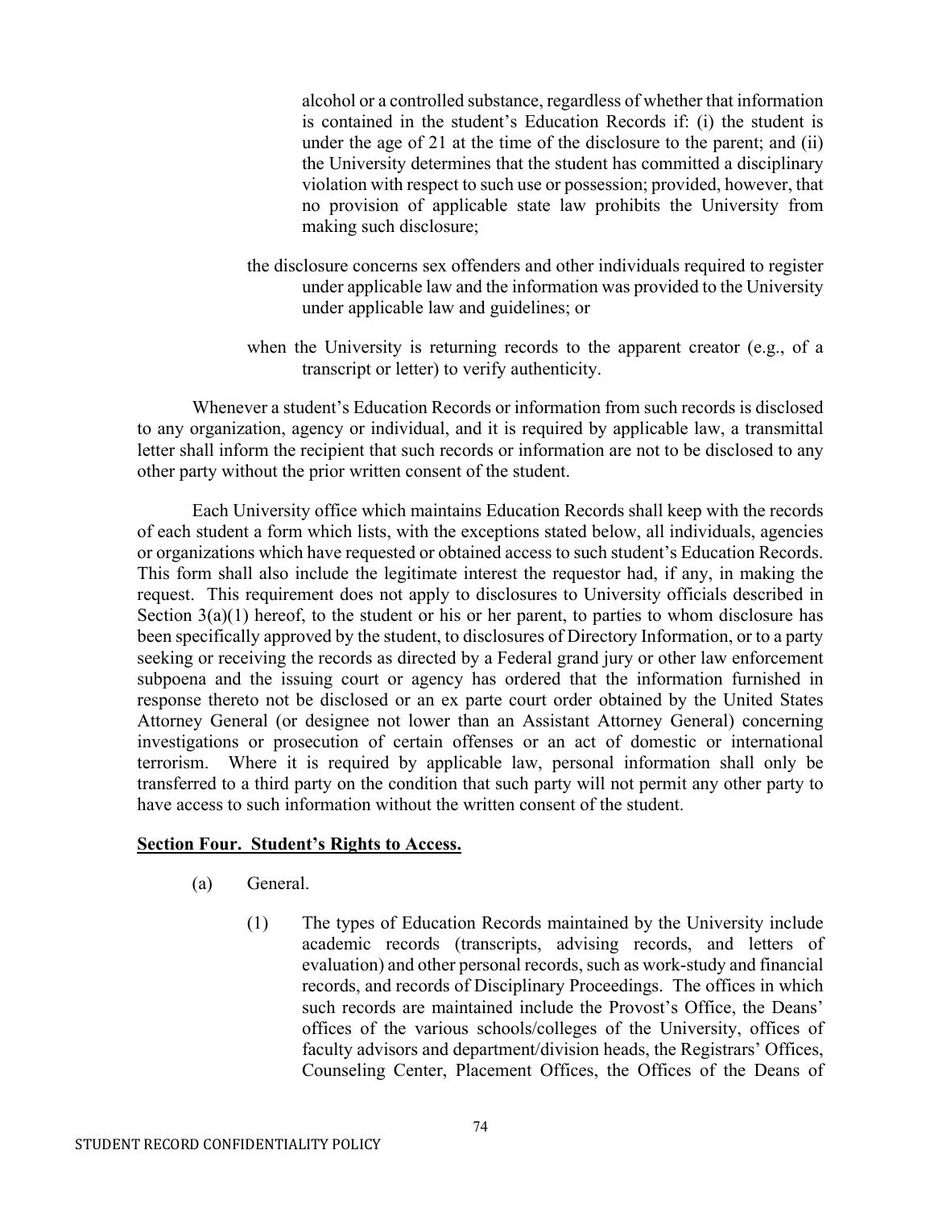alcohol or a controlled substance, regardless of whether that information is contained in the student's Education Records if: (i) the student is under the age of 21 at the time of the disclosure to the parent; and (ii) the University determines that the student has committed a disciplinary violation with respect to such use or possession; provided, however, that no provision of applicable state law prohibits the University from making such disclosure;

the disclosure concerns sex offenders and other individuals required to register under applicable law and the information was provided to the University under applicable law and guidelines; or

when the University is returning records to the apparent creator (e.g., of a transcript or letter) to verify authenticity.

Whenever a student's Education Records or information from such records is disclosed to any organization, agency or individual, and it is required by applicable law, a transmittal letter shall inform the recipient that such records or information are not to be disclosed to any other party without the prior written consent of the student.

Each University office which maintains Education Records shall keep with the records of each student a form which lists, with the exceptions stated below, all individuals, agencies or organizations which have requested or obtained access to such student's Education Records. This form shall also include the legitimate interest the requestor had, if any, in making the request. This requirement does not apply to disclosures to University officials described in Section 3(a)(1) hereof, to the student or his or her parent, to parties to whom disclosure has been specifically approved by the student, to disclosures of Directory Information, or to a party seeking or receiving the records as directed by a Federal grand jury or other law enforcement subpoena and the issuing court or agency has ordered that the information furnished in response thereto not be disclosed or an ex parte court order obtained by the United States Attorney General (or designee not lower than an Assistant Attorney General) concerning investigations or prosecution of certain offenses or an act of domestic or international terrorism. Where it is required by applicable law, personal information shall only be transferred to a third party on the condition that such party will not permit any other party to have access to such information without the written consent of the student.

**Section Four. Student's Rights to Access.**

(a) General.

(1) The types of Education Records maintained by the University include academic records (transcripts, advising records, and letters of evaluation) and other personal records, such as work-study and financial records, and records of Disciplinary Proceedings. The offices in which such records are maintained include the Provost's Office, the Deans' offices of the various schools/colleges of the University, offices of faculty advisors and department/division heads, the Registrars' Offices, Counseling Center, Placement Offices, the Offices of the Deans of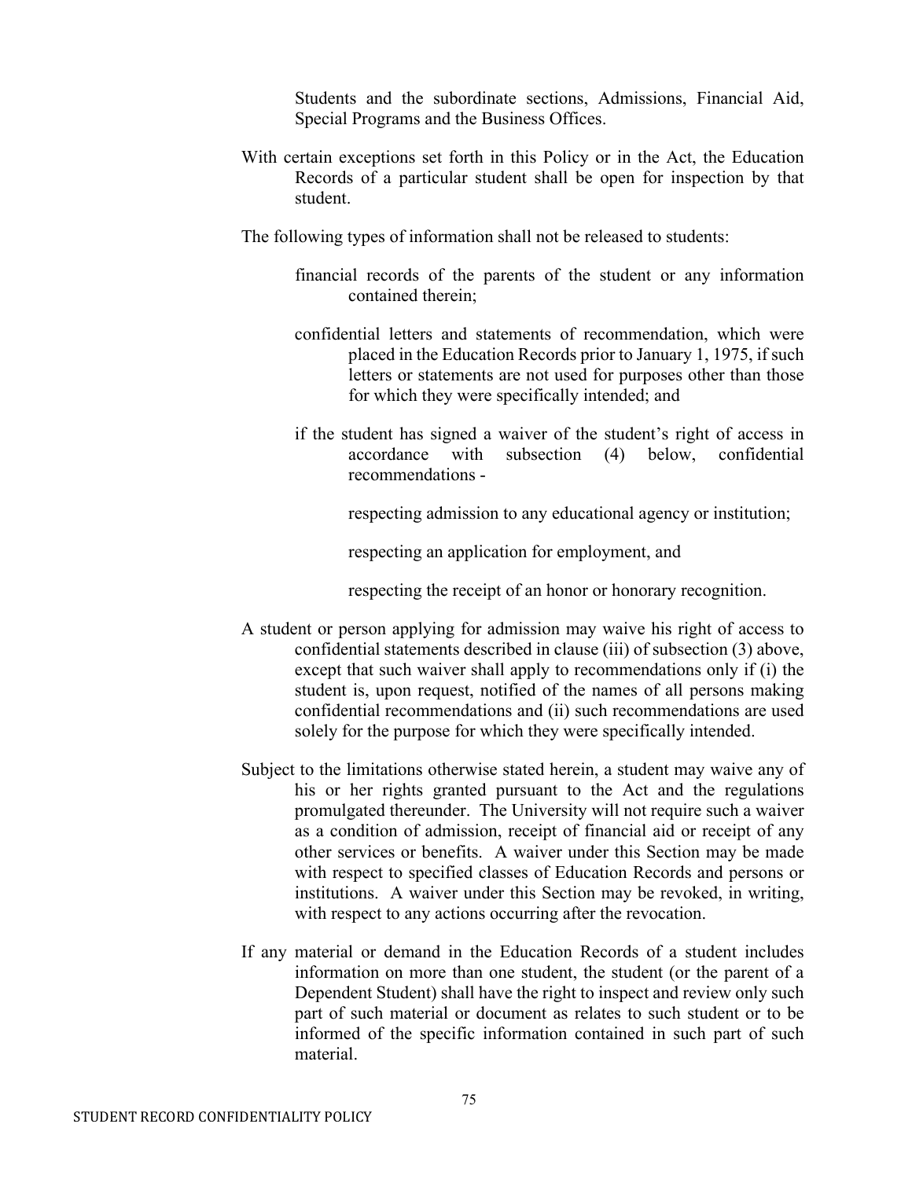Students and the subordinate sections, Admissions, Financial Aid, Special Programs and the Business Offices.

With certain exceptions set forth in this Policy or in the Act, the Education Records of a particular student shall be open for inspection by that student.

The following types of information shall not be released to students:

financial records of the parents of the student or any information contained therein;

confidential letters and statements of recommendation, which were placed in the Education Records prior to January 1, 1975, if such letters or statements are not used for purposes other than those for which they were specifically intended; and

if the student has signed a waiver of the student's right of access in accordance with subsection (4) below, confidential recommendations -

respecting admission to any educational agency or institution;

respecting an application for employment, and

respecting the receipt of an honor or honorary recognition.

A student or person applying for admission may waive his right of access to confidential statements described in clause (iii) of subsection (3) above, except that such waiver shall apply to recommendations only if (i) the student is, upon request, notified of the names of all persons making confidential recommendations and (ii) such recommendations are used solely for the purpose for which they were specifically intended.

Subject to the limitations otherwise stated herein, a student may waive any of his or her rights granted pursuant to the Act and the regulations promulgated thereunder. The University will not require such a waiver as a condition of admission, receipt of financial aid or receipt of any other services or benefits. A waiver under this Section may be made with respect to specified classes of Education Records and persons or institutions. A waiver under this Section may be revoked, in writing, with respect to any actions occurring after the revocation.

If any material or demand in the Education Records of a student includes information on more than one student, the student (or the parent of a Dependent Student) shall have the right to inspect and review only such part of such material or document as relates to such student or to be informed of the specific information contained in such part of such material.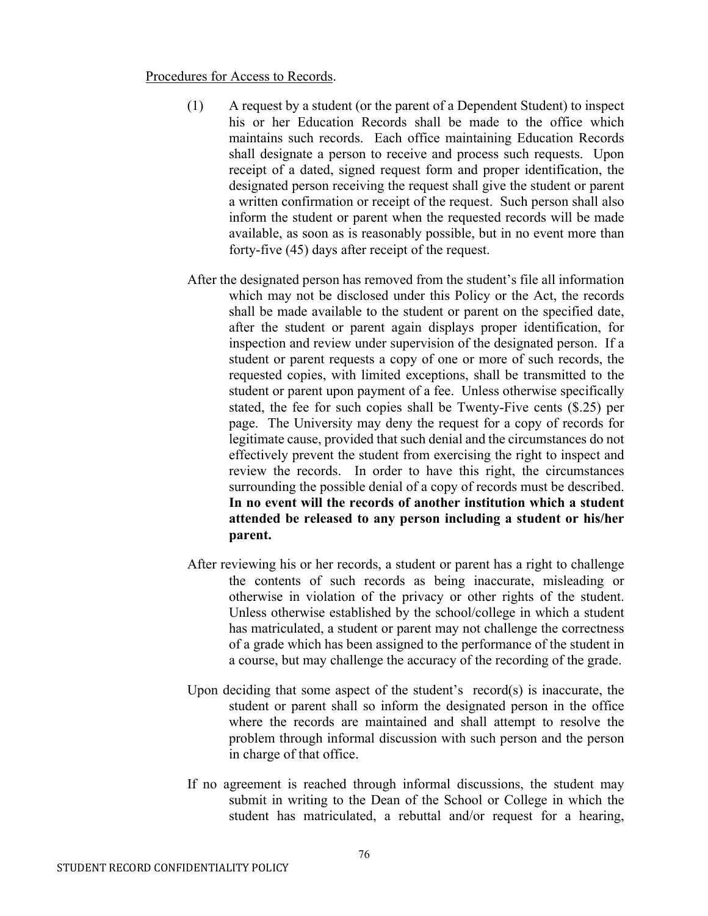Procedures for Access to Records.

(1) A request by a student (or the parent of a Dependent Student) to inspect his or her Education Records shall be made to the office which maintains such records. Each office maintaining Education Records shall designate a person to receive and process such requests. Upon receipt of a dated, signed request form and proper identification, the designated person receiving the request shall give the student or parent a written confirmation or receipt of the request. Such person shall also inform the student or parent when the requested records will be made available, as soon as is reasonably possible, but in no event more than forty-five (45) days after receipt of the request.

After the designated person has removed from the student's file all information which may not be disclosed under this Policy or the Act, the records shall be made available to the student or parent on the specified date, after the student or parent again displays proper identification, for inspection and review under supervision of the designated person. If a student or parent requests a copy of one or more of such records, the requested copies, with limited exceptions, shall be transmitted to the student or parent upon payment of a fee. Unless otherwise specifically stated, the fee for such copies shall be Twenty-Five cents ($.25) per page. The University may deny the request for a copy of records for legitimate cause, provided that such denial and the circumstances do not effectively prevent the student from exercising the right to inspect and review the records. In order to have this right, the circumstances surrounding the possible denial of a copy of records must be described. **In no event will the records of another institution which a student attended be released to any person including a student or his/her parent.**

After reviewing his or her records, a student or parent has a right to challenge the contents of such records as being inaccurate, misleading or otherwise in violation of the privacy or other rights of the student. Unless otherwise established by the school/college in which a student has matriculated, a student or parent may not challenge the correctness of a grade which has been assigned to the performance of the student in a course, but may challenge the accuracy of the recording of the grade.

Upon deciding that some aspect of the student's record(s) is inaccurate, the student or parent shall so inform the designated person in the office where the records are maintained and shall attempt to resolve the problem through informal discussion with such person and the person in charge of that office.

If no agreement is reached through informal discussions, the student may submit in writing to the Dean of the School or College in which the student has matriculated, a rebuttal and/or request for a hearing,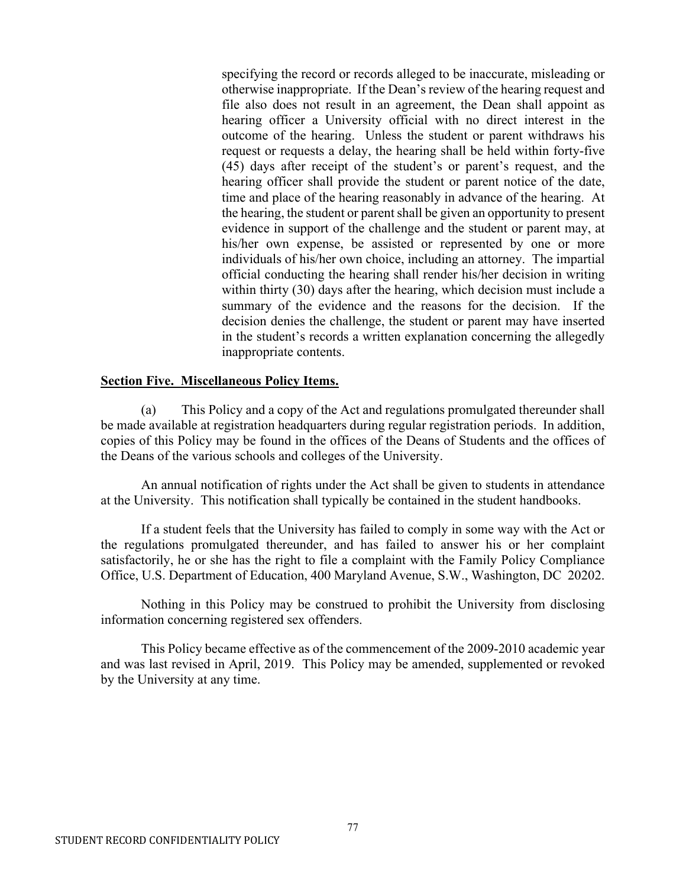specifying the record or records alleged to be inaccurate, misleading or otherwise inappropriate. If the Dean's review of the hearing request and file also does not result in an agreement, the Dean shall appoint as hearing officer a University official with no direct interest in the outcome of the hearing. Unless the student or parent withdraws his request or requests a delay, the hearing shall be held within forty-five (45) days after receipt of the student's or parent's request, and the hearing officer shall provide the student or parent notice of the date, time and place of the hearing reasonably in advance of the hearing. At the hearing, the student or parent shall be given an opportunity to present evidence in support of the challenge and the student or parent may, at his/her own expense, be assisted or represented by one or more individuals of his/her own choice, including an attorney. The impartial official conducting the hearing shall render his/her decision in writing within thirty (30) days after the hearing, which decision must include a summary of the evidence and the reasons for the decision. If the decision denies the challenge, the student or parent may have inserted in the student's records a written explanation concerning the allegedly inappropriate contents.

**Section Five. Miscellaneous Policy Items.**

(a) This Policy and a copy of the Act and regulations promulgated thereunder shall be made available at registration headquarters during regular registration periods. In addition, copies of this Policy may be found in the offices of the Deans of Students and the offices of the Deans of the various schools and colleges of the University.

An annual notification of rights under the Act shall be given to students in attendance at the University. This notification shall typically be contained in the student handbooks.

If a student feels that the University has failed to comply in some way with the Act or the regulations promulgated thereunder, and has failed to answer his or her complaint satisfactorily, he or she has the right to file a complaint with the Family Policy Compliance Office, U.S. Department of Education, 400 Maryland Avenue, S.W., Washington, DC 20202.

Nothing in this Policy may be construed to prohibit the University from disclosing information concerning registered sex offenders.

This Policy became effective as of the commencement of the 2009-2010 academic year and was last revised in April, 2019. This Policy may be amended, supplemented or revoked by the University at any time.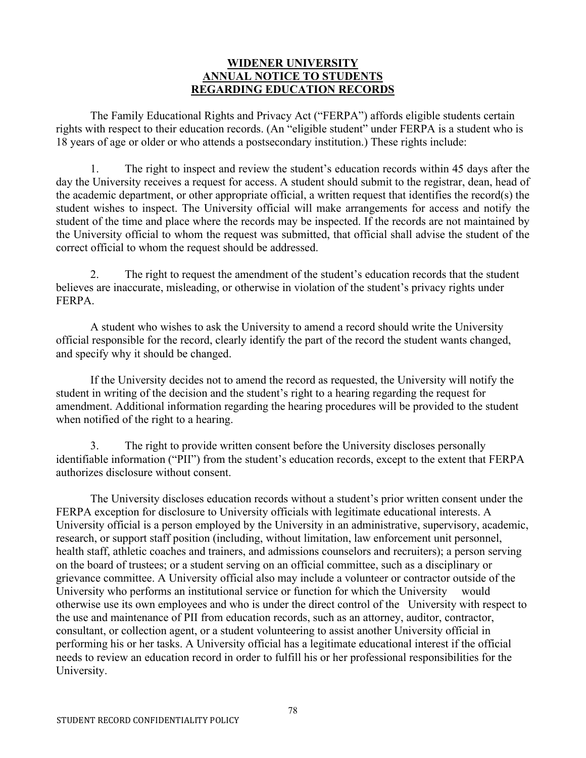# WIDENER UNIVERSITY
# ANNUAL NOTICE TO STUDENTS
# REGARDING EDUCATION RECORDS

The Family Educational Rights and Privacy Act ("FERPA") affords eligible students certain rights with respect to their education records. (An "eligible student" under FERPA is a student who is 18 years of age or older or who attends a postsecondary institution.) These rights include:

1. The right to inspect and review the student's education records within 45 days after the day the University receives a request for access. A student should submit to the registrar, dean, head of the academic department, or other appropriate official, a written request that identifies the record(s) the student wishes to inspect. The University official will make arrangements for access and notify the student of the time and place where the records may be inspected. If the records are not maintained by the University official to whom the request was submitted, that official shall advise the student of the correct official to whom the request should be addressed.

2. The right to request the amendment of the student's education records that the student believes are inaccurate, misleading, or otherwise in violation of the student's privacy rights under FERPA.

A student who wishes to ask the University to amend a record should write the University official responsible for the record, clearly identify the part of the record the student wants changed, and specify why it should be changed.

If the University decides not to amend the record as requested, the University will notify the student in writing of the decision and the student's right to a hearing regarding the request for amendment. Additional information regarding the hearing procedures will be provided to the student when notified of the right to a hearing.

3. The right to provide written consent before the University discloses personally identifiable information ("PII") from the student's education records, except to the extent that FERPA authorizes disclosure without consent.

The University discloses education records without a student's prior written consent under the FERPA exception for disclosure to University officials with legitimate educational interests. A University official is a person employed by the University in an administrative, supervisory, academic, research, or support staff position (including, without limitation, law enforcement unit personnel, health staff, athletic coaches and trainers, and admissions counselors and recruiters); a person serving on the board of trustees; or a student serving on an official committee, such as a disciplinary or grievance committee. A University official also may include a volunteer or contractor outside of the University who performs an institutional service or function for which the University would otherwise use its own employees and who is under the direct control of the University with respect to the use and maintenance of PII from education records, such as an attorney, auditor, contractor, consultant, or collection agent, or a student volunteering to assist another University official in performing his or her tasks. A University official has a legitimate educational interest if the official needs to review an education record in order to fulfill his or her professional responsibilities for the University.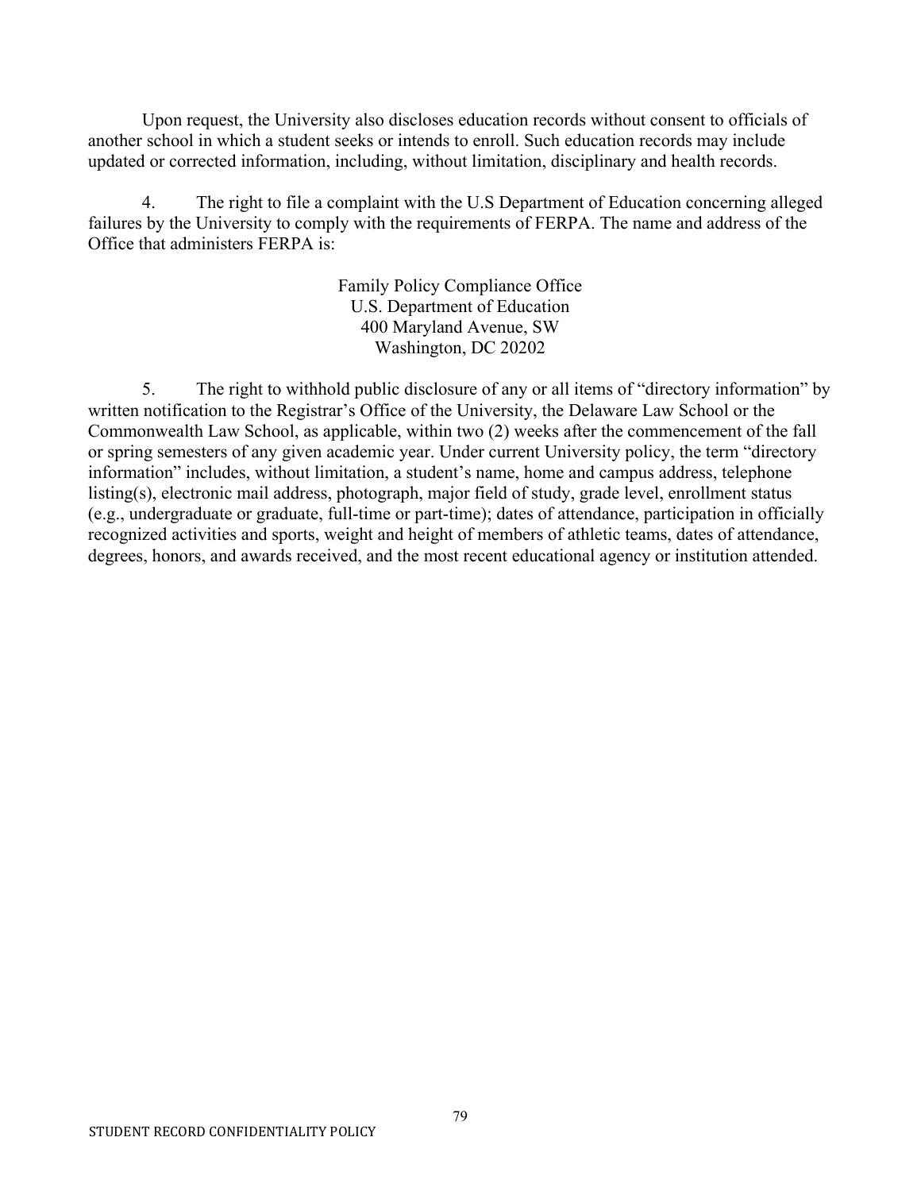Upon request, the University also discloses education records without consent to officials of another school in which a student seeks or intends to enroll. Such education records may include updated or corrected information, including, without limitation, disciplinary and health records.

4. The right to file a complaint with the U.S Department of Education concerning alleged failures by the University to comply with the requirements of FERPA. The name and address of the Office that administers FERPA is:

Family Policy Compliance Office  
U.S. Department of Education  
400 Maryland Avenue, SW  
Washington, DC 20202

5. The right to withhold public disclosure of any or all items of "directory information" by written notification to the Registrar's Office of the University, the Delaware Law School or the Commonwealth Law School, as applicable, within two (2) weeks after the commencement of the fall or spring semesters of any given academic year. Under current University policy, the term "directory information" includes, without limitation, a student's name, home and campus address, telephone listing(s), electronic mail address, photograph, major field of study, grade level, enrollment status (e.g., undergraduate or graduate, full-time or part-time); dates of attendance, participation in officially recognized activities and sports, weight and height of members of athletic teams, dates of attendance, degrees, honors, and awards received, and the most recent educational agency or institution attended.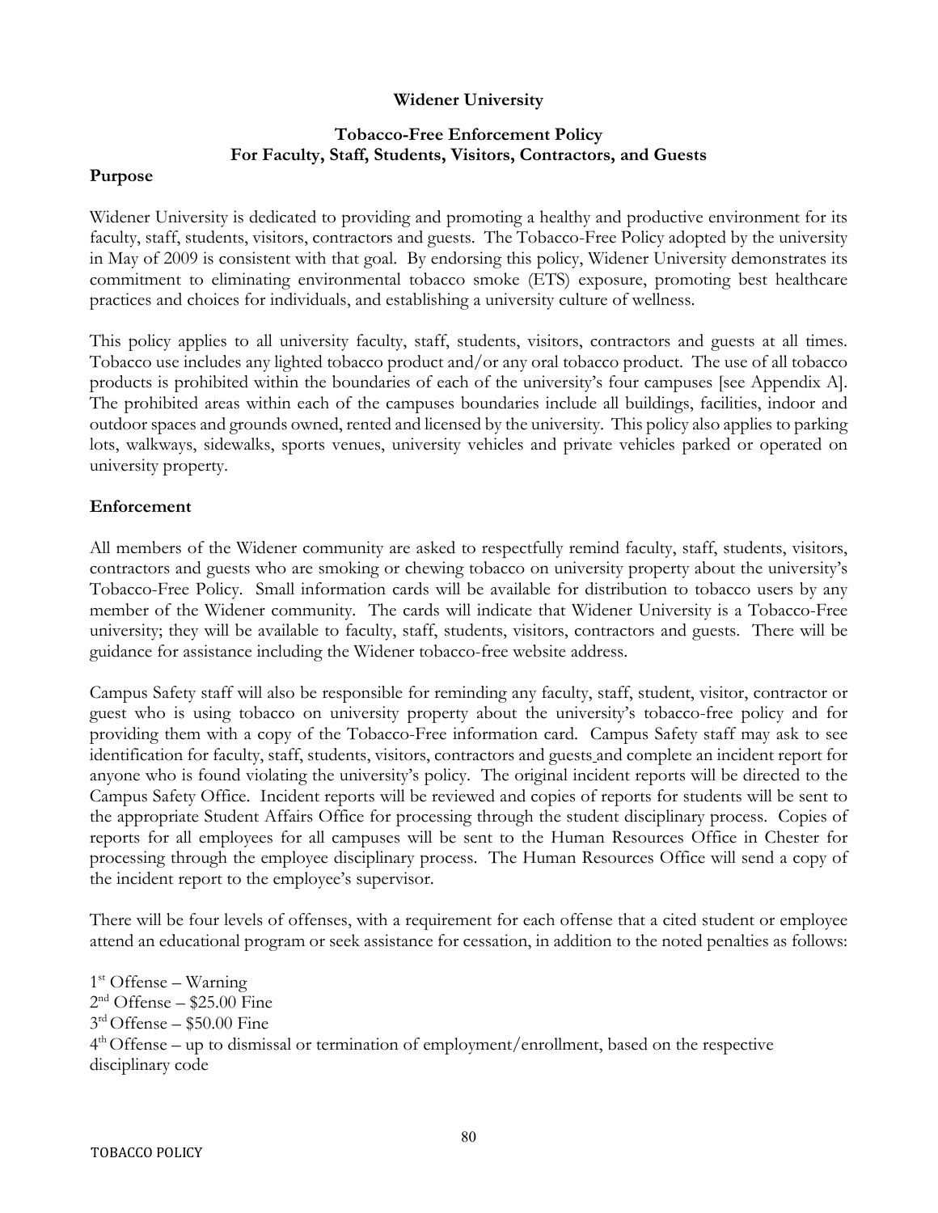**Widener University**

**Tobacco-Free Enforcement Policy**
**For Faculty, Staff, Students, Visitors, Contractors, and Guests**

**Purpose**

Widener University is dedicated to providing and promoting a healthy and productive environment for its faculty, staff, students, visitors, contractors and guests. The Tobacco-Free Policy adopted by the university in May of 2009 is consistent with that goal. By endorsing this policy, Widener University demonstrates its commitment to eliminating environmental tobacco smoke (ETS) exposure, promoting best healthcare practices and choices for individuals, and establishing a university culture of wellness.

This policy applies to all university faculty, staff, students, visitors, contractors and guests at all times. Tobacco use includes any lighted tobacco product and/or any oral tobacco product. The use of all tobacco products is prohibited within the boundaries of each of the university's four campuses [see Appendix A]. The prohibited areas within each of the campuses boundaries include all buildings, facilities, indoor and outdoor spaces and grounds owned, rented and licensed by the university. This policy also applies to parking lots, walkways, sidewalks, sports venues, university vehicles and private vehicles parked or operated on university property.

**Enforcement**

All members of the Widener community are asked to respectfully remind faculty, staff, students, visitors, contractors and guests who are smoking or chewing tobacco on university property about the university's Tobacco-Free Policy. Small information cards will be available for distribution to tobacco users by any member of the Widener community. The cards will indicate that Widener University is a Tobacco-Free university; they will be available to faculty, staff, students, visitors, contractors and guests. There will be guidance for assistance including the Widener tobacco-free website address.

Campus Safety staff will also be responsible for reminding any faculty, staff, student, visitor, contractor or guest who is using tobacco on university property about the university's tobacco-free policy and for providing them with a copy of the Tobacco-Free information card. Campus Safety staff may ask to see identification for faculty, staff, students, visitors, contractors and guests and complete an incident report for anyone who is found violating the university's policy. The original incident reports will be directed to the Campus Safety Office. Incident reports will be reviewed and copies of reports for students will be sent to the appropriate Student Affairs Office for processing through the student disciplinary process. Copies of reports for all employees for all campuses will be sent to the Human Resources Office in Chester for processing through the employee disciplinary process. The Human Resources Office will send a copy of the incident report to the employee's supervisor.

There will be four levels of offenses, with a requirement for each offense that a cited student or employee attend an educational program or seek assistance for cessation, in addition to the noted penalties as follows:

1st Offense – Warning
2nd Offense – $25.00 Fine
3rd Offense – $50.00 Fine
4th Offense – up to dismissal or termination of employment/enrollment, based on the respective disciplinary code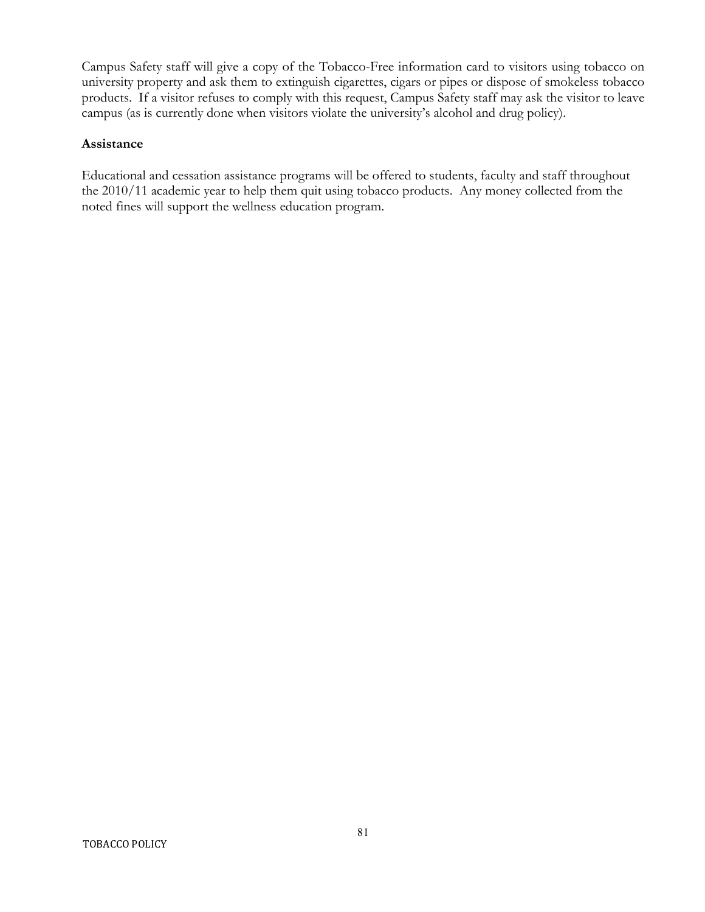Campus Safety staff will give a copy of the Tobacco-Free information card to visitors using tobacco on university property and ask them to extinguish cigarettes, cigars or pipes or dispose of smokeless tobacco products. If a visitor refuses to comply with this request, Campus Safety staff may ask the visitor to leave campus (as is currently done when visitors violate the university's alcohol and drug policy).

**Assistance**

Educational and cessation assistance programs will be offered to students, faculty and staff throughout the 2010/11 academic year to help them quit using tobacco products. Any money collected from the noted fines will support the wellness education program.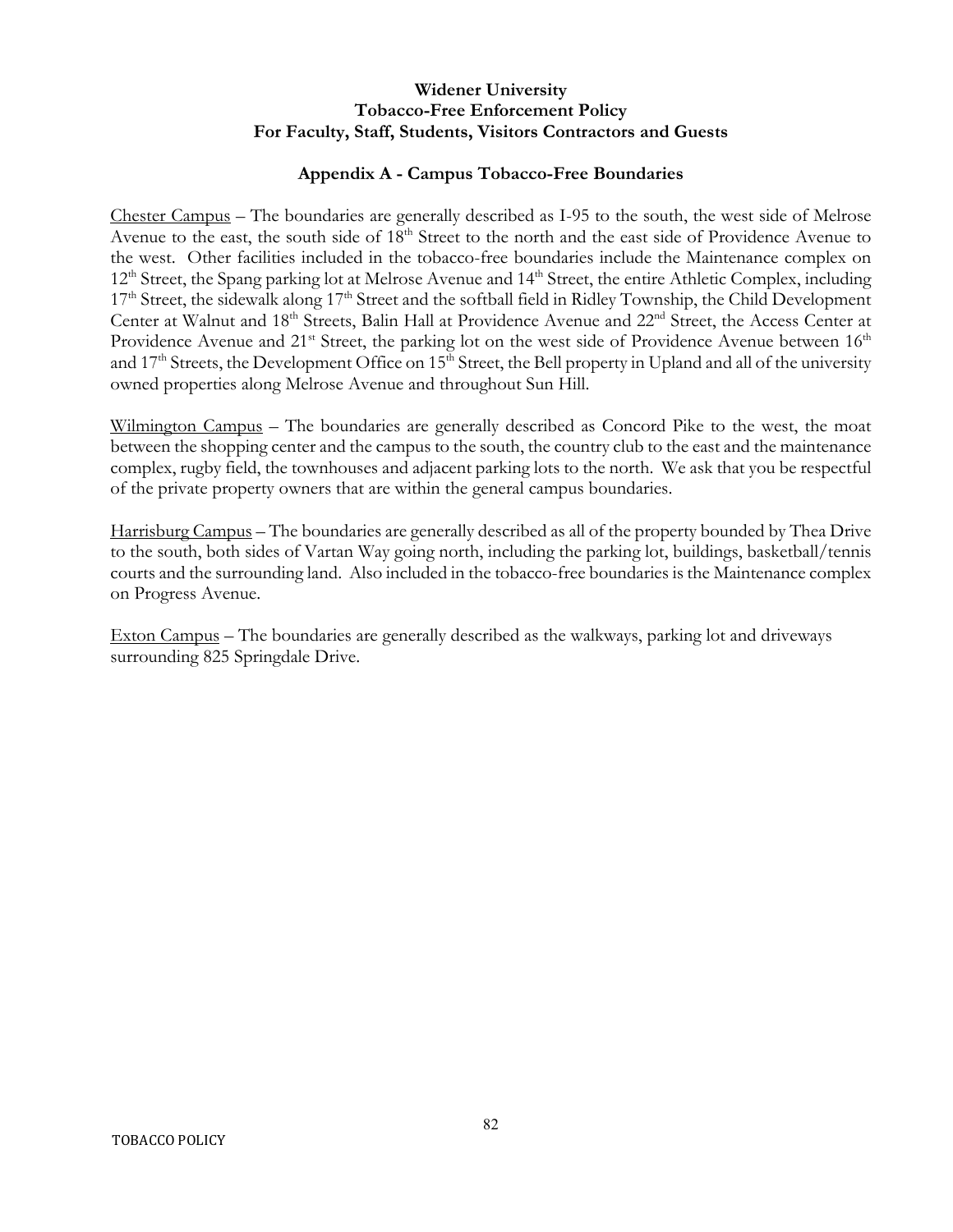**Widener University**
**Tobacco-Free Enforcement Policy**
**For Faculty, Staff, Students, Visitors Contractors and Guests**

## Appendix A - Campus Tobacco-Free Boundaries

Chester Campus – The boundaries are generally described as I-95 to the south, the west side of Melrose Avenue to the east, the south side of 18th Street to the north and the east side of Providence Avenue to the west. Other facilities included in the tobacco-free boundaries include the Maintenance complex on 12th Street, the Spang parking lot at Melrose Avenue and 14th Street, the entire Athletic Complex, including 17th Street, the sidewalk along 17th Street and the softball field in Ridley Township, the Child Development Center at Walnut and 18th Streets, Balin Hall at Providence Avenue and 22nd Street, the Access Center at Providence Avenue and 21st Street, the parking lot on the west side of Providence Avenue between 16th and 17th Streets, the Development Office on 15th Street, the Bell property in Upland and all of the university owned properties along Melrose Avenue and throughout Sun Hill.

Wilmington Campus – The boundaries are generally described as Concord Pike to the west, the moat between the shopping center and the campus to the south, the country club to the east and the maintenance complex, rugby field, the townhouses and adjacent parking lots to the north. We ask that you be respectful of the private property owners that are within the general campus boundaries.

Harrisburg Campus – The boundaries are generally described as all of the property bounded by Thea Drive to the south, both sides of Vartan Way going north, including the parking lot, buildings, basketball/tennis courts and the surrounding land. Also included in the tobacco-free boundaries is the Maintenance complex on Progress Avenue.

Exton Campus – The boundaries are generally described as the walkways, parking lot and driveways surrounding 825 Springdale Drive.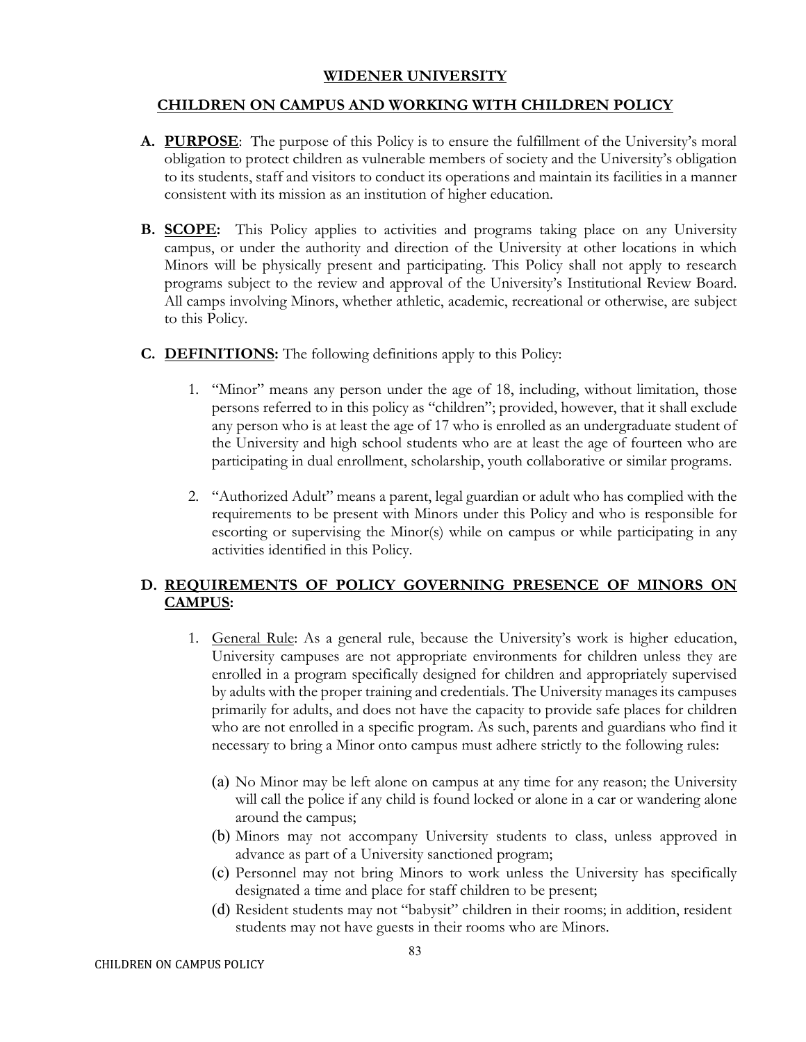# WIDENER UNIVERSITY

## CHILDREN ON CAMPUS AND WORKING WITH CHILDREN POLICY

**A. PURPOSE**: The purpose of this Policy is to ensure the fulfillment of the University's moral obligation to protect children as vulnerable members of society and the University's obligation to its students, staff and visitors to conduct its operations and maintain its facilities in a manner consistent with its mission as an institution of higher education.

**B. SCOPE:** This Policy applies to activities and programs taking place on any University campus, or under the authority and direction of the University at other locations in which Minors will be physically present and participating. This Policy shall not apply to research programs subject to the review and approval of the University's Institutional Review Board. All camps involving Minors, whether athletic, academic, recreational or otherwise, are subject to this Policy.

**C. DEFINITIONS:** The following definitions apply to this Policy:

1. "Minor" means any person under the age of 18, including, without limitation, those persons referred to in this policy as "children"; provided, however, that it shall exclude any person who is at least the age of 17 who is enrolled as an undergraduate student of the University and high school students who are at least the age of fourteen who are participating in dual enrollment, scholarship, youth collaborative or similar programs.

2. "Authorized Adult" means a parent, legal guardian or adult who has complied with the requirements to be present with Minors under this Policy and who is responsible for escorting or supervising the Minor(s) while on campus or while participating in any activities identified in this Policy.

**D. REQUIREMENTS OF POLICY GOVERNING PRESENCE OF MINORS ON CAMPUS:**

1. General Rule: As a general rule, because the University's work is higher education, University campuses are not appropriate environments for children unless they are enrolled in a program specifically designed for children and appropriately supervised by adults with the proper training and credentials. The University manages its campuses primarily for adults, and does not have the capacity to provide safe places for children who are not enrolled in a specific program. As such, parents and guardians who find it necessary to bring a Minor onto campus must adhere strictly to the following rules:

   (a) No Minor may be left alone on campus at any time for any reason; the University will call the police if any child is found locked or alone in a car or wandering alone around the campus;

   (b) Minors may not accompany University students to class, unless approved in advance as part of a University sanctioned program;

   (c) Personnel may not bring Minors to work unless the University has specifically designated a time and place for staff children to be present;

   (d) Resident students may not "babysit" children in their rooms; in addition, resident students may not have guests in their rooms who are Minors.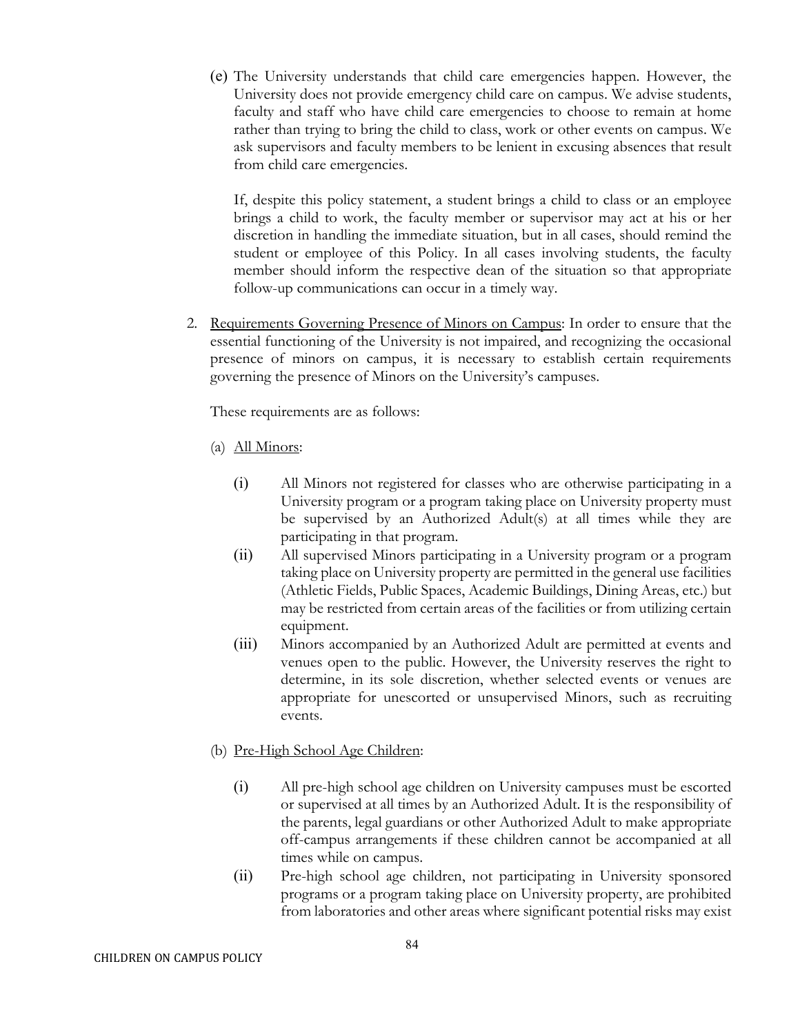(e) The University understands that child care emergencies happen. However, the University does not provide emergency child care on campus. We advise students, faculty and staff who have child care emergencies to choose to remain at home rather than trying to bring the child to class, work or other events on campus. We ask supervisors and faculty members to be lenient in excusing absences that result from child care emergencies.

If, despite this policy statement, a student brings a child to class or an employee brings a child to work, the faculty member or supervisor may act at his or her discretion in handling the immediate situation, but in all cases, should remind the student or employee of this Policy. In all cases involving students, the faculty member should inform the respective dean of the situation so that appropriate follow-up communications can occur in a timely way.

2. Requirements Governing Presence of Minors on Campus: In order to ensure that the essential functioning of the University is not impaired, and recognizing the occasional presence of minors on campus, it is necessary to establish certain requirements governing the presence of Minors on the University's campuses.

   These requirements are as follows:

   (a) All Minors:

   (i) All Minors not registered for classes who are otherwise participating in a University program or a program taking place on University property must be supervised by an Authorized Adult(s) at all times while they are participating in that program.

   (ii) All supervised Minors participating in a University program or a program taking place on University property are permitted in the general use facilities (Athletic Fields, Public Spaces, Academic Buildings, Dining Areas, etc.) but may be restricted from certain areas of the facilities or from utilizing certain equipment.

   (iii) Minors accompanied by an Authorized Adult are permitted at events and venues open to the public. However, the University reserves the right to determine, in its sole discretion, whether selected events or venues are appropriate for unescorted or unsupervised Minors, such as recruiting events.

   (b) Pre-High School Age Children:

   (i) All pre-high school age children on University campuses must be escorted or supervised at all times by an Authorized Adult. It is the responsibility of the parents, legal guardians or other Authorized Adult to make appropriate off-campus arrangements if these children cannot be accompanied at all times while on campus.

   (ii) Pre-high school age children, not participating in University sponsored programs or a program taking place on University property, are prohibited from laboratories and other areas where significant potential risks may exist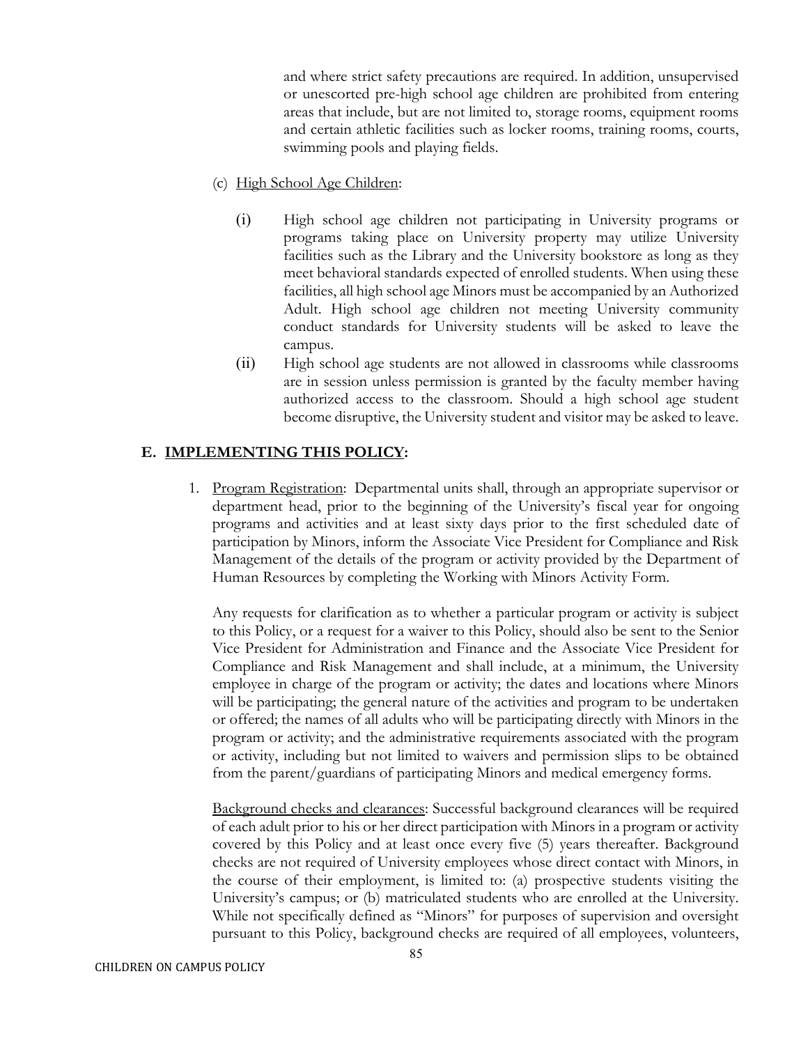and where strict safety precautions are required. In addition, unsupervised or unescorted pre-high school age children are prohibited from entering areas that include, but are not limited to, storage rooms, equipment rooms and certain athletic facilities such as locker rooms, training rooms, courts, swimming pools and playing fields.

(c) High School Age Children:

(i) High school age children not participating in University programs or programs taking place on University property may utilize University facilities such as the Library and the University bookstore as long as they meet behavioral standards expected of enrolled students. When using these facilities, all high school age Minors must be accompanied by an Authorized Adult. High school age children not meeting University community conduct standards for University students will be asked to leave the campus.

(ii) High school age students are not allowed in classrooms while classrooms are in session unless permission is granted by the faculty member having authorized access to the classroom. Should a high school age student become disruptive, the University student and visitor may be asked to leave.

## E. IMPLEMENTING THIS POLICY:

1. Program Registration: Departmental units shall, through an appropriate supervisor or department head, prior to the beginning of the University's fiscal year for ongoing programs and activities and at least sixty days prior to the first scheduled date of participation by Minors, inform the Associate Vice President for Compliance and Risk Management of the details of the program or activity provided by the Department of Human Resources by completing the Working with Minors Activity Form.

   Any requests for clarification as to whether a particular program or activity is subject to this Policy, or a request for a waiver to this Policy, should also be sent to the Senior Vice President for Administration and Finance and the Associate Vice President for Compliance and Risk Management and shall include, at a minimum, the University employee in charge of the program or activity; the dates and locations where Minors will be participating; the general nature of the activities and program to be undertaken or offered; the names of all adults who will be participating directly with Minors in the program or activity; and the administrative requirements associated with the program or activity, including but not limited to waivers and permission slips to be obtained from the parent/guardians of participating Minors and medical emergency forms.

   Background checks and clearances: Successful background clearances will be required of each adult prior to his or her direct participation with Minors in a program or activity covered by this Policy and at least once every five (5) years thereafter. Background checks are not required of University employees whose direct contact with Minors, in the course of their employment, is limited to: (a) prospective students visiting the University's campus; or (b) matriculated students who are enrolled at the University. While not specifically defined as "Minors" for purposes of supervision and oversight pursuant to this Policy, background checks are required of all employees, volunteers,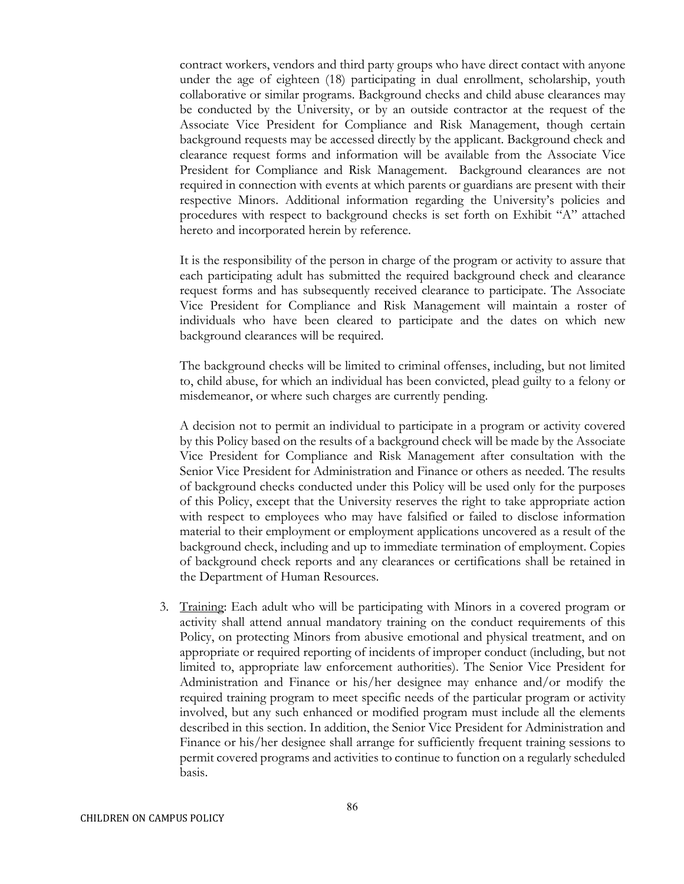contract workers, vendors and third party groups who have direct contact with anyone under the age of eighteen (18) participating in dual enrollment, scholarship, youth collaborative or similar programs. Background checks and child abuse clearances may be conducted by the University, or by an outside contractor at the request of the Associate Vice President for Compliance and Risk Management, though certain background requests may be accessed directly by the applicant. Background check and clearance request forms and information will be available from the Associate Vice President for Compliance and Risk Management. Background clearances are not required in connection with events at which parents or guardians are present with their respective Minors. Additional information regarding the University's policies and procedures with respect to background checks is set forth on Exhibit "A" attached hereto and incorporated herein by reference.

It is the responsibility of the person in charge of the program or activity to assure that each participating adult has submitted the required background check and clearance request forms and has subsequently received clearance to participate. The Associate Vice President for Compliance and Risk Management will maintain a roster of individuals who have been cleared to participate and the dates on which new background clearances will be required.

The background checks will be limited to criminal offenses, including, but not limited to, child abuse, for which an individual has been convicted, plead guilty to a felony or misdemeanor, or where such charges are currently pending.

A decision not to permit an individual to participate in a program or activity covered by this Policy based on the results of a background check will be made by the Associate Vice President for Compliance and Risk Management after consultation with the Senior Vice President for Administration and Finance or others as needed. The results of background checks conducted under this Policy will be used only for the purposes of this Policy, except that the University reserves the right to take appropriate action with respect to employees who may have falsified or failed to disclose information material to their employment or employment applications uncovered as a result of the background check, including and up to immediate termination of employment. Copies of background check reports and any clearances or certifications shall be retained in the Department of Human Resources.

3. Training: Each adult who will be participating with Minors in a covered program or activity shall attend annual mandatory training on the conduct requirements of this Policy, on protecting Minors from abusive emotional and physical treatment, and on appropriate or required reporting of incidents of improper conduct (including, but not limited to, appropriate law enforcement authorities). The Senior Vice President for Administration and Finance or his/her designee may enhance and/or modify the required training program to meet specific needs of the particular program or activity involved, but any such enhanced or modified program must include all the elements described in this section. In addition, the Senior Vice President for Administration and Finance or his/her designee shall arrange for sufficiently frequent training sessions to permit covered programs and activities to continue to function on a regularly scheduled basis.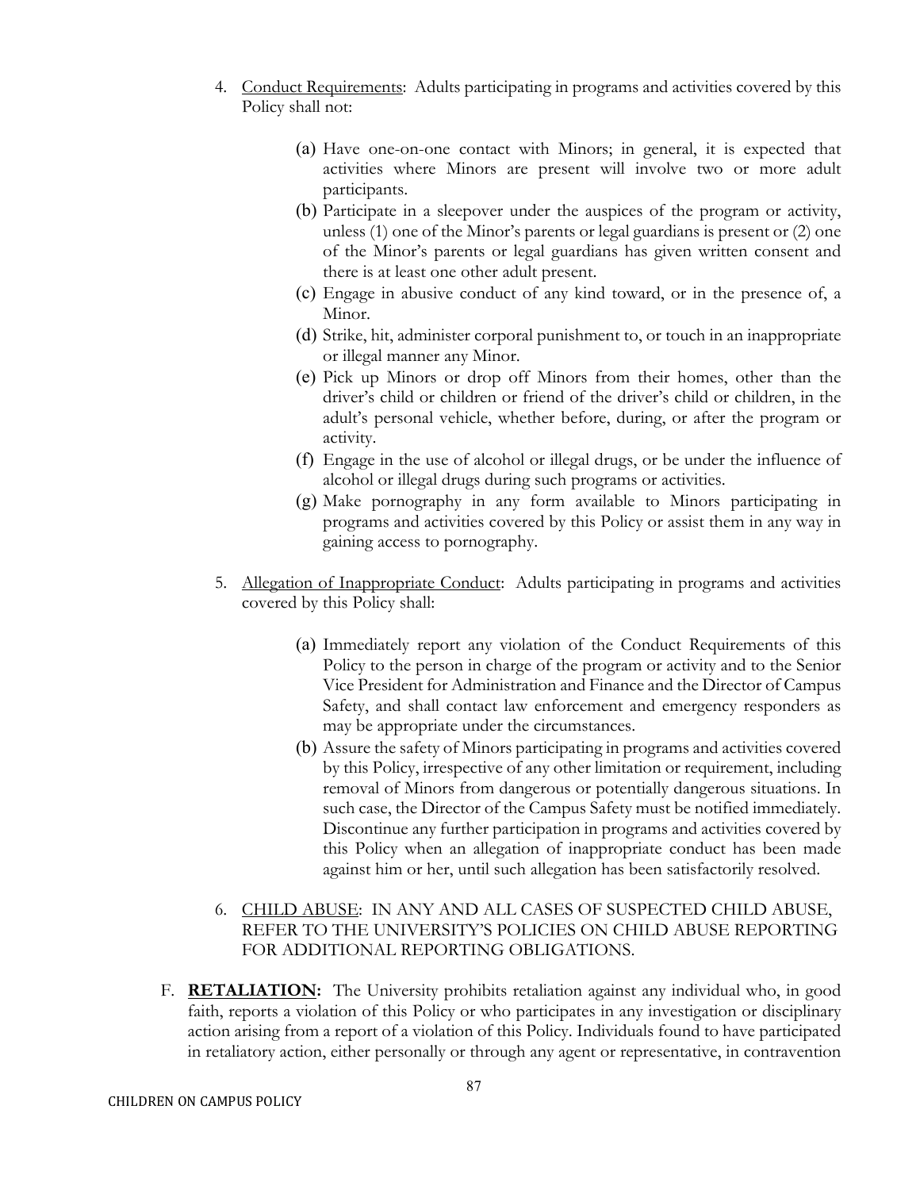4. Conduct Requirements: Adults participating in programs and activities covered by this Policy shall not:

   (a) Have one-on-one contact with Minors; in general, it is expected that activities where Minors are present will involve two or more adult participants.
   
   (b) Participate in a sleepover under the auspices of the program or activity, unless (1) one of the Minor's parents or legal guardians is present or (2) one of the Minor's parents or legal guardians has given written consent and there is at least one other adult present.
   
   (c) Engage in abusive conduct of any kind toward, or in the presence of, a Minor.
   
   (d) Strike, hit, administer corporal punishment to, or touch in an inappropriate or illegal manner any Minor.
   
   (e) Pick up Minors or drop off Minors from their homes, other than the driver's child or children or friend of the driver's child or children, in the adult's personal vehicle, whether before, during, or after the program or activity.
   
   (f) Engage in the use of alcohol or illegal drugs, or be under the influence of alcohol or illegal drugs during such programs or activities.
   
   (g) Make pornography in any form available to Minors participating in programs and activities covered by this Policy or assist them in any way in gaining access to pornography.

5. Allegation of Inappropriate Conduct: Adults participating in programs and activities covered by this Policy shall:

   (a) Immediately report any violation of the Conduct Requirements of this Policy to the person in charge of the program or activity and to the Senior Vice President for Administration and Finance and the Director of Campus Safety, and shall contact law enforcement and emergency responders as may be appropriate under the circumstances.
   
   (b) Assure the safety of Minors participating in programs and activities covered by this Policy, irrespective of any other limitation or requirement, including removal of Minors from dangerous or potentially dangerous situations. In such case, the Director of the Campus Safety must be notified immediately. Discontinue any further participation in programs and activities covered by this Policy when an allegation of inappropriate conduct has been made against him or her, until such allegation has been satisfactorily resolved.

6. CHILD ABUSE: IN ANY AND ALL CASES OF SUSPECTED CHILD ABUSE, REFER TO THE UNIVERSITY'S POLICIES ON CHILD ABUSE REPORTING FOR ADDITIONAL REPORTING OBLIGATIONS.

F. **RETALIATION:** The University prohibits retaliation against any individual who, in good faith, reports a violation of this Policy or who participates in any investigation or disciplinary action arising from a report of a violation of this Policy. Individuals found to have participated in retaliatory action, either personally or through any agent or representative, in contravention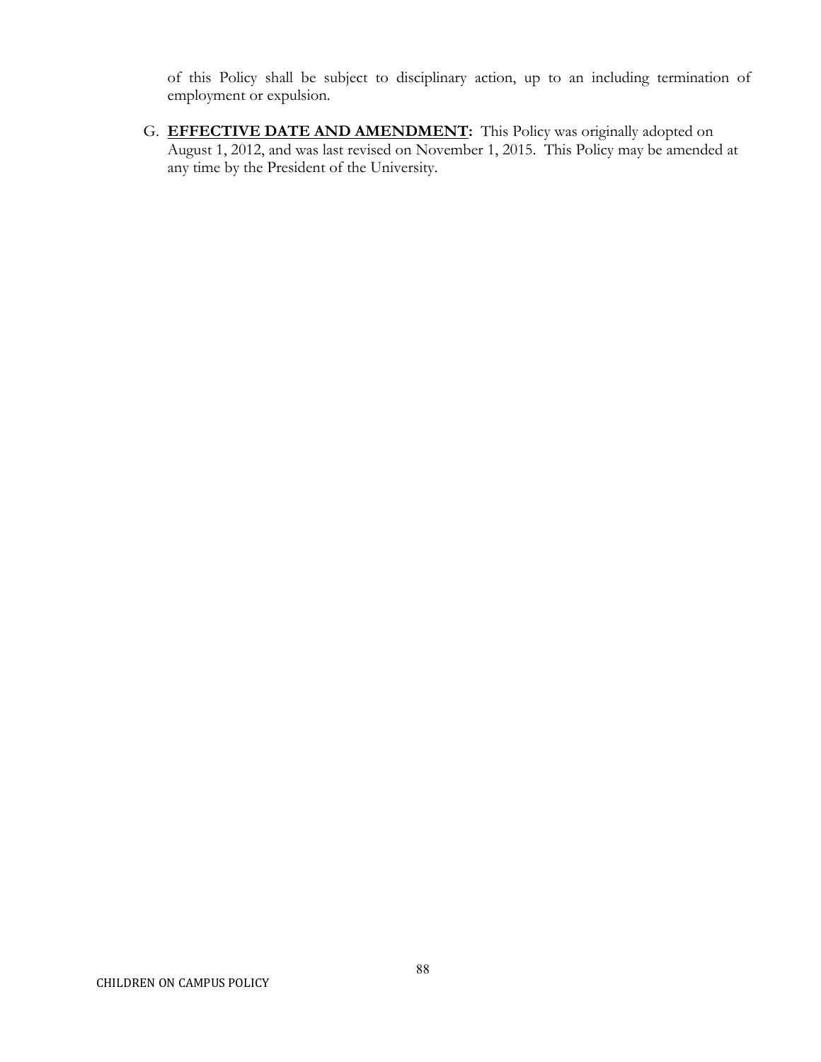of this Policy shall be subject to disciplinary action, up to an including termination of employment or expulsion.

G. **EFFECTIVE DATE AND AMENDMENT:** This Policy was originally adopted on August 1, 2012, and was last revised on November 1, 2015. This Policy may be amended at any time by the President of the University.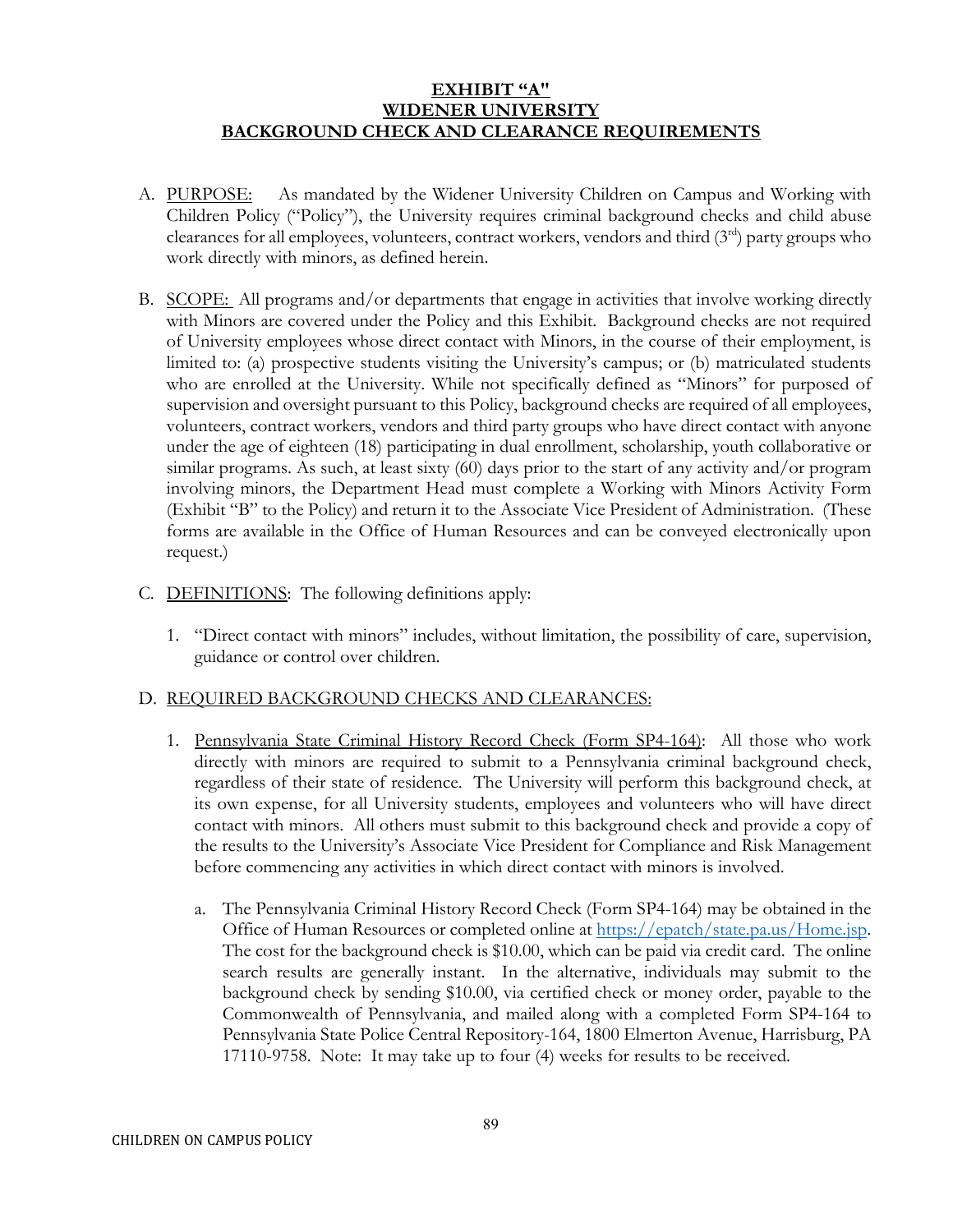# EXHIBIT "A"
# WIDENER UNIVERSITY
# BACKGROUND CHECK AND CLEARANCE REQUIREMENTS

A. PURPOSE: As mandated by the Widener University Children on Campus and Working with Children Policy ("Policy"), the University requires criminal background checks and child abuse clearances for all employees, volunteers, contract workers, vendors and third (3rd) party groups who work directly with minors, as defined herein.

B. SCOPE: All programs and/or departments that engage in activities that involve working directly with Minors are covered under the Policy and this Exhibit. Background checks are not required of University employees whose direct contact with Minors, in the course of their employment, is limited to: (a) prospective students visiting the University's campus; or (b) matriculated students who are enrolled at the University. While not specifically defined as "Minors" for purposed of supervision and oversight pursuant to this Policy, background checks are required of all employees, volunteers, contract workers, vendors and third party groups who have direct contact with anyone under the age of eighteen (18) participating in dual enrollment, scholarship, youth collaborative or similar programs. As such, at least sixty (60) days prior to the start of any activity and/or program involving minors, the Department Head must complete a Working with Minors Activity Form (Exhibit "B" to the Policy) and return it to the Associate Vice President of Administration. (These forms are available in the Office of Human Resources and can be conveyed electronically upon request.)

C. DEFINITIONS: The following definitions apply:

   1. "Direct contact with minors" includes, without limitation, the possibility of care, supervision, guidance or control over children.

D. REQUIRED BACKGROUND CHECKS AND CLEARANCES:

   1. Pennsylvania State Criminal History Record Check (Form SP4-164): All those who work directly with minors are required to submit to a Pennsylvania criminal background check, regardless of their state of residence. The University will perform this background check, at its own expense, for all University students, employees and volunteers who will have direct contact with minors. All others must submit to this background check and provide a copy of the results to the University's Associate Vice President for Compliance and Risk Management before commencing any activities in which direct contact with minors is involved.

      a. The Pennsylvania Criminal History Record Check (Form SP4-164) may be obtained in the Office of Human Resources or completed online at https://epatch/state.pa.us/Home.jsp. The cost for the background check is $10.00, which can be paid via credit card. The online search results are generally instant. In the alternative, individuals may submit to the background check by sending $10.00, via certified check or money order, payable to the Commonwealth of Pennsylvania, and mailed along with a completed Form SP4-164 to Pennsylvania State Police Central Repository-164, 1800 Elmerton Avenue, Harrisburg, PA 17110-9758. Note: It may take up to four (4) weeks for results to be received.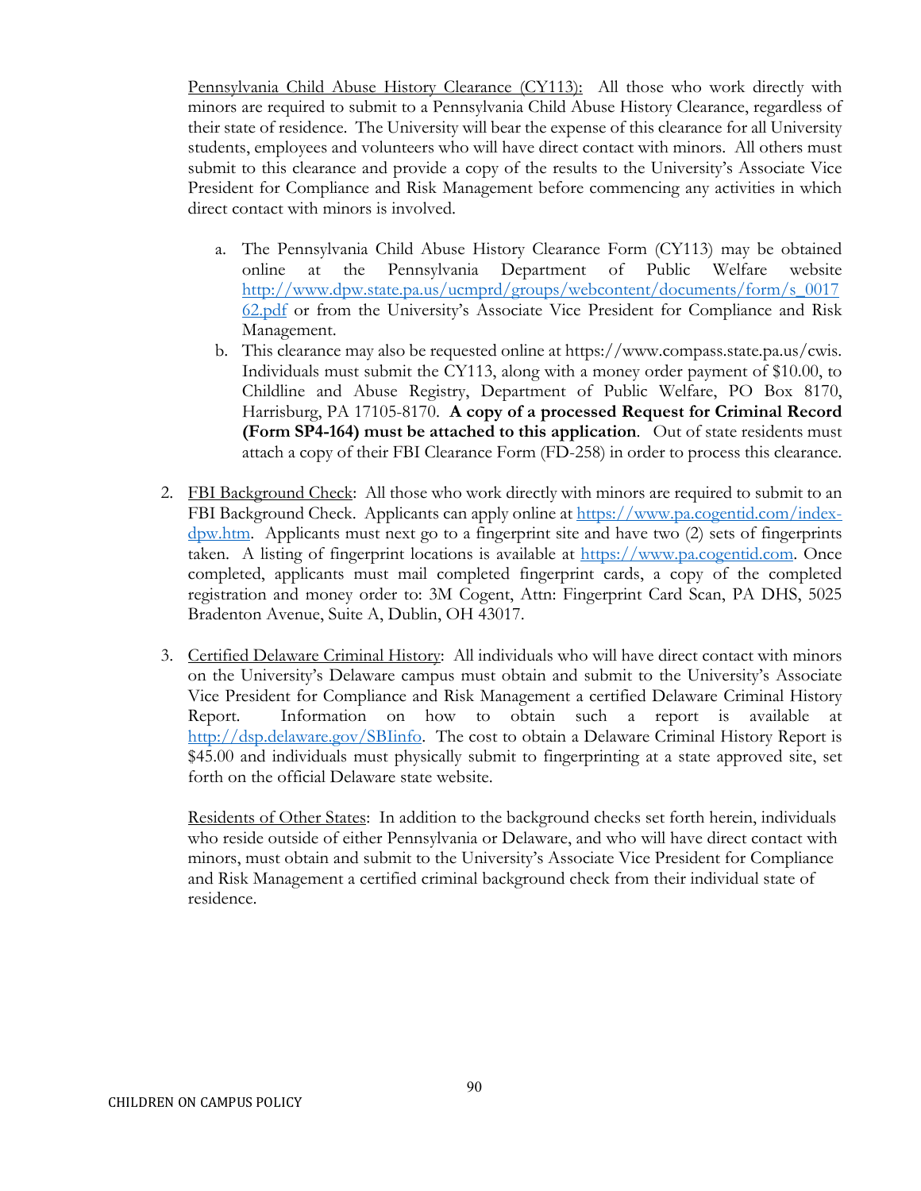Pennsylvania Child Abuse History Clearance (CY113): All those who work directly with minors are required to submit to a Pennsylvania Child Abuse History Clearance, regardless of their state of residence. The University will bear the expense of this clearance for all University students, employees and volunteers who will have direct contact with minors. All others must submit to this clearance and provide a copy of the results to the University's Associate Vice President for Compliance and Risk Management before commencing any activities in which direct contact with minors is involved.

a. The Pennsylvania Child Abuse History Clearance Form (CY113) may be obtained online at the Pennsylvania Department of Public Welfare website http://www.dpw.state.pa.us/ucmprd/groups/webcontent/documents/form/s_001762.pdf or from the University's Associate Vice President for Compliance and Risk Management.
b. This clearance may also be requested online at https://www.compass.state.pa.us/cwis. Individuals must submit the CY113, along with a money order payment of $10.00, to Childline and Abuse Registry, Department of Public Welfare, PO Box 8170, Harrisburg, PA 17105-8170. **A copy of a processed Request for Criminal Record (Form SP4-164) must be attached to this application**. Out of state residents must attach a copy of their FBI Clearance Form (FD-258) in order to process this clearance.

2. FBI Background Check: All those who work directly with minors are required to submit to an FBI Background Check. Applicants can apply online at https://www.pa.cogentid.com/index-dpw.htm. Applicants must next go to a fingerprint site and have two (2) sets of fingerprints taken. A listing of fingerprint locations is available at https://www.pa.cogentid.com. Once completed, applicants must mail completed fingerprint cards, a copy of the completed registration and money order to: 3M Cogent, Attn: Fingerprint Card Scan, PA DHS, 5025 Bradenton Avenue, Suite A, Dublin, OH 43017.

3. Certified Delaware Criminal History: All individuals who will have direct contact with minors on the University's Delaware campus must obtain and submit to the University's Associate Vice President for Compliance and Risk Management a certified Delaware Criminal History Report. Information on how to obtain such a report is available at http://dsp.delaware.gov/SBIinfo. The cost to obtain a Delaware Criminal History Report is $45.00 and individuals must physically submit to fingerprinting at a state approved site, set forth on the official Delaware state website.

   Residents of Other States: In addition to the background checks set forth herein, individuals who reside outside of either Pennsylvania or Delaware, and who will have direct contact with minors, must obtain and submit to the University's Associate Vice President for Compliance and Risk Management a certified criminal background check from their individual state of residence.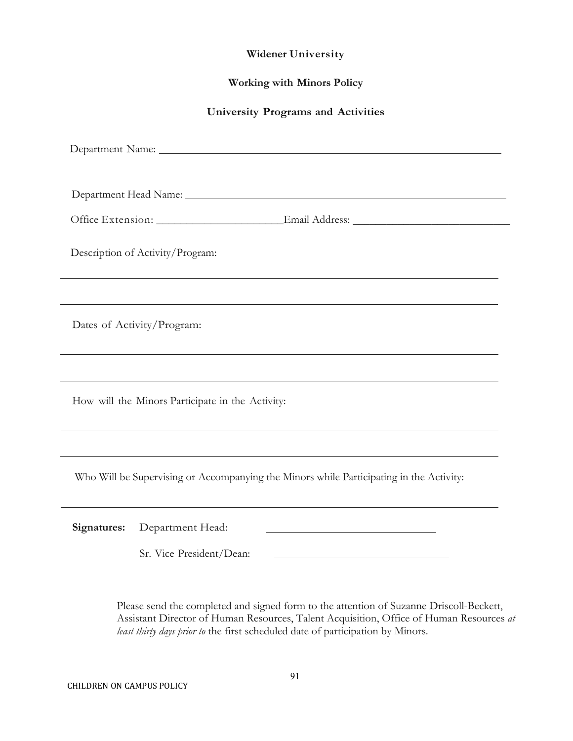**Widener University**

**Working with Minors Policy**

**University Programs and Activities**

Department Name: ______________________________________________________________

Department Head Name: __________________________________________________________

Office Extension: ______________________Email Address: ___________________________

Description of Activity/Program:

______________________________________________________________________________

______________________________________________________________________________

Dates of Activity/Program:

______________________________________________________________________________

______________________________________________________________________________

How will the Minors Participate in the Activity:

______________________________________________________________________________

______________________________________________________________________________

Who Will be Supervising or Accompanying the Minors while Participating in the Activity:

______________________________________________________________________________

**Signatures:** Department Head: ______________________________

Sr. Vice President/Dean: ______________________________

Please send the completed and signed form to the attention of Suzanne Driscoll-Beckett, Assistant Director of Human Resources, Talent Acquisition, Office of Human Resources *at least thirty days prior to* the first scheduled date of participation by Minors.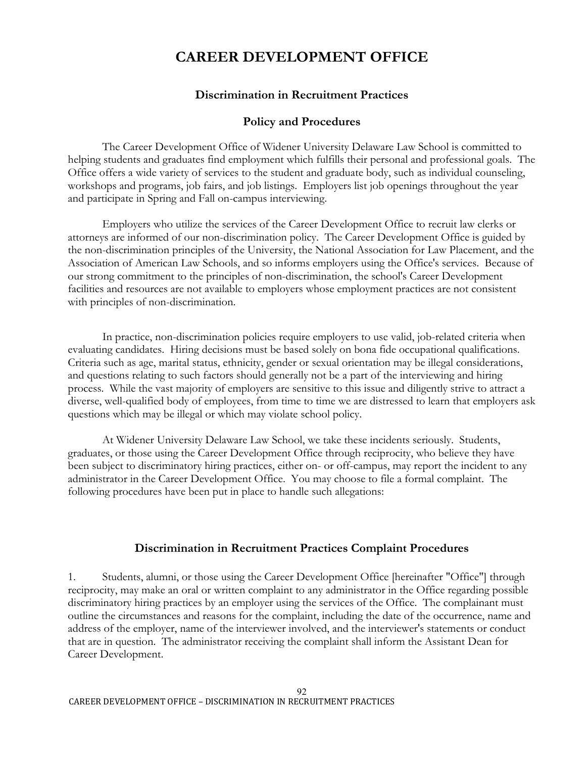# CAREER DEVELOPMENT OFFICE

## Discrimination in Recruitment Practices

## Policy and Procedures

The Career Development Office of Widener University Delaware Law School is committed to helping students and graduates find employment which fulfills their personal and professional goals. The Office offers a wide variety of services to the student and graduate body, such as individual counseling, workshops and programs, job fairs, and job listings. Employers list job openings throughout the year and participate in Spring and Fall on-campus interviewing.

Employers who utilize the services of the Career Development Office to recruit law clerks or attorneys are informed of our non-discrimination policy. The Career Development Office is guided by the non-discrimination principles of the University, the National Association for Law Placement, and the Association of American Law Schools, and so informs employers using the Office's services. Because of our strong commitment to the principles of non-discrimination, the school's Career Development facilities and resources are not available to employers whose employment practices are not consistent with principles of non-discrimination.

In practice, non-discrimination policies require employers to use valid, job-related criteria when evaluating candidates. Hiring decisions must be based solely on bona fide occupational qualifications. Criteria such as age, marital status, ethnicity, gender or sexual orientation may be illegal considerations, and questions relating to such factors should generally not be a part of the interviewing and hiring process. While the vast majority of employers are sensitive to this issue and diligently strive to attract a diverse, well-qualified body of employees, from time to time we are distressed to learn that employers ask questions which may be illegal or which may violate school policy.

At Widener University Delaware Law School, we take these incidents seriously. Students, graduates, or those using the Career Development Office through reciprocity, who believe they have been subject to discriminatory hiring practices, either on- or off-campus, may report the incident to any administrator in the Career Development Office. You may choose to file a formal complaint. The following procedures have been put in place to handle such allegations:

## Discrimination in Recruitment Practices Complaint Procedures

1. Students, alumni, or those using the Career Development Office [hereinafter "Office"] through reciprocity, may make an oral or written complaint to any administrator in the Office regarding possible discriminatory hiring practices by an employer using the services of the Office. The complainant must outline the circumstances and reasons for the complaint, including the date of the occurrence, name and address of the employer, name of the interviewer involved, and the interviewer's statements or conduct that are in question. The administrator receiving the complaint shall inform the Assistant Dean for Career Development.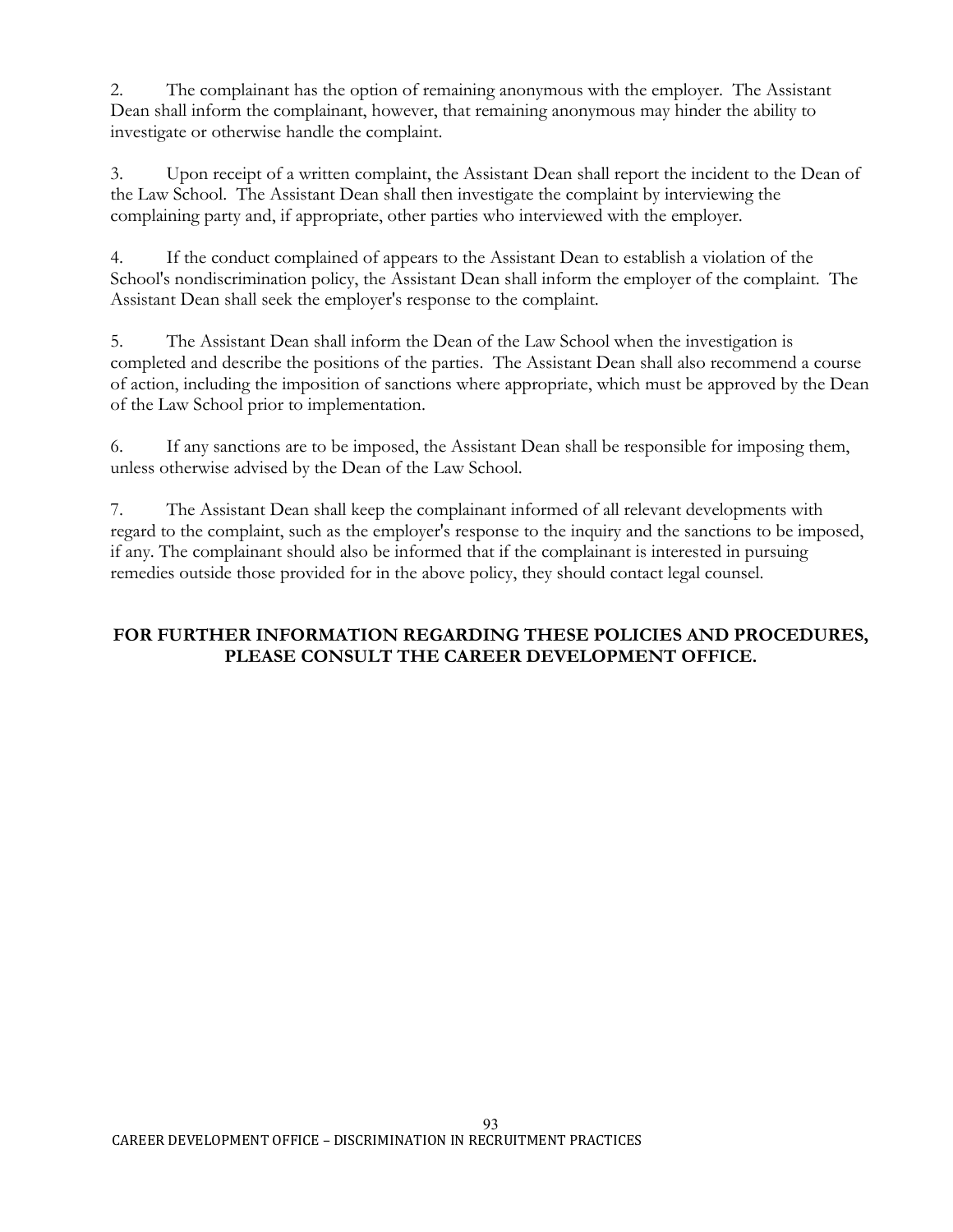2. The complainant has the option of remaining anonymous with the employer. The Assistant Dean shall inform the complainant, however, that remaining anonymous may hinder the ability to investigate or otherwise handle the complaint.

3. Upon receipt of a written complaint, the Assistant Dean shall report the incident to the Dean of the Law School. The Assistant Dean shall then investigate the complaint by interviewing the complaining party and, if appropriate, other parties who interviewed with the employer.

4. If the conduct complained of appears to the Assistant Dean to establish a violation of the School's nondiscrimination policy, the Assistant Dean shall inform the employer of the complaint. The Assistant Dean shall seek the employer's response to the complaint.

5. The Assistant Dean shall inform the Dean of the Law School when the investigation is completed and describe the positions of the parties. The Assistant Dean shall also recommend a course of action, including the imposition of sanctions where appropriate, which must be approved by the Dean of the Law School prior to implementation.

6. If any sanctions are to be imposed, the Assistant Dean shall be responsible for imposing them, unless otherwise advised by the Dean of the Law School.

7. The Assistant Dean shall keep the complainant informed of all relevant developments with regard to the complaint, such as the employer's response to the inquiry and the sanctions to be imposed, if any. The complainant should also be informed that if the complainant is interested in pursuing remedies outside those provided for in the above policy, they should contact legal counsel.

**FOR FURTHER INFORMATION REGARDING THESE POLICIES AND PROCEDURES, PLEASE CONSULT THE CAREER DEVELOPMENT OFFICE.**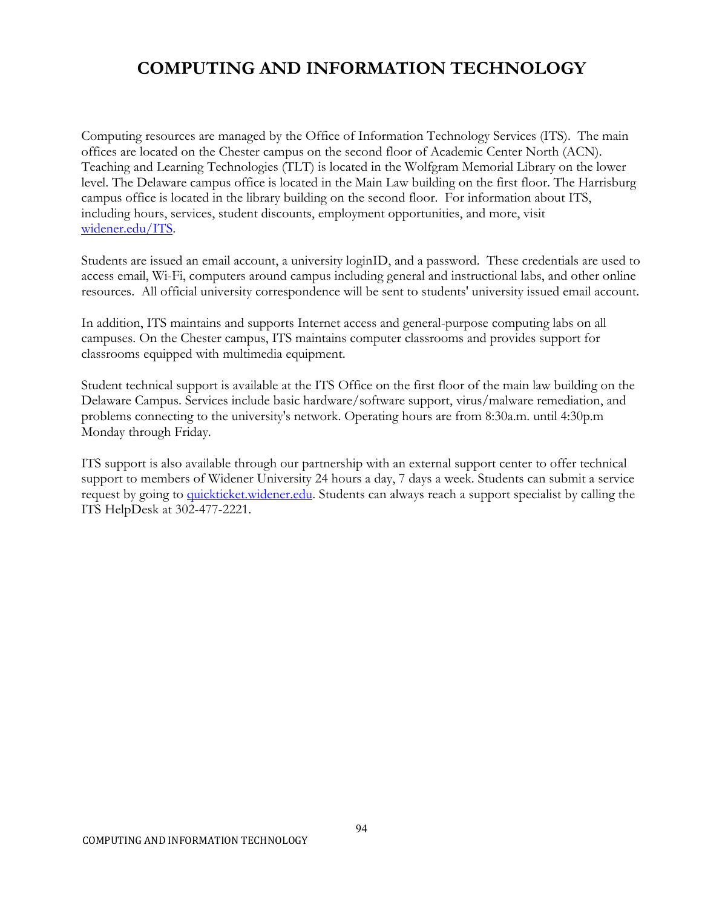# COMPUTING AND INFORMATION TECHNOLOGY

Computing resources are managed by the Office of Information Technology Services (ITS). The main offices are located on the Chester campus on the second floor of Academic Center North (ACN). Teaching and Learning Technologies (TLT) is located in the Wolfgram Memorial Library on the lower level. The Delaware campus office is located in the Main Law building on the first floor. The Harrisburg campus office is located in the library building on the second floor. For information about ITS, including hours, services, student discounts, employment opportunities, and more, visit [widener.edu/ITS](widener.edu/ITS).

Students are issued an email account, a university loginID, and a password. These credentials are used to access email, Wi-Fi, computers around campus including general and instructional labs, and other online resources. All official university correspondence will be sent to students' university issued email account.

In addition, ITS maintains and supports Internet access and general-purpose computing labs on all campuses. On the Chester campus, ITS maintains computer classrooms and provides support for classrooms equipped with multimedia equipment.

Student technical support is available at the ITS Office on the first floor of the main law building on the Delaware Campus. Services include basic hardware/software support, virus/malware remediation, and problems connecting to the university's network. Operating hours are from 8:30a.m. until 4:30p.m Monday through Friday.

ITS support is also available through our partnership with an external support center to offer technical support to members of Widener University 24 hours a day, 7 days a week. Students can submit a service request by going to [quickticket.widener.edu](quickticket.widener.edu). Students can always reach a support specialist by calling the ITS HelpDesk at 302-477-2221.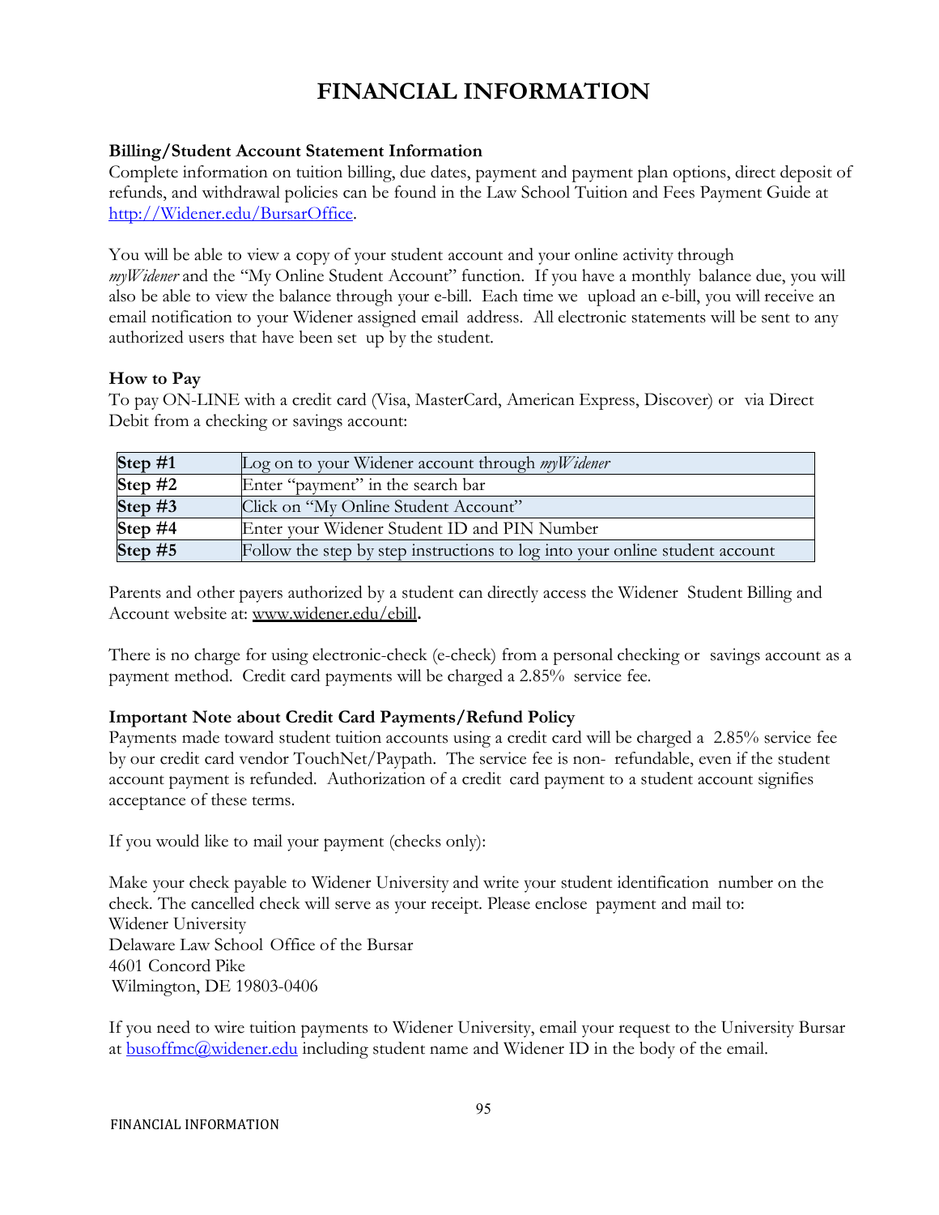# FINANCIAL INFORMATION

**Billing/Student Account Statement Information**

Complete information on tuition billing, due dates, payment and payment plan options, direct deposit of refunds, and withdrawal policies can be found in the Law School Tuition and Fees Payment Guide at http://Widener.edu/BursarOffice.

You will be able to view a copy of your student account and your online activity through *myWidener* and the "My Online Student Account" function. If you have a monthly balance due, you will also be able to view the balance through your e-bill. Each time we upload an e-bill, you will receive an email notification to your Widener assigned email address. All electronic statements will be sent to any authorized users that have been set up by the student.

**How to Pay**

To pay ON-LINE with a credit card (Visa, MasterCard, American Express, Discover) or via Direct Debit from a checking or savings account:

| | |
|---|---|
| **Step #1** | Log on to your Widener account through *myWidener* |
| **Step #2** | Enter "payment" in the search bar |
| **Step #3** | Click on "My Online Student Account" |
| **Step #4** | Enter your Widener Student ID and PIN Number |
| **Step #5** | Follow the step by step instructions to log into your online student account |

Parents and other payers authorized by a student can directly access the Widener Student Billing and Account website at: www.widener.edu/ebill**.**

There is no charge for using electronic-check (e-check) from a personal checking or savings account as a payment method. Credit card payments will be charged a 2.85% service fee.

**Important Note about Credit Card Payments/Refund Policy**

Payments made toward student tuition accounts using a credit card will be charged a 2.85% service fee by our credit card vendor TouchNet/Paypath. The service fee is non- refundable, even if the student account payment is refunded. Authorization of a credit card payment to a student account signifies acceptance of these terms.

If you would like to mail your payment (checks only):

Make your check payable to Widener University and write your student identification number on the check. The cancelled check will serve as your receipt. Please enclose payment and mail to:
Widener University
Delaware Law School Office of the Bursar
4601 Concord Pike
Wilmington, DE 19803-0406

If you need to wire tuition payments to Widener University, email your request to the University Bursar at busoffmc@widener.edu including student name and Widener ID in the body of the email.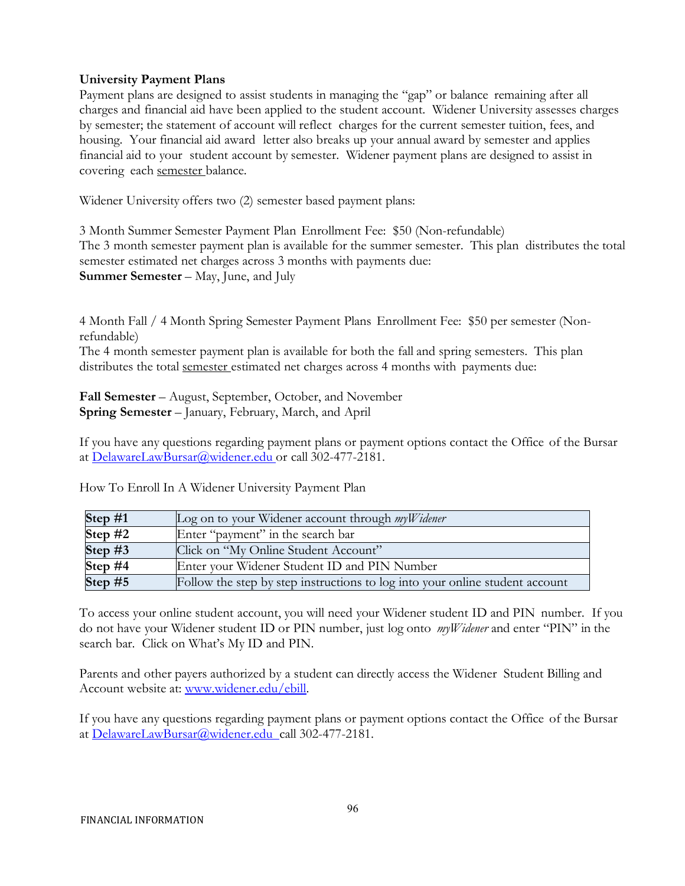**University Payment Plans**

Payment plans are designed to assist students in managing the "gap" or balance remaining after all charges and financial aid have been applied to the student account. Widener University assesses charges by semester; the statement of account will reflect charges for the current semester tuition, fees, and housing. Your financial aid award letter also breaks up your annual award by semester and applies financial aid to your student account by semester. Widener payment plans are designed to assist in covering each semester balance.

Widener University offers two (2) semester based payment plans:

3 Month Summer Semester Payment Plan Enrollment Fee: $50 (Non-refundable)
The 3 month semester payment plan is available for the summer semester. This plan distributes the total semester estimated net charges across 3 months with payments due:
**Summer Semester** – May, June, and July

4 Month Fall / 4 Month Spring Semester Payment Plans Enrollment Fee: $50 per semester (Non-refundable)
The 4 month semester payment plan is available for both the fall and spring semesters. This plan distributes the total semester estimated net charges across 4 months with payments due:

**Fall Semester** – August, September, October, and November
**Spring Semester** – January, February, March, and April

If you have any questions regarding payment plans or payment options contact the Office of the Bursar at DelawareLawBursar@widener.edu or call 302-477-2181.

How To Enroll In A Widener University Payment Plan

| | |
|---|---|
| **Step #1** | Log on to your Widener account through *myWidener* |
| **Step #2** | Enter "payment" in the search bar |
| **Step #3** | Click on "My Online Student Account" |
| **Step #4** | Enter your Widener Student ID and PIN Number |
| **Step #5** | Follow the step by step instructions to log into your online student account |

To access your online student account, you will need your Widener student ID and PIN number. If you do not have your Widener student ID or PIN number, just log onto *myWidener* and enter "PIN" in the search bar. Click on What's My ID and PIN.

Parents and other payers authorized by a student can directly access the Widener Student Billing and Account website at: www.widener.edu/ebill.

If you have any questions regarding payment plans or payment options contact the Office of the Bursar at DelawareLawBursar@widener.edu call 302-477-2181.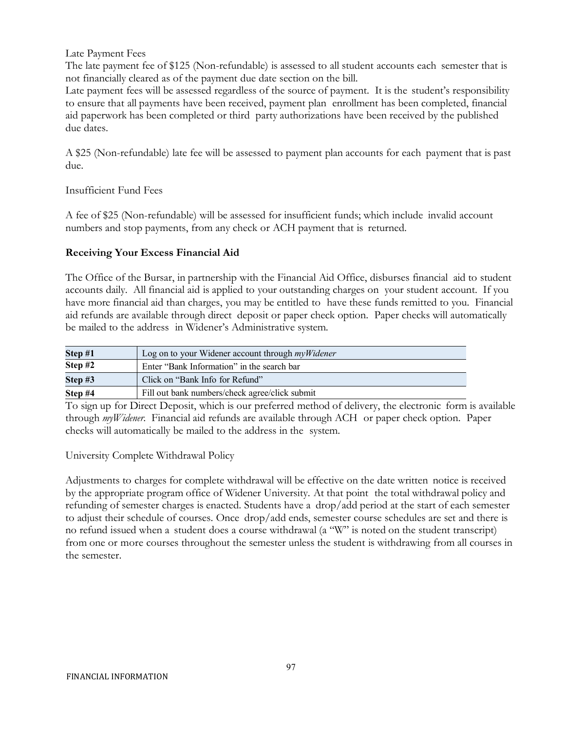Late Payment Fees

The late payment fee of $125 (Non-refundable) is assessed to all student accounts each semester that is not financially cleared as of the payment due date section on the bill.

Late payment fees will be assessed regardless of the source of payment. It is the student's responsibility to ensure that all payments have been received, payment plan enrollment has been completed, financial aid paperwork has been completed or third party authorizations have been received by the published due dates.

A $25 (Non-refundable) late fee will be assessed to payment plan accounts for each payment that is past due.

Insufficient Fund Fees

A fee of $25 (Non-refundable) will be assessed for insufficient funds; which include invalid account numbers and stop payments, from any check or ACH payment that is returned.

**Receiving Your Excess Financial Aid**

The Office of the Bursar, in partnership with the Financial Aid Office, disburses financial aid to student accounts daily. All financial aid is applied to your outstanding charges on your student account. If you have more financial aid than charges, you may be entitled to have these funds remitted to you. Financial aid refunds are available through direct deposit or paper check option. Paper checks will automatically be mailed to the address in Widener's Administrative system.

| **Step #1** | Log on to your Widener account through *myWidener* |
|---|---|
| **Step #2** | Enter "Bank Information" in the search bar |
| **Step #3** | Click on "Bank Info for Refund" |
| **Step #4** | Fill out bank numbers/check agree/click submit |

To sign up for Direct Deposit, which is our preferred method of delivery, the electronic form is available through *myWidener*. Financial aid refunds are available through ACH or paper check option. Paper checks will automatically be mailed to the address in the system.

University Complete Withdrawal Policy

Adjustments to charges for complete withdrawal will be effective on the date written notice is received by the appropriate program office of Widener University. At that point the total withdrawal policy and refunding of semester charges is enacted. Students have a drop/add period at the start of each semester to adjust their schedule of courses. Once drop/add ends, semester course schedules are set and there is no refund issued when a student does a course withdrawal (a "W" is noted on the student transcript) from one or more courses throughout the semester unless the student is withdrawing from all courses in the semester.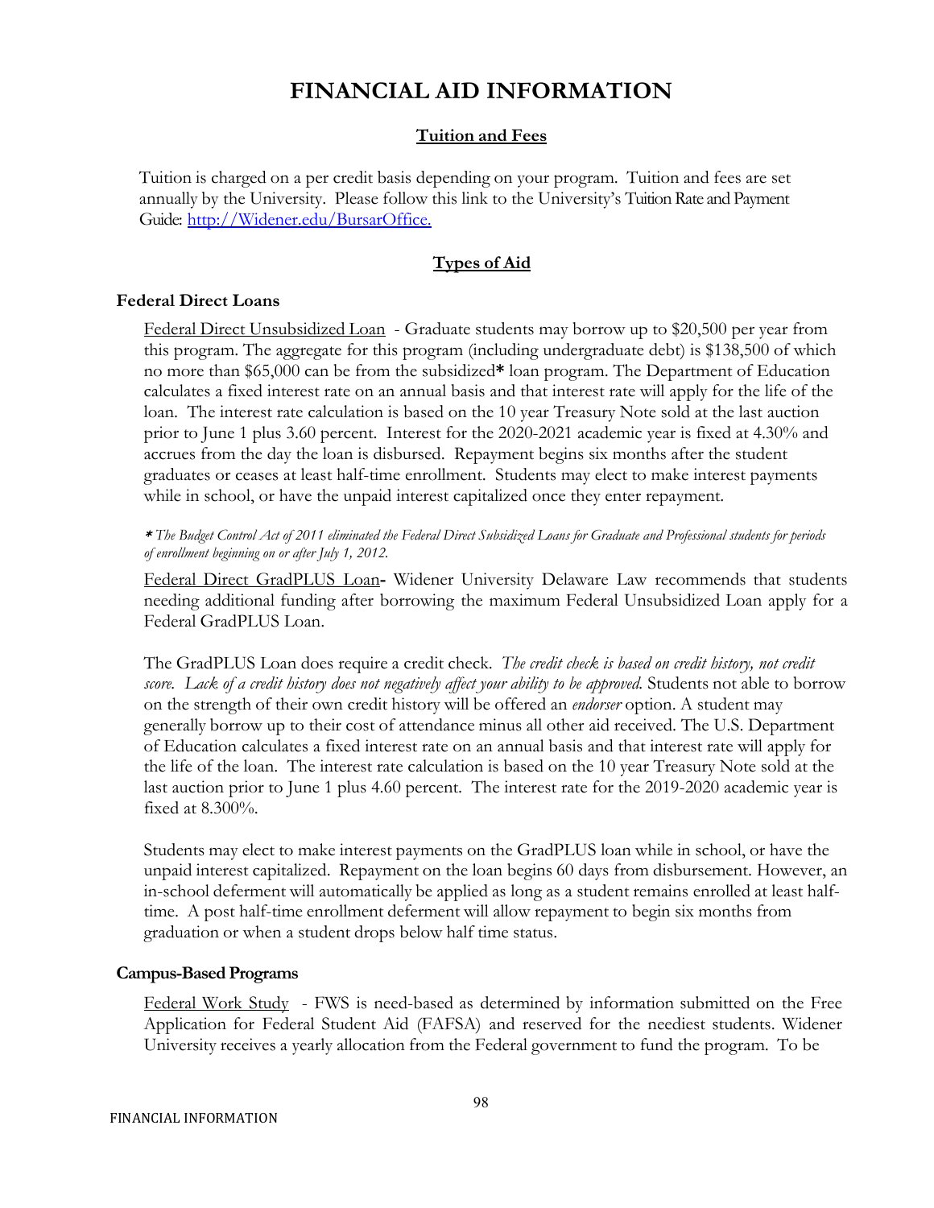# FINANCIAL AID INFORMATION

## Tuition and Fees

Tuition is charged on a per credit basis depending on your program. Tuition and fees are set annually by the University. Please follow this link to the University's Tuition Rate and Payment Guide: [http://Widener.edu/BursarOffice.](http://Widener.edu/BursarOffice)

## Types of Aid

### Federal Direct Loans

Federal Direct Unsubsidized Loan - Graduate students may borrow up to $20,500 per year from this program. The aggregate for this program (including undergraduate debt) is $138,500 of which no more than $65,000 can be from the subsidized* loan program. The Department of Education calculates a fixed interest rate on an annual basis and that interest rate will apply for the life of the loan. The interest rate calculation is based on the 10 year Treasury Note sold at the last auction prior to June 1 plus 3.60 percent. Interest for the 2020-2021 academic year is fixed at 4.30% and accrues from the day the loan is disbursed. Repayment begins six months after the student graduates or ceases at least half-time enrollment. Students may elect to make interest payments while in school, or have the unpaid interest capitalized once they enter repayment.

*\* The Budget Control Act of 2011 eliminated the Federal Direct Subsidized Loans for Graduate and Professional students for periods of enrollment beginning on or after July 1, 2012.*

Federal Direct GradPLUS Loan**-** Widener University Delaware Law recommends that students needing additional funding after borrowing the maximum Federal Unsubsidized Loan apply for a Federal GradPLUS Loan.

The GradPLUS Loan does require a credit check. *The credit check is based on credit history, not credit score. Lack of a credit history does not negatively affect your ability to be approved.* Students not able to borrow on the strength of their own credit history will be offered an *endorser* option. A student may generally borrow up to their cost of attendance minus all other aid received. The U.S. Department of Education calculates a fixed interest rate on an annual basis and that interest rate will apply for the life of the loan. The interest rate calculation is based on the 10 year Treasury Note sold at the last auction prior to June 1 plus 4.60 percent. The interest rate for the 2019-2020 academic year is fixed at 8.300%.

Students may elect to make interest payments on the GradPLUS loan while in school, or have the unpaid interest capitalized. Repayment on the loan begins 60 days from disbursement. However, an in-school deferment will automatically be applied as long as a student remains enrolled at least half-time. A post half-time enrollment deferment will allow repayment to begin six months from graduation or when a student drops below half time status.

### Campus-Based Programs

Federal Work Study - FWS is need-based as determined by information submitted on the Free Application for Federal Student Aid (FAFSA) and reserved for the neediest students. Widener University receives a yearly allocation from the Federal government to fund the program. To be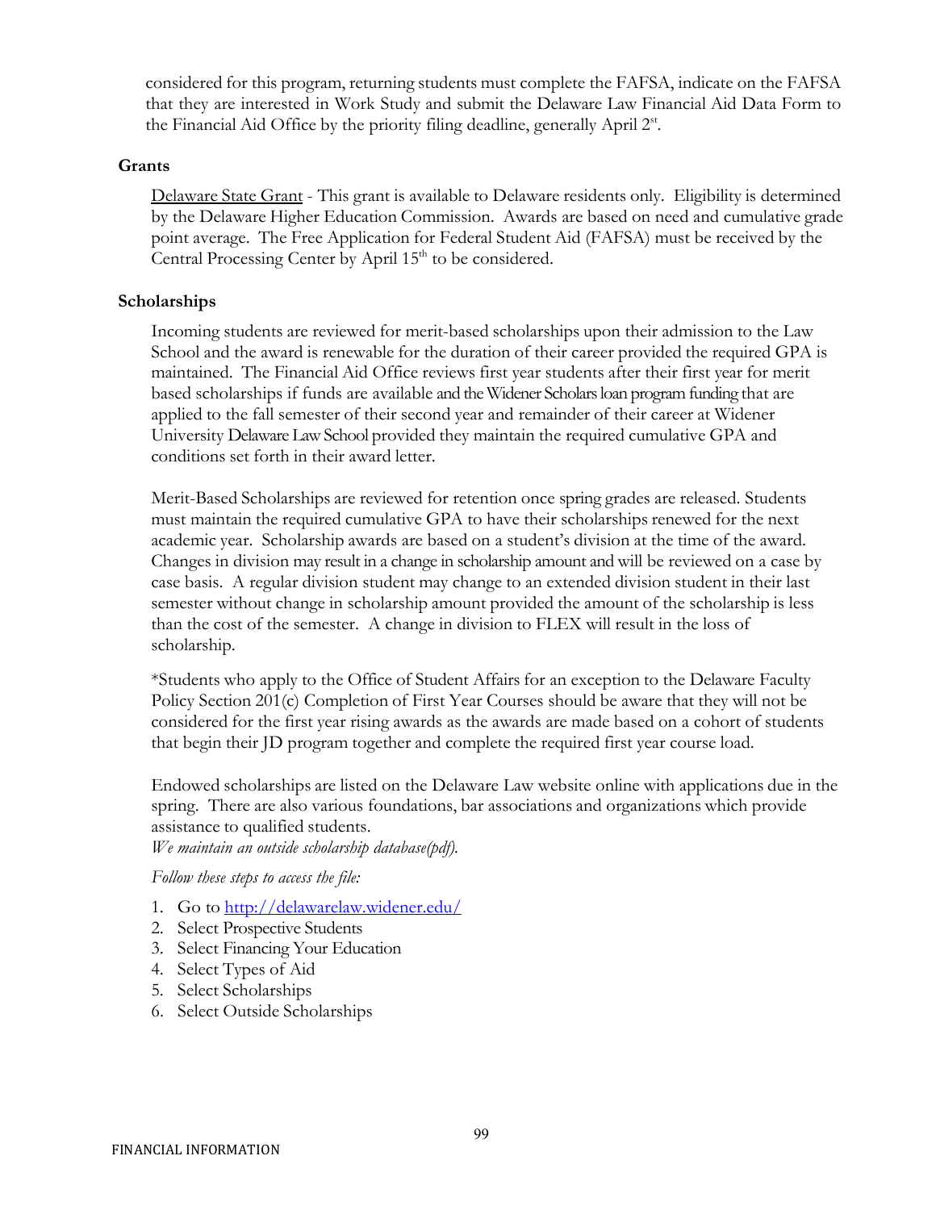considered for this program, returning students must complete the FAFSA, indicate on the FAFSA that they are interested in Work Study and submit the Delaware Law Financial Aid Data Form to the Financial Aid Office by the priority filing deadline, generally April 2[st].

**Grants**

Delaware State Grant - This grant is available to Delaware residents only. Eligibility is determined by the Delaware Higher Education Commission. Awards are based on need and cumulative grade point average. The Free Application for Federal Student Aid (FAFSA) must be received by the Central Processing Center by April 15[th] to be considered.

**Scholarships**

Incoming students are reviewed for merit-based scholarships upon their admission to the Law School and the award is renewable for the duration of their career provided the required GPA is maintained. The Financial Aid Office reviews first year students after their first year for merit based scholarships if funds are available and the Widener Scholars loan program funding that are applied to the fall semester of their second year and remainder of their career at Widener University Delaware Law School provided they maintain the required cumulative GPA and conditions set forth in their award letter.

Merit-Based Scholarships are reviewed for retention once spring grades are released. Students must maintain the required cumulative GPA to have their scholarships renewed for the next academic year. Scholarship awards are based on a student's division at the time of the award. Changes in division may result in a change in scholarship amount and will be reviewed on a case by case basis. A regular division student may change to an extended division student in their last semester without change in scholarship amount provided the amount of the scholarship is less than the cost of the semester. A change in division to FLEX will result in the loss of scholarship.

*Students who apply to the Office of Student Affairs for an exception to the Delaware Faculty Policy Section 201(c) Completion of First Year Courses should be aware that they will not be considered for the first year rising awards as the awards are made based on a cohort of students that begin their JD program together and complete the required first year course load.

Endowed scholarships are listed on the Delaware Law website online with applications due in the spring. There are also various foundations, bar associations and organizations which provide assistance to qualified students.
*We maintain an outside scholarship database(pdf).*

*Follow these steps to access the file:*

1. Go to http://delawarelaw.widener.edu/
2. Select Prospective Students
3. Select Financing Your Education
4. Select Types of Aid
5. Select Scholarships
6. Select Outside Scholarships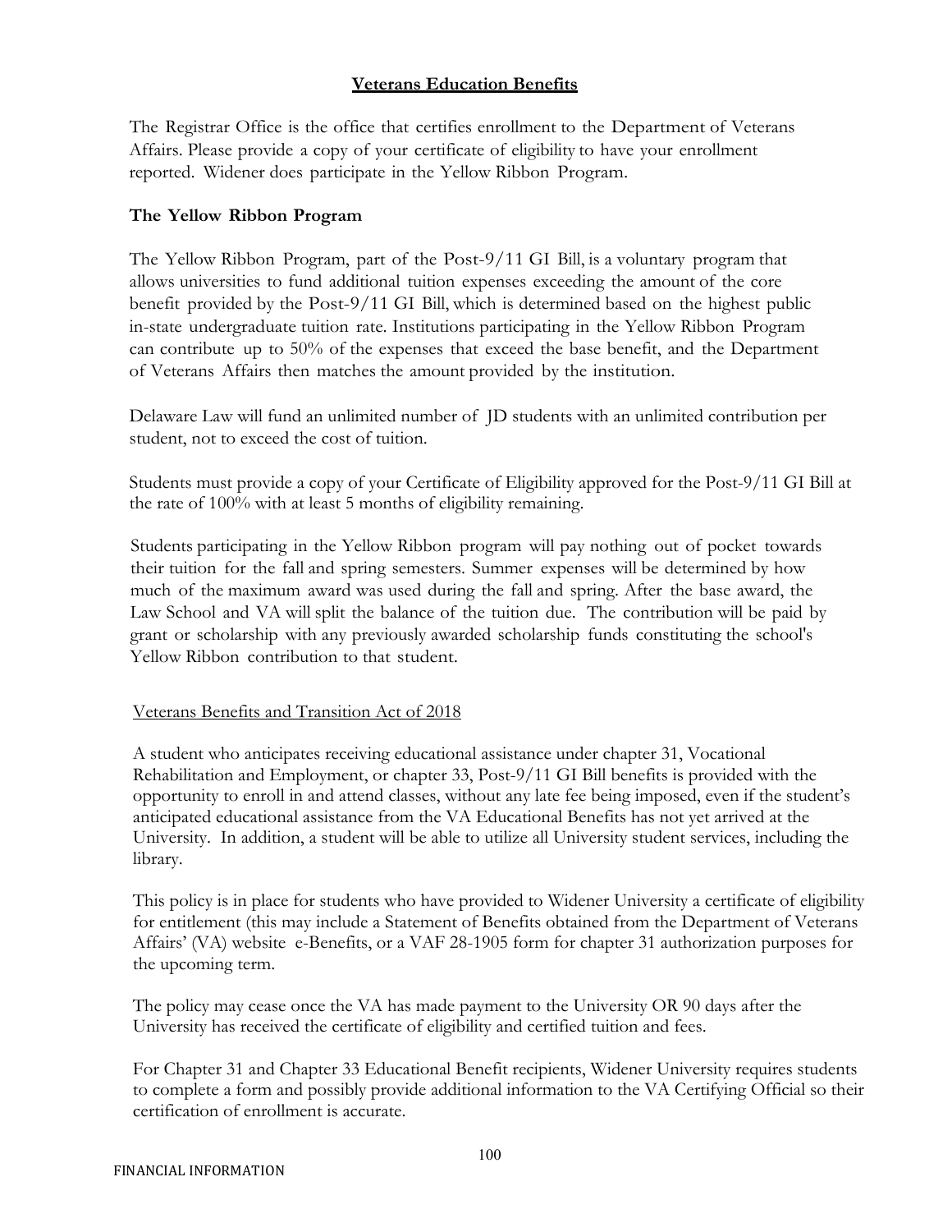## Veterans Education Benefits

The Registrar Office is the office that certifies enrollment to the Department of Veterans Affairs. Please provide a copy of your certificate of eligibility to have your enrollment reported. Widener does participate in the Yellow Ribbon Program.

### The Yellow Ribbon Program

The Yellow Ribbon Program, part of the Post-9/11 GI Bill, is a voluntary program that allows universities to fund additional tuition expenses exceeding the amount of the core benefit provided by the Post-9/11 GI Bill, which is determined based on the highest public in-state undergraduate tuition rate. Institutions participating in the Yellow Ribbon Program can contribute up to 50% of the expenses that exceed the base benefit, and the Department of Veterans Affairs then matches the amount provided by the institution.

Delaware Law will fund an unlimited number of JD students with an unlimited contribution per student, not to exceed the cost of tuition.

Students must provide a copy of your Certificate of Eligibility approved for the Post-9/11 GI Bill at the rate of 100% with at least 5 months of eligibility remaining.

Students participating in the Yellow Ribbon program will pay nothing out of pocket towards their tuition for the fall and spring semesters. Summer expenses will be determined by how much of the maximum award was used during the fall and spring. After the base award, the Law School and VA will split the balance of the tuition due. The contribution will be paid by grant or scholarship with any previously awarded scholarship funds constituting the school's Yellow Ribbon contribution to that student.

### Veterans Benefits and Transition Act of 2018

A student who anticipates receiving educational assistance under chapter 31, Vocational Rehabilitation and Employment, or chapter 33, Post-9/11 GI Bill benefits is provided with the opportunity to enroll in and attend classes, without any late fee being imposed, even if the student's anticipated educational assistance from the VA Educational Benefits has not yet arrived at the University. In addition, a student will be able to utilize all University student services, including the library.

This policy is in place for students who have provided to Widener University a certificate of eligibility for entitlement (this may include a Statement of Benefits obtained from the Department of Veterans Affairs' (VA) website e-Benefits, or a VAF 28-1905 form for chapter 31 authorization purposes for the upcoming term.

The policy may cease once the VA has made payment to the University OR 90 days after the University has received the certificate of eligibility and certified tuition and fees.

For Chapter 31 and Chapter 33 Educational Benefit recipients, Widener University requires students to complete a form and possibly provide additional information to the VA Certifying Official so their certification of enrollment is accurate.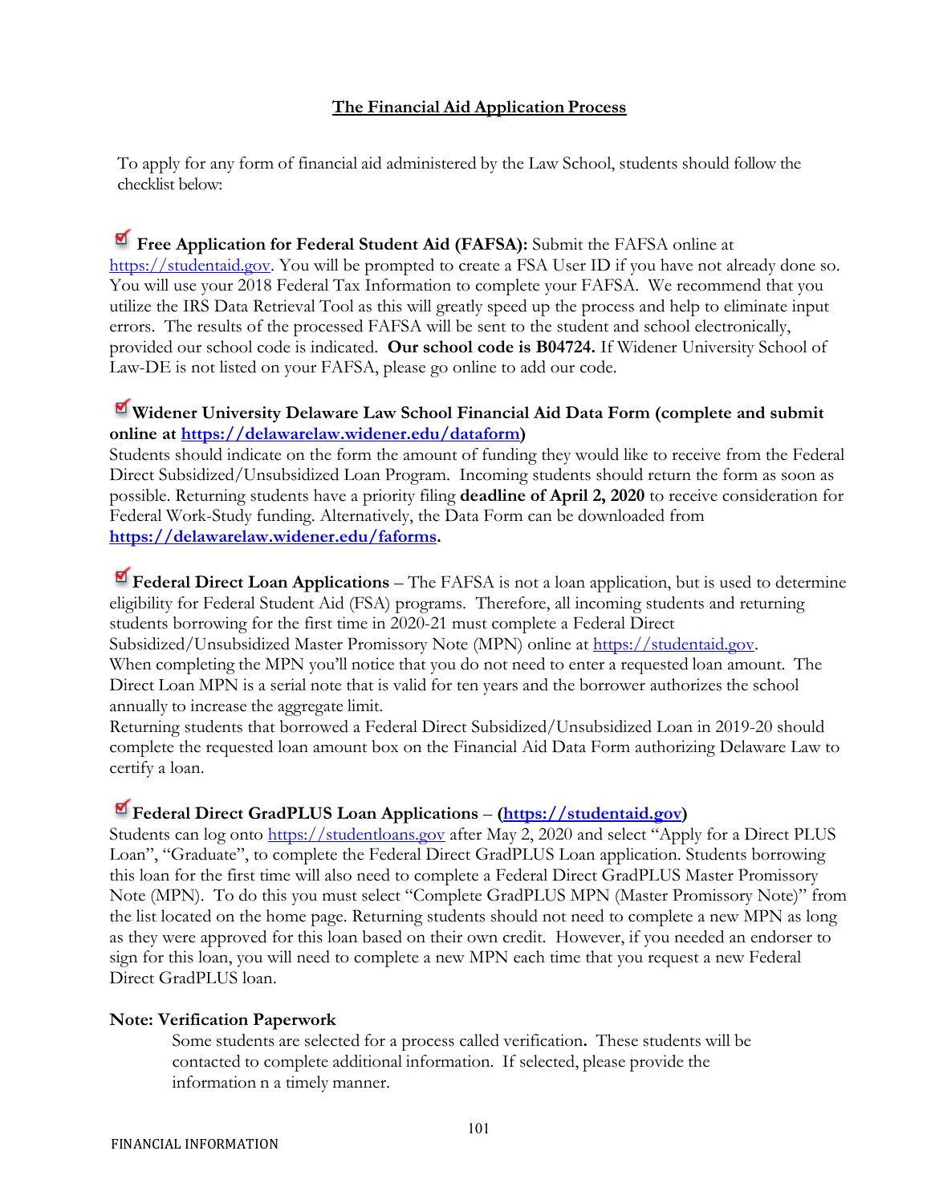## The Financial Aid Application Process

To apply for any form of financial aid administered by the Law School, students should follow the checklist below:

☑ **Free Application for Federal Student Aid (FAFSA):** Submit the FAFSA online at https://studentaid.gov. You will be prompted to create a FSA User ID if you have not already done so. You will use your 2018 Federal Tax Information to complete your FAFSA. We recommend that you utilize the IRS Data Retrieval Tool as this will greatly speed up the process and help to eliminate input errors. The results of the processed FAFSA will be sent to the student and school electronically, provided our school code is indicated. **Our school code is B04724.** If Widener University School of Law-DE is not listed on your FAFSA, please go online to add our code.

☑ **Widener University Delaware Law School Financial Aid Data Form (complete and submit online at https://delawarelaw.widener.edu/dataform)**
Students should indicate on the form the amount of funding they would like to receive from the Federal Direct Subsidized/Unsubsidized Loan Program. Incoming students should return the form as soon as possible. Returning students have a priority filing **deadline of April 2, 2020** to receive consideration for Federal Work-Study funding. Alternatively, the Data Form can be downloaded from **https://delawarelaw.widener.edu/faforms.**

☑ **Federal Direct Loan Applications** – The FAFSA is not a loan application, but is used to determine eligibility for Federal Student Aid (FSA) programs. Therefore, all incoming students and returning students borrowing for the first time in 2020-21 must complete a Federal Direct Subsidized/Unsubsidized Master Promissory Note (MPN) online at https://studentaid.gov. When completing the MPN you'll notice that you do not need to enter a requested loan amount. The Direct Loan MPN is a serial note that is valid for ten years and the borrower authorizes the school annually to increase the aggregate limit.
Returning students that borrowed a Federal Direct Subsidized/Unsubsidized Loan in 2019-20 should complete the requested loan amount box on the Financial Aid Data Form authorizing Delaware Law to certify a loan.

☑ **Federal Direct GradPLUS Loan Applications** – **(https://studentaid.gov)**
Students can log onto https://studentloans.gov after May 2, 2020 and select "Apply for a Direct PLUS Loan", "Graduate", to complete the Federal Direct GradPLUS Loan application. Students borrowing this loan for the first time will also need to complete a Federal Direct GradPLUS Master Promissory Note (MPN). To do this you must select "Complete GradPLUS MPN (Master Promissory Note)" from the list located on the home page. Returning students should not need to complete a new MPN as long as they were approved for this loan based on their own credit. However, if you needed an endorser to sign for this loan, you will need to complete a new MPN each time that you request a new Federal Direct GradPLUS loan.

**Note: Verification Paperwork**

Some students are selected for a process called verification**.** These students will be contacted to complete additional information. If selected, please provide the information n a timely manner.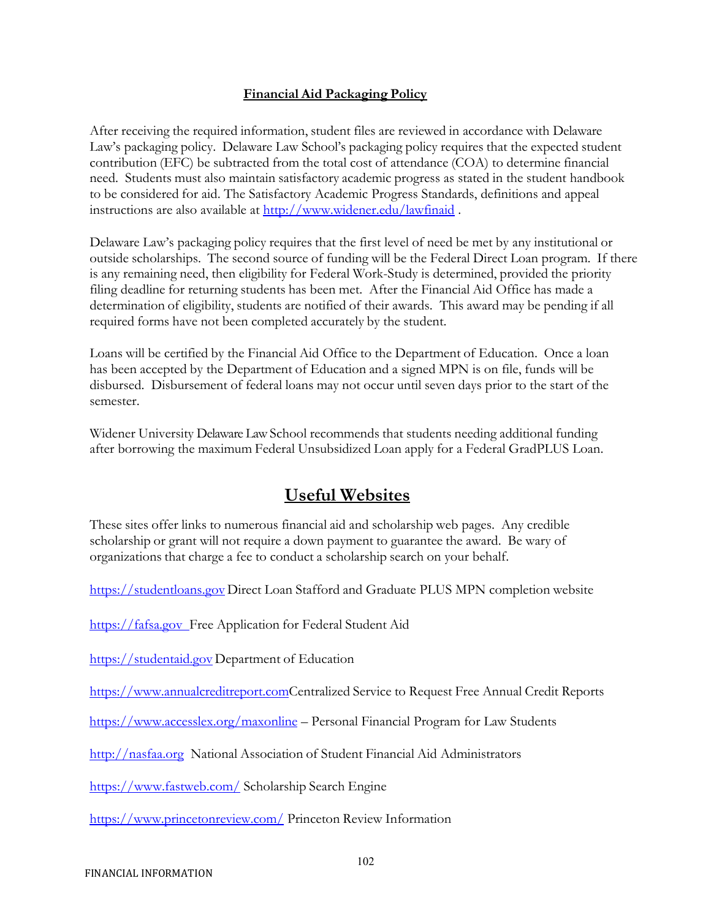## Financial Aid Packaging Policy

After receiving the required information, student files are reviewed in accordance with Delaware Law's packaging policy. Delaware Law School's packaging policy requires that the expected student contribution (EFC) be subtracted from the total cost of attendance (COA) to determine financial need. Students must also maintain satisfactory academic progress as stated in the student handbook to be considered for aid. The Satisfactory Academic Progress Standards, definitions and appeal instructions are also available at [http://www.widener.edu/lawfinaid](http://www.widener.edu/lawfinaid) .

Delaware Law's packaging policy requires that the first level of need be met by any institutional or outside scholarships. The second source of funding will be the Federal Direct Loan program. If there is any remaining need, then eligibility for Federal Work-Study is determined, provided the priority filing deadline for returning students has been met. After the Financial Aid Office has made a determination of eligibility, students are notified of their awards. This award may be pending if all required forms have not been completed accurately by the student.

Loans will be certified by the Financial Aid Office to the Department of Education. Once a loan has been accepted by the Department of Education and a signed MPN is on file, funds will be disbursed. Disbursement of federal loans may not occur until seven days prior to the start of the semester.

Widener University Delaware Law School recommends that students needing additional funding after borrowing the maximum Federal Unsubsidized Loan apply for a Federal GradPLUS Loan.

# Useful Websites

These sites offer links to numerous financial aid and scholarship web pages. Any credible scholarship or grant will not require a down payment to guarantee the award. Be wary of organizations that charge a fee to conduct a scholarship search on your behalf.

[https://studentloans.gov](https://studentloans.gov) Direct Loan Stafford and Graduate PLUS MPN completion website

[https://fafsa.gov](https://fafsa.gov) Free Application for Federal Student Aid

[https://studentaid.gov](https://studentaid.gov) Department of Education

[https://www.annualcreditreport.com](https://www.annualcreditreport.com) Centralized Service to Request Free Annual Credit Reports

[https://www.accesslex.org/maxonline](https://www.accesslex.org/maxonline) – Personal Financial Program for Law Students

[http://nasfaa.org](http://nasfaa.org) National Association of Student Financial Aid Administrators

[https://www.fastweb.com/](https://www.fastweb.com/) Scholarship Search Engine

[https://www.princetonreview.com/](https://www.princetonreview.com/) Princeton Review Information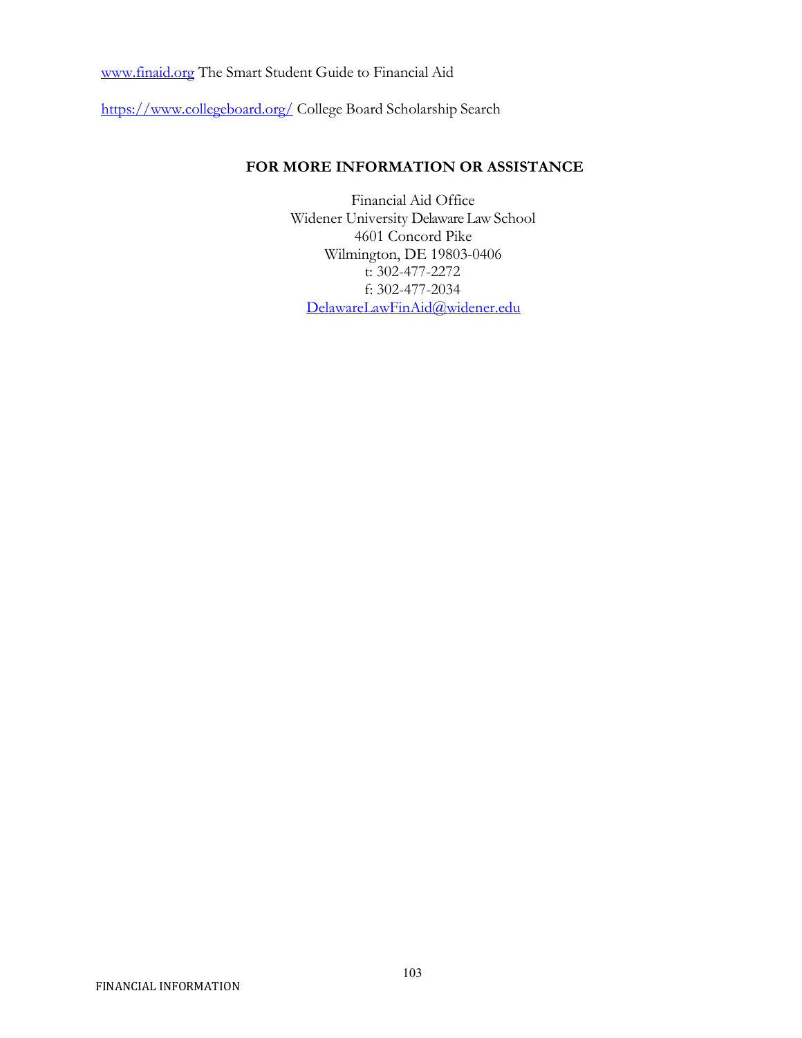[www.finaid.org](http://www.finaid.org) The Smart Student Guide to Financial Aid

[https://www.collegeboard.org/](https://www.collegeboard.org/) College Board Scholarship Search

## FOR MORE INFORMATION OR ASSISTANCE

Financial Aid Office
Widener University Delaware Law School
4601 Concord Pike
Wilmington, DE 19803-0406
t: 302-477-2272
f: 302-477-2034
[DelawareLawFinAid@widener.edu](mailto:DelawareLawFinAid@widener.edu)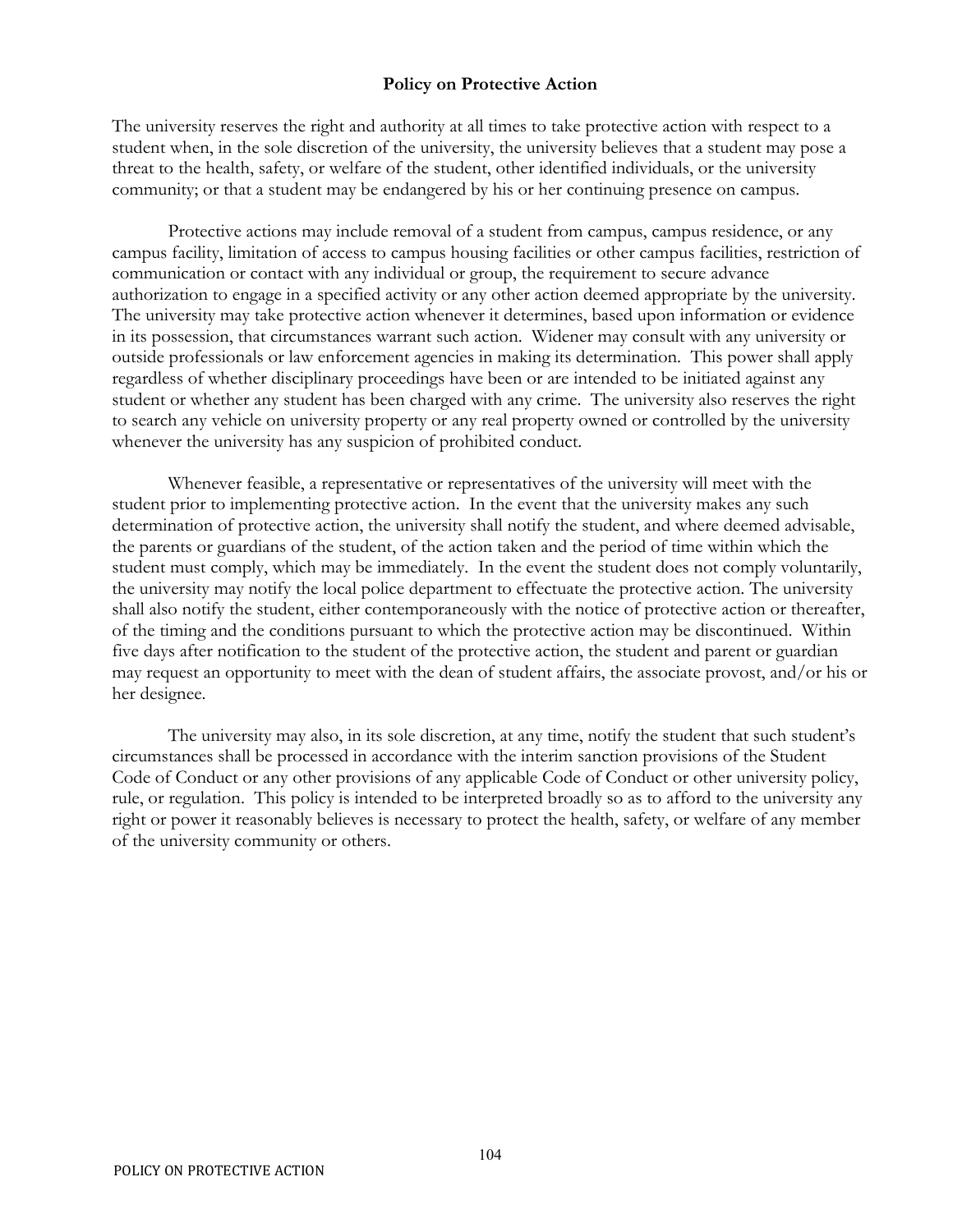## Policy on Protective Action

The university reserves the right and authority at all times to take protective action with respect to a student when, in the sole discretion of the university, the university believes that a student may pose a threat to the health, safety, or welfare of the student, other identified individuals, or the university community; or that a student may be endangered by his or her continuing presence on campus.

Protective actions may include removal of a student from campus, campus residence, or any campus facility, limitation of access to campus housing facilities or other campus facilities, restriction of communication or contact with any individual or group, the requirement to secure advance authorization to engage in a specified activity or any other action deemed appropriate by the university. The university may take protective action whenever it determines, based upon information or evidence in its possession, that circumstances warrant such action. Widener may consult with any university or outside professionals or law enforcement agencies in making its determination. This power shall apply regardless of whether disciplinary proceedings have been or are intended to be initiated against any student or whether any student has been charged with any crime. The university also reserves the right to search any vehicle on university property or any real property owned or controlled by the university whenever the university has any suspicion of prohibited conduct.

Whenever feasible, a representative or representatives of the university will meet with the student prior to implementing protective action. In the event that the university makes any such determination of protective action, the university shall notify the student, and where deemed advisable, the parents or guardians of the student, of the action taken and the period of time within which the student must comply, which may be immediately. In the event the student does not comply voluntarily, the university may notify the local police department to effectuate the protective action. The university shall also notify the student, either contemporaneously with the notice of protective action or thereafter, of the timing and the conditions pursuant to which the protective action may be discontinued. Within five days after notification to the student of the protective action, the student and parent or guardian may request an opportunity to meet with the dean of student affairs, the associate provost, and/or his or her designee.

The university may also, in its sole discretion, at any time, notify the student that such student's circumstances shall be processed in accordance with the interim sanction provisions of the Student Code of Conduct or any other provisions of any applicable Code of Conduct or other university policy, rule, or regulation. This policy is intended to be interpreted broadly so as to afford to the university any right or power it reasonably believes is necessary to protect the health, safety, or welfare of any member of the university community or others.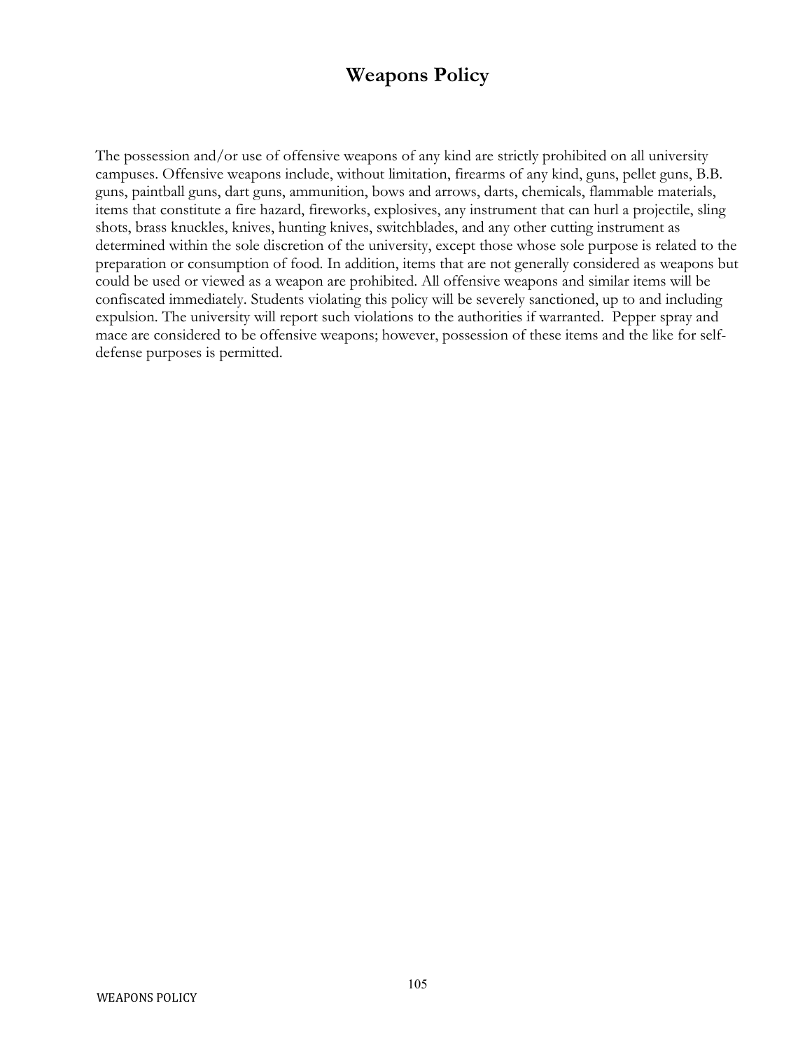# Weapons Policy

The possession and/or use of offensive weapons of any kind are strictly prohibited on all university campuses. Offensive weapons include, without limitation, firearms of any kind, guns, pellet guns, B.B. guns, paintball guns, dart guns, ammunition, bows and arrows, darts, chemicals, flammable materials, items that constitute a fire hazard, fireworks, explosives, any instrument that can hurl a projectile, sling shots, brass knuckles, knives, hunting knives, switchblades, and any other cutting instrument as determined within the sole discretion of the university, except those whose sole purpose is related to the preparation or consumption of food. In addition, items that are not generally considered as weapons but could be used or viewed as a weapon are prohibited. All offensive weapons and similar items will be confiscated immediately. Students violating this policy will be severely sanctioned, up to and including expulsion. The university will report such violations to the authorities if warranted. Pepper spray and mace are considered to be offensive weapons; however, possession of these items and the like for self-defense purposes is permitted.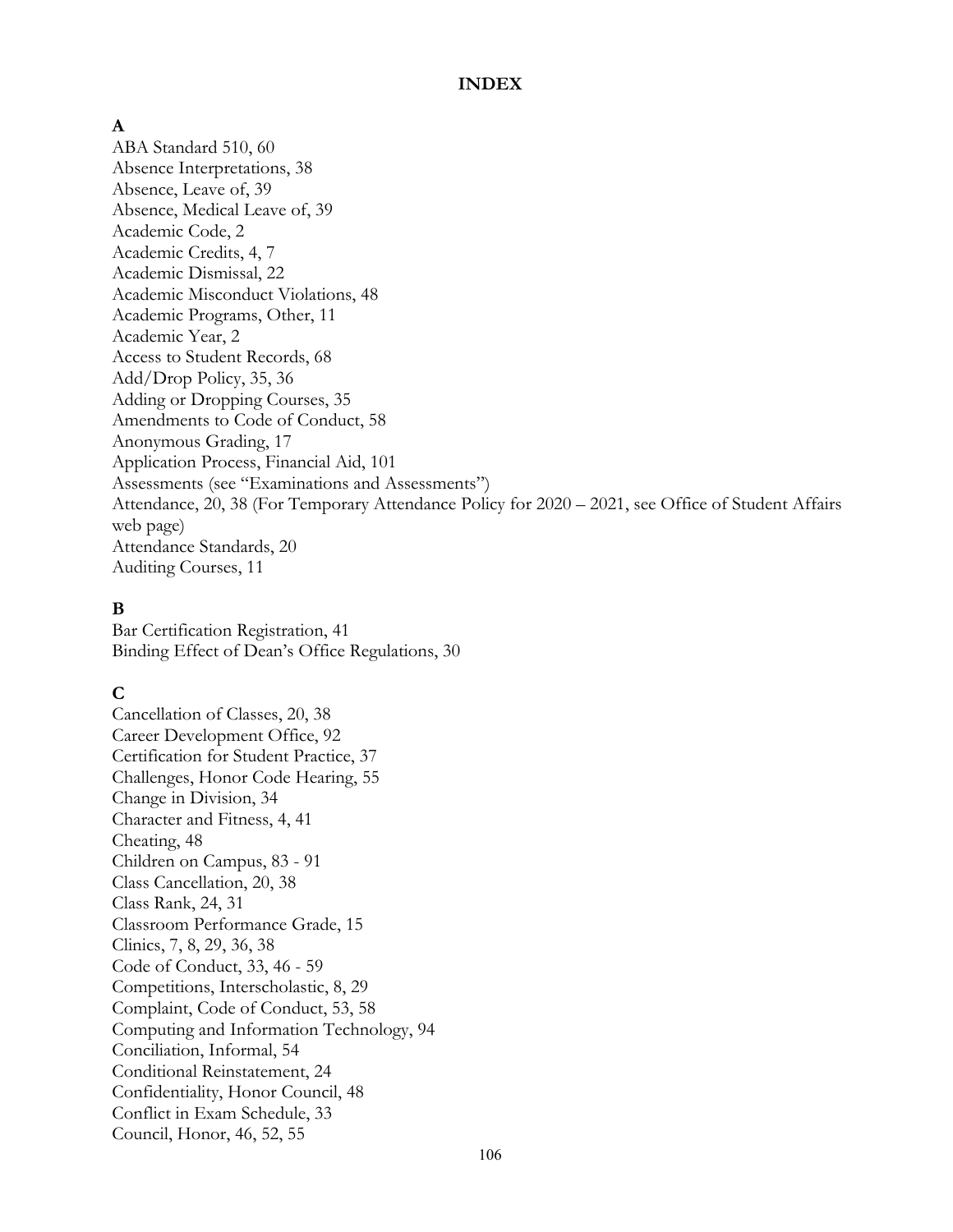# INDEX

## A

ABA Standard 510, 60
Absence Interpretations, 38
Absence, Leave of, 39
Absence, Medical Leave of, 39
Academic Code, 2
Academic Credits, 4, 7
Academic Dismissal, 22
Academic Misconduct Violations, 48
Academic Programs, Other, 11
Academic Year, 2
Access to Student Records, 68
Add/Drop Policy, 35, 36
Adding or Dropping Courses, 35
Amendments to Code of Conduct, 58
Anonymous Grading, 17
Application Process, Financial Aid, 101
Assessments (see "Examinations and Assessments")
Attendance, 20, 38 (For Temporary Attendance Policy for 2020 – 2021, see Office of Student Affairs web page)
Attendance Standards, 20
Auditing Courses, 11

## B

Bar Certification Registration, 41
Binding Effect of Dean's Office Regulations, 30

## C

Cancellation of Classes, 20, 38
Career Development Office, 92
Certification for Student Practice, 37
Challenges, Honor Code Hearing, 55
Change in Division, 34
Character and Fitness, 4, 41
Cheating, 48
Children on Campus, 83 - 91
Class Cancellation, 20, 38
Class Rank, 24, 31
Classroom Performance Grade, 15
Clinics, 7, 8, 29, 36, 38
Code of Conduct, 33, 46 - 59
Competitions, Interscholastic, 8, 29
Complaint, Code of Conduct, 53, 58
Computing and Information Technology, 94
Conciliation, Informal, 54
Conditional Reinstatement, 24
Confidentiality, Honor Council, 48
Conflict in Exam Schedule, 33
Council, Honor, 46, 52, 55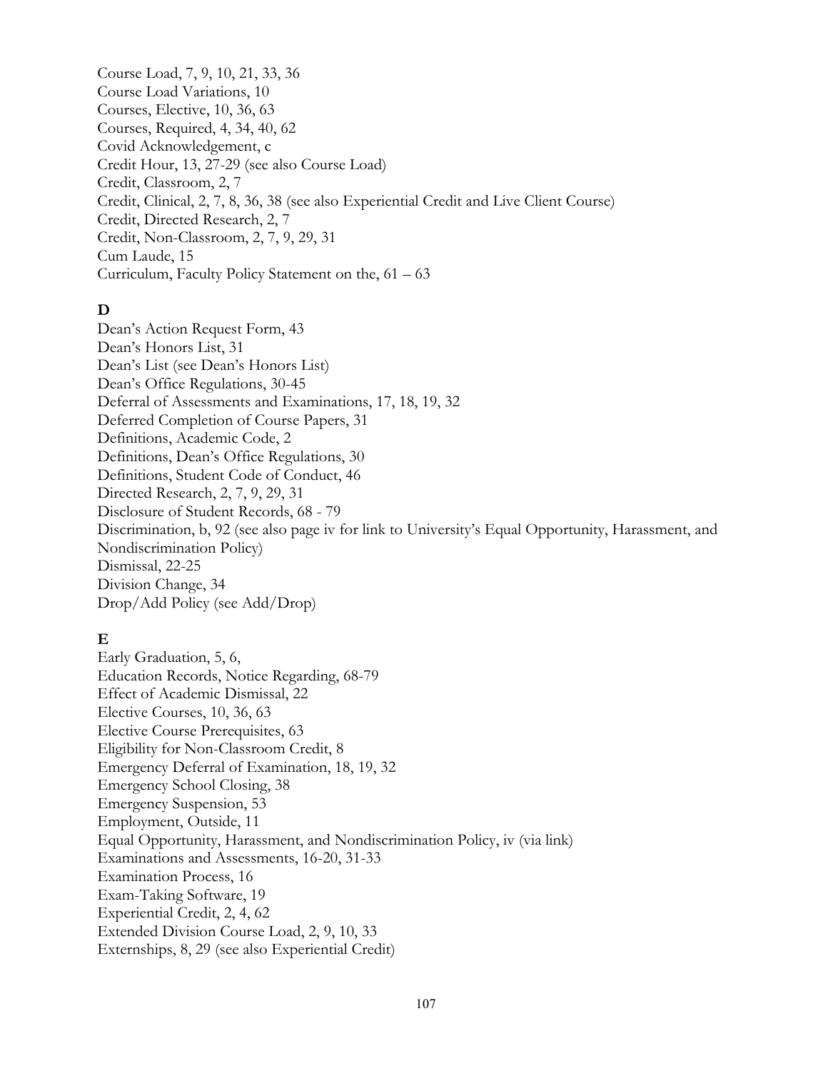Course Load, 7, 9, 10, 21, 33, 36
Course Load Variations, 10
Courses, Elective, 10, 36, 63
Courses, Required, 4, 34, 40, 62
Covid Acknowledgement, c
Credit Hour, 13, 27-29 (see also Course Load)
Credit, Classroom, 2, 7
Credit, Clinical, 2, 7, 8, 36, 38 (see also Experiential Credit and Live Client Course)
Credit, Directed Research, 2, 7
Credit, Non-Classroom, 2, 7, 9, 29, 31
Cum Laude, 15
Curriculum, Faculty Policy Statement on the, 61 – 63

**D**

Dean's Action Request Form, 43
Dean's Honors List, 31
Dean's List (see Dean's Honors List)
Dean's Office Regulations, 30-45
Deferral of Assessments and Examinations, 17, 18, 19, 32
Deferred Completion of Course Papers, 31
Definitions, Academic Code, 2
Definitions, Dean's Office Regulations, 30
Definitions, Student Code of Conduct, 46
Directed Research, 2, 7, 9, 29, 31
Disclosure of Student Records, 68 - 79
Discrimination, b, 92 (see also page iv for link to University's Equal Opportunity, Harassment, and Nondiscrimination Policy)
Dismissal, 22-25
Division Change, 34
Drop/Add Policy (see Add/Drop)

**E**

Early Graduation, 5, 6,
Education Records, Notice Regarding, 68-79
Effect of Academic Dismissal, 22
Elective Courses, 10, 36, 63
Elective Course Prerequisites, 63
Eligibility for Non-Classroom Credit, 8
Emergency Deferral of Examination, 18, 19, 32
Emergency School Closing, 38
Emergency Suspension, 53
Employment, Outside, 11
Equal Opportunity, Harassment, and Nondiscrimination Policy, iv (via link)
Examinations and Assessments, 16-20, 31-33
Examination Process, 16
Exam-Taking Software, 19
Experiential Credit, 2, 4, 62
Extended Division Course Load, 2, 9, 10, 33
Externships, 8, 29 (see also Experiential Credit)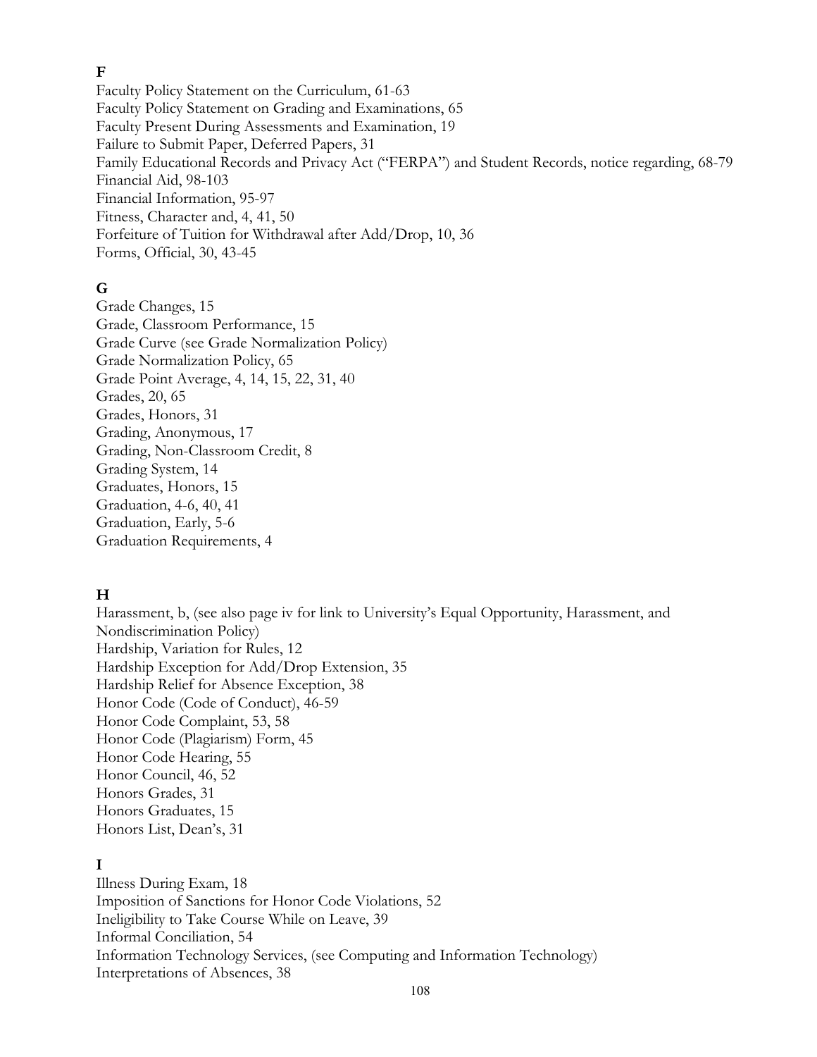**F**

Faculty Policy Statement on the Curriculum, 61-63
Faculty Policy Statement on Grading and Examinations, 65
Faculty Present During Assessments and Examination, 19
Failure to Submit Paper, Deferred Papers, 31
Family Educational Records and Privacy Act ("FERPA") and Student Records, notice regarding, 68-79
Financial Aid, 98-103
Financial Information, 95-97
Fitness, Character and, 4, 41, 50
Forfeiture of Tuition for Withdrawal after Add/Drop, 10, 36
Forms, Official, 30, 43-45

**G**

Grade Changes, 15
Grade, Classroom Performance, 15
Grade Curve (see Grade Normalization Policy)
Grade Normalization Policy, 65
Grade Point Average, 4, 14, 15, 22, 31, 40
Grades, 20, 65
Grades, Honors, 31
Grading, Anonymous, 17
Grading, Non-Classroom Credit, 8
Grading System, 14
Graduates, Honors, 15
Graduation, 4-6, 40, 41
Graduation, Early, 5-6
Graduation Requirements, 4

**H**

Harassment, b, (see also page iv for link to University's Equal Opportunity, Harassment, and Nondiscrimination Policy)
Hardship, Variation for Rules, 12
Hardship Exception for Add/Drop Extension, 35
Hardship Relief for Absence Exception, 38
Honor Code (Code of Conduct), 46-59
Honor Code Complaint, 53, 58
Honor Code (Plagiarism) Form, 45
Honor Code Hearing, 55
Honor Council, 46, 52
Honors Grades, 31
Honors Graduates, 15
Honors List, Dean's, 31

**I**

Illness During Exam, 18
Imposition of Sanctions for Honor Code Violations, 52
Ineligibility to Take Course While on Leave, 39
Informal Conciliation, 54
Information Technology Services, (see Computing and Information Technology)
Interpretations of Absences, 38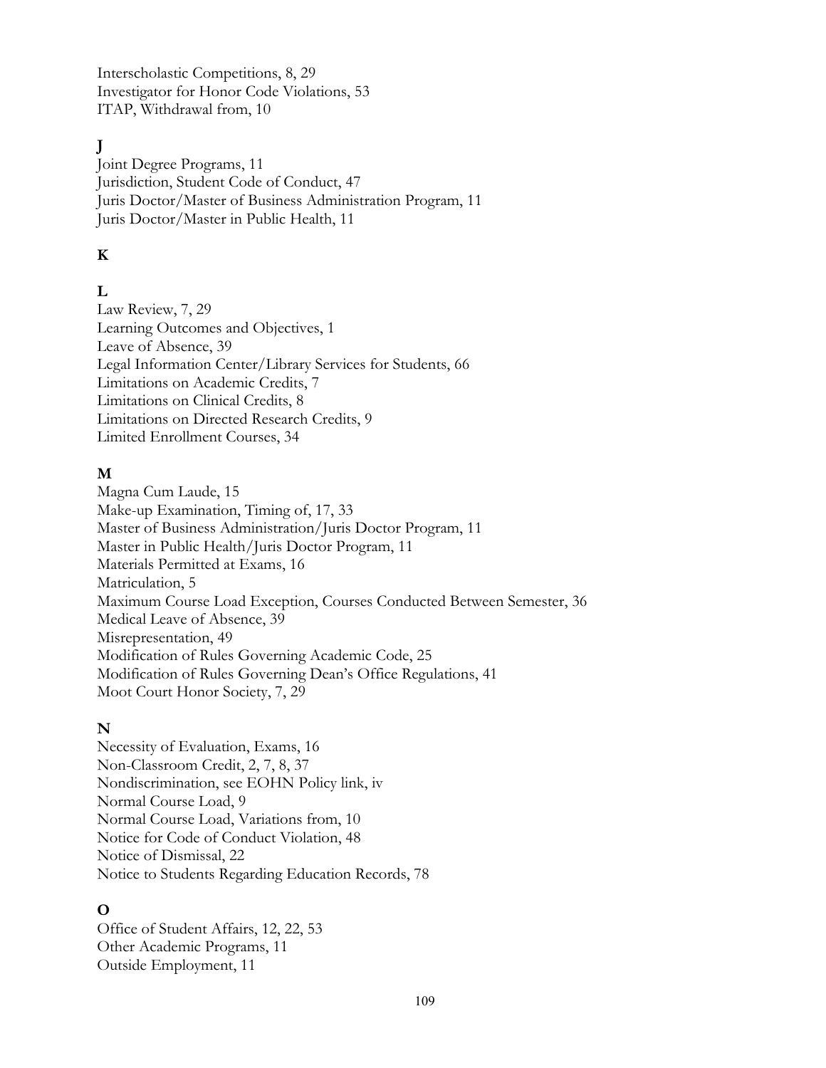Interscholastic Competitions, 8, 29
Investigator for Honor Code Violations, 53
ITAP, Withdrawal from, 10

**J**

Joint Degree Programs, 11
Jurisdiction, Student Code of Conduct, 47
Juris Doctor/Master of Business Administration Program, 11
Juris Doctor/Master in Public Health, 11

**K**

**L**

Law Review, 7, 29
Learning Outcomes and Objectives, 1
Leave of Absence, 39
Legal Information Center/Library Services for Students, 66
Limitations on Academic Credits, 7
Limitations on Clinical Credits, 8
Limitations on Directed Research Credits, 9
Limited Enrollment Courses, 34

**M**

Magna Cum Laude, 15
Make-up Examination, Timing of, 17, 33
Master of Business Administration/Juris Doctor Program, 11
Master in Public Health/Juris Doctor Program, 11
Materials Permitted at Exams, 16
Matriculation, 5
Maximum Course Load Exception, Courses Conducted Between Semester, 36
Medical Leave of Absence, 39
Misrepresentation, 49
Modification of Rules Governing Academic Code, 25
Modification of Rules Governing Dean's Office Regulations, 41
Moot Court Honor Society, 7, 29

**N**

Necessity of Evaluation, Exams, 16
Non-Classroom Credit, 2, 7, 8, 37
Nondiscrimination, see EOHN Policy link, iv
Normal Course Load, 9
Normal Course Load, Variations from, 10
Notice for Code of Conduct Violation, 48
Notice of Dismissal, 22
Notice to Students Regarding Education Records, 78

**O**

Office of Student Affairs, 12, 22, 53
Other Academic Programs, 11
Outside Employment, 11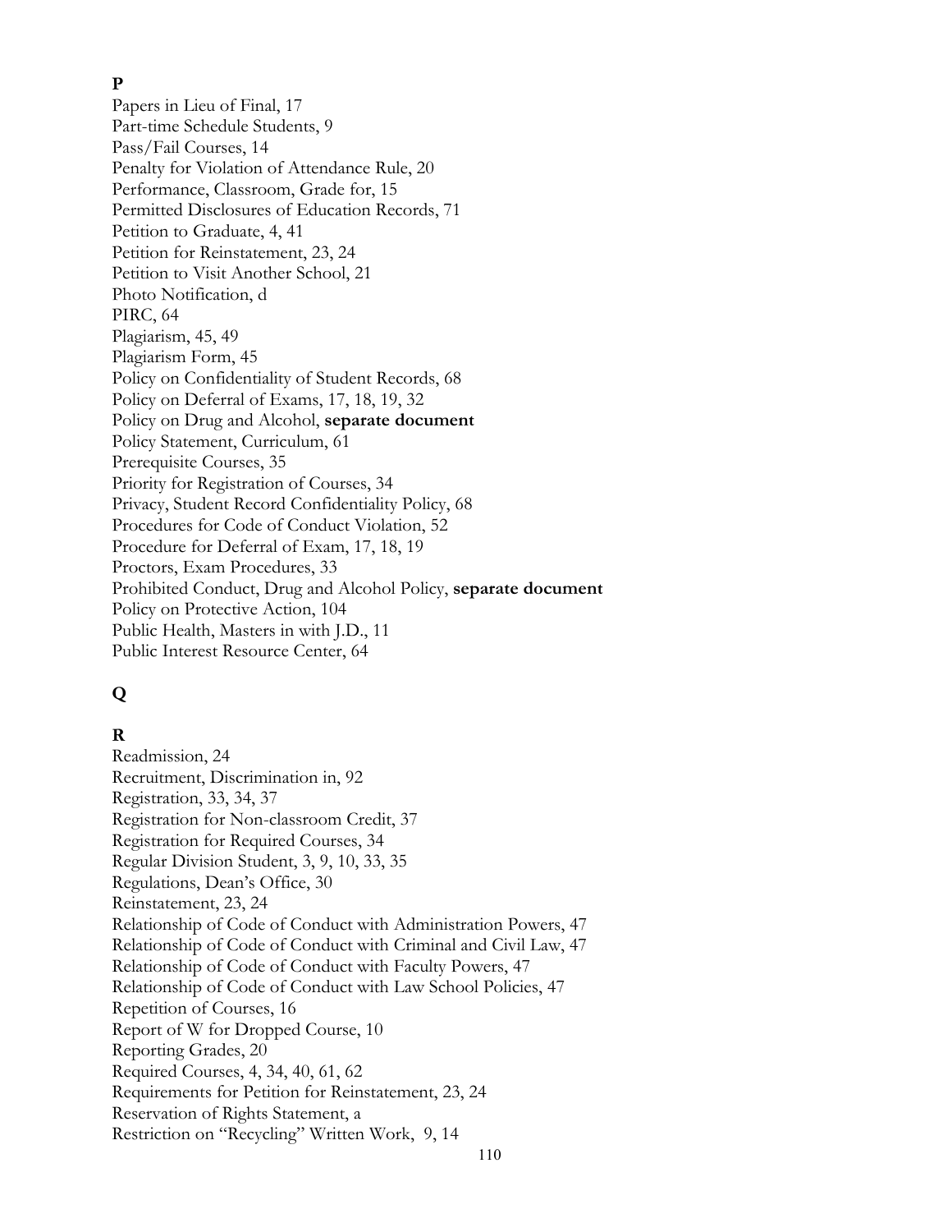**P**

Papers in Lieu of Final, 17
Part-time Schedule Students, 9
Pass/Fail Courses, 14
Penalty for Violation of Attendance Rule, 20
Performance, Classroom, Grade for, 15
Permitted Disclosures of Education Records, 71
Petition to Graduate, 4, 41
Petition for Reinstatement, 23, 24
Petition to Visit Another School, 21
Photo Notification, d
PIRC, 64
Plagiarism, 45, 49
Plagiarism Form, 45
Policy on Confidentiality of Student Records, 68
Policy on Deferral of Exams, 17, 18, 19, 32
Policy on Drug and Alcohol, **separate document**
Policy Statement, Curriculum, 61
Prerequisite Courses, 35
Priority for Registration of Courses, 34
Privacy, Student Record Confidentiality Policy, 68
Procedures for Code of Conduct Violation, 52
Procedure for Deferral of Exam, 17, 18, 19
Proctors, Exam Procedures, 33
Prohibited Conduct, Drug and Alcohol Policy, **separate document**
Policy on Protective Action, 104
Public Health, Masters in with J.D., 11
Public Interest Resource Center, 64

## Q

**R**

Readmission, 24
Recruitment, Discrimination in, 92
Registration, 33, 34, 37
Registration for Non-classroom Credit, 37
Registration for Required Courses, 34
Regular Division Student, 3, 9, 10, 33, 35
Regulations, Dean's Office, 30
Reinstatement, 23, 24
Relationship of Code of Conduct with Administration Powers, 47
Relationship of Code of Conduct with Criminal and Civil Law, 47
Relationship of Code of Conduct with Faculty Powers, 47
Relationship of Code of Conduct with Law School Policies, 47
Repetition of Courses, 16
Report of W for Dropped Course, 10
Reporting Grades, 20
Required Courses, 4, 34, 40, 61, 62
Requirements for Petition for Reinstatement, 23, 24
Reservation of Rights Statement, a
Restriction on "Recycling" Written Work, 9, 14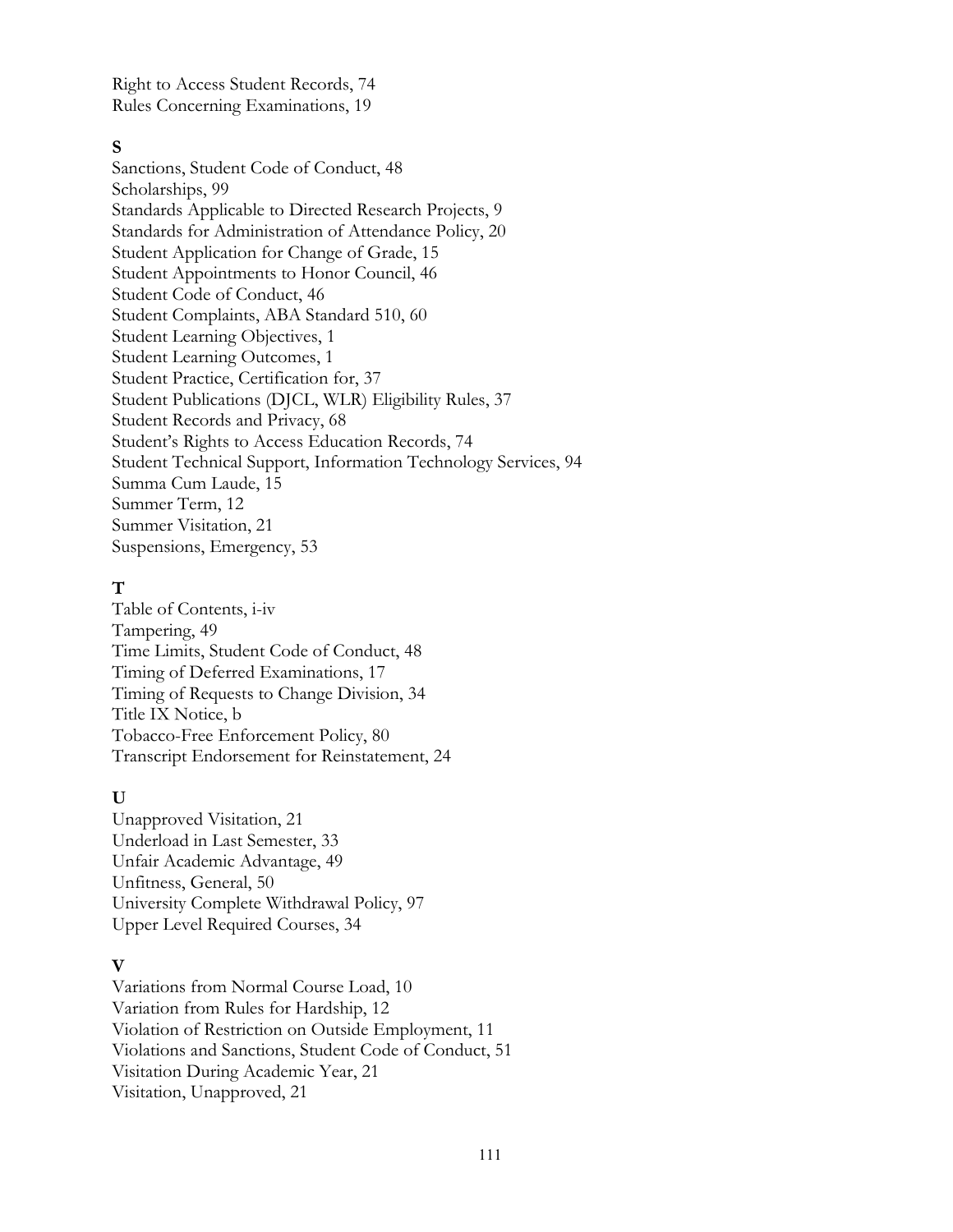Right to Access Student Records, 74
Rules Concerning Examinations, 19

**S**

Sanctions, Student Code of Conduct, 48
Scholarships, 99
Standards Applicable to Directed Research Projects, 9
Standards for Administration of Attendance Policy, 20
Student Application for Change of Grade, 15
Student Appointments to Honor Council, 46
Student Code of Conduct, 46
Student Complaints, ABA Standard 510, 60
Student Learning Objectives, 1
Student Learning Outcomes, 1
Student Practice, Certification for, 37
Student Publications (DJCL, WLR) Eligibility Rules, 37
Student Records and Privacy, 68
Student's Rights to Access Education Records, 74
Student Technical Support, Information Technology Services, 94
Summa Cum Laude, 15
Summer Term, 12
Summer Visitation, 21
Suspensions, Emergency, 53

**T**

Table of Contents, i-iv
Tampering, 49
Time Limits, Student Code of Conduct, 48
Timing of Deferred Examinations, 17
Timing of Requests to Change Division, 34
Title IX Notice, b
Tobacco-Free Enforcement Policy, 80
Transcript Endorsement for Reinstatement, 24

**U**

Unapproved Visitation, 21
Underload in Last Semester, 33
Unfair Academic Advantage, 49
Unfitness, General, 50
University Complete Withdrawal Policy, 97
Upper Level Required Courses, 34

**V**

Variations from Normal Course Load, 10
Variation from Rules for Hardship, 12
Violation of Restriction on Outside Employment, 11
Violations and Sanctions, Student Code of Conduct, 51
Visitation During Academic Year, 21
Visitation, Unapproved, 21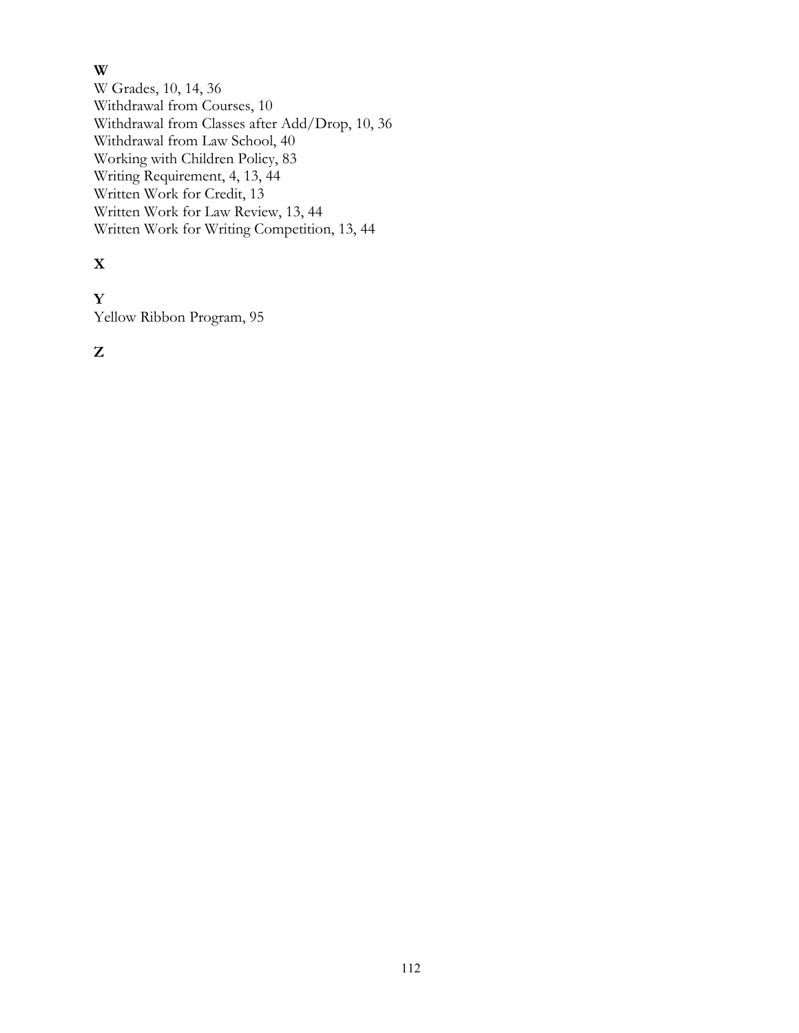**W**

W Grades, 10, 14, 36
Withdrawal from Courses, 10
Withdrawal from Classes after Add/Drop, 10, 36
Withdrawal from Law School, 40
Working with Children Policy, 83
Writing Requirement, 4, 13, 44
Written Work for Credit, 13
Written Work for Law Review, 13, 44
Written Work for Writing Competition, 13, 44

**X**

**Y**

Yellow Ribbon Program, 95

**Z**